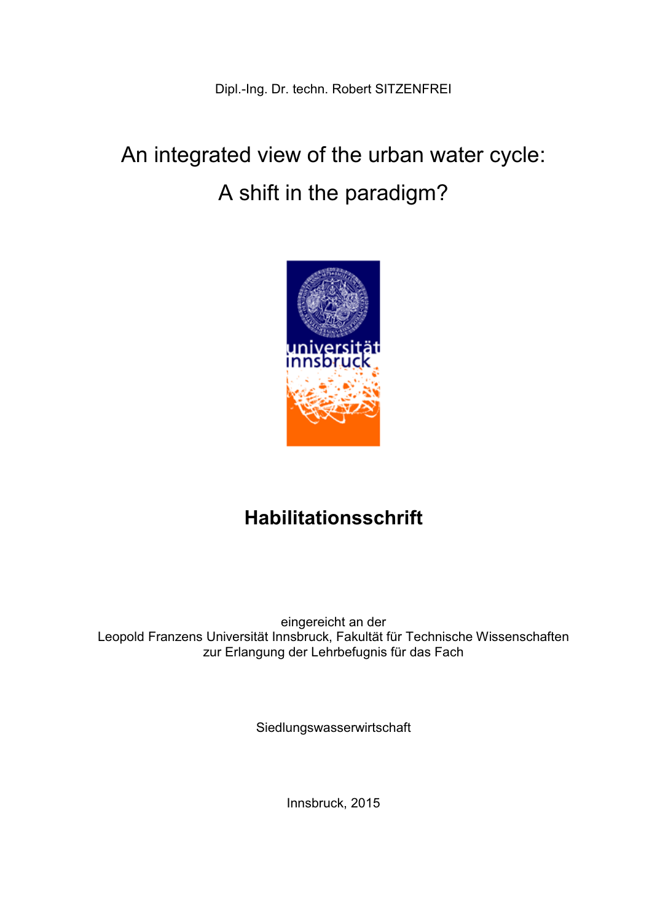Dipl.-Ing. Dr. techn. Robert SITZENFREI

# An integrated view of the urban water cycle: A shift in the paradigm?

## Habilitationsschrift

eingereicht an der
Leopold Franzens Universität Innsbruck, Fakultät für Technische Wissenschaften
zur Erlangung der Lehrbefugnis für das Fach

Siedlungswasserwirtschaft

Innsbruck, 2015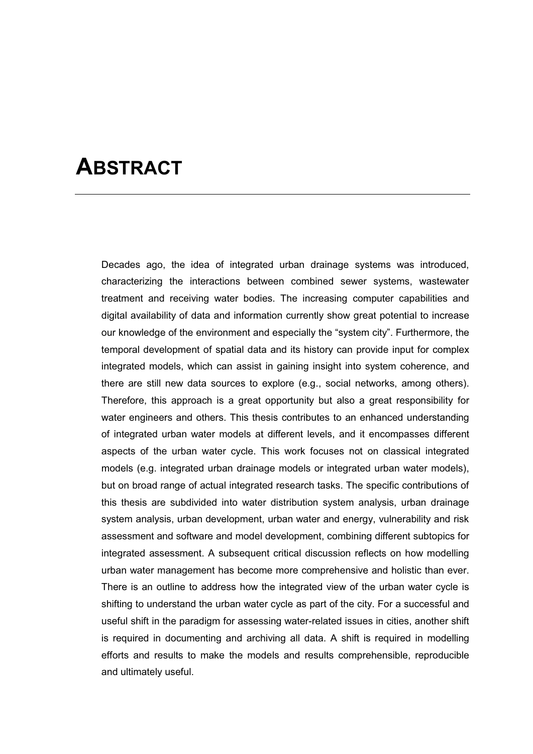# ABSTRACT

Decades ago, the idea of integrated urban drainage systems was introduced, characterizing the interactions between combined sewer systems, wastewater treatment and receiving water bodies. The increasing computer capabilities and digital availability of data and information currently show great potential to increase our knowledge of the environment and especially the "system city". Furthermore, the temporal development of spatial data and its history can provide input for complex integrated models, which can assist in gaining insight into system coherence, and there are still new data sources to explore (e.g., social networks, among others). Therefore, this approach is a great opportunity but also a great responsibility for water engineers and others. This thesis contributes to an enhanced understanding of integrated urban water models at different levels, and it encompasses different aspects of the urban water cycle. This work focuses not on classical integrated models (e.g. integrated urban drainage models or integrated urban water models), but on broad range of actual integrated research tasks. The specific contributions of this thesis are subdivided into water distribution system analysis, urban drainage system analysis, urban development, urban water and energy, vulnerability and risk assessment and software and model development, combining different subtopics for integrated assessment. A subsequent critical discussion reflects on how modelling urban water management has become more comprehensive and holistic than ever. There is an outline to address how the integrated view of the urban water cycle is shifting to understand the urban water cycle as part of the city. For a successful and useful shift in the paradigm for assessing water-related issues in cities, another shift is required in documenting and archiving all data. A shift is required in modelling efforts and results to make the models and results comprehensible, reproducible and ultimately useful.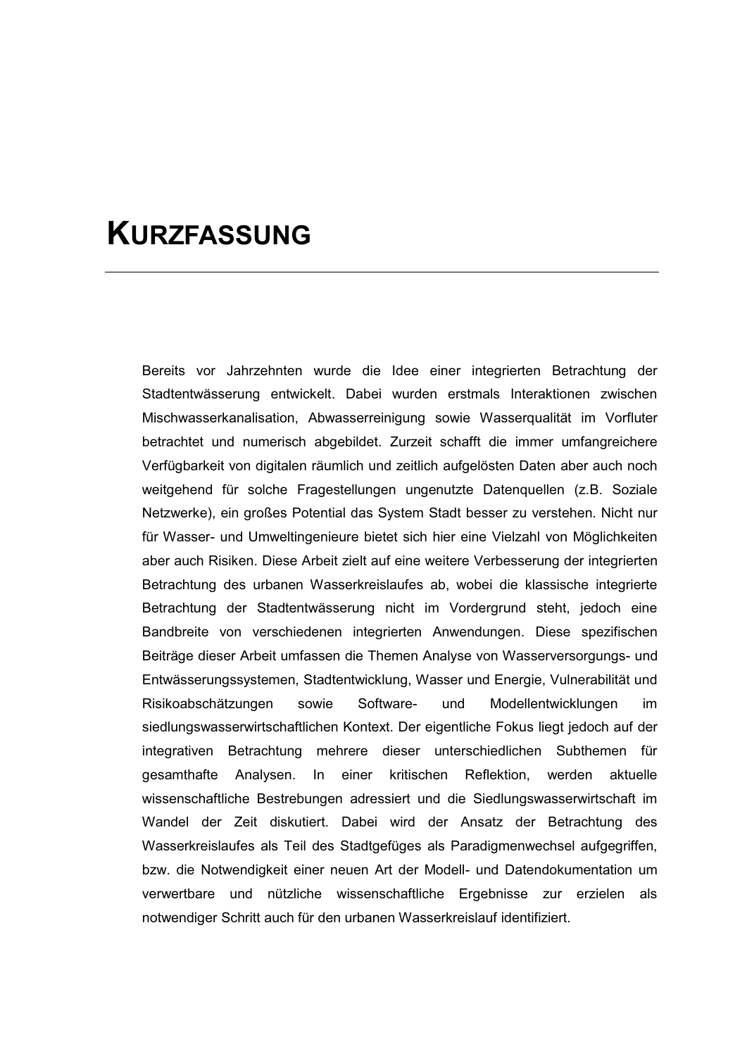# KURZFASSUNG

Bereits vor Jahrzehnten wurde die Idee einer integrierten Betrachtung der Stadtentwässerung entwickelt. Dabei wurden erstmals Interaktionen zwischen Mischwasserkanalisation, Abwasserreinigung sowie Wasserqualität im Vorfluter betrachtet und numerisch abgebildet. Zurzeit schafft die immer umfangreichere Verfügbarkeit von digitalen räumlich und zeitlich aufgelösten Daten aber auch noch weitgehend für solche Fragestellungen ungenutzte Datenquellen (z.B. Soziale Netzwerke), ein großes Potential das System Stadt besser zu verstehen. Nicht nur für Wasser- und Umweltingenieure bietet sich hier eine Vielzahl von Möglichkeiten aber auch Risiken. Diese Arbeit zielt auf eine weitere Verbesserung der integrierten Betrachtung des urbanen Wasserkreislaufes ab, wobei die klassische integrierte Betrachtung der Stadtentwässerung nicht im Vordergrund steht, jedoch eine Bandbreite von verschiedenen integrierten Anwendungen. Diese spezifischen Beiträge dieser Arbeit umfassen die Themen Analyse von Wasserversorgungs- und Entwässerungssystemen, Stadtentwicklung, Wasser und Energie, Vulnerabilität und Risikoabschätzungen sowie Software- und Modellentwicklungen im siedlungswasserwirtschaftlichen Kontext. Der eigentliche Fokus liegt jedoch auf der integrativen Betrachtung mehrere dieser unterschiedlichen Subthemen für gesamthafte Analysen. In einer kritischen Reflektion, werden aktuelle wissenschaftliche Bestrebungen adressiert und die Siedlungswasserwirtschaft im Wandel der Zeit diskutiert. Dabei wird der Ansatz der Betrachtung des Wasserkreislaufes als Teil des Stadtgefüges als Paradigmenwechsel aufgegriffen, bzw. die Notwendigkeit einer neuen Art der Modell- und Datendokumentation um verwertbare und nützliche wissenschaftliche Ergebnisse zur erzielen als notwendiger Schritt auch für den urbanen Wasserkreislauf identifiziert.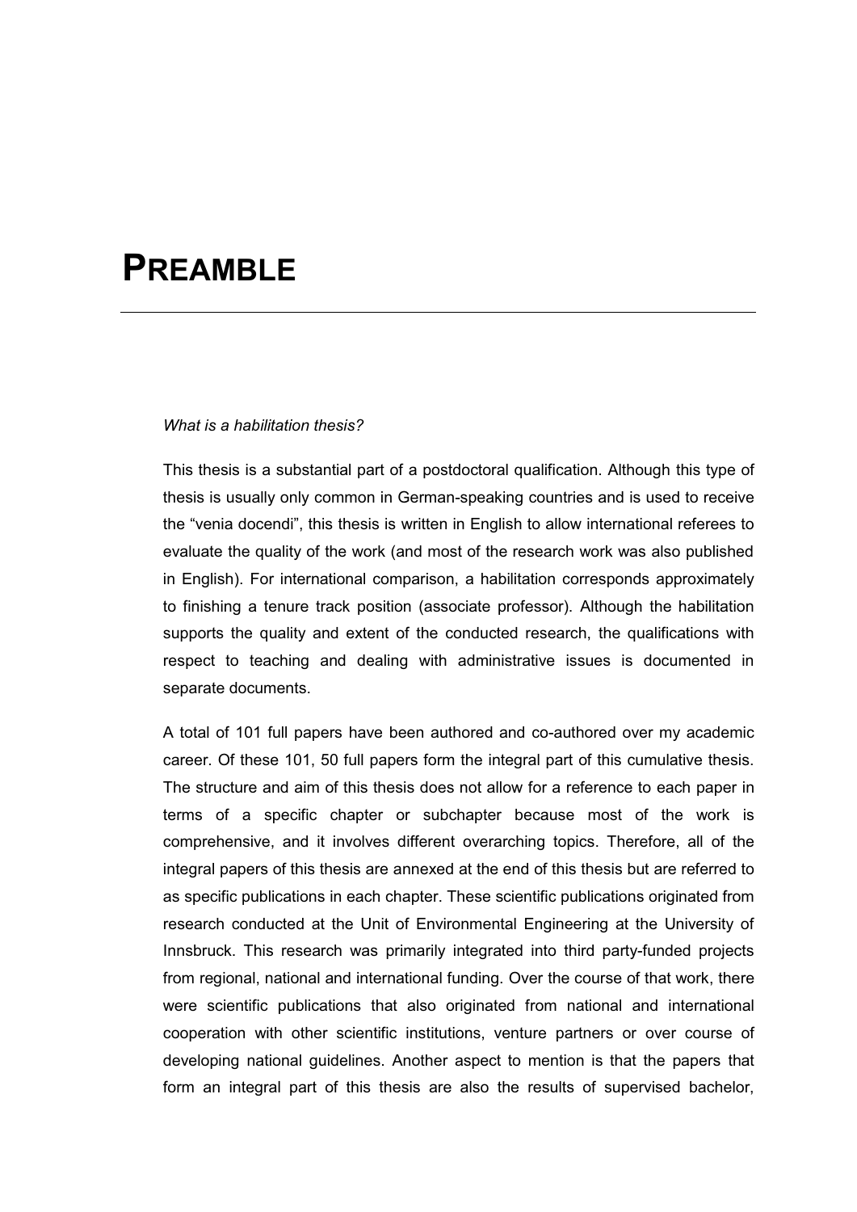# PREAMBLE

*What is a habilitation thesis?*

This thesis is a substantial part of a postdoctoral qualification. Although this type of thesis is usually only common in German-speaking countries and is used to receive the "venia docendi", this thesis is written in English to allow international referees to evaluate the quality of the work (and most of the research work was also published in English). For international comparison, a habilitation corresponds approximately to finishing a tenure track position (associate professor). Although the habilitation supports the quality and extent of the conducted research, the qualifications with respect to teaching and dealing with administrative issues is documented in separate documents.

A total of 101 full papers have been authored and co-authored over my academic career. Of these 101, 50 full papers form the integral part of this cumulative thesis. The structure and aim of this thesis does not allow for a reference to each paper in terms of a specific chapter or subchapter because most of the work is comprehensive, and it involves different overarching topics. Therefore, all of the integral papers of this thesis are annexed at the end of this thesis but are referred to as specific publications in each chapter. These scientific publications originated from research conducted at the Unit of Environmental Engineering at the University of Innsbruck. This research was primarily integrated into third party-funded projects from regional, national and international funding. Over the course of that work, there were scientific publications that also originated from national and international cooperation with other scientific institutions, venture partners or over course of developing national guidelines. Another aspect to mention is that the papers that form an integral part of this thesis are also the results of supervised bachelor,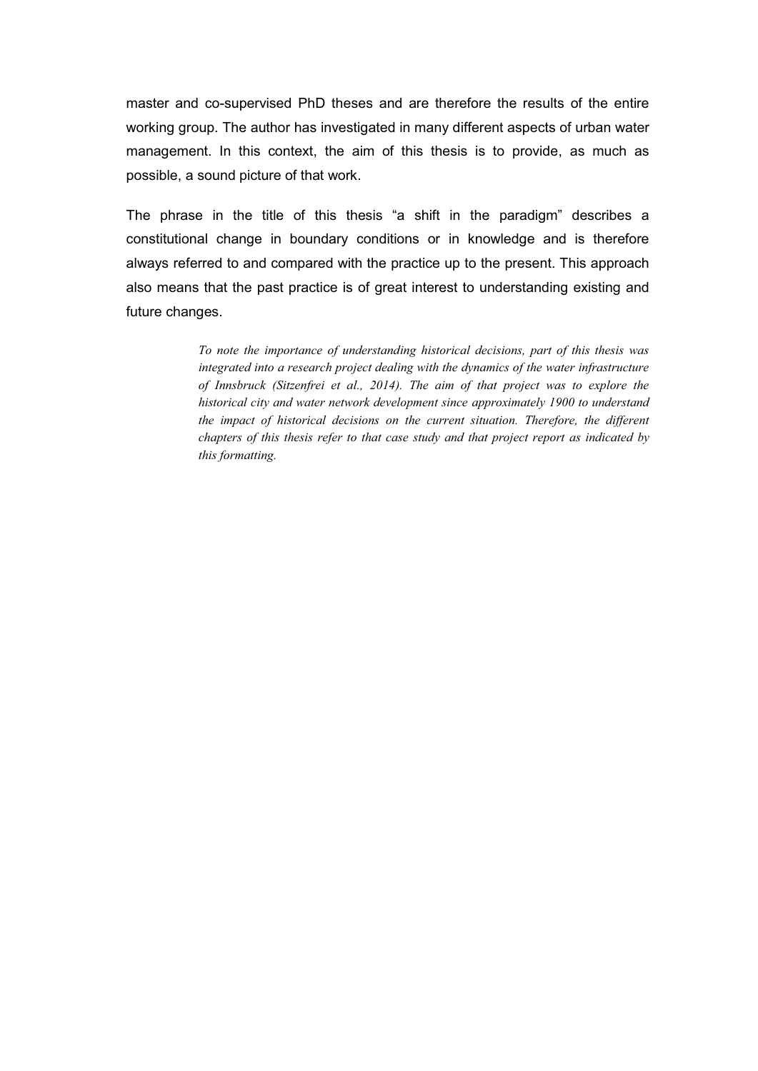master and co-supervised PhD theses and are therefore the results of the entire working group. The author has investigated in many different aspects of urban water management. In this context, the aim of this thesis is to provide, as much as possible, a sound picture of that work.

The phrase in the title of this thesis "a shift in the paradigm" describes a constitutional change in boundary conditions or in knowledge and is therefore always referred to and compared with the practice up to the present. This approach also means that the past practice is of great interest to understanding existing and future changes.

> *To note the importance of understanding historical decisions, part of this thesis was integrated into a research project dealing with the dynamics of the water infrastructure of Innsbruck (Sitzenfrei et al., 2014). The aim of that project was to explore the historical city and water network development since approximately 1900 to understand the impact of historical decisions on the current situation. Therefore, the different chapters of this thesis refer to that case study and that project report as indicated by this formatting.*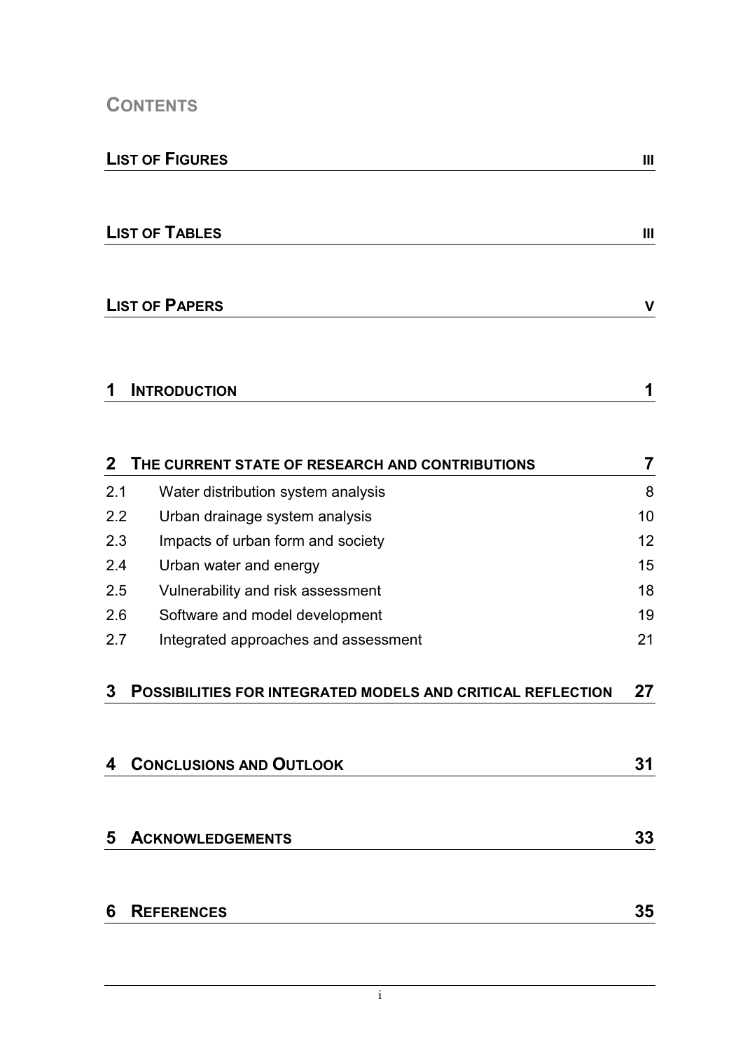# Contents

| | |
|---|---|
| **List of Figures** | **III** |
| **List of Tables** | **III** |
| **List of Papers** | **V** |
| **1 Introduction** | **1** |
| **2 The current state of research and contributions** | **7** |
| 2.1 Water distribution system analysis | 8 |
| 2.2 Urban drainage system analysis | 10 |
| 2.3 Impacts of urban form and society | 12 |
| 2.4 Urban water and energy | 15 |
| 2.5 Vulnerability and risk assessment | 18 |
| 2.6 Software and model development | 19 |
| 2.7 Integrated approaches and assessment | 21 |
| **3 Possibilities for integrated models and critical reflection** | **27** |
| **4 Conclusions and Outlook** | **31** |
| **5 Acknowledgements** | **33** |
| **6 References** | **35** |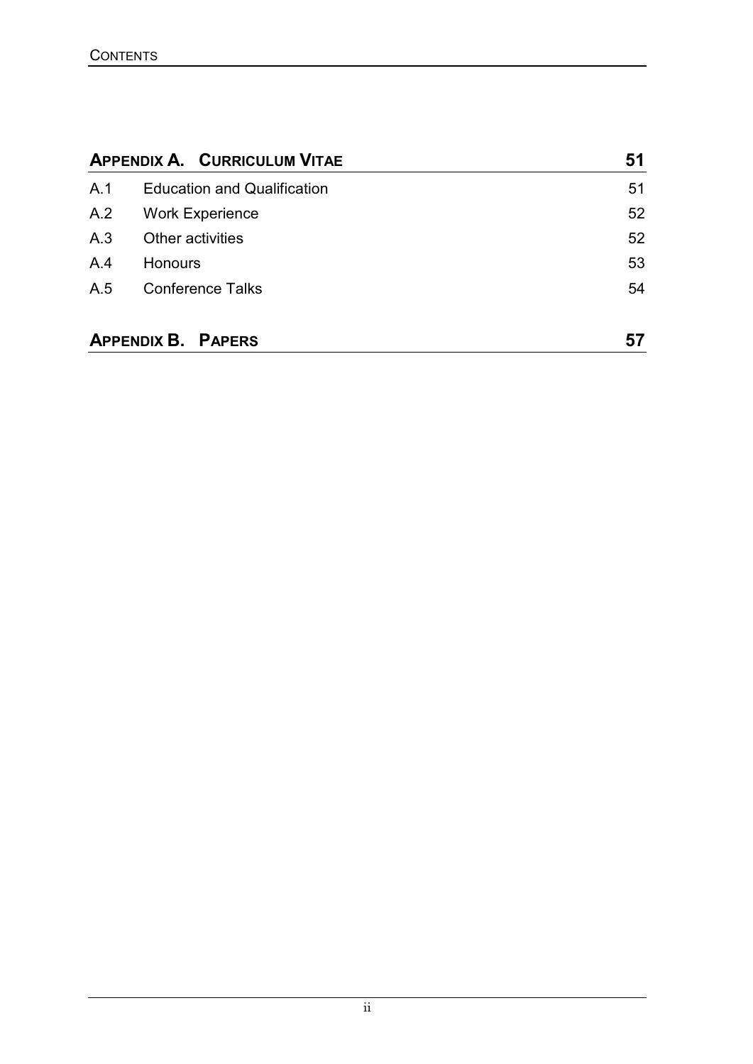| **Appendix A. Curriculum Vitae** | | **51** |
| --- | --- | --- |
| A.1 | Education and Qualification | 51 |
| A.2 | Work Experience | 52 |
| A.3 | Other activities | 52 |
| A.4 | Honours | 53 |
| A.5 | Conference Talks | 54 |
| **Appendix B. Papers** | | **57** |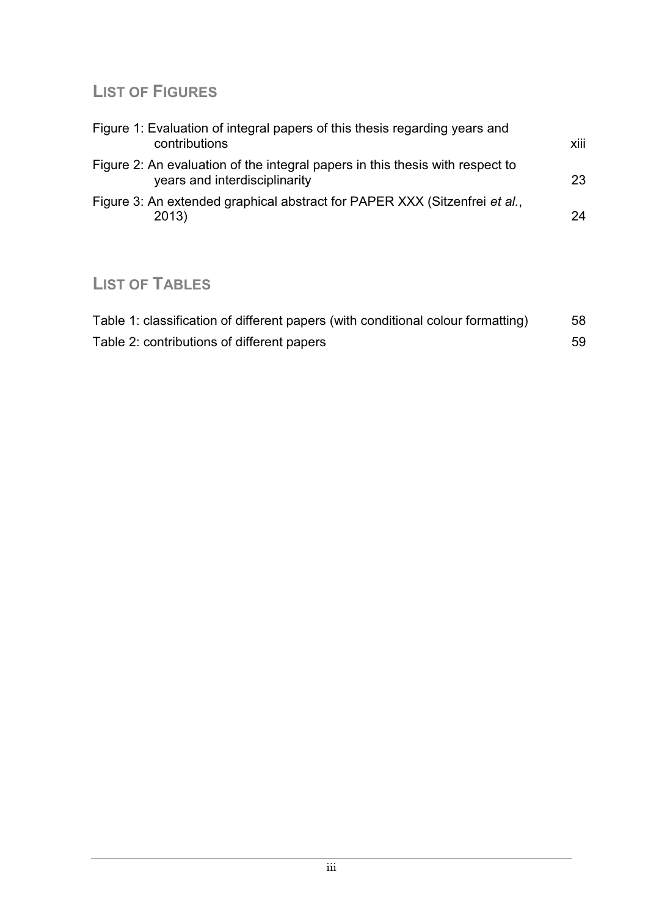## List of Figures

Figure 1: Evaluation of integral papers of this thesis regarding years and contributions xiii

Figure 2: An evaluation of the integral papers in this thesis with respect to years and interdisciplinarity 23

Figure 3: An extended graphical abstract for PAPER XXX (Sitzenfrei *et al.*, 2013) 24

## List of Tables

Table 1: classification of different papers (with conditional colour formatting) 58

Table 2: contributions of different papers 59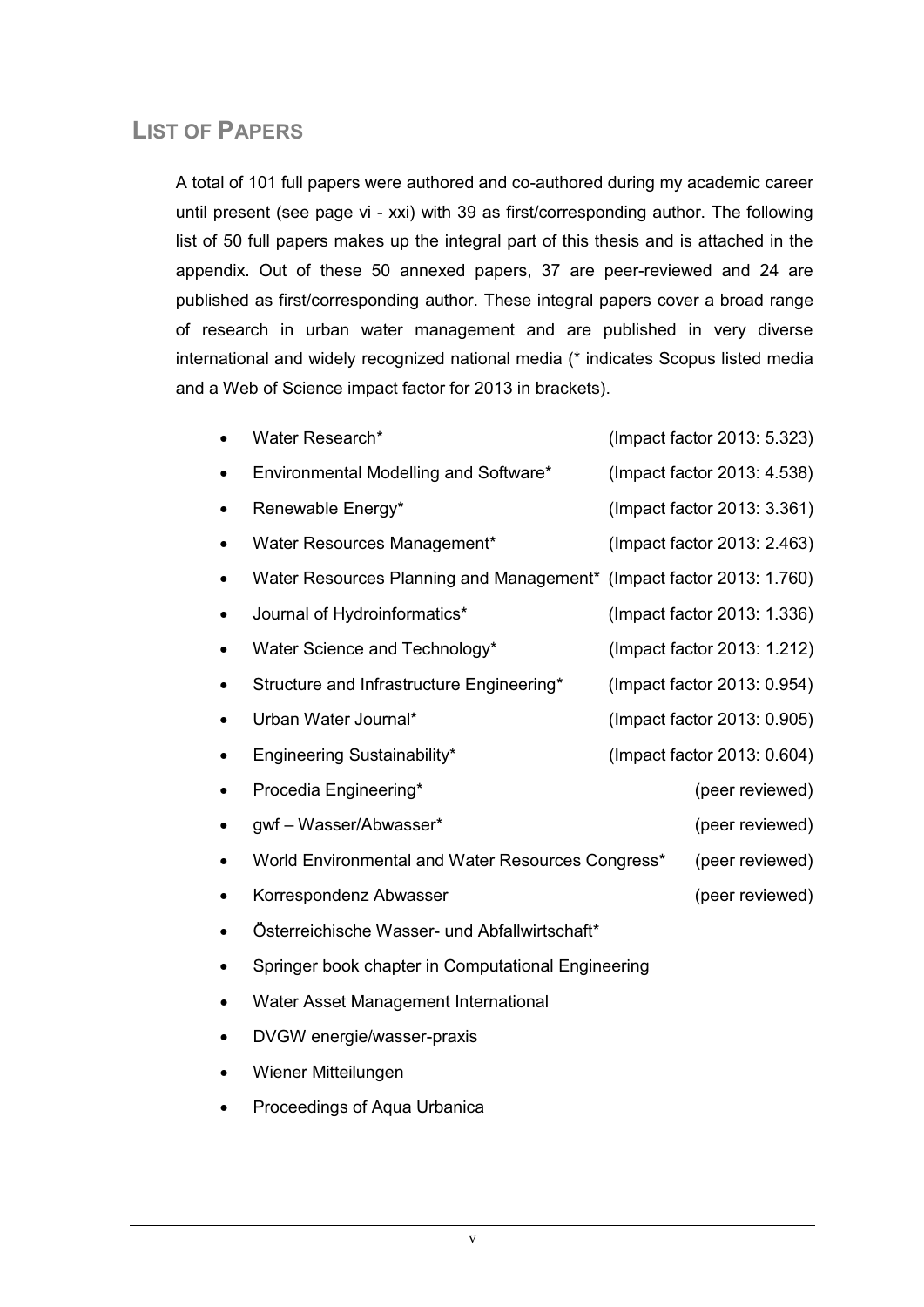## LIST OF PAPERS

A total of 101 full papers were authored and co-authored during my academic career until present (see page vi - xxi) with 39 as first/corresponding author. The following list of 50 full papers makes up the integral part of this thesis and is attached in the appendix. Out of these 50 annexed papers, 37 are peer-reviewed and 24 are published as first/corresponding author. These integral papers cover a broad range of research in urban water management and are published in very diverse international and widely recognized national media (* indicates Scopus listed media and a Web of Science impact factor for 2013 in brackets).

- Water Research* (Impact factor 2013: 5.323)
- Environmental Modelling and Software* (Impact factor 2013: 4.538)
- Renewable Energy* (Impact factor 2013: 3.361)
- Water Resources Management* (Impact factor 2013: 2.463)
- Water Resources Planning and Management* (Impact factor 2013: 1.760)
- Journal of Hydroinformatics* (Impact factor 2013: 1.336)
- Water Science and Technology* (Impact factor 2013: 1.212)
- Structure and Infrastructure Engineering* (Impact factor 2013: 0.954)
- Urban Water Journal* (Impact factor 2013: 0.905)
- Engineering Sustainability* (Impact factor 2013: 0.604)
- Procedia Engineering* (peer reviewed)
- gwf – Wasser/Abwasser* (peer reviewed)
- World Environmental and Water Resources Congress* (peer reviewed)
- Korrespondenz Abwasser (peer reviewed)
- Österreichische Wasser- und Abfallwirtschaft*
- Springer book chapter in Computational Engineering
- Water Asset Management International
- DVGW energie/wasser-praxis
- Wiener Mitteilungen
- Proceedings of Aqua Urbanica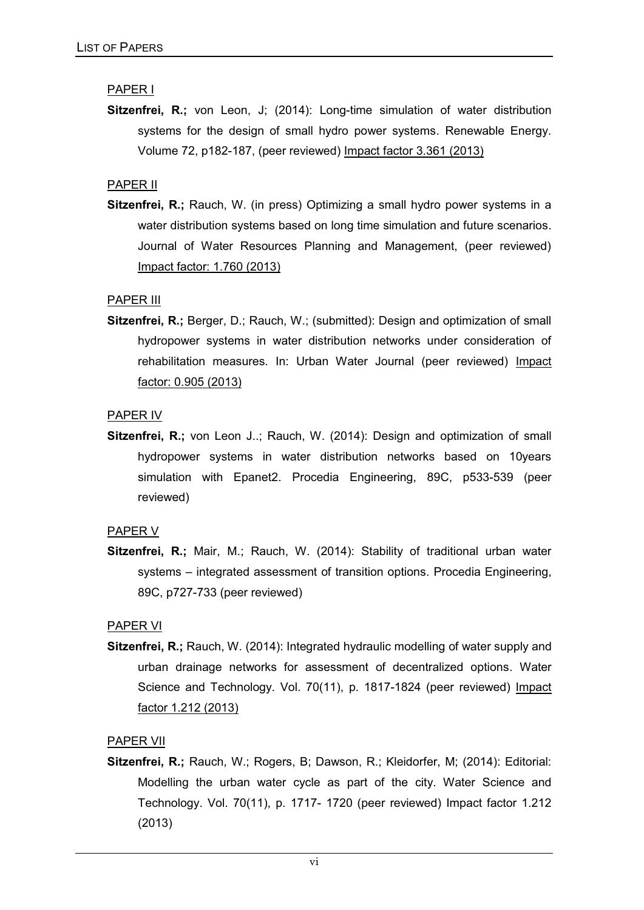PAPER I

**Sitzenfrei, R.;** von Leon, J; (2014): Long-time simulation of water distribution systems for the design of small hydro power systems. Renewable Energy. Volume 72, p182-187, (peer reviewed) Impact factor 3.361 (2013)

PAPER II

**Sitzenfrei, R.;** Rauch, W. (in press) Optimizing a small hydro power systems in a water distribution systems based on long time simulation and future scenarios. Journal of Water Resources Planning and Management, (peer reviewed) Impact factor: 1.760 (2013)

PAPER III

**Sitzenfrei, R.;** Berger, D.; Rauch, W.; (submitted): Design and optimization of small hydropower systems in water distribution networks under consideration of rehabilitation measures. In: Urban Water Journal (peer reviewed) Impact factor: 0.905 (2013)

PAPER IV

**Sitzenfrei, R.;** von Leon J..; Rauch, W. (2014): Design and optimization of small hydropower systems in water distribution networks based on 10years simulation with Epanet2. Procedia Engineering, 89C, p533-539 (peer reviewed)

PAPER V

**Sitzenfrei, R.;** Mair, M.; Rauch, W. (2014): Stability of traditional urban water systems – integrated assessment of transition options. Procedia Engineering, 89C, p727-733 (peer reviewed)

PAPER VI

**Sitzenfrei, R.;** Rauch, W. (2014): Integrated hydraulic modelling of water supply and urban drainage networks for assessment of decentralized options. Water Science and Technology. Vol. 70(11), p. 1817-1824 (peer reviewed) Impact factor 1.212 (2013)

PAPER VII

**Sitzenfrei, R.;** Rauch, W.; Rogers, B; Dawson, R.; Kleidorfer, M; (2014): Editorial: Modelling the urban water cycle as part of the city. Water Science and Technology. Vol. 70(11), p. 1717- 1720 (peer reviewed) Impact factor 1.212 (2013)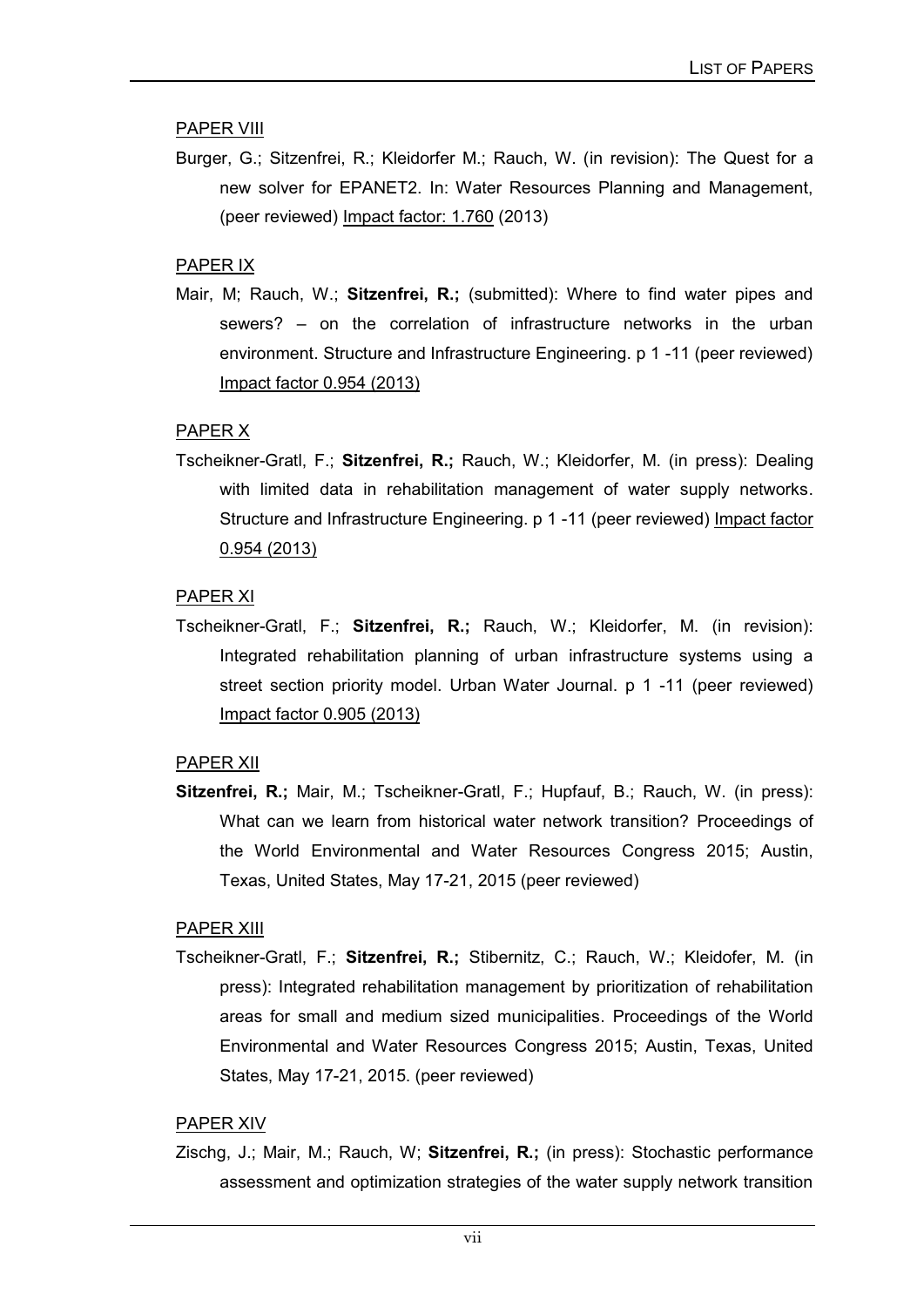PAPER VIII

Burger, G.; Sitzenfrei, R.; Kleidorfer M.; Rauch, W. (in revision): The Quest for a new solver for EPANET2. In: Water Resources Planning and Management, (peer reviewed) Impact factor: 1.760 (2013)

PAPER IX

Mair, M; Rauch, W.; **Sitzenfrei, R.;** (submitted): Where to find water pipes and sewers? – on the correlation of infrastructure networks in the urban environment. Structure and Infrastructure Engineering. p 1 -11 (peer reviewed) Impact factor 0.954 (2013)

PAPER X

Tscheikner-Gratl, F.; **Sitzenfrei, R.;** Rauch, W.; Kleidorfer, M. (in press): Dealing with limited data in rehabilitation management of water supply networks. Structure and Infrastructure Engineering. p 1 -11 (peer reviewed) Impact factor 0.954 (2013)

PAPER XI

Tscheikner-Gratl, F.; **Sitzenfrei, R.;** Rauch, W.; Kleidorfer, M. (in revision): Integrated rehabilitation planning of urban infrastructure systems using a street section priority model. Urban Water Journal. p 1 -11 (peer reviewed) Impact factor 0.905 (2013)

PAPER XII

**Sitzenfrei, R.;** Mair, M.; Tscheikner-Gratl, F.; Hupfauf, B.; Rauch, W. (in press): What can we learn from historical water network transition? Proceedings of the World Environmental and Water Resources Congress 2015; Austin, Texas, United States, May 17-21, 2015 (peer reviewed)

PAPER XIII

Tscheikner-Gratl, F.; **Sitzenfrei, R.;** Stibernitz, C.; Rauch, W.; Kleidofer, M. (in press): Integrated rehabilitation management by prioritization of rehabilitation areas for small and medium sized municipalities. Proceedings of the World Environmental and Water Resources Congress 2015; Austin, Texas, United States, May 17-21, 2015. (peer reviewed)

PAPER XIV

Zischg, J.; Mair, M.; Rauch, W; **Sitzenfrei, R.;** (in press): Stochastic performance assessment and optimization strategies of the water supply network transition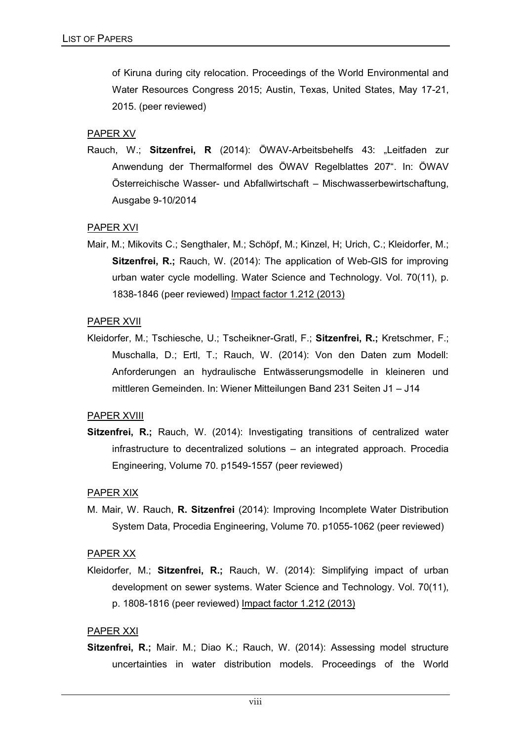of Kiruna during city relocation. Proceedings of the World Environmental and Water Resources Congress 2015; Austin, Texas, United States, May 17-21, 2015. (peer reviewed)

PAPER XV

Rauch, W.; **Sitzenfrei, R** (2014): ÖWAV-Arbeitsbehelfs 43: „Leitfaden zur Anwendung der Thermalformel des ÖWAV Regelblattes 207". In: ÖWAV Österreichische Wasser- und Abfallwirtschaft – Mischwasserbewirtschaftung, Ausgabe 9-10/2014

PAPER XVI

Mair, M.; Mikovits C.; Sengthaler, M.; Schöpf, M.; Kinzel, H; Urich, C.; Kleidorfer, M.; **Sitzenfrei, R.;** Rauch, W. (2014): The application of Web-GIS for improving urban water cycle modelling. Water Science and Technology. Vol. 70(11), p. 1838-1846 (peer reviewed) Impact factor 1.212 (2013)

PAPER XVII

Kleidorfer, M.; Tschiesche, U.; Tscheikner-Gratl, F.; **Sitzenfrei, R.;** Kretschmer, F.; Muschalla, D.; Ertl, T.; Rauch, W. (2014): Von den Daten zum Modell: Anforderungen an hydraulische Entwässerungsmodelle in kleineren und mittleren Gemeinden. In: Wiener Mitteilungen Band 231 Seiten J1 – J14

PAPER XVIII

**Sitzenfrei, R.;** Rauch, W. (2014): Investigating transitions of centralized water infrastructure to decentralized solutions – an integrated approach. Procedia Engineering, Volume 70. p1549-1557 (peer reviewed)

PAPER XIX

M. Mair, W. Rauch, **R. Sitzenfrei** (2014): Improving Incomplete Water Distribution System Data, Procedia Engineering, Volume 70. p1055-1062 (peer reviewed)

PAPER XX

Kleidorfer, M.; **Sitzenfrei, R.;** Rauch, W. (2014): Simplifying impact of urban development on sewer systems. Water Science and Technology. Vol. 70(11), p. 1808-1816 (peer reviewed) Impact factor 1.212 (2013)

PAPER XXI

**Sitzenfrei, R.;** Mair. M.; Diao K.; Rauch, W. (2014): Assessing model structure uncertainties in water distribution models. Proceedings of the World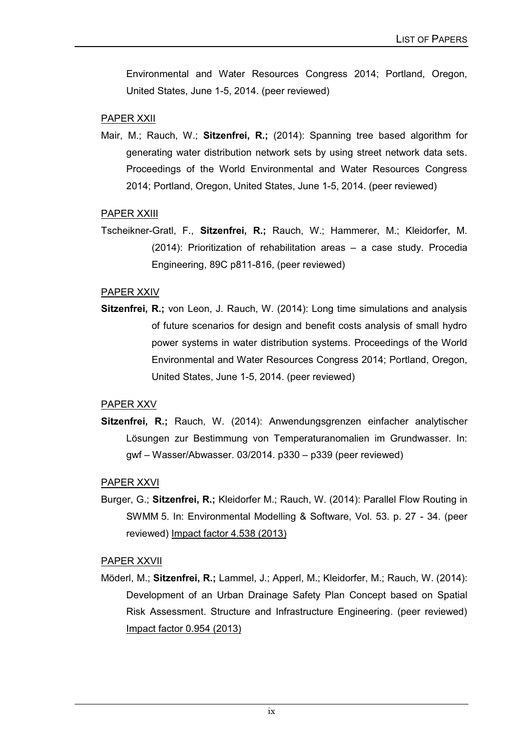Environmental and Water Resources Congress 2014; Portland, Oregon, United States, June 1-5, 2014. (peer reviewed)

PAPER XXII

Mair, M.; Rauch, W.; **Sitzenfrei, R.;** (2014): Spanning tree based algorithm for generating water distribution network sets by using street network data sets. Proceedings of the World Environmental and Water Resources Congress 2014; Portland, Oregon, United States, June 1-5, 2014. (peer reviewed)

PAPER XXIII

Tscheikner-Gratl, F., **Sitzenfrei, R.;** Rauch, W.; Hammerer, M.; Kleidorfer, M. (2014): Prioritization of rehabilitation areas – a case study. Procedia Engineering, 89C p811-816, (peer reviewed)

PAPER XXIV

**Sitzenfrei, R.;** von Leon, J. Rauch, W. (2014): Long time simulations and analysis of future scenarios for design and benefit costs analysis of small hydro power systems in water distribution systems. Proceedings of the World Environmental and Water Resources Congress 2014; Portland, Oregon, United States, June 1-5, 2014. (peer reviewed)

PAPER XXV

**Sitzenfrei, R.;** Rauch, W. (2014): Anwendungsgrenzen einfacher analytischer Lösungen zur Bestimmung von Temperaturanomalien im Grundwasser. In: gwf – Wasser/Abwasser. 03/2014. p330 – p339 (peer reviewed)

PAPER XXVI

Burger, G.; **Sitzenfrei, R.;** Kleidorfer M.; Rauch, W. (2014): Parallel Flow Routing in SWMM 5. In: Environmental Modelling & Software, Vol. 53. p. 27 - 34. (peer reviewed) Impact factor 4.538 (2013)

PAPER XXVII

Möderl, M.; **Sitzenfrei, R.;** Lammel, J.; Apperl, M.; Kleidorfer, M.; Rauch, W. (2014): Development of an Urban Drainage Safety Plan Concept based on Spatial Risk Assessment. Structure and Infrastructure Engineering. (peer reviewed) Impact factor 0.954 (2013)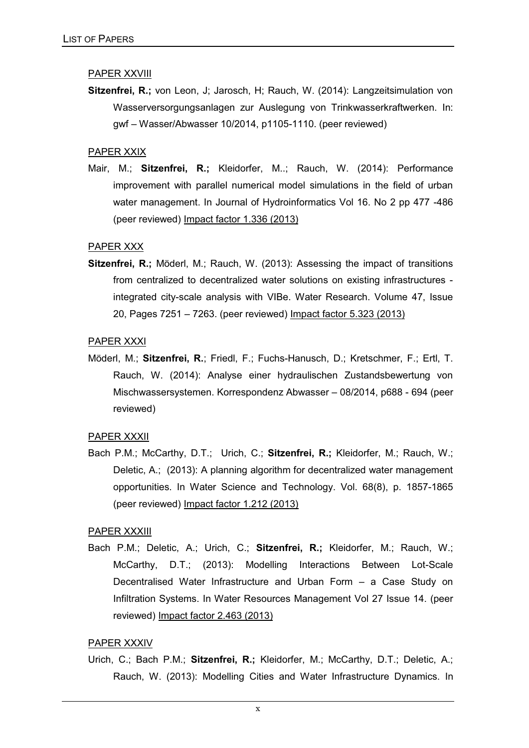PAPER XXVIII

**Sitzenfrei, R.;** von Leon, J; Jarosch, H; Rauch, W. (2014): Langzeitsimulation von Wasserversorgungsanlagen zur Auslegung von Trinkwasserkraftwerken. In: gwf – Wasser/Abwasser 10/2014, p1105-1110. (peer reviewed)

PAPER XXIX

Mair, M.; **Sitzenfrei, R.;** Kleidorfer, M..; Rauch, W. (2014): Performance improvement with parallel numerical model simulations in the field of urban water management. In Journal of Hydroinformatics Vol 16. No 2 pp 477 -486 (peer reviewed) Impact factor 1.336 (2013)

PAPER XXX

**Sitzenfrei, R.;** Möderl, M.; Rauch, W. (2013): Assessing the impact of transitions from centralized to decentralized water solutions on existing infrastructures - integrated city-scale analysis with VIBe. Water Research. Volume 47, Issue 20, Pages 7251 – 7263. (peer reviewed) Impact factor 5.323 (2013)

PAPER XXXI

Möderl, M.; **Sitzenfrei, R.**; Friedl, F.; Fuchs-Hanusch, D.; Kretschmer, F.; Ertl, T. Rauch, W. (2014): Analyse einer hydraulischen Zustandsbewertung von Mischwassersystemen. Korrespondenz Abwasser – 08/2014, p688 - 694 (peer reviewed)

PAPER XXXII

Bach P.M.; McCarthy, D.T.; Urich, C.; **Sitzenfrei, R.;** Kleidorfer, M.; Rauch, W.; Deletic, A.; (2013): A planning algorithm for decentralized water management opportunities. In Water Science and Technology. Vol. 68(8), p. 1857-1865 (peer reviewed) Impact factor 1.212 (2013)

PAPER XXXIII

Bach P.M.; Deletic, A.; Urich, C.; **Sitzenfrei, R.;** Kleidorfer, M.; Rauch, W.; McCarthy, D.T.; (2013): Modelling Interactions Between Lot-Scale Decentralised Water Infrastructure and Urban Form – a Case Study on Infiltration Systems. In Water Resources Management Vol 27 Issue 14. (peer reviewed) Impact factor 2.463 (2013)

PAPER XXXIV

Urich, C.; Bach P.M.; **Sitzenfrei, R.;** Kleidorfer, M.; McCarthy, D.T.; Deletic, A.; Rauch, W. (2013): Modelling Cities and Water Infrastructure Dynamics. In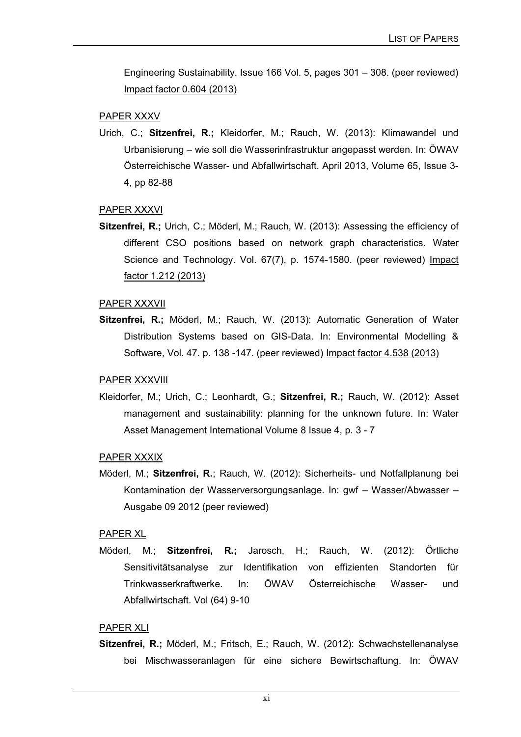Engineering Sustainability. Issue 166 Vol. 5, pages 301 – 308. (peer reviewed) Impact factor 0.604 (2013)

PAPER XXXV

Urich, C.; **Sitzenfrei, R.;** Kleidorfer, M.; Rauch, W. (2013): Klimawandel und Urbanisierung – wie soll die Wasserinfrastruktur angepasst werden. In: ÖWAV Österreichische Wasser- und Abfallwirtschaft. April 2013, Volume 65, Issue 3-4, pp 82-88

PAPER XXXVI

**Sitzenfrei, R.;** Urich, C.; Möderl, M.; Rauch, W. (2013): Assessing the efficiency of different CSO positions based on network graph characteristics. Water Science and Technology. Vol. 67(7), p. 1574-1580. (peer reviewed) Impact factor 1.212 (2013)

PAPER XXXVII

**Sitzenfrei, R.;** Möderl, M.; Rauch, W. (2013): Automatic Generation of Water Distribution Systems based on GIS-Data. In: Environmental Modelling & Software, Vol. 47. p. 138 -147. (peer reviewed) Impact factor 4.538 (2013)

PAPER XXXVIII

Kleidorfer, M.; Urich, C.; Leonhardt, G.; **Sitzenfrei, R.;** Rauch, W. (2012): Asset management and sustainability: planning for the unknown future. In: Water Asset Management International Volume 8 Issue 4, p. 3 - 7

PAPER XXXIX

Möderl, M.; **Sitzenfrei, R.**; Rauch, W. (2012): Sicherheits- und Notfallplanung bei Kontamination der Wasserversorgungsanlage. In: gwf – Wasser/Abwasser – Ausgabe 09 2012 (peer reviewed)

PAPER XL

Möderl, M.; **Sitzenfrei, R.;** Jarosch, H.; Rauch, W. (2012): Örtliche Sensitivitätsanalyse zur Identifikation von effizienten Standorten für Trinkwasserkraftwerke. In: ÖWAV Österreichische Wasser- und Abfallwirtschaft. Vol (64) 9-10

PAPER XLI

**Sitzenfrei, R.;** Möderl, M.; Fritsch, E.; Rauch, W. (2012): Schwachstellenanalyse bei Mischwasseranlagen für eine sichere Bewirtschaftung. In: ÖWAV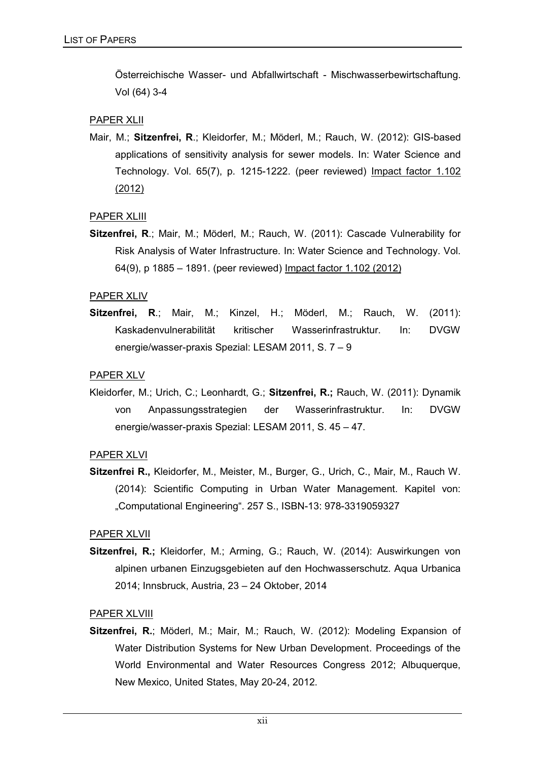Österreichische Wasser- und Abfallwirtschaft - Mischwasserbewirtschaftung. Vol (64) 3-4

PAPER XLII

Mair, M.; **Sitzenfrei, R**.; Kleidorfer, M.; Möderl, M.; Rauch, W. (2012): GIS-based applications of sensitivity analysis for sewer models. In: Water Science and Technology. Vol. 65(7), p. 1215-1222. (peer reviewed) Impact factor 1.102 (2012)

PAPER XLIII

**Sitzenfrei, R**.; Mair, M.; Möderl, M.; Rauch, W. (2011): Cascade Vulnerability for Risk Analysis of Water Infrastructure. In: Water Science and Technology. Vol. 64(9), p 1885 – 1891. (peer reviewed) Impact factor 1.102 (2012)

PAPER XLIV

**Sitzenfrei, R**.; Mair, M.; Kinzel, H.; Möderl, M.; Rauch, W. (2011): Kaskadenvulnerabilität kritischer Wasserinfrastruktur. In: DVGW energie/wasser-praxis Spezial: LESAM 2011, S. 7 – 9

PAPER XLV

Kleidorfer, M.; Urich, C.; Leonhardt, G.; **Sitzenfrei, R.;** Rauch, W. (2011): Dynamik von Anpassungsstrategien der Wasserinfrastruktur. In: DVGW energie/wasser-praxis Spezial: LESAM 2011, S. 45 – 47.

PAPER XLVI

**Sitzenfrei R.,** Kleidorfer, M., Meister, M., Burger, G., Urich, C., Mair, M., Rauch W. (2014): Scientific Computing in Urban Water Management. Kapitel von: „Computational Engineering“. 257 S., ISBN-13: 978-3319059327

PAPER XLVII

**Sitzenfrei, R.;** Kleidorfer, M.; Arming, G.; Rauch, W. (2014): Auswirkungen von alpinen urbanen Einzugsgebieten auf den Hochwasserschutz. Aqua Urbanica 2014; Innsbruck, Austria, 23 – 24 Oktober, 2014

PAPER XLVIII

**Sitzenfrei, R.**; Möderl, M.; Mair, M.; Rauch, W. (2012): Modeling Expansion of Water Distribution Systems for New Urban Development. Proceedings of the World Environmental and Water Resources Congress 2012; Albuquerque, New Mexico, United States, May 20-24, 2012.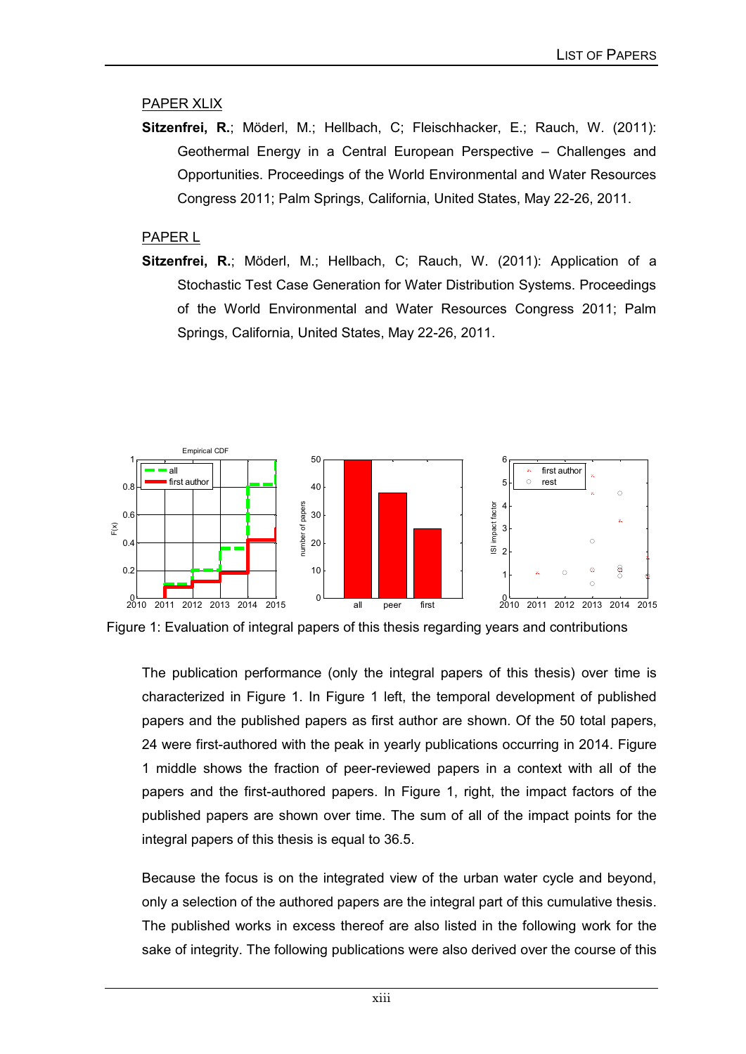PAPER XLIX

**Sitzenfrei, R.**; Möderl, M.; Hellbach, C; Fleischhacker, E.; Rauch, W. (2011): Geothermal Energy in a Central European Perspective – Challenges and Opportunities. Proceedings of the World Environmental and Water Resources Congress 2011; Palm Springs, California, United States, May 22-26, 2011.

PAPER L

**Sitzenfrei, R.**; Möderl, M.; Hellbach, C; Rauch, W. (2011): Application of a Stochastic Test Case Generation for Water Distribution Systems. Proceedings of the World Environmental and Water Resources Congress 2011; Palm Springs, California, United States, May 22-26, 2011.

Figure 1: Evaluation of integral papers of this thesis regarding years and contributions

The publication performance (only the integral papers of this thesis) over time is characterized in Figure 1. In Figure 1 left, the temporal development of published papers and the published papers as first author are shown. Of the 50 total papers, 24 were first-authored with the peak in yearly publications occurring in 2014. Figure 1 middle shows the fraction of peer-reviewed papers in a context with all of the papers and the first-authored papers. In Figure 1, right, the impact factors of the published papers are shown over time. The sum of all of the impact points for the integral papers of this thesis is equal to 36.5.

Because the focus is on the integrated view of the urban water cycle and beyond, only a selection of the authored papers are the integral part of this cumulative thesis. The published works in excess thereof are also listed in the following work for the sake of integrity. The following publications were also derived over the course of this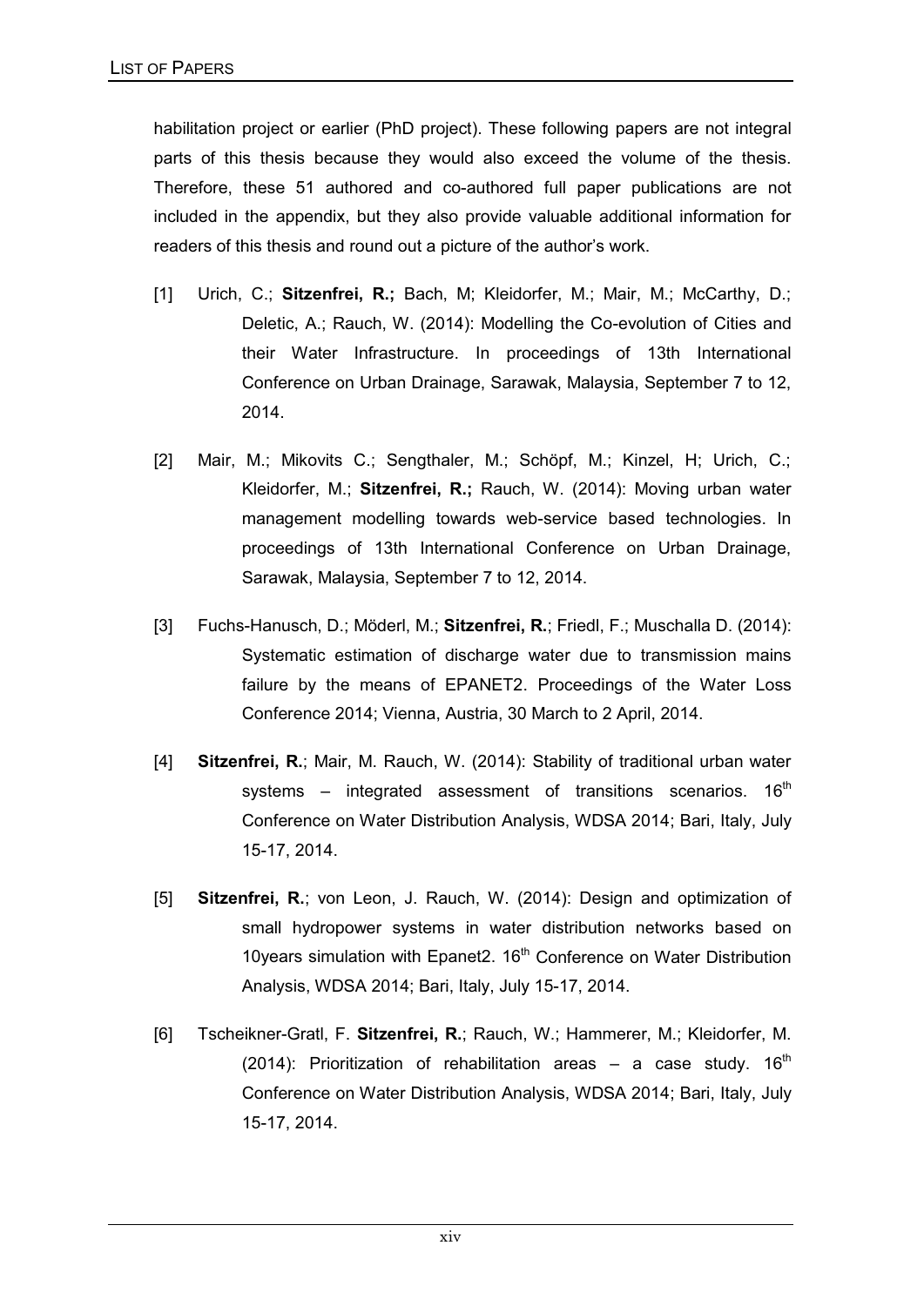habilitation project or earlier (PhD project). These following papers are not integral parts of this thesis because they would also exceed the volume of the thesis. Therefore, these 51 authored and co-authored full paper publications are not included in the appendix, but they also provide valuable additional information for readers of this thesis and round out a picture of the author's work.

[1] Urich, C.; **Sitzenfrei, R.;** Bach, M; Kleidorfer, M.; Mair, M.; McCarthy, D.; Deletic, A.; Rauch, W. (2014): Modelling the Co-evolution of Cities and their Water Infrastructure. In proceedings of 13th International Conference on Urban Drainage, Sarawak, Malaysia, September 7 to 12, 2014.

[2] Mair, M.; Mikovits C.; Sengthaler, M.; Schöpf, M.; Kinzel, H; Urich, C.; Kleidorfer, M.; **Sitzenfrei, R.;** Rauch, W. (2014): Moving urban water management modelling towards web-service based technologies. In proceedings of 13th International Conference on Urban Drainage, Sarawak, Malaysia, September 7 to 12, 2014.

[3] Fuchs-Hanusch, D.; Möderl, M.; **Sitzenfrei, R.**; Friedl, F.; Muschalla D. (2014): Systematic estimation of discharge water due to transmission mains failure by the means of EPANET2. Proceedings of the Water Loss Conference 2014; Vienna, Austria, 30 March to 2 April, 2014.

[4] **Sitzenfrei, R.**; Mair, M. Rauch, W. (2014): Stability of traditional urban water systems – integrated assessment of transitions scenarios. 16th Conference on Water Distribution Analysis, WDSA 2014; Bari, Italy, July 15-17, 2014.

[5] **Sitzenfrei, R.**; von Leon, J. Rauch, W. (2014): Design and optimization of small hydropower systems in water distribution networks based on 10years simulation with Epanet2. 16th Conference on Water Distribution Analysis, WDSA 2014; Bari, Italy, July 15-17, 2014.

[6] Tscheikner-Gratl, F. **Sitzenfrei, R.**; Rauch, W.; Hammerer, M.; Kleidorfer, M. (2014): Prioritization of rehabilitation areas – a case study. 16th Conference on Water Distribution Analysis, WDSA 2014; Bari, Italy, July 15-17, 2014.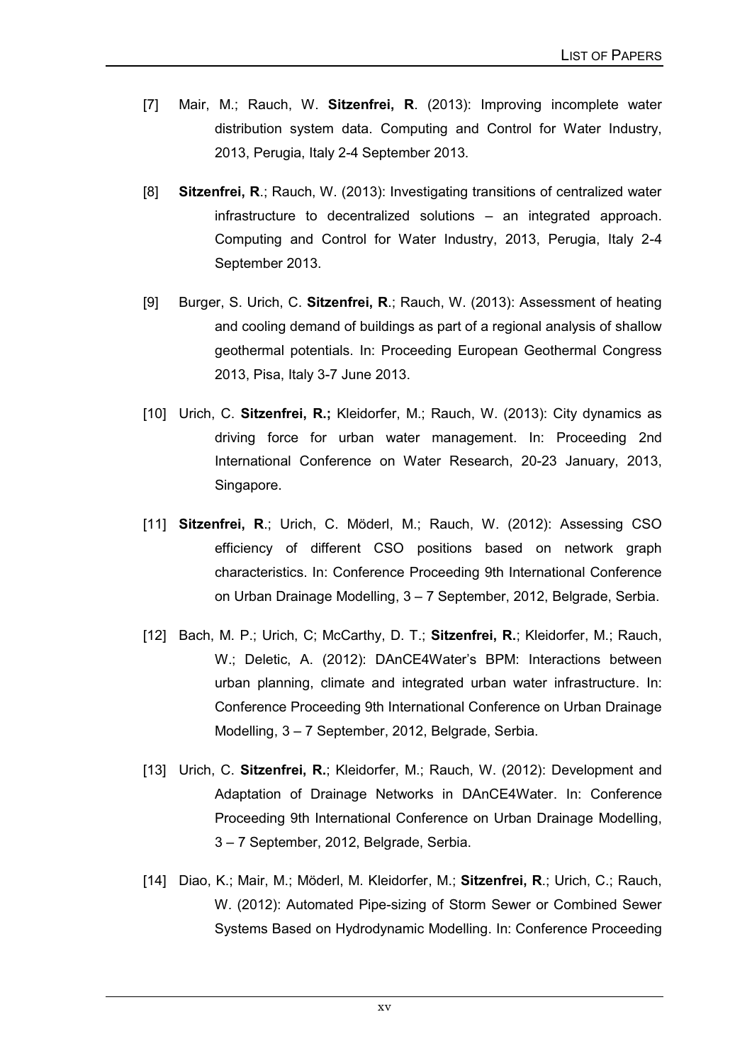[7] Mair, M.; Rauch, W. **Sitzenfrei, R**. (2013): Improving incomplete water distribution system data. Computing and Control for Water Industry, 2013, Perugia, Italy 2-4 September 2013.

[8] **Sitzenfrei, R**.; Rauch, W. (2013): Investigating transitions of centralized water infrastructure to decentralized solutions – an integrated approach. Computing and Control for Water Industry, 2013, Perugia, Italy 2-4 September 2013.

[9] Burger, S. Urich, C. **Sitzenfrei, R**.; Rauch, W. (2013): Assessment of heating and cooling demand of buildings as part of a regional analysis of shallow geothermal potentials. In: Proceeding European Geothermal Congress 2013, Pisa, Italy 3-7 June 2013.

[10] Urich, C. **Sitzenfrei, R.;** Kleidorfer, M.; Rauch, W. (2013): City dynamics as driving force for urban water management. In: Proceeding 2nd International Conference on Water Research, 20-23 January, 2013, Singapore.

[11] **Sitzenfrei, R**.; Urich, C. Möderl, M.; Rauch, W. (2012): Assessing CSO efficiency of different CSO positions based on network graph characteristics. In: Conference Proceeding 9th International Conference on Urban Drainage Modelling, 3 – 7 September, 2012, Belgrade, Serbia.

[12] Bach, M. P.; Urich, C; McCarthy, D. T.; **Sitzenfrei, R.**; Kleidorfer, M.; Rauch, W.; Deletic, A. (2012): DAnCE4Water's BPM: Interactions between urban planning, climate and integrated urban water infrastructure. In: Conference Proceeding 9th International Conference on Urban Drainage Modelling, 3 – 7 September, 2012, Belgrade, Serbia.

[13] Urich, C. **Sitzenfrei, R.**; Kleidorfer, M.; Rauch, W. (2012): Development and Adaptation of Drainage Networks in DAnCE4Water. In: Conference Proceeding 9th International Conference on Urban Drainage Modelling, 3 – 7 September, 2012, Belgrade, Serbia.

[14] Diao, K.; Mair, M.; Möderl, M. Kleidorfer, M.; **Sitzenfrei, R**.; Urich, C.; Rauch, W. (2012): Automated Pipe-sizing of Storm Sewer or Combined Sewer Systems Based on Hydrodynamic Modelling. In: Conference Proceeding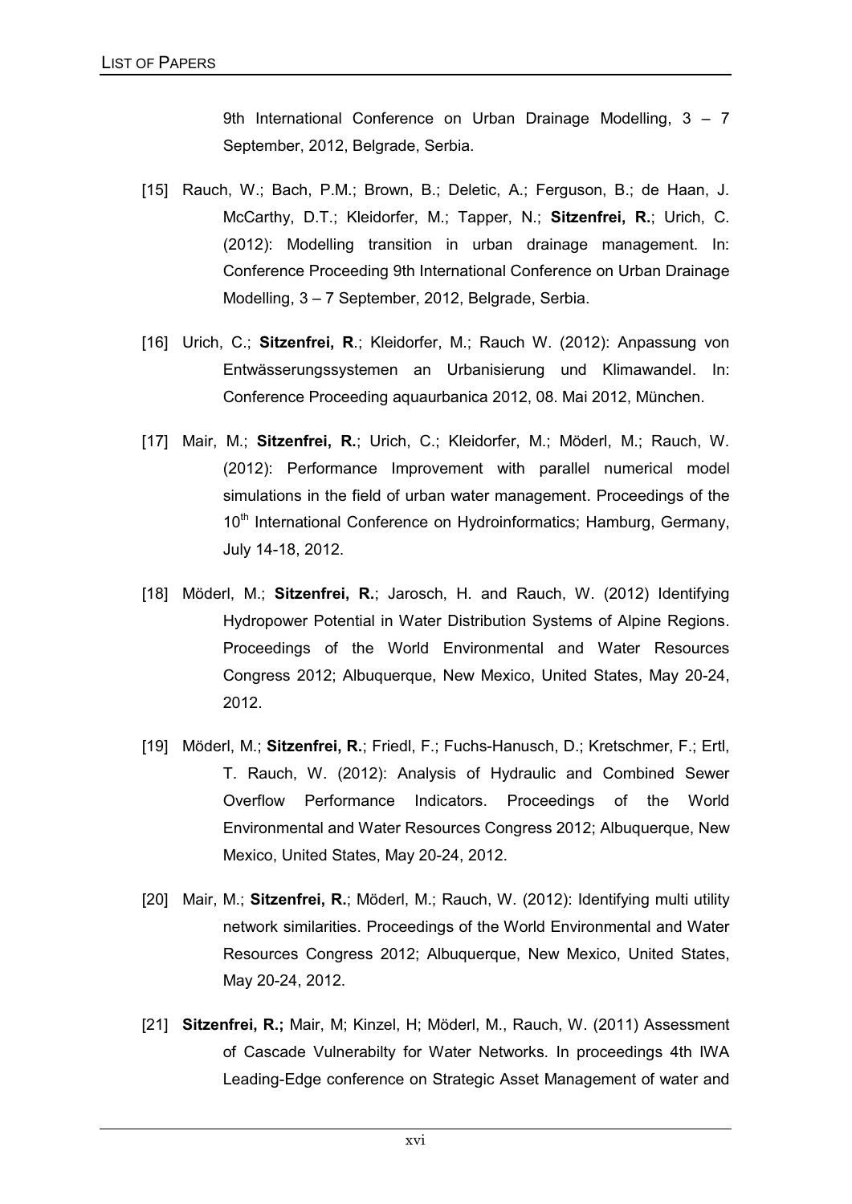9th International Conference on Urban Drainage Modelling, 3 – 7 September, 2012, Belgrade, Serbia.

[15] Rauch, W.; Bach, P.M.; Brown, B.; Deletic, A.; Ferguson, B.; de Haan, J. McCarthy, D.T.; Kleidorfer, M.; Tapper, N.; **Sitzenfrei, R.**; Urich, C. (2012): Modelling transition in urban drainage management. In: Conference Proceeding 9th International Conference on Urban Drainage Modelling, 3 – 7 September, 2012, Belgrade, Serbia.

[16] Urich, C.; **Sitzenfrei, R**.; Kleidorfer, M.; Rauch W. (2012): Anpassung von Entwässerungssystemen an Urbanisierung und Klimawandel. In: Conference Proceeding aquaurbanica 2012, 08. Mai 2012, München.

[17] Mair, M.; **Sitzenfrei, R.**; Urich, C.; Kleidorfer, M.; Möderl, M.; Rauch, W. (2012): Performance Improvement with parallel numerical model simulations in the field of urban water management. Proceedings of the 10th International Conference on Hydroinformatics; Hamburg, Germany, July 14-18, 2012.

[18] Möderl, M.; **Sitzenfrei, R.**; Jarosch, H. and Rauch, W. (2012) Identifying Hydropower Potential in Water Distribution Systems of Alpine Regions. Proceedings of the World Environmental and Water Resources Congress 2012; Albuquerque, New Mexico, United States, May 20-24, 2012.

[19] Möderl, M.; **Sitzenfrei, R.**; Friedl, F.; Fuchs-Hanusch, D.; Kretschmer, F.; Ertl, T. Rauch, W. (2012): Analysis of Hydraulic and Combined Sewer Overflow Performance Indicators. Proceedings of the World Environmental and Water Resources Congress 2012; Albuquerque, New Mexico, United States, May 20-24, 2012.

[20] Mair, M.; **Sitzenfrei, R.**; Möderl, M.; Rauch, W. (2012): Identifying multi utility network similarities. Proceedings of the World Environmental and Water Resources Congress 2012; Albuquerque, New Mexico, United States, May 20-24, 2012.

[21] **Sitzenfrei, R.;** Mair, M; Kinzel, H; Möderl, M., Rauch, W. (2011) Assessment of Cascade Vulnerabilty for Water Networks. In proceedings 4th IWA Leading-Edge conference on Strategic Asset Management of water and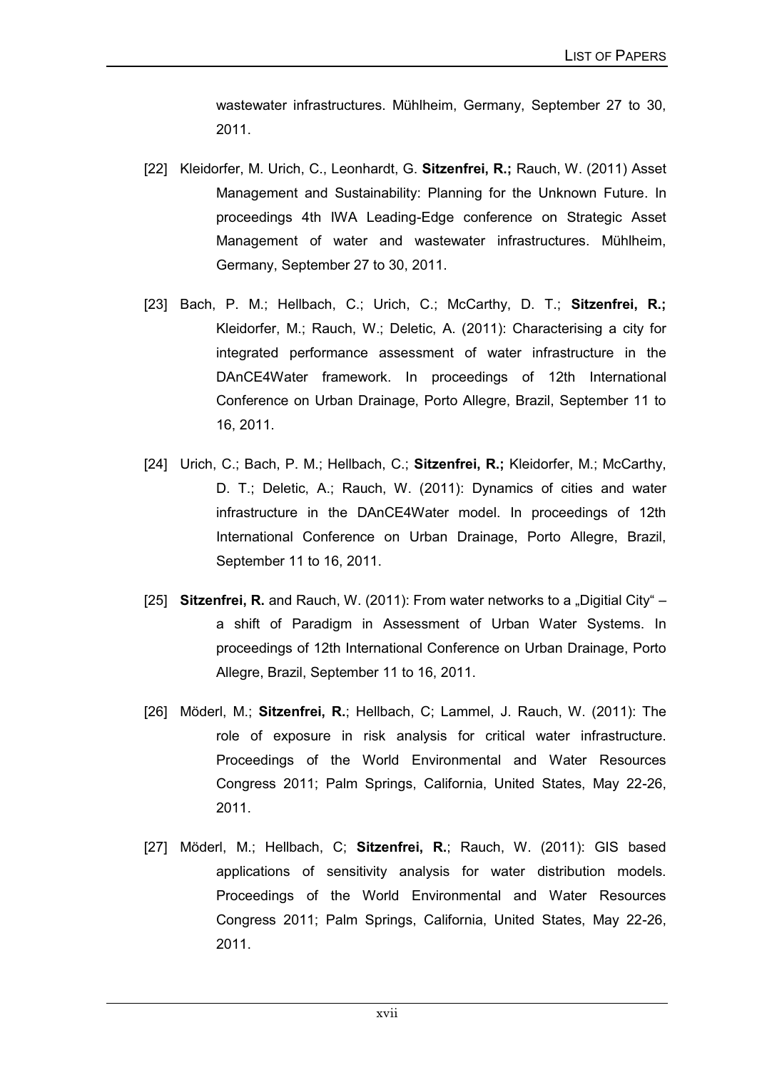wastewater infrastructures. Mühlheim, Germany, September 27 to 30, 2011.

[22] Kleidorfer, M. Urich, C., Leonhardt, G. **Sitzenfrei, R.;** Rauch, W. (2011) Asset Management and Sustainability: Planning for the Unknown Future. In proceedings 4th IWA Leading-Edge conference on Strategic Asset Management of water and wastewater infrastructures. Mühlheim, Germany, September 27 to 30, 2011.

[23] Bach, P. M.; Hellbach, C.; Urich, C.; McCarthy, D. T.; **Sitzenfrei, R.;** Kleidorfer, M.; Rauch, W.; Deletic, A. (2011): Characterising a city for integrated performance assessment of water infrastructure in the DAnCE4Water framework. In proceedings of 12th International Conference on Urban Drainage, Porto Allegre, Brazil, September 11 to 16, 2011.

[24] Urich, C.; Bach, P. M.; Hellbach, C.; **Sitzenfrei, R.;** Kleidorfer, M.; McCarthy, D. T.; Deletic, A.; Rauch, W. (2011): Dynamics of cities and water infrastructure in the DAnCE4Water model. In proceedings of 12th International Conference on Urban Drainage, Porto Allegre, Brazil, September 11 to 16, 2011.

[25] **Sitzenfrei, R.** and Rauch, W. (2011): From water networks to a „Digitial City" – a shift of Paradigm in Assessment of Urban Water Systems. In proceedings of 12th International Conference on Urban Drainage, Porto Allegre, Brazil, September 11 to 16, 2011.

[26] Möderl, M.; **Sitzenfrei, R.**; Hellbach, C; Lammel, J. Rauch, W. (2011): The role of exposure in risk analysis for critical water infrastructure. Proceedings of the World Environmental and Water Resources Congress 2011; Palm Springs, California, United States, May 22-26, 2011.

[27] Möderl, M.; Hellbach, C; **Sitzenfrei, R.**; Rauch, W. (2011): GIS based applications of sensitivity analysis for water distribution models. Proceedings of the World Environmental and Water Resources Congress 2011; Palm Springs, California, United States, May 22-26, 2011.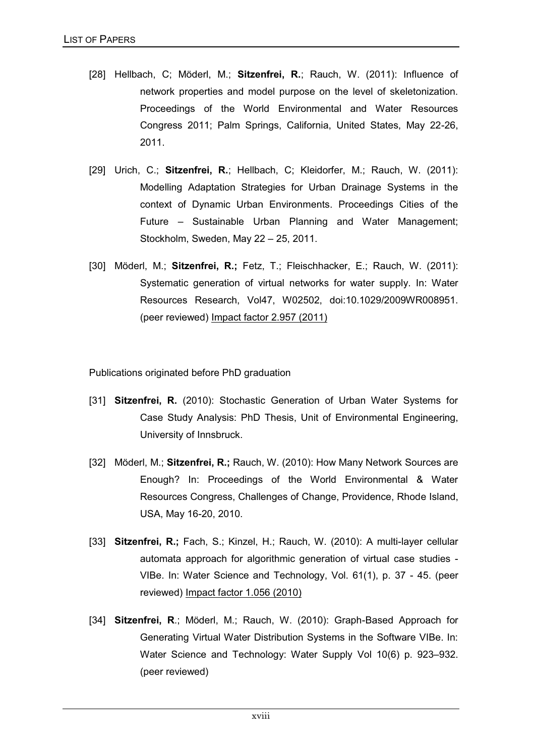[28] Hellbach, C; Möderl, M.; **Sitzenfrei, R.**; Rauch, W. (2011): Influence of network properties and model purpose on the level of skeletonization. Proceedings of the World Environmental and Water Resources Congress 2011; Palm Springs, California, United States, May 22-26, 2011.

[29] Urich, C.; **Sitzenfrei, R.**; Hellbach, C; Kleidorfer, M.; Rauch, W. (2011): Modelling Adaptation Strategies for Urban Drainage Systems in the context of Dynamic Urban Environments. Proceedings Cities of the Future – Sustainable Urban Planning and Water Management; Stockholm, Sweden, May 22 – 25, 2011.

[30] Möderl, M.; **Sitzenfrei, R.;** Fetz, T.; Fleischhacker, E.; Rauch, W. (2011): Systematic generation of virtual networks for water supply. In: Water Resources Research, Vol47, W02502, doi:10.1029/2009WR008951. (peer reviewed) Impact factor 2.957 (2011)

Publications originated before PhD graduation

[31] **Sitzenfrei, R.** (2010): Stochastic Generation of Urban Water Systems for Case Study Analysis: PhD Thesis, Unit of Environmental Engineering, University of Innsbruck.

[32] Möderl, M.; **Sitzenfrei, R.;** Rauch, W. (2010): How Many Network Sources are Enough? In: Proceedings of the World Environmental & Water Resources Congress, Challenges of Change, Providence, Rhode Island, USA, May 16-20, 2010.

[33] **Sitzenfrei, R.;** Fach, S.; Kinzel, H.; Rauch, W. (2010): A multi-layer cellular automata approach for algorithmic generation of virtual case studies - VIBe. In: Water Science and Technology, Vol. 61(1), p. 37 - 45. (peer reviewed) Impact factor 1.056 (2010)

[34] **Sitzenfrei, R**.; Möderl, M.; Rauch, W. (2010): Graph-Based Approach for Generating Virtual Water Distribution Systems in the Software VIBe. In: Water Science and Technology: Water Supply Vol 10(6) p. 923–932. (peer reviewed)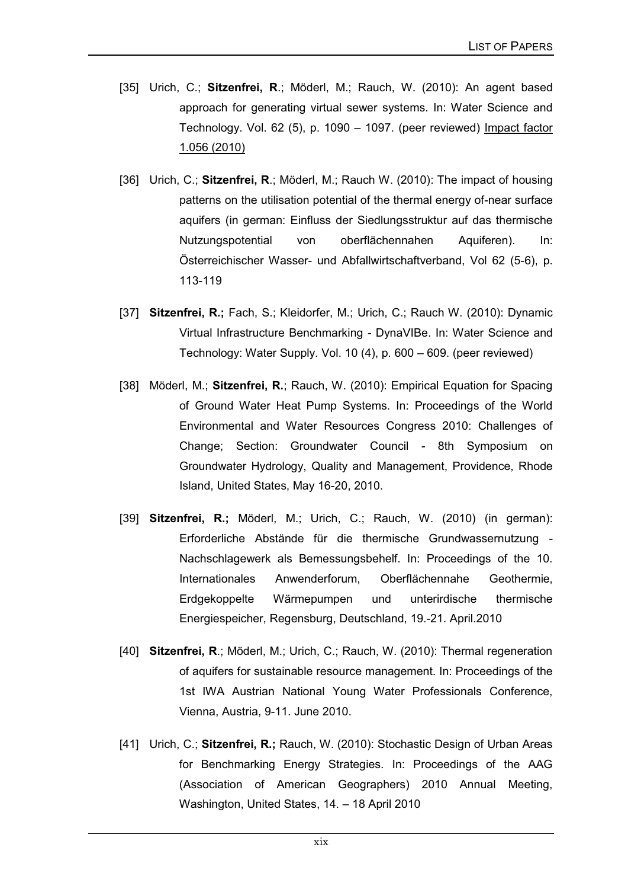[35] Urich, C.; **Sitzenfrei, R**.; Möderl, M.; Rauch, W. (2010): An agent based approach for generating virtual sewer systems. In: Water Science and Technology. Vol. 62 (5), p. 1090 – 1097. (peer reviewed) Impact factor 1.056 (2010)

[36] Urich, C.; **Sitzenfrei, R**.; Möderl, M.; Rauch W. (2010): The impact of housing patterns on the utilisation potential of the thermal energy of-near surface aquifers (in german: Einfluss der Siedlungsstruktur auf das thermische Nutzungspotential von oberflächennahen Aquiferen). In: Österreichischer Wasser- und Abfallwirtschaftverband, Vol 62 (5-6), p. 113-119

[37] **Sitzenfrei, R.;** Fach, S.; Kleidorfer, M.; Urich, C.; Rauch W. (2010): Dynamic Virtual Infrastructure Benchmarking - DynaVIBe. In: Water Science and Technology: Water Supply. Vol. 10 (4), p. 600 – 609. (peer reviewed)

[38] Möderl, M.; **Sitzenfrei, R.**; Rauch, W. (2010): Empirical Equation for Spacing of Ground Water Heat Pump Systems. In: Proceedings of the World Environmental and Water Resources Congress 2010: Challenges of Change; Section: Groundwater Council - 8th Symposium on Groundwater Hydrology, Quality and Management, Providence, Rhode Island, United States, May 16-20, 2010.

[39] **Sitzenfrei, R.;** Möderl, M.; Urich, C.; Rauch, W. (2010) (in german): Erforderliche Abstände für die thermische Grundwassernutzung - Nachschlagewerk als Bemessungsbehelf. In: Proceedings of the 10. Internationales Anwenderforum, Oberflächennahe Geothermie, Erdgekoppelte Wärmepumpen und unterirdische thermische Energiespeicher, Regensburg, Deutschland, 19.-21. April.2010

[40] **Sitzenfrei, R**.; Möderl, M.; Urich, C.; Rauch, W. (2010): Thermal regeneration of aquifers for sustainable resource management. In: Proceedings of the 1st IWA Austrian National Young Water Professionals Conference, Vienna, Austria, 9-11. June 2010.

[41] Urich, C.; **Sitzenfrei, R.;** Rauch, W. (2010): Stochastic Design of Urban Areas for Benchmarking Energy Strategies. In: Proceedings of the AAG (Association of American Geographers) 2010 Annual Meeting, Washington, United States, 14. – 18 April 2010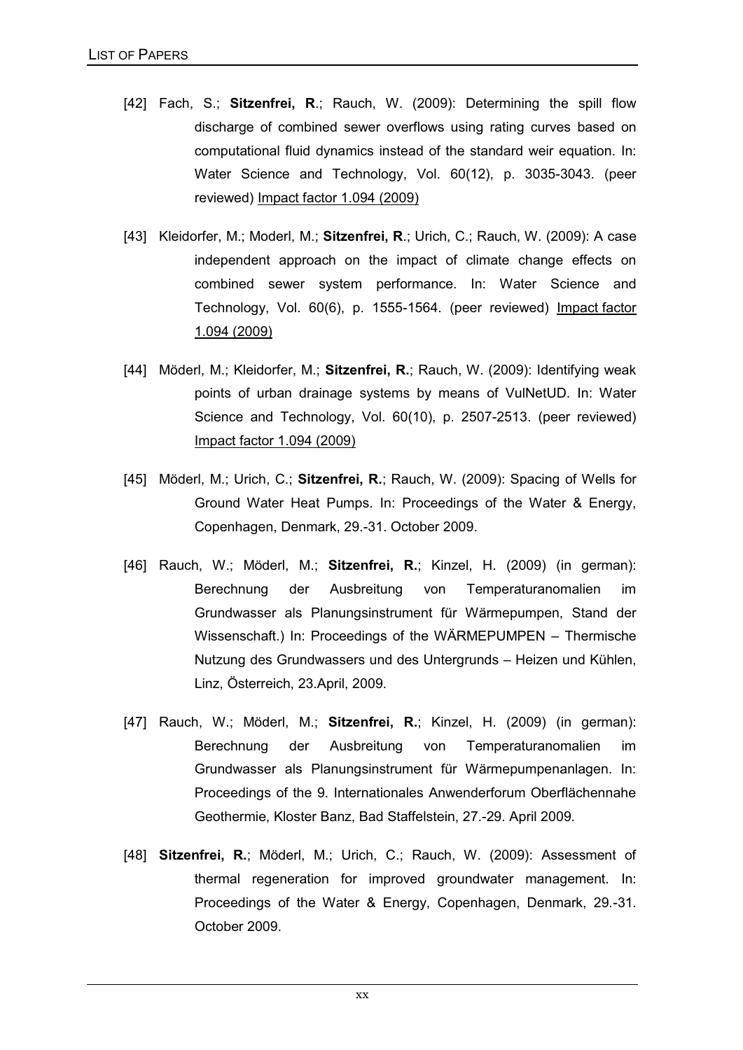[42] Fach, S.; **Sitzenfrei, R**.; Rauch, W. (2009): Determining the spill flow discharge of combined sewer overflows using rating curves based on computational fluid dynamics instead of the standard weir equation. In: Water Science and Technology, Vol. 60(12), p. 3035-3043. (peer reviewed) Impact factor 1.094 (2009)

[43] Kleidorfer, M.; Moderl, M.; **Sitzenfrei, R**.; Urich, C.; Rauch, W. (2009): A case independent approach on the impact of climate change effects on combined sewer system performance. In: Water Science and Technology, Vol. 60(6), p. 1555-1564. (peer reviewed) Impact factor 1.094 (2009)

[44] Möderl, M.; Kleidorfer, M.; **Sitzenfrei, R.**; Rauch, W. (2009): Identifying weak points of urban drainage systems by means of VulNetUD. In: Water Science and Technology, Vol. 60(10), p. 2507-2513. (peer reviewed) Impact factor 1.094 (2009)

[45] Möderl, M.; Urich, C.; **Sitzenfrei, R.**; Rauch, W. (2009): Spacing of Wells for Ground Water Heat Pumps. In: Proceedings of the Water & Energy, Copenhagen, Denmark, 29.-31. October 2009.

[46] Rauch, W.; Möderl, M.; **Sitzenfrei, R.**; Kinzel, H. (2009) (in german): Berechnung der Ausbreitung von Temperaturanomalien im Grundwasser als Planungsinstrument für Wärmepumpen, Stand der Wissenschaft.) In: Proceedings of the WÄRMEPUMPEN – Thermische Nutzung des Grundwassers und des Untergrunds – Heizen und Kühlen, Linz, Österreich, 23.April, 2009.

[47] Rauch, W.; Möderl, M.; **Sitzenfrei, R.**; Kinzel, H. (2009) (in german): Berechnung der Ausbreitung von Temperaturanomalien im Grundwasser als Planungsinstrument für Wärmepumpenanlagen. In: Proceedings of the 9. Internationales Anwenderforum Oberflächennahe Geothermie, Kloster Banz, Bad Staffelstein, 27.-29. April 2009.

[48] **Sitzenfrei, R.**; Möderl, M.; Urich, C.; Rauch, W. (2009): Assessment of thermal regeneration for improved groundwater management. In: Proceedings of the Water & Energy, Copenhagen, Denmark, 29.-31. October 2009.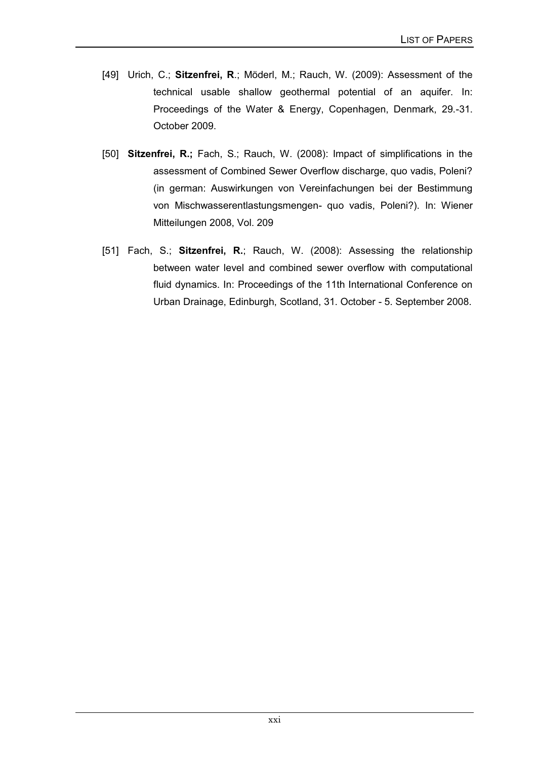[49] Urich, C.; **Sitzenfrei, R**.; Möderl, M.; Rauch, W. (2009): Assessment of the technical usable shallow geothermal potential of an aquifer. In: Proceedings of the Water & Energy, Copenhagen, Denmark, 29.-31. October 2009.

[50] **Sitzenfrei, R.;** Fach, S.; Rauch, W. (2008): Impact of simplifications in the assessment of Combined Sewer Overflow discharge, quo vadis, Poleni? (in german: Auswirkungen von Vereinfachungen bei der Bestimmung von Mischwasserentlastungsmengen- quo vadis, Poleni?). In: Wiener Mitteilungen 2008, Vol. 209

[51] Fach, S.; **Sitzenfrei, R.**; Rauch, W. (2008): Assessing the relationship between water level and combined sewer overflow with computational fluid dynamics. In: Proceedings of the 11th International Conference on Urban Drainage, Edinburgh, Scotland, 31. October - 5. September 2008.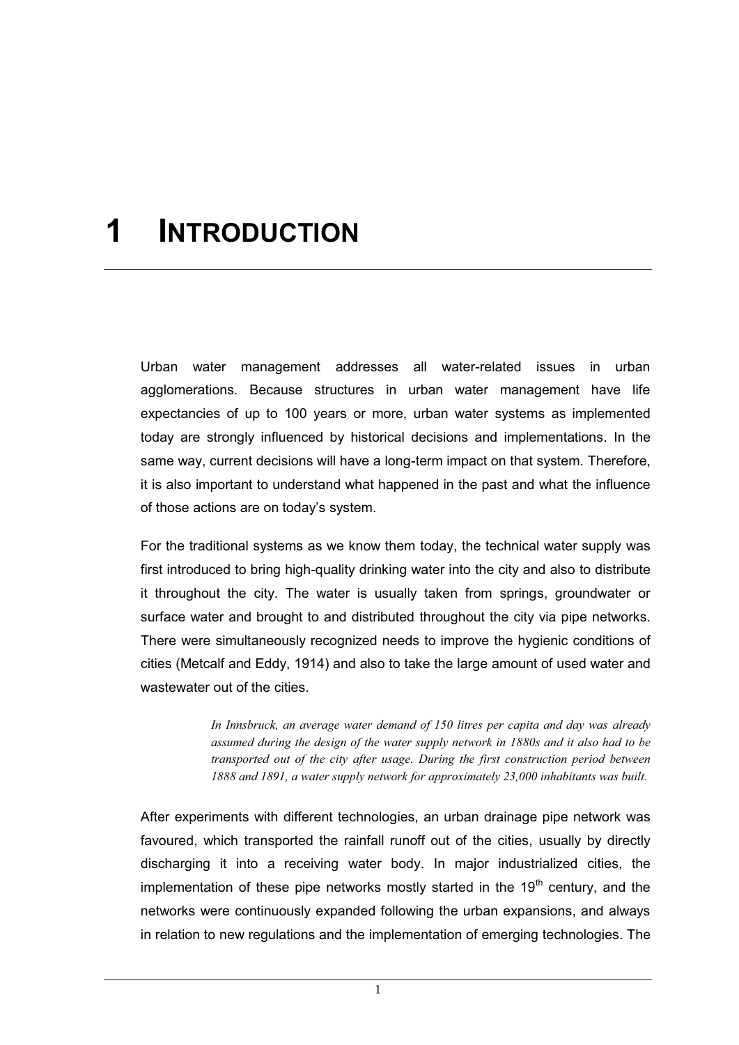# 1 INTRODUCTION

Urban water management addresses all water-related issues in urban agglomerations. Because structures in urban water management have life expectancies of up to 100 years or more, urban water systems as implemented today are strongly influenced by historical decisions and implementations. In the same way, current decisions will have a long-term impact on that system. Therefore, it is also important to understand what happened in the past and what the influence of those actions are on today's system.

For the traditional systems as we know them today, the technical water supply was first introduced to bring high-quality drinking water into the city and also to distribute it throughout the city. The water is usually taken from springs, groundwater or surface water and brought to and distributed throughout the city via pipe networks. There were simultaneously recognized needs to improve the hygienic conditions of cities (Metcalf and Eddy, 1914) and also to take the large amount of used water and wastewater out of the cities.

> *In Innsbruck, an average water demand of 150 litres per capita and day was already assumed during the design of the water supply network in 1880s and it also had to be transported out of the city after usage. During the first construction period between 1888 and 1891, a water supply network for approximately 23,000 inhabitants was built.*

After experiments with different technologies, an urban drainage pipe network was favoured, which transported the rainfall runoff out of the cities, usually by directly discharging it into a receiving water body. In major industrialized cities, the implementation of these pipe networks mostly started in the 19th century, and the networks were continuously expanded following the urban expansions, and always in relation to new regulations and the implementation of emerging technologies. The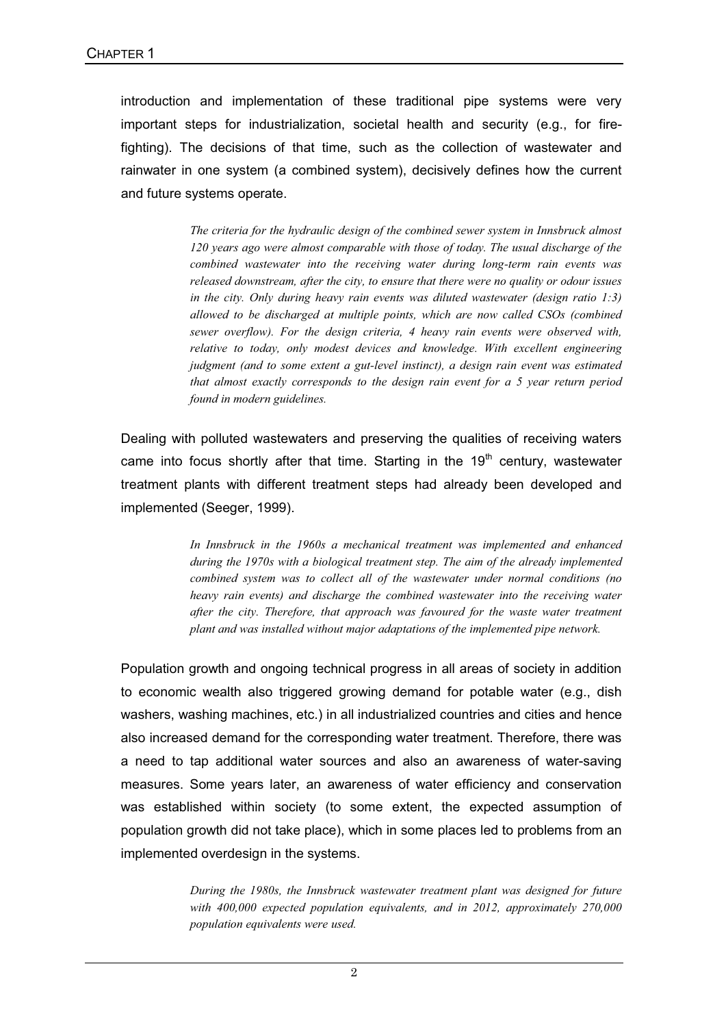introduction and implementation of these traditional pipe systems were very important steps for industrialization, societal health and security (e.g., for fire-fighting). The decisions of that time, such as the collection of wastewater and rainwater in one system (a combined system), decisively defines how the current and future systems operate.

> *The criteria for the hydraulic design of the combined sewer system in Innsbruck almost 120 years ago were almost comparable with those of today. The usual discharge of the combined wastewater into the receiving water during long-term rain events was released downstream, after the city, to ensure that there were no quality or odour issues in the city. Only during heavy rain events was diluted wastewater (design ratio 1:3) allowed to be discharged at multiple points, which are now called CSOs (combined sewer overflow). For the design criteria, 4 heavy rain events were observed with, relative to today, only modest devices and knowledge. With excellent engineering judgment (and to some extent a gut-level instinct), a design rain event was estimated that almost exactly corresponds to the design rain event for a 5 year return period found in modern guidelines.*

Dealing with polluted wastewaters and preserving the qualities of receiving waters came into focus shortly after that time. Starting in the 19th century, wastewater treatment plants with different treatment steps had already been developed and implemented (Seeger, 1999).

> *In Innsbruck in the 1960s a mechanical treatment was implemented and enhanced during the 1970s with a biological treatment step. The aim of the already implemented combined system was to collect all of the wastewater under normal conditions (no heavy rain events) and discharge the combined wastewater into the receiving water after the city. Therefore, that approach was favoured for the waste water treatment plant and was installed without major adaptations of the implemented pipe network.*

Population growth and ongoing technical progress in all areas of society in addition to economic wealth also triggered growing demand for potable water (e.g., dish washers, washing machines, etc.) in all industrialized countries and cities and hence also increased demand for the corresponding water treatment. Therefore, there was a need to tap additional water sources and also an awareness of water-saving measures. Some years later, an awareness of water efficiency and conservation was established within society (to some extent, the expected assumption of population growth did not take place), which in some places led to problems from an implemented overdesign in the systems.

> *During the 1980s, the Innsbruck wastewater treatment plant was designed for future with 400,000 expected population equivalents, and in 2012, approximately 270,000 population equivalents were used.*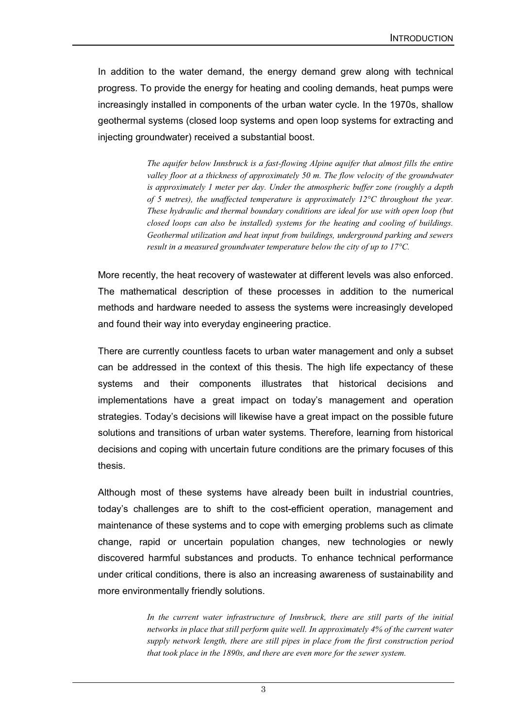In addition to the water demand, the energy demand grew along with technical progress. To provide the energy for heating and cooling demands, heat pumps were increasingly installed in components of the urban water cycle. In the 1970s, shallow geothermal systems (closed loop systems and open loop systems for extracting and injecting groundwater) received a substantial boost.

> *The aquifer below Innsbruck is a fast-flowing Alpine aquifer that almost fills the entire valley floor at a thickness of approximately 50 m. The flow velocity of the groundwater is approximately 1 meter per day. Under the atmospheric buffer zone (roughly a depth of 5 metres), the unaffected temperature is approximately 12°C throughout the year. These hydraulic and thermal boundary conditions are ideal for use with open loop (but closed loops can also be installed) systems for the heating and cooling of buildings. Geothermal utilization and heat input from buildings, underground parking and sewers result in a measured groundwater temperature below the city of up to 17°C.*

More recently, the heat recovery of wastewater at different levels was also enforced. The mathematical description of these processes in addition to the numerical methods and hardware needed to assess the systems were increasingly developed and found their way into everyday engineering practice.

There are currently countless facets to urban water management and only a subset can be addressed in the context of this thesis. The high life expectancy of these systems and their components illustrates that historical decisions and implementations have a great impact on today's management and operation strategies. Today's decisions will likewise have a great impact on the possible future solutions and transitions of urban water systems. Therefore, learning from historical decisions and coping with uncertain future conditions are the primary focuses of this thesis.

Although most of these systems have already been built in industrial countries, today's challenges are to shift to the cost-efficient operation, management and maintenance of these systems and to cope with emerging problems such as climate change, rapid or uncertain population changes, new technologies or newly discovered harmful substances and products. To enhance technical performance under critical conditions, there is also an increasing awareness of sustainability and more environmentally friendly solutions.

> *In the current water infrastructure of Innsbruck, there are still parts of the initial networks in place that still perform quite well. In approximately 4% of the current water supply network length, there are still pipes in place from the first construction period that took place in the 1890s, and there are even more for the sewer system.*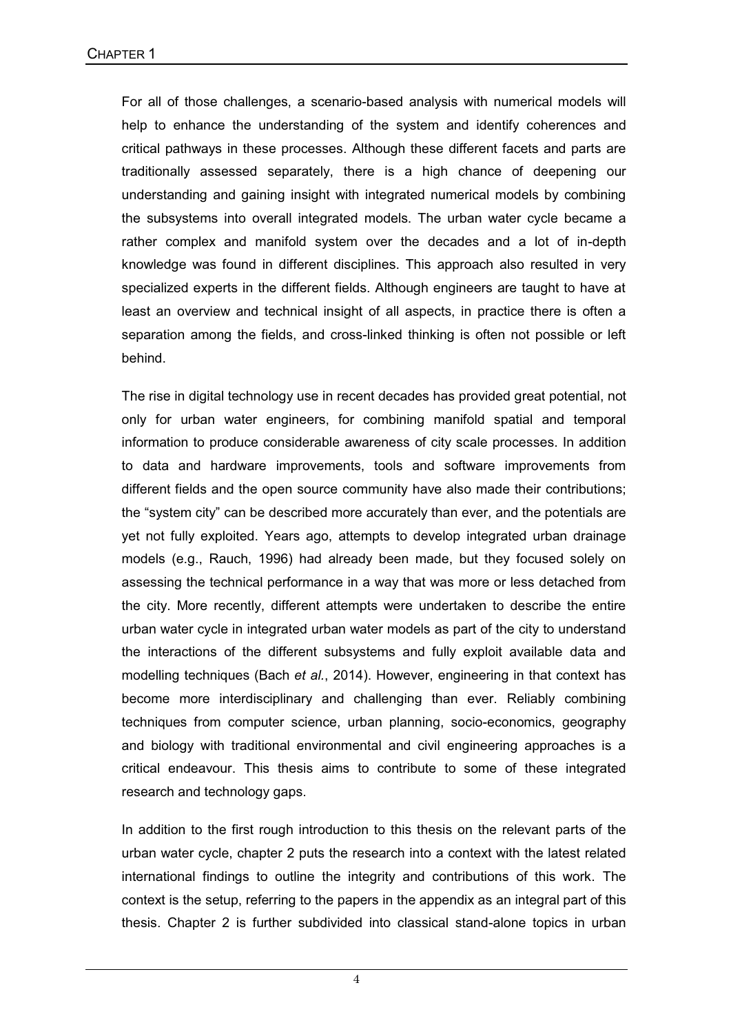For all of those challenges, a scenario-based analysis with numerical models will help to enhance the understanding of the system and identify coherences and critical pathways in these processes. Although these different facets and parts are traditionally assessed separately, there is a high chance of deepening our understanding and gaining insight with integrated numerical models by combining the subsystems into overall integrated models. The urban water cycle became a rather complex and manifold system over the decades and a lot of in-depth knowledge was found in different disciplines. This approach also resulted in very specialized experts in the different fields. Although engineers are taught to have at least an overview and technical insight of all aspects, in practice there is often a separation among the fields, and cross-linked thinking is often not possible or left behind.

The rise in digital technology use in recent decades has provided great potential, not only for urban water engineers, for combining manifold spatial and temporal information to produce considerable awareness of city scale processes. In addition to data and hardware improvements, tools and software improvements from different fields and the open source community have also made their contributions; the "system city" can be described more accurately than ever, and the potentials are yet not fully exploited. Years ago, attempts to develop integrated urban drainage models (e.g., Rauch, 1996) had already been made, but they focused solely on assessing the technical performance in a way that was more or less detached from the city. More recently, different attempts were undertaken to describe the entire urban water cycle in integrated urban water models as part of the city to understand the interactions of the different subsystems and fully exploit available data and modelling techniques (Bach *et al.*, 2014). However, engineering in that context has become more interdisciplinary and challenging than ever. Reliably combining techniques from computer science, urban planning, socio-economics, geography and biology with traditional environmental and civil engineering approaches is a critical endeavour. This thesis aims to contribute to some of these integrated research and technology gaps.

In addition to the first rough introduction to this thesis on the relevant parts of the urban water cycle, chapter 2 puts the research into a context with the latest related international findings to outline the integrity and contributions of this work. The context is the setup, referring to the papers in the appendix as an integral part of this thesis. Chapter 2 is further subdivided into classical stand-alone topics in urban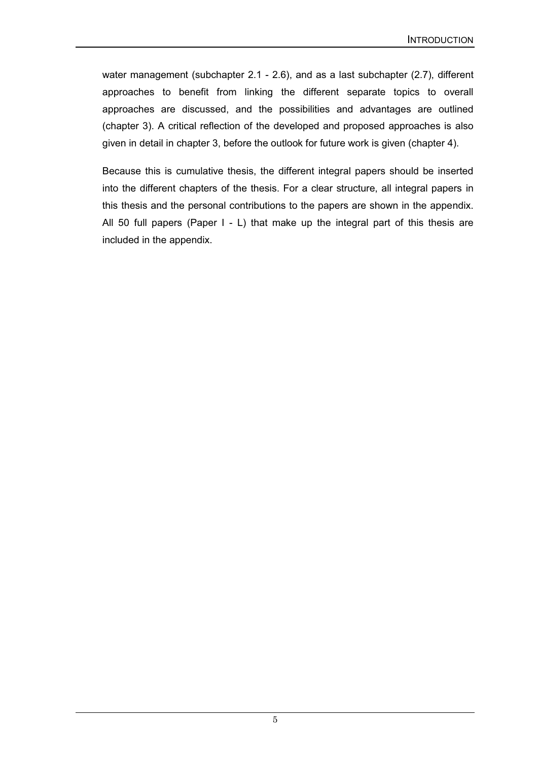water management (subchapter 2.1 - 2.6), and as a last subchapter (2.7), different approaches to benefit from linking the different separate topics to overall approaches are discussed, and the possibilities and advantages are outlined (chapter 3). A critical reflection of the developed and proposed approaches is also given in detail in chapter 3, before the outlook for future work is given (chapter 4).

Because this is cumulative thesis, the different integral papers should be inserted into the different chapters of the thesis. For a clear structure, all integral papers in this thesis and the personal contributions to the papers are shown in the appendix. All 50 full papers (Paper I - L) that make up the integral part of this thesis are included in the appendix.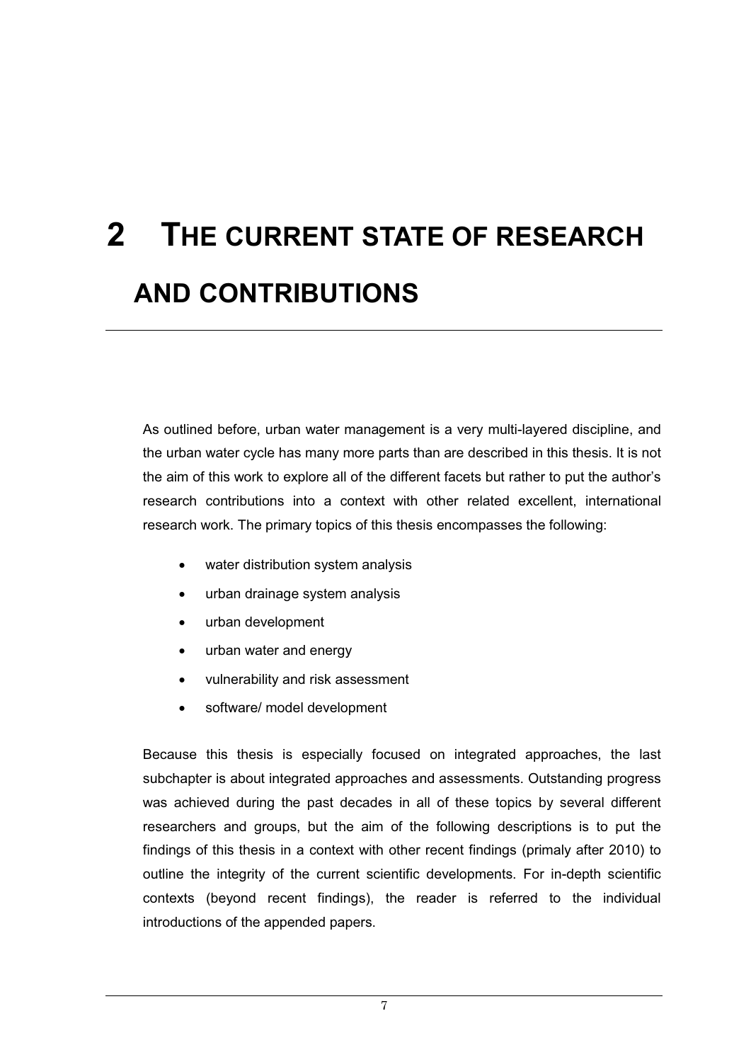# 2 The current state of research and contributions

As outlined before, urban water management is a very multi-layered discipline, and the urban water cycle has many more parts than are described in this thesis. It is not the aim of this work to explore all of the different facets but rather to put the author's research contributions into a context with other related excellent, international research work. The primary topics of this thesis encompasses the following:

- water distribution system analysis
- urban drainage system analysis
- urban development
- urban water and energy
- vulnerability and risk assessment
- software/ model development

Because this thesis is especially focused on integrated approaches, the last subchapter is about integrated approaches and assessments. Outstanding progress was achieved during the past decades in all of these topics by several different researchers and groups, but the aim of the following descriptions is to put the findings of this thesis in a context with other recent findings (primaly after 2010) to outline the integrity of the current scientific developments. For in-depth scientific contexts (beyond recent findings), the reader is referred to the individual introductions of the appended papers.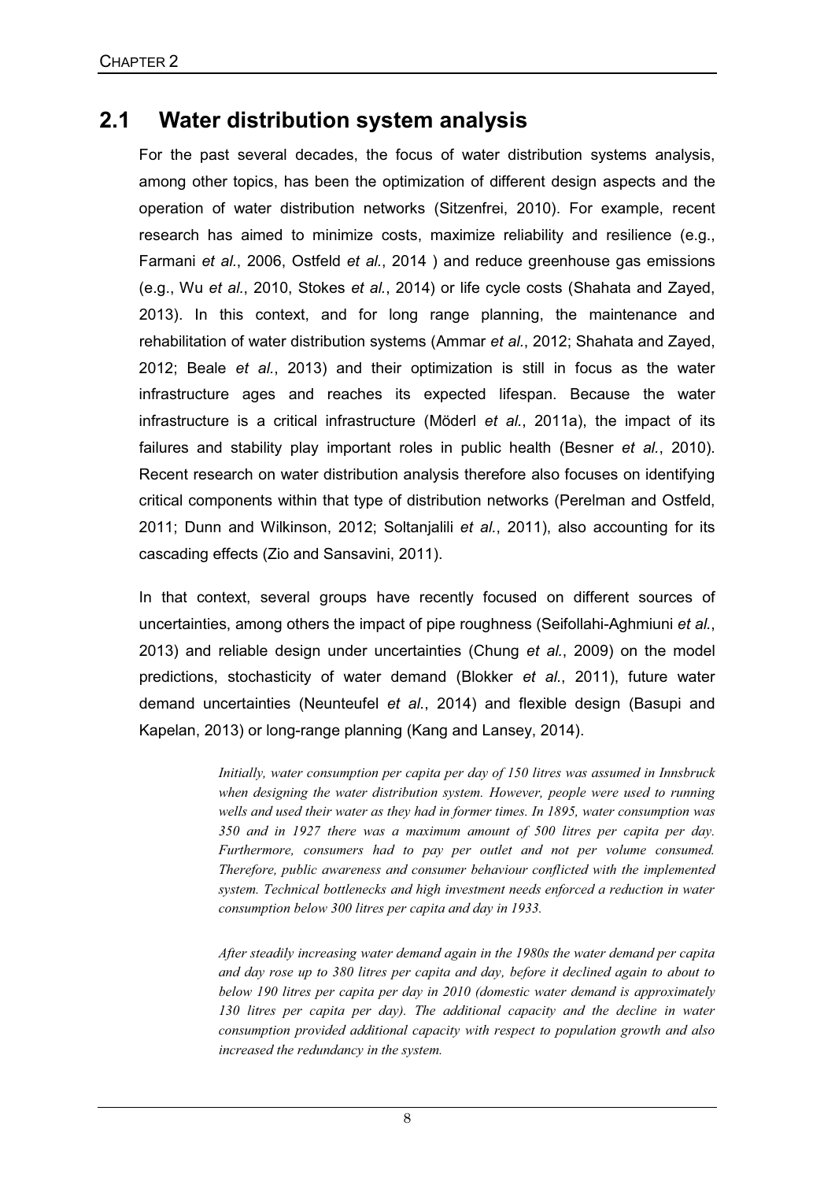## 2.1 Water distribution system analysis

For the past several decades, the focus of water distribution systems analysis, among other topics, has been the optimization of different design aspects and the operation of water distribution networks (Sitzenfrei, 2010). For example, recent research has aimed to minimize costs, maximize reliability and resilience (e.g., Farmani *et al.*, 2006, Ostfeld *et al.*, 2014 ) and reduce greenhouse gas emissions (e.g., Wu *et al.*, 2010, Stokes *et al.*, 2014) or life cycle costs (Shahata and Zayed, 2013). In this context, and for long range planning, the maintenance and rehabilitation of water distribution systems (Ammar *et al.*, 2012; Shahata and Zayed, 2012; Beale *et al.*, 2013) and their optimization is still in focus as the water infrastructure ages and reaches its expected lifespan. Because the water infrastructure is a critical infrastructure (Möderl *et al.*, 2011a), the impact of its failures and stability play important roles in public health (Besner *et al.*, 2010). Recent research on water distribution analysis therefore also focuses on identifying critical components within that type of distribution networks (Perelman and Ostfeld, 2011; Dunn and Wilkinson, 2012; Soltanjalili *et al.*, 2011), also accounting for its cascading effects (Zio and Sansavini, 2011).

In that context, several groups have recently focused on different sources of uncertainties, among others the impact of pipe roughness (Seifollahi-Aghmiuni *et al.*, 2013) and reliable design under uncertainties (Chung *et al.*, 2009) on the model predictions, stochasticity of water demand (Blokker *et al.*, 2011), future water demand uncertainties (Neunteufel *et al.*, 2014) and flexible design (Basupi and Kapelan, 2013) or long-range planning (Kang and Lansey, 2014).

> *Initially, water consumption per capita per day of 150 litres was assumed in Innsbruck when designing the water distribution system. However, people were used to running wells and used their water as they had in former times. In 1895, water consumption was 350 and in 1927 there was a maximum amount of 500 litres per capita per day. Furthermore, consumers had to pay per outlet and not per volume consumed. Therefore, public awareness and consumer behaviour conflicted with the implemented system. Technical bottlenecks and high investment needs enforced a reduction in water consumption below 300 litres per capita and day in 1933.*
>
> *After steadily increasing water demand again in the 1980s the water demand per capita and day rose up to 380 litres per capita and day, before it declined again to about to below 190 litres per capita per day in 2010 (domestic water demand is approximately 130 litres per capita per day). The additional capacity and the decline in water consumption provided additional capacity with respect to population growth and also increased the redundancy in the system.*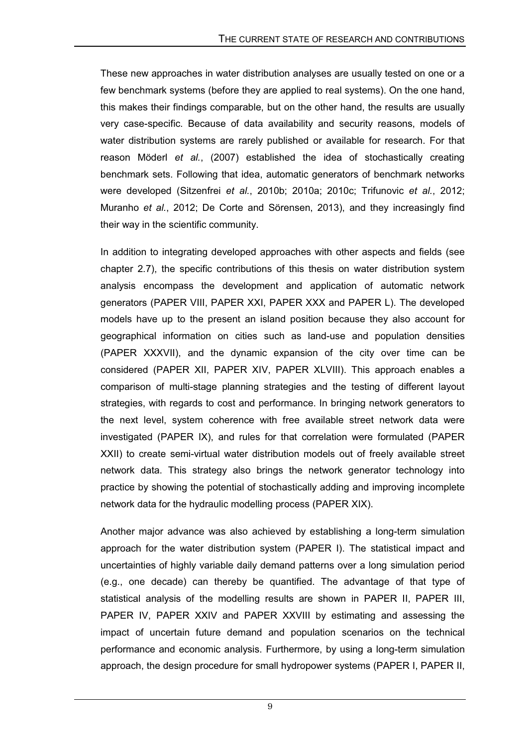These new approaches in water distribution analyses are usually tested on one or a few benchmark systems (before they are applied to real systems). On the one hand, this makes their findings comparable, but on the other hand, the results are usually very case-specific. Because of data availability and security reasons, models of water distribution systems are rarely published or available for research. For that reason Möderl *et al.*, (2007) established the idea of stochastically creating benchmark sets. Following that idea, automatic generators of benchmark networks were developed (Sitzenfrei *et al.*, 2010b; 2010a; 2010c; Trifunovic *et al.*, 2012; Muranho *et al.*, 2012; De Corte and Sörensen, 2013), and they increasingly find their way in the scientific community.

In addition to integrating developed approaches with other aspects and fields (see chapter 2.7), the specific contributions of this thesis on water distribution system analysis encompass the development and application of automatic network generators (PAPER VIII, PAPER XXI, PAPER XXX and PAPER L). The developed models have up to the present an island position because they also account for geographical information on cities such as land-use and population densities (PAPER XXXVII), and the dynamic expansion of the city over time can be considered (PAPER XII, PAPER XIV, PAPER XLVIII). This approach enables a comparison of multi-stage planning strategies and the testing of different layout strategies, with regards to cost and performance. In bringing network generators to the next level, system coherence with free available street network data were investigated (PAPER IX), and rules for that correlation were formulated (PAPER XXII) to create semi-virtual water distribution models out of freely available street network data. This strategy also brings the network generator technology into practice by showing the potential of stochastically adding and improving incomplete network data for the hydraulic modelling process (PAPER XIX).

Another major advance was also achieved by establishing a long-term simulation approach for the water distribution system (PAPER I). The statistical impact and uncertainties of highly variable daily demand patterns over a long simulation period (e.g., one decade) can thereby be quantified. The advantage of that type of statistical analysis of the modelling results are shown in PAPER II, PAPER III, PAPER IV, PAPER XXIV and PAPER XXVIII by estimating and assessing the impact of uncertain future demand and population scenarios on the technical performance and economic analysis. Furthermore, by using a long-term simulation approach, the design procedure for small hydropower systems (PAPER I, PAPER II,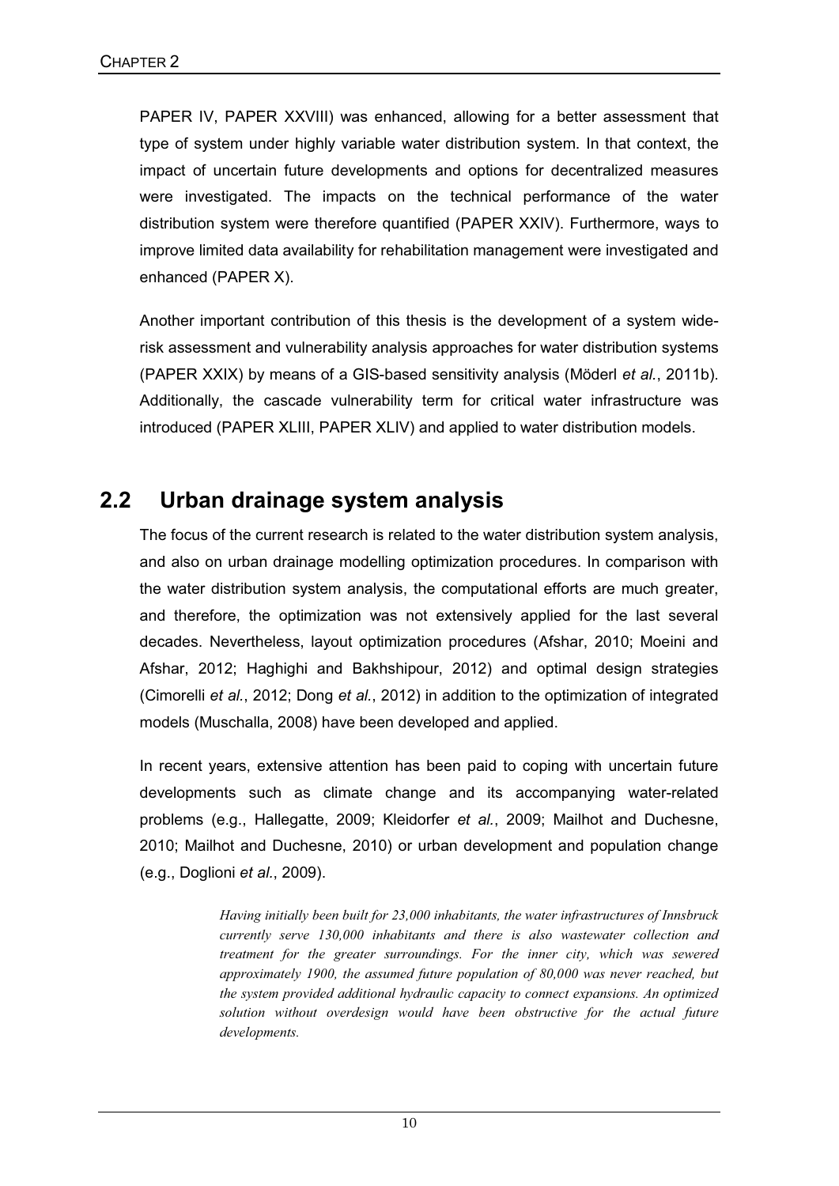PAPER IV, PAPER XXVIII) was enhanced, allowing for a better assessment that type of system under highly variable water distribution system. In that context, the impact of uncertain future developments and options for decentralized measures were investigated. The impacts on the technical performance of the water distribution system were therefore quantified (PAPER XXIV). Furthermore, ways to improve limited data availability for rehabilitation management were investigated and enhanced (PAPER X).

Another important contribution of this thesis is the development of a system wide-risk assessment and vulnerability analysis approaches for water distribution systems (PAPER XXIX) by means of a GIS-based sensitivity analysis (Möderl *et al.*, 2011b). Additionally, the cascade vulnerability term for critical water infrastructure was introduced (PAPER XLIII, PAPER XLIV) and applied to water distribution models.

## 2.2 Urban drainage system analysis

The focus of the current research is related to the water distribution system analysis, and also on urban drainage modelling optimization procedures. In comparison with the water distribution system analysis, the computational efforts are much greater, and therefore, the optimization was not extensively applied for the last several decades. Nevertheless, layout optimization procedures (Afshar, 2010; Moeini and Afshar, 2012; Haghighi and Bakhshipour, 2012) and optimal design strategies (Cimorelli *et al.*, 2012; Dong *et al.*, 2012) in addition to the optimization of integrated models (Muschalla, 2008) have been developed and applied.

In recent years, extensive attention has been paid to coping with uncertain future developments such as climate change and its accompanying water-related problems (e.g., Hallegatte, 2009; Kleidorfer *et al.*, 2009; Mailhot and Duchesne, 2010; Mailhot and Duchesne, 2010) or urban development and population change (e.g., Doglioni *et al.*, 2009).

> *Having initially been built for 23,000 inhabitants, the water infrastructures of Innsbruck currently serve 130,000 inhabitants and there is also wastewater collection and treatment for the greater surroundings. For the inner city, which was sewered approximately 1900, the assumed future population of 80,000 was never reached, but the system provided additional hydraulic capacity to connect expansions. An optimized solution without overdesign would have been obstructive for the actual future developments.*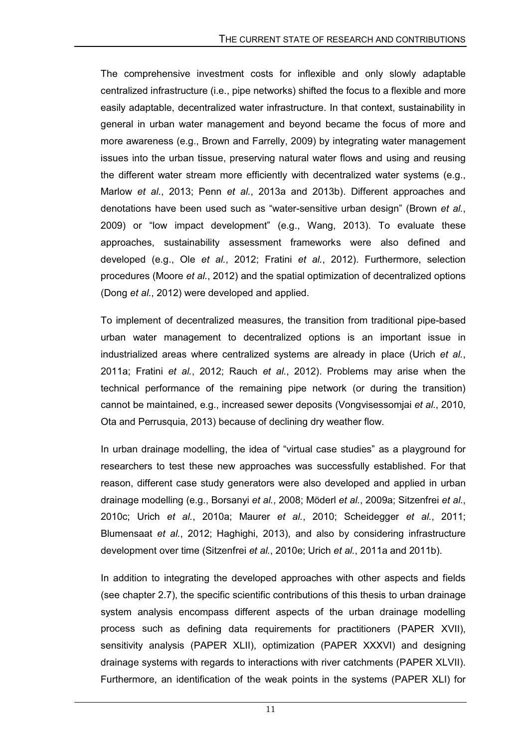The comprehensive investment costs for inflexible and only slowly adaptable centralized infrastructure (i.e., pipe networks) shifted the focus to a flexible and more easily adaptable, decentralized water infrastructure. In that context, sustainability in general in urban water management and beyond became the focus of more and more awareness (e.g., Brown and Farrelly, 2009) by integrating water management issues into the urban tissue, preserving natural water flows and using and reusing the different water stream more efficiently with decentralized water systems (e.g., Marlow *et al.*, 2013; Penn *et al.*, 2013a and 2013b). Different approaches and denotations have been used such as "water-sensitive urban design" (Brown *et al.*, 2009) or "low impact development" (e.g., Wang, 2013). To evaluate these approaches, sustainability assessment frameworks were also defined and developed (e.g., Ole *et al.*, 2012; Fratini *et al.*, 2012). Furthermore, selection procedures (Moore *et al.*, 2012) and the spatial optimization of decentralized options (Dong *et al.*, 2012) were developed and applied.

To implement of decentralized measures, the transition from traditional pipe-based urban water management to decentralized options is an important issue in industrialized areas where centralized systems are already in place (Urich *et al.*, 2011a; Fratini *et al.*, 2012; Rauch *et al.*, 2012). Problems may arise when the technical performance of the remaining pipe network (or during the transition) cannot be maintained, e.g., increased sewer deposits (Vongvisessomjai *et al.*, 2010, Ota and Perrusquia, 2013) because of declining dry weather flow.

In urban drainage modelling, the idea of "virtual case studies" as a playground for researchers to test these new approaches was successfully established. For that reason, different case study generators were also developed and applied in urban drainage modelling (e.g., Borsanyi *et al.*, 2008; Möderl *et al.*, 2009a; Sitzenfrei *et al.*, 2010c; Urich *et al.*, 2010a; Maurer *et al.*, 2010; Scheidegger *et al.*, 2011; Blumensaat *et al.*, 2012; Haghighi, 2013), and also by considering infrastructure development over time (Sitzenfrei *et al.*, 2010e; Urich *et al.*, 2011a and 2011b).

In addition to integrating the developed approaches with other aspects and fields (see chapter 2.7), the specific scientific contributions of this thesis to urban drainage system analysis encompass different aspects of the urban drainage modelling process such as defining data requirements for practitioners (PAPER XVII), sensitivity analysis (PAPER XLII), optimization (PAPER XXXVI) and designing drainage systems with regards to interactions with river catchments (PAPER XLVII). Furthermore, an identification of the weak points in the systems (PAPER XLI) for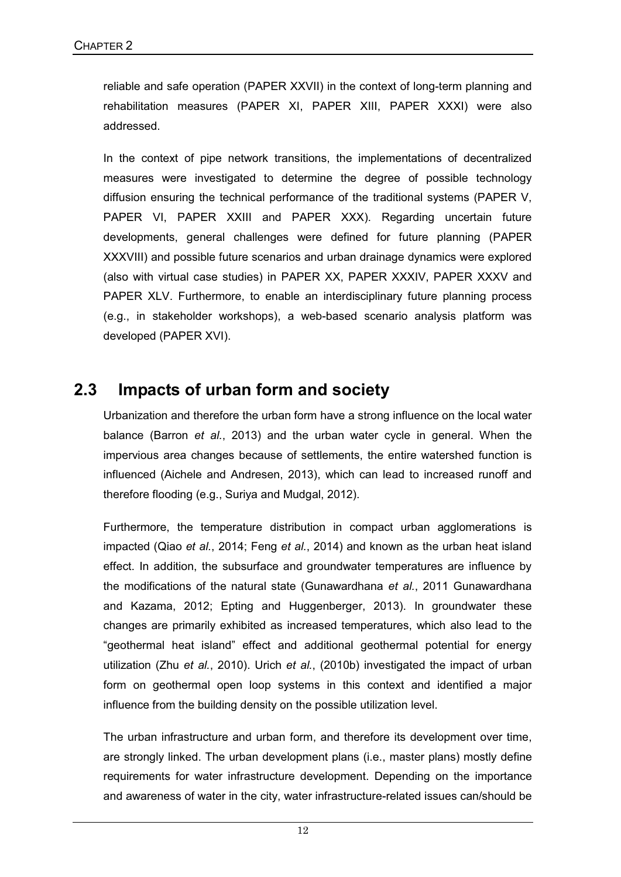reliable and safe operation (PAPER XXVII) in the context of long-term planning and rehabilitation measures (PAPER XI, PAPER XIII, PAPER XXXI) were also addressed.

In the context of pipe network transitions, the implementations of decentralized measures were investigated to determine the degree of possible technology diffusion ensuring the technical performance of the traditional systems (PAPER V, PAPER VI, PAPER XXIII and PAPER XXX). Regarding uncertain future developments, general challenges were defined for future planning (PAPER XXXVIII) and possible future scenarios and urban drainage dynamics were explored (also with virtual case studies) in PAPER XX, PAPER XXXIV, PAPER XXXV and PAPER XLV. Furthermore, to enable an interdisciplinary future planning process (e.g., in stakeholder workshops), a web-based scenario analysis platform was developed (PAPER XVI).

## 2.3 Impacts of urban form and society

Urbanization and therefore the urban form have a strong influence on the local water balance (Barron *et al.*, 2013) and the urban water cycle in general. When the impervious area changes because of settlements, the entire watershed function is influenced (Aichele and Andresen, 2013), which can lead to increased runoff and therefore flooding (e.g., Suriya and Mudgal, 2012).

Furthermore, the temperature distribution in compact urban agglomerations is impacted (Qiao *et al.*, 2014; Feng *et al.*, 2014) and known as the urban heat island effect. In addition, the subsurface and groundwater temperatures are influence by the modifications of the natural state (Gunawardhana *et al.*, 2011 Gunawardhana and Kazama, 2012; Epting and Huggenberger, 2013). In groundwater these changes are primarily exhibited as increased temperatures, which also lead to the "geothermal heat island" effect and additional geothermal potential for energy utilization (Zhu *et al.*, 2010). Urich *et al.*, (2010b) investigated the impact of urban form on geothermal open loop systems in this context and identified a major influence from the building density on the possible utilization level.

The urban infrastructure and urban form, and therefore its development over time, are strongly linked. The urban development plans (i.e., master plans) mostly define requirements for water infrastructure development. Depending on the importance and awareness of water in the city, water infrastructure-related issues can/should be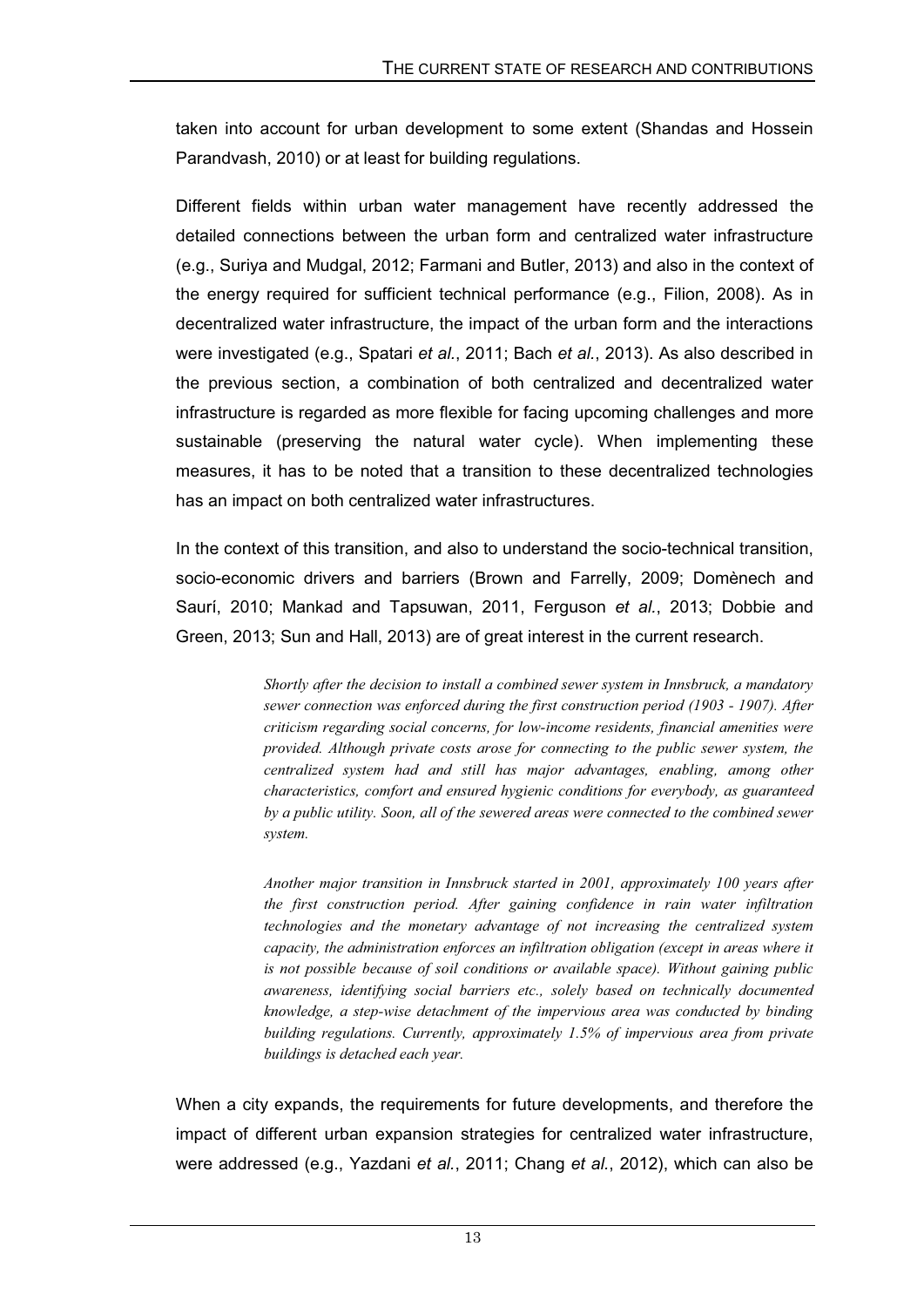taken into account for urban development to some extent (Shandas and Hossein Parandvash, 2010) or at least for building regulations.

Different fields within urban water management have recently addressed the detailed connections between the urban form and centralized water infrastructure (e.g., Suriya and Mudgal, 2012; Farmani and Butler, 2013) and also in the context of the energy required for sufficient technical performance (e.g., Filion, 2008). As in decentralized water infrastructure, the impact of the urban form and the interactions were investigated (e.g., Spatari *et al.*, 2011; Bach *et al.*, 2013). As also described in the previous section, a combination of both centralized and decentralized water infrastructure is regarded as more flexible for facing upcoming challenges and more sustainable (preserving the natural water cycle). When implementing these measures, it has to be noted that a transition to these decentralized technologies has an impact on both centralized water infrastructures.

In the context of this transition, and also to understand the socio-technical transition, socio-economic drivers and barriers (Brown and Farrelly, 2009; Domènech and Saurí, 2010; Mankad and Tapsuwan, 2011, Ferguson *et al.*, 2013; Dobbie and Green, 2013; Sun and Hall, 2013) are of great interest in the current research.

> *Shortly after the decision to install a combined sewer system in Innsbruck, a mandatory sewer connection was enforced during the first construction period (1903 - 1907). After criticism regarding social concerns, for low-income residents, financial amenities were provided. Although private costs arose for connecting to the public sewer system, the centralized system had and still has major advantages, enabling, among other characteristics, comfort and ensured hygienic conditions for everybody, as guaranteed by a public utility. Soon, all of the sewered areas were connected to the combined sewer system.*
>
> *Another major transition in Innsbruck started in 2001, approximately 100 years after the first construction period. After gaining confidence in rain water infiltration technologies and the monetary advantage of not increasing the centralized system capacity, the administration enforces an infiltration obligation (except in areas where it is not possible because of soil conditions or available space). Without gaining public awareness, identifying social barriers etc., solely based on technically documented knowledge, a step-wise detachment of the impervious area was conducted by binding building regulations. Currently, approximately 1.5% of impervious area from private buildings is detached each year.*

When a city expands, the requirements for future developments, and therefore the impact of different urban expansion strategies for centralized water infrastructure, were addressed (e.g., Yazdani *et al.*, 2011; Chang *et al.*, 2012), which can also be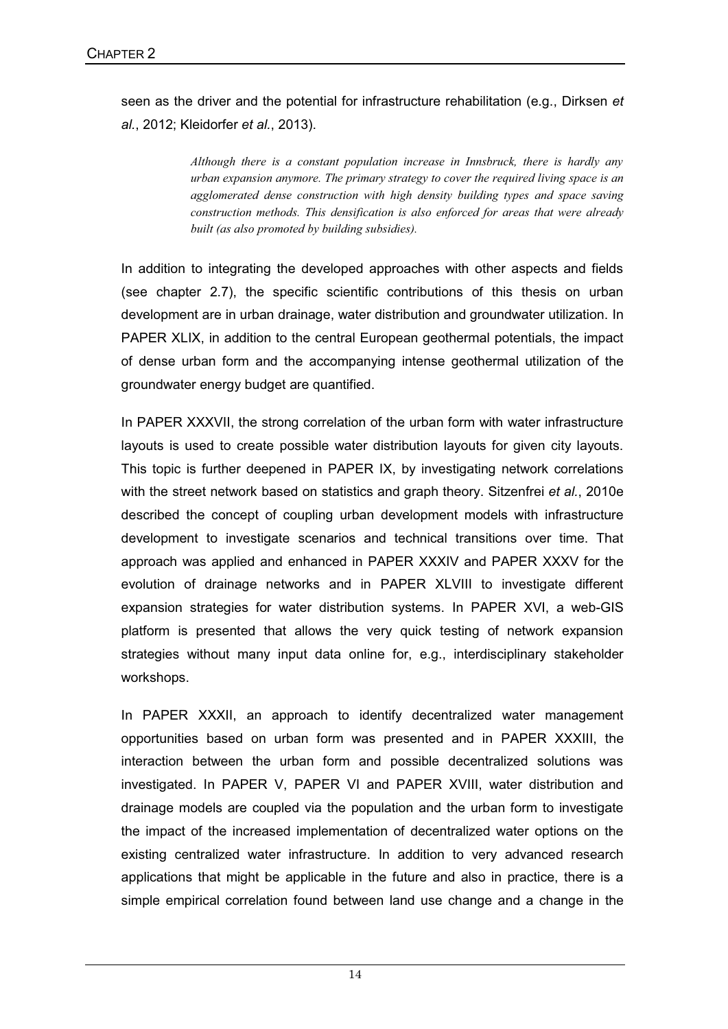seen as the driver and the potential for infrastructure rehabilitation (e.g., Dirksen *et al.*, 2012; Kleidorfer *et al.*, 2013).

> *Although there is a constant population increase in Innsbruck, there is hardly any urban expansion anymore. The primary strategy to cover the required living space is an agglomerated dense construction with high density building types and space saving construction methods. This densification is also enforced for areas that were already built (as also promoted by building subsidies).*

In addition to integrating the developed approaches with other aspects and fields (see chapter 2.7), the specific scientific contributions of this thesis on urban development are in urban drainage, water distribution and groundwater utilization. In PAPER XLIX, in addition to the central European geothermal potentials, the impact of dense urban form and the accompanying intense geothermal utilization of the groundwater energy budget are quantified.

In PAPER XXXVII, the strong correlation of the urban form with water infrastructure layouts is used to create possible water distribution layouts for given city layouts. This topic is further deepened in PAPER IX, by investigating network correlations with the street network based on statistics and graph theory. Sitzenfrei *et al.*, 2010e described the concept of coupling urban development models with infrastructure development to investigate scenarios and technical transitions over time. That approach was applied and enhanced in PAPER XXXIV and PAPER XXXV for the evolution of drainage networks and in PAPER XLVIII to investigate different expansion strategies for water distribution systems. In PAPER XVI, a web-GIS platform is presented that allows the very quick testing of network expansion strategies without many input data online for, e.g., interdisciplinary stakeholder workshops.

In PAPER XXXII, an approach to identify decentralized water management opportunities based on urban form was presented and in PAPER XXXIII, the interaction between the urban form and possible decentralized solutions was investigated. In PAPER V, PAPER VI and PAPER XVIII, water distribution and drainage models are coupled via the population and the urban form to investigate the impact of the increased implementation of decentralized water options on the existing centralized water infrastructure. In addition to very advanced research applications that might be applicable in the future and also in practice, there is a simple empirical correlation found between land use change and a change in the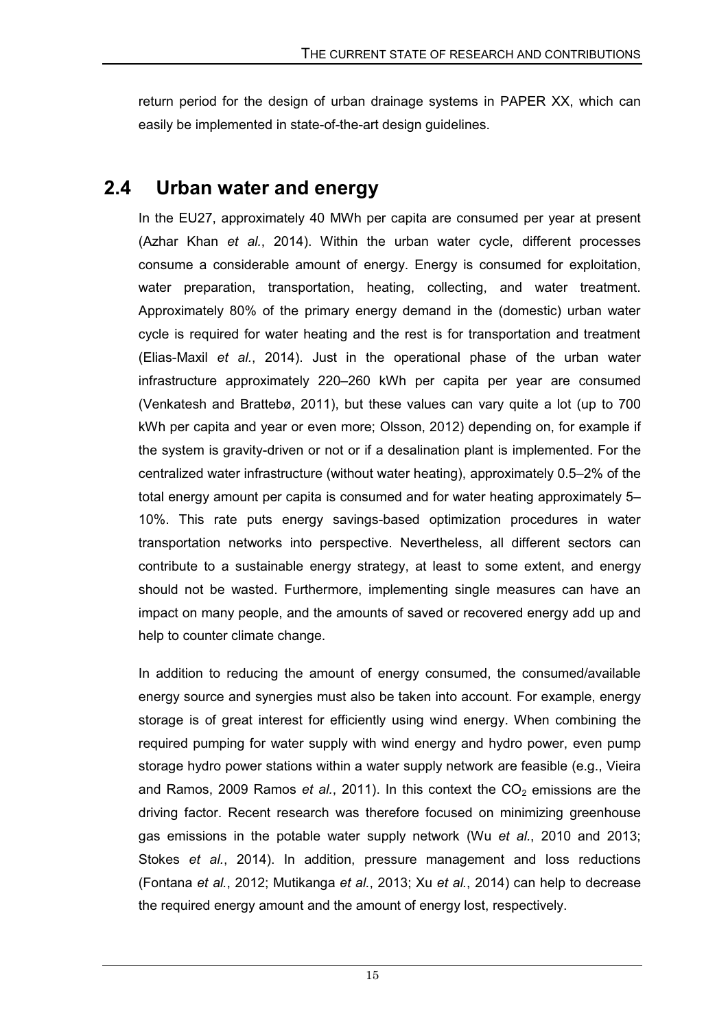return period for the design of urban drainage systems in PAPER XX, which can easily be implemented in state-of-the-art design guidelines.

## 2.4 Urban water and energy

In the EU27, approximately 40 MWh per capita are consumed per year at present (Azhar Khan *et al.*, 2014). Within the urban water cycle, different processes consume a considerable amount of energy. Energy is consumed for exploitation, water preparation, transportation, heating, collecting, and water treatment. Approximately 80% of the primary energy demand in the (domestic) urban water cycle is required for water heating and the rest is for transportation and treatment (Elias-Maxil *et al.*, 2014). Just in the operational phase of the urban water infrastructure approximately 220–260 kWh per capita per year are consumed (Venkatesh and Brattebø, 2011), but these values can vary quite a lot (up to 700 kWh per capita and year or even more; Olsson, 2012) depending on, for example if the system is gravity-driven or not or if a desalination plant is implemented. For the centralized water infrastructure (without water heating), approximately 0.5–2% of the total energy amount per capita is consumed and for water heating approximately 5–10%. This rate puts energy savings-based optimization procedures in water transportation networks into perspective. Nevertheless, all different sectors can contribute to a sustainable energy strategy, at least to some extent, and energy should not be wasted. Furthermore, implementing single measures can have an impact on many people, and the amounts of saved or recovered energy add up and help to counter climate change.

In addition to reducing the amount of energy consumed, the consumed/available energy source and synergies must also be taken into account. For example, energy storage is of great interest for efficiently using wind energy. When combining the required pumping for water supply with wind energy and hydro power, even pump storage hydro power stations within a water supply network are feasible (e.g., Vieira and Ramos, 2009 Ramos *et al.*, 2011). In this context the $CO_2$ emissions are the driving factor. Recent research was therefore focused on minimizing greenhouse gas emissions in the potable water supply network (Wu *et al.*, 2010 and 2013; Stokes *et al.*, 2014). In addition, pressure management and loss reductions (Fontana *et al.*, 2012; Mutikanga *et al.*, 2013; Xu *et al.*, 2014) can help to decrease the required energy amount and the amount of energy lost, respectively.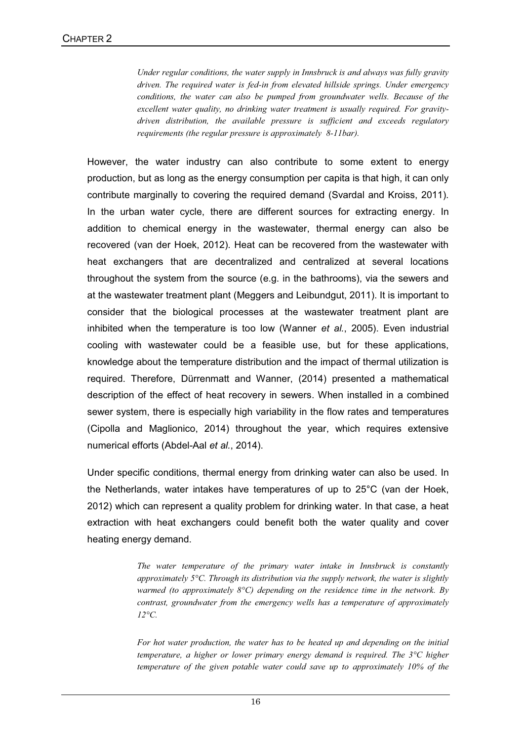*Under regular conditions, the water supply in Innsbruck is and always was fully gravity driven. The required water is fed-in from elevated hillside springs. Under emergency conditions, the water can also be pumped from groundwater wells. Because of the excellent water quality, no drinking water treatment is usually required. For gravity-driven distribution, the available pressure is sufficient and exceeds regulatory requirements (the regular pressure is approximately 8-11bar).*

However, the water industry can also contribute to some extent to energy production, but as long as the energy consumption per capita is that high, it can only contribute marginally to covering the required demand (Svardal and Kroiss, 2011). In the urban water cycle, there are different sources for extracting energy. In addition to chemical energy in the wastewater, thermal energy can also be recovered (van der Hoek, 2012). Heat can be recovered from the wastewater with heat exchangers that are decentralized and centralized at several locations throughout the system from the source (e.g. in the bathrooms), via the sewers and at the wastewater treatment plant (Meggers and Leibundgut, 2011). It is important to consider that the biological processes at the wastewater treatment plant are inhibited when the temperature is too low (Wanner *et al.*, 2005). Even industrial cooling with wastewater could be a feasible use, but for these applications, knowledge about the temperature distribution and the impact of thermal utilization is required. Therefore, Dürrenmatt and Wanner, (2014) presented a mathematical description of the effect of heat recovery in sewers. When installed in a combined sewer system, there is especially high variability in the flow rates and temperatures (Cipolla and Maglionico, 2014) throughout the year, which requires extensive numerical efforts (Abdel-Aal *et al.*, 2014).

Under specific conditions, thermal energy from drinking water can also be used. In the Netherlands, water intakes have temperatures of up to 25°C (van der Hoek, 2012) which can represent a quality problem for drinking water. In that case, a heat extraction with heat exchangers could benefit both the water quality and cover heating energy demand.

*The water temperature of the primary water intake in Innsbruck is constantly approximately 5°C. Through its distribution via the supply network, the water is slightly warmed (to approximately 8°C) depending on the residence time in the network. By contrast, groundwater from the emergency wells has a temperature of approximately 12°C.*

*For hot water production, the water has to be heated up and depending on the initial temperature, a higher or lower primary energy demand is required. The 3°C higher temperature of the given potable water could save up to approximately 10% of the*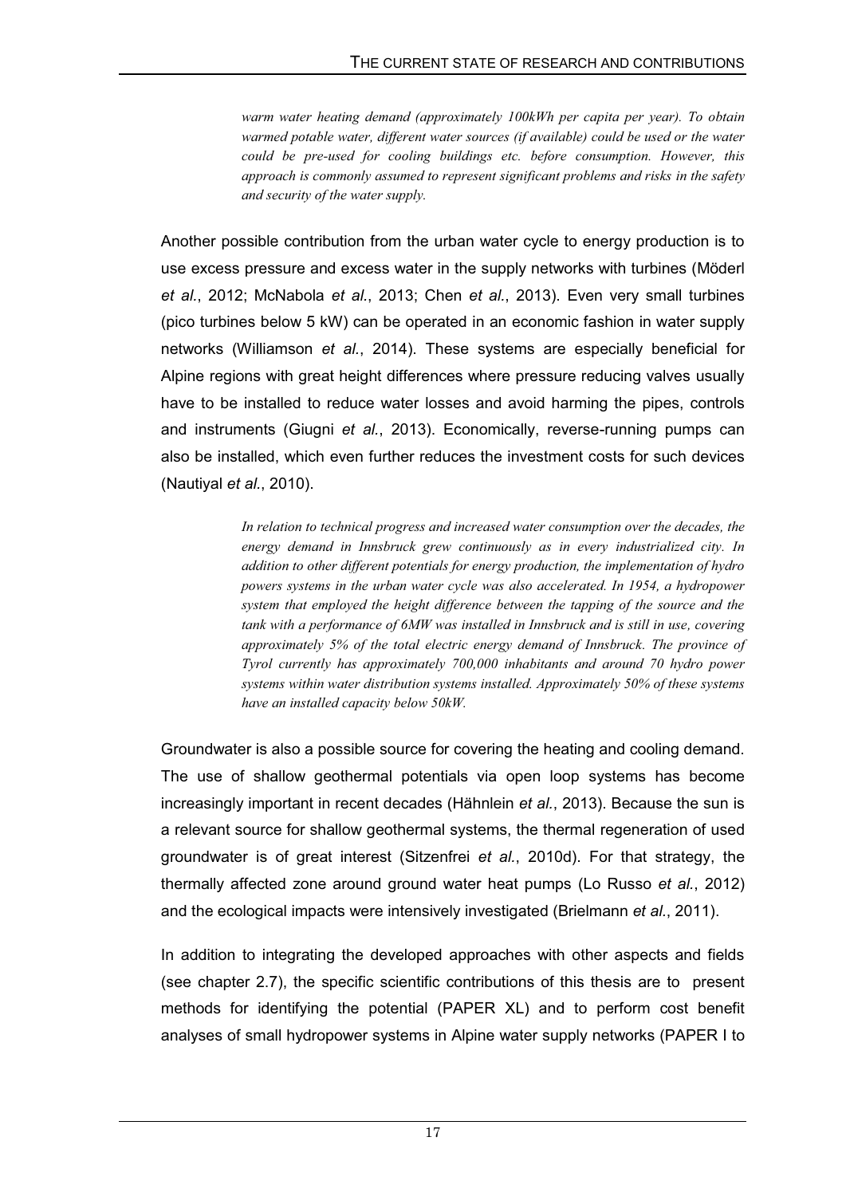*warm water heating demand (approximately 100kWh per capita per year). To obtain warmed potable water, different water sources (if available) could be used or the water could be pre-used for cooling buildings etc. before consumption. However, this approach is commonly assumed to represent significant problems and risks in the safety and security of the water supply.*

Another possible contribution from the urban water cycle to energy production is to use excess pressure and excess water in the supply networks with turbines (Möderl *et al.*, 2012; McNabola *et al.*, 2013; Chen *et al.*, 2013). Even very small turbines (pico turbines below 5 kW) can be operated in an economic fashion in water supply networks (Williamson *et al.*, 2014). These systems are especially beneficial for Alpine regions with great height differences where pressure reducing valves usually have to be installed to reduce water losses and avoid harming the pipes, controls and instruments (Giugni *et al.*, 2013). Economically, reverse-running pumps can also be installed, which even further reduces the investment costs for such devices (Nautiyal *et al.*, 2010).

*In relation to technical progress and increased water consumption over the decades, the energy demand in Innsbruck grew continuously as in every industrialized city. In addition to other different potentials for energy production, the implementation of hydro powers systems in the urban water cycle was also accelerated. In 1954, a hydropower system that employed the height difference between the tapping of the source and the tank with a performance of 6MW was installed in Innsbruck and is still in use, covering approximately 5% of the total electric energy demand of Innsbruck. The province of Tyrol currently has approximately 700,000 inhabitants and around 70 hydro power systems within water distribution systems installed. Approximately 50% of these systems have an installed capacity below 50kW.*

Groundwater is also a possible source for covering the heating and cooling demand. The use of shallow geothermal potentials via open loop systems has become increasingly important in recent decades (Hähnlein *et al.*, 2013). Because the sun is a relevant source for shallow geothermal systems, the thermal regeneration of used groundwater is of great interest (Sitzenfrei *et al.*, 2010d). For that strategy, the thermally affected zone around ground water heat pumps (Lo Russo *et al.*, 2012) and the ecological impacts were intensively investigated (Brielmann *et al.*, 2011).

In addition to integrating the developed approaches with other aspects and fields (see chapter 2.7), the specific scientific contributions of this thesis are to present methods for identifying the potential (PAPER XL) and to perform cost benefit analyses of small hydropower systems in Alpine water supply networks (PAPER I to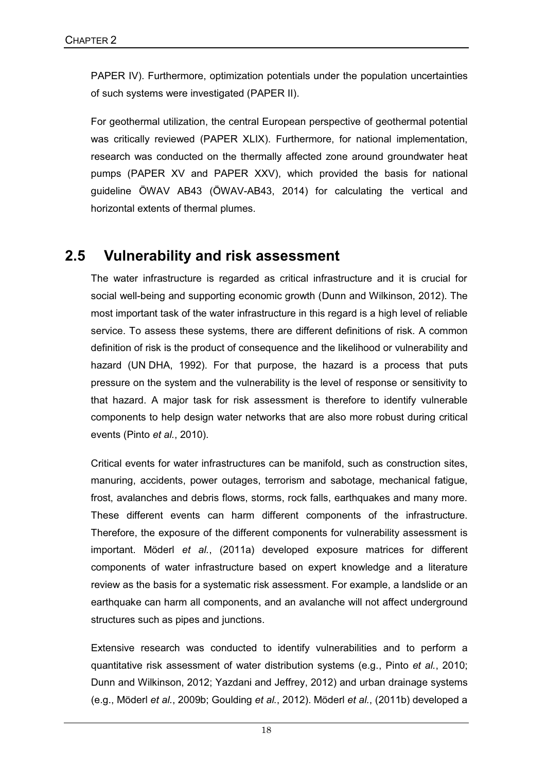PAPER IV). Furthermore, optimization potentials under the population uncertainties of such systems were investigated (PAPER II).

For geothermal utilization, the central European perspective of geothermal potential was critically reviewed (PAPER XLIX). Furthermore, for national implementation, research was conducted on the thermally affected zone around groundwater heat pumps (PAPER XV and PAPER XXV), which provided the basis for national guideline ÖWAV AB43 (ÖWAV-AB43, 2014) for calculating the vertical and horizontal extents of thermal plumes.

## 2.5 Vulnerability and risk assessment

The water infrastructure is regarded as critical infrastructure and it is crucial for social well-being and supporting economic growth (Dunn and Wilkinson, 2012). The most important task of the water infrastructure in this regard is a high level of reliable service. To assess these systems, there are different definitions of risk. A common definition of risk is the product of consequence and the likelihood or vulnerability and hazard (UN DHA, 1992). For that purpose, the hazard is a process that puts pressure on the system and the vulnerability is the level of response or sensitivity to that hazard. A major task for risk assessment is therefore to identify vulnerable components to help design water networks that are also more robust during critical events (Pinto *et al.*, 2010).

Critical events for water infrastructures can be manifold, such as construction sites, manuring, accidents, power outages, terrorism and sabotage, mechanical fatigue, frost, avalanches and debris flows, storms, rock falls, earthquakes and many more. These different events can harm different components of the infrastructure. Therefore, the exposure of the different components for vulnerability assessment is important. Möderl *et al.*, (2011a) developed exposure matrices for different components of water infrastructure based on expert knowledge and a literature review as the basis for a systematic risk assessment. For example, a landslide or an earthquake can harm all components, and an avalanche will not affect underground structures such as pipes and junctions.

Extensive research was conducted to identify vulnerabilities and to perform a quantitative risk assessment of water distribution systems (e.g., Pinto *et al.*, 2010; Dunn and Wilkinson, 2012; Yazdani and Jeffrey, 2012) and urban drainage systems (e.g., Möderl *et al.*, 2009b; Goulding *et al.*, 2012). Möderl *et al.*, (2011b) developed a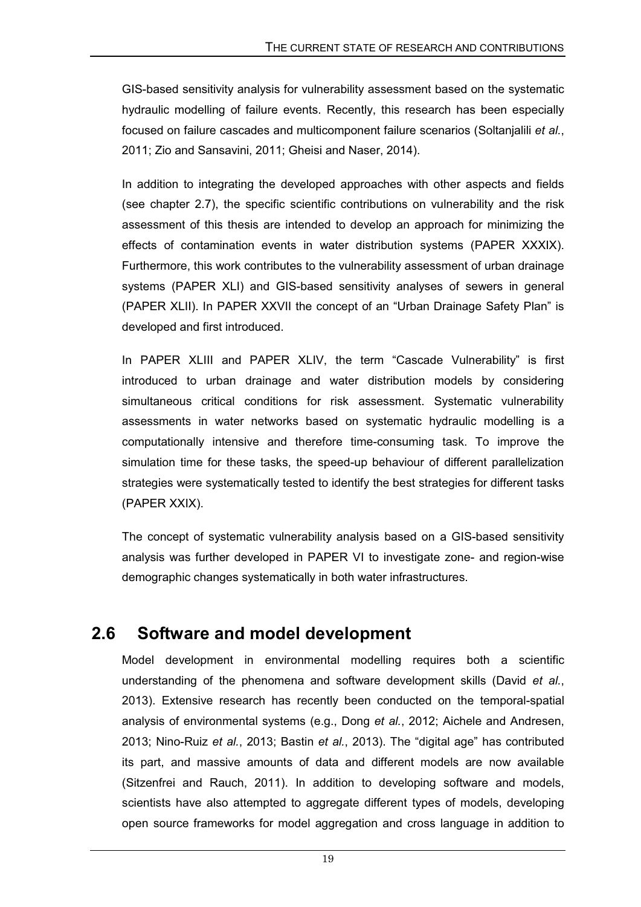GIS-based sensitivity analysis for vulnerability assessment based on the systematic hydraulic modelling of failure events. Recently, this research has been especially focused on failure cascades and multicomponent failure scenarios (Soltanjalili *et al.*, 2011; Zio and Sansavini, 2011; Gheisi and Naser, 2014).

In addition to integrating the developed approaches with other aspects and fields (see chapter 2.7), the specific scientific contributions on vulnerability and the risk assessment of this thesis are intended to develop an approach for minimizing the effects of contamination events in water distribution systems (PAPER XXXIX). Furthermore, this work contributes to the vulnerability assessment of urban drainage systems (PAPER XLI) and GIS-based sensitivity analyses of sewers in general (PAPER XLII). In PAPER XXVII the concept of an "Urban Drainage Safety Plan" is developed and first introduced.

In PAPER XLIII and PAPER XLIV, the term "Cascade Vulnerability" is first introduced to urban drainage and water distribution models by considering simultaneous critical conditions for risk assessment. Systematic vulnerability assessments in water networks based on systematic hydraulic modelling is a computationally intensive and therefore time-consuming task. To improve the simulation time for these tasks, the speed-up behaviour of different parallelization strategies were systematically tested to identify the best strategies for different tasks (PAPER XXIX).

The concept of systematic vulnerability analysis based on a GIS-based sensitivity analysis was further developed in PAPER VI to investigate zone- and region-wise demographic changes systematically in both water infrastructures.

## 2.6 Software and model development

Model development in environmental modelling requires both a scientific understanding of the phenomena and software development skills (David *et al.*, 2013). Extensive research has recently been conducted on the temporal-spatial analysis of environmental systems (e.g., Dong *et al.*, 2012; Aichele and Andresen, 2013; Nino-Ruiz *et al.*, 2013; Bastin *et al.*, 2013). The "digital age" has contributed its part, and massive amounts of data and different models are now available (Sitzenfrei and Rauch, 2011). In addition to developing software and models, scientists have also attempted to aggregate different types of models, developing open source frameworks for model aggregation and cross language in addition to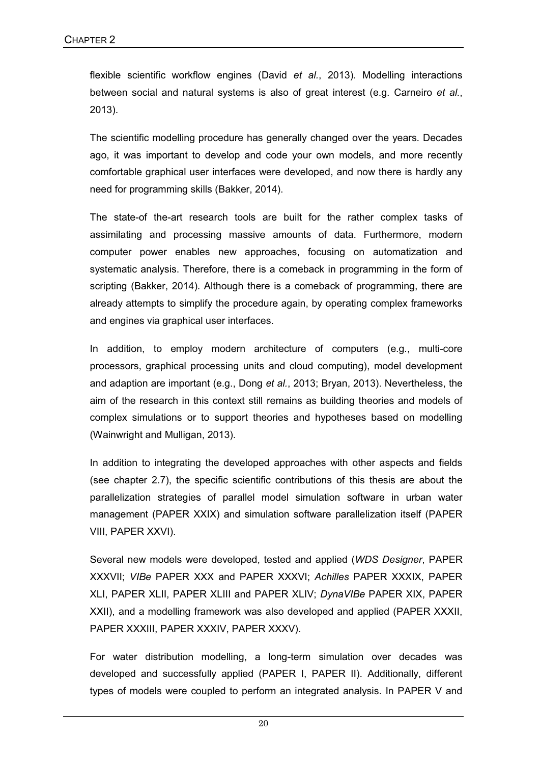flexible scientific workflow engines (David *et al.*, 2013). Modelling interactions between social and natural systems is also of great interest (e.g. Carneiro *et al.*, 2013).

The scientific modelling procedure has generally changed over the years. Decades ago, it was important to develop and code your own models, and more recently comfortable graphical user interfaces were developed, and now there is hardly any need for programming skills (Bakker, 2014).

The state-of the-art research tools are built for the rather complex tasks of assimilating and processing massive amounts of data. Furthermore, modern computer power enables new approaches, focusing on automatization and systematic analysis. Therefore, there is a comeback in programming in the form of scripting (Bakker, 2014). Although there is a comeback of programming, there are already attempts to simplify the procedure again, by operating complex frameworks and engines via graphical user interfaces.

In addition, to employ modern architecture of computers (e.g., multi-core processors, graphical processing units and cloud computing), model development and adaption are important (e.g., Dong *et al.*, 2013; Bryan, 2013). Nevertheless, the aim of the research in this context still remains as building theories and models of complex simulations or to support theories and hypotheses based on modelling (Wainwright and Mulligan, 2013).

In addition to integrating the developed approaches with other aspects and fields (see chapter 2.7), the specific scientific contributions of this thesis are about the parallelization strategies of parallel model simulation software in urban water management (PAPER XXIX) and simulation software parallelization itself (PAPER VIII, PAPER XXVI).

Several new models were developed, tested and applied (*WDS Designer*, PAPER XXXVII; *VIBe* PAPER XXX and PAPER XXXVI; *Achilles* PAPER XXXIX, PAPER XLI, PAPER XLII, PAPER XLIII and PAPER XLIV; *DynaVIBe* PAPER XIX, PAPER XXII), and a modelling framework was also developed and applied (PAPER XXXII, PAPER XXXIII, PAPER XXXIV, PAPER XXXV).

For water distribution modelling, a long-term simulation over decades was developed and successfully applied (PAPER I, PAPER II). Additionally, different types of models were coupled to perform an integrated analysis. In PAPER V and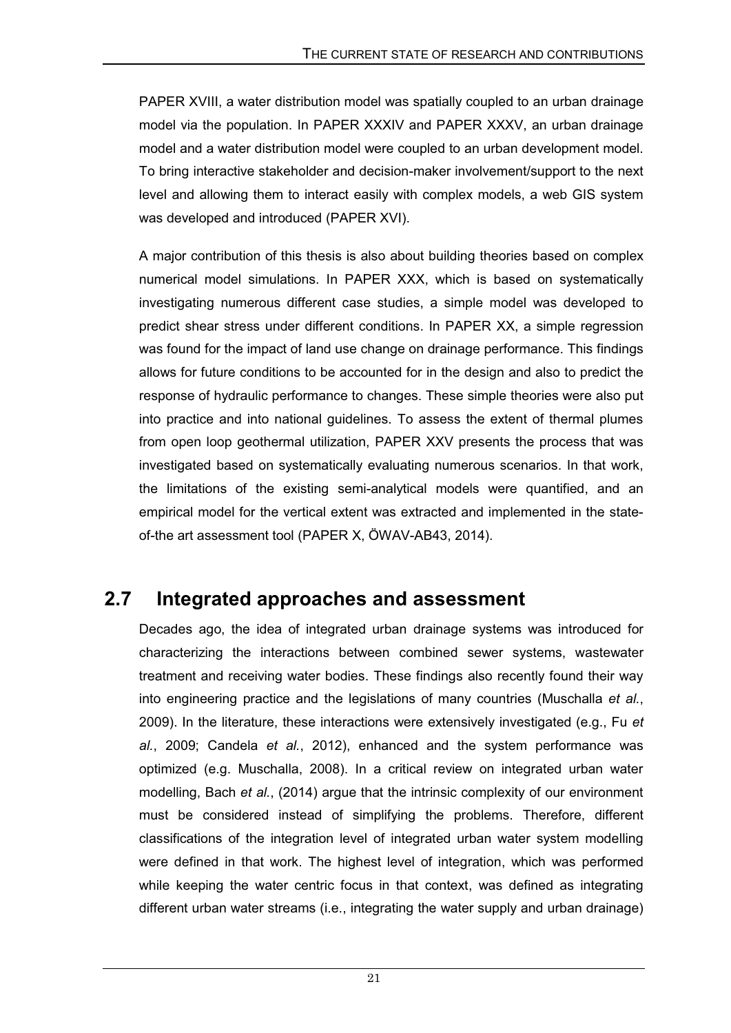PAPER XVIII, a water distribution model was spatially coupled to an urban drainage model via the population. In PAPER XXXIV and PAPER XXXV, an urban drainage model and a water distribution model were coupled to an urban development model. To bring interactive stakeholder and decision-maker involvement/support to the next level and allowing them to interact easily with complex models, a web GIS system was developed and introduced (PAPER XVI).

A major contribution of this thesis is also about building theories based on complex numerical model simulations. In PAPER XXX, which is based on systematically investigating numerous different case studies, a simple model was developed to predict shear stress under different conditions. In PAPER XX, a simple regression was found for the impact of land use change on drainage performance. This findings allows for future conditions to be accounted for in the design and also to predict the response of hydraulic performance to changes. These simple theories were also put into practice and into national guidelines. To assess the extent of thermal plumes from open loop geothermal utilization, PAPER XXV presents the process that was investigated based on systematically evaluating numerous scenarios. In that work, the limitations of the existing semi-analytical models were quantified, and an empirical model for the vertical extent was extracted and implemented in the state-of-the art assessment tool (PAPER X, ÖWAV-AB43, 2014).

## 2.7 Integrated approaches and assessment

Decades ago, the idea of integrated urban drainage systems was introduced for characterizing the interactions between combined sewer systems, wastewater treatment and receiving water bodies. These findings also recently found their way into engineering practice and the legislations of many countries (Muschalla *et al.*, 2009). In the literature, these interactions were extensively investigated (e.g., Fu *et al.*, 2009; Candela *et al.*, 2012), enhanced and the system performance was optimized (e.g. Muschalla, 2008). In a critical review on integrated urban water modelling, Bach *et al.*, (2014) argue that the intrinsic complexity of our environment must be considered instead of simplifying the problems. Therefore, different classifications of the integration level of integrated urban water system modelling were defined in that work. The highest level of integration, which was performed while keeping the water centric focus in that context, was defined as integrating different urban water streams (i.e., integrating the water supply and urban drainage)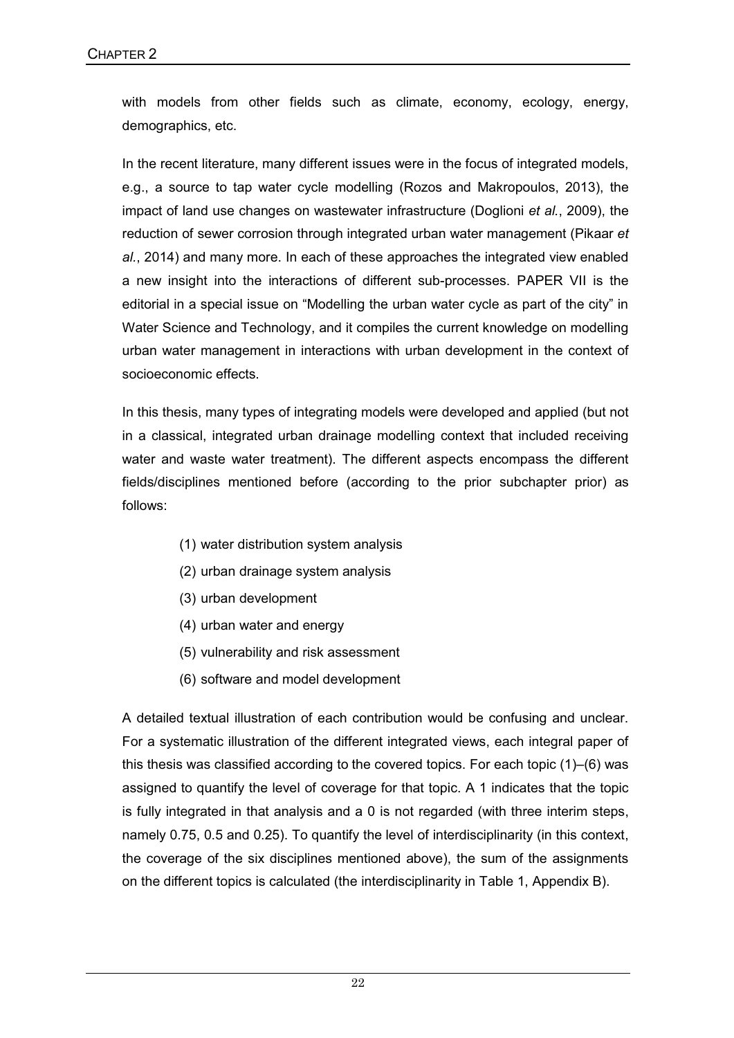with models from other fields such as climate, economy, ecology, energy, demographics, etc.

In the recent literature, many different issues were in the focus of integrated models, e.g., a source to tap water cycle modelling (Rozos and Makropoulos, 2013), the impact of land use changes on wastewater infrastructure (Doglioni *et al.*, 2009), the reduction of sewer corrosion through integrated urban water management (Pikaar *et al.*, 2014) and many more. In each of these approaches the integrated view enabled a new insight into the interactions of different sub-processes. PAPER VII is the editorial in a special issue on "Modelling the urban water cycle as part of the city" in Water Science and Technology, and it compiles the current knowledge on modelling urban water management in interactions with urban development in the context of socioeconomic effects.

In this thesis, many types of integrating models were developed and applied (but not in a classical, integrated urban drainage modelling context that included receiving water and waste water treatment). The different aspects encompass the different fields/disciplines mentioned before (according to the prior subchapter prior) as follows:

(1) water distribution system analysis
(2) urban drainage system analysis
(3) urban development
(4) urban water and energy
(5) vulnerability and risk assessment
(6) software and model development

A detailed textual illustration of each contribution would be confusing and unclear. For a systematic illustration of the different integrated views, each integral paper of this thesis was classified according to the covered topics. For each topic (1)–(6) was assigned to quantify the level of coverage for that topic. A 1 indicates that the topic is fully integrated in that analysis and a 0 is not regarded (with three interim steps, namely 0.75, 0.5 and 0.25). To quantify the level of interdisciplinarity (in this context, the coverage of the six disciplines mentioned above), the sum of the assignments on the different topics is calculated (the interdisciplinarity in Table 1, Appendix B).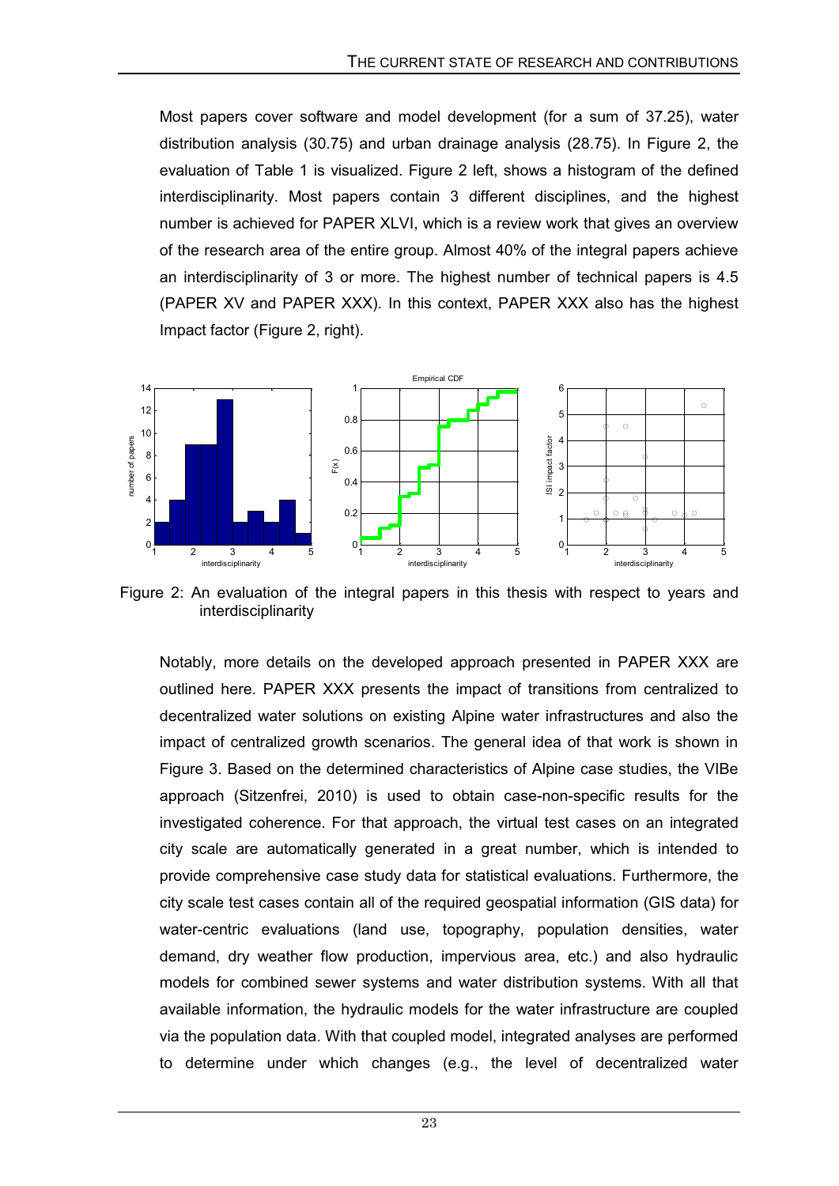Most papers cover software and model development (for a sum of 37.25), water distribution analysis (30.75) and urban drainage analysis (28.75). In Figure 2, the evaluation of Table 1 is visualized. Figure 2 left, shows a histogram of the defined interdisciplinarity. Most papers contain 3 different disciplines, and the highest number is achieved for PAPER XLVI, which is a review work that gives an overview of the research area of the entire group. Almost 40% of the integral papers achieve an interdisciplinarity of 3 or more. The highest number of technical papers is 4.5 (PAPER XV and PAPER XXX). In this context, PAPER XXX also has the highest Impact factor (Figure 2, right).

Figure 2: An evaluation of the integral papers in this thesis with respect to years and interdisciplinarity

Notably, more details on the developed approach presented in PAPER XXX are outlined here. PAPER XXX presents the impact of transitions from centralized to decentralized water solutions on existing Alpine water infrastructures and also the impact of centralized growth scenarios. The general idea of that work is shown in Figure 3. Based on the determined characteristics of Alpine case studies, the VIBe approach (Sitzenfrei, 2010) is used to obtain case-non-specific results for the investigated coherence. For that approach, the virtual test cases on an integrated city scale are automatically generated in a great number, which is intended to provide comprehensive case study data for statistical evaluations. Furthermore, the city scale test cases contain all of the required geospatial information (GIS data) for water-centric evaluations (land use, topography, population densities, water demand, dry weather flow production, impervious area, etc.) and also hydraulic models for combined sewer systems and water distribution systems. With all that available information, the hydraulic models for the water infrastructure are coupled via the population data. With that coupled model, integrated analyses are performed to determine under which changes (e.g., the level of decentralized water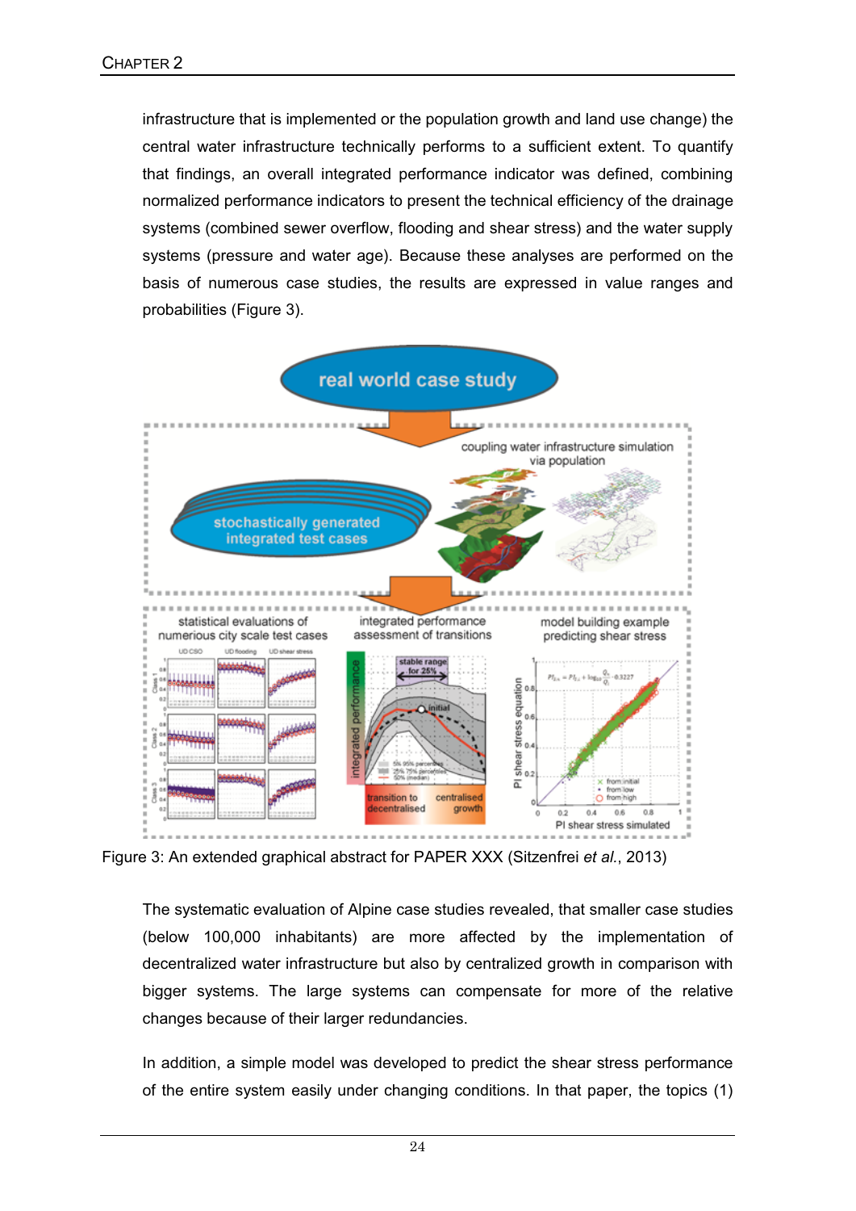infrastructure that is implemented or the population growth and land use change) the central water infrastructure technically performs to a sufficient extent. To quantify that findings, an overall integrated performance indicator was defined, combining normalized performance indicators to present the technical efficiency of the drainage systems (combined sewer overflow, flooding and shear stress) and the water supply systems (pressure and water age). Because these analyses are performed on the basis of numerous case studies, the results are expressed in value ranges and probabilities (Figure 3).

Figure 3: An extended graphical abstract for PAPER XXX (Sitzenfrei *et al.*, 2013)

The systematic evaluation of Alpine case studies revealed, that smaller case studies (below 100,000 inhabitants) are more affected by the implementation of decentralized water infrastructure but also by centralized growth in comparison with bigger systems. The large systems can compensate for more of the relative changes because of their larger redundancies.

In addition, a simple model was developed to predict the shear stress performance of the entire system easily under changing conditions. In that paper, the topics (1)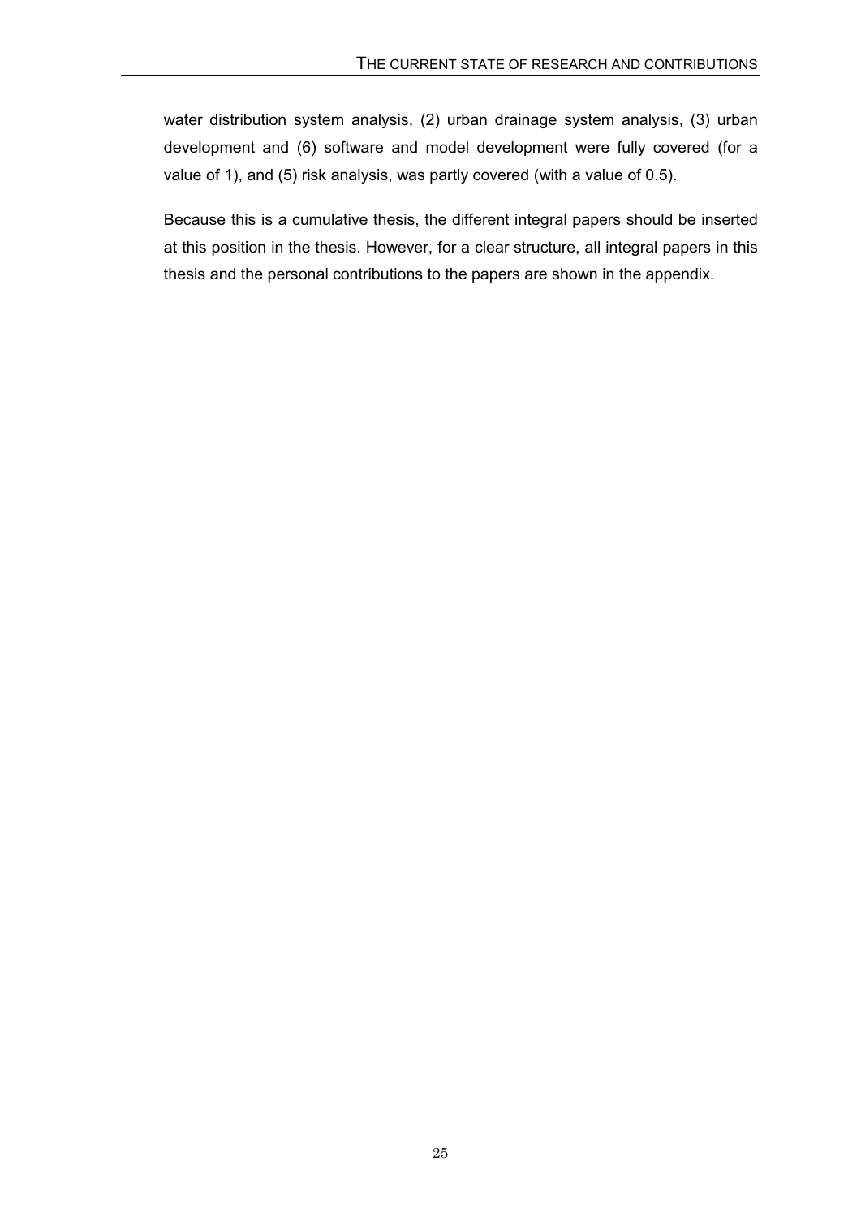water distribution system analysis, (2) urban drainage system analysis, (3) urban development and (6) software and model development were fully covered (for a value of 1), and (5) risk analysis, was partly covered (with a value of 0.5).

Because this is a cumulative thesis, the different integral papers should be inserted at this position in the thesis. However, for a clear structure, all integral papers in this thesis and the personal contributions to the papers are shown in the appendix.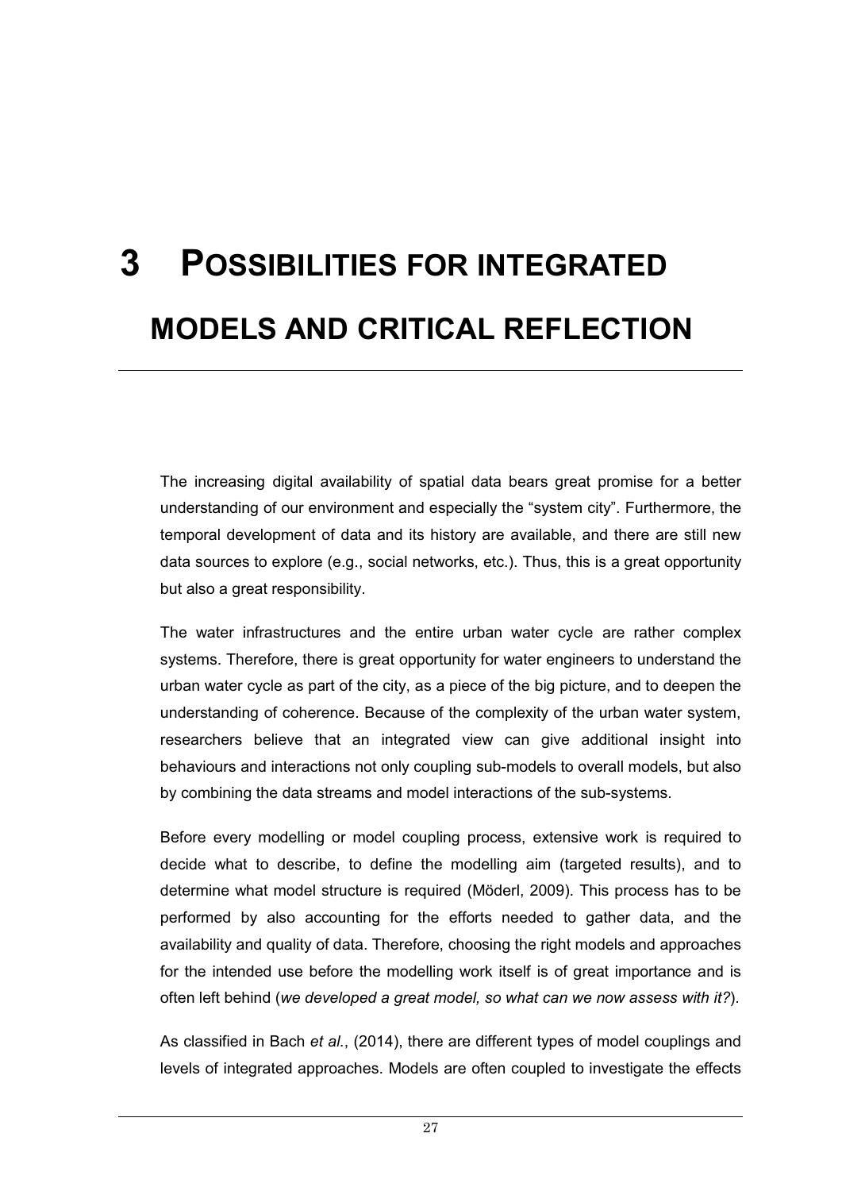# 3 POSSIBILITIES FOR INTEGRATED MODELS AND CRITICAL REFLECTION

The increasing digital availability of spatial data bears great promise for a better understanding of our environment and especially the "system city". Furthermore, the temporal development of data and its history are available, and there are still new data sources to explore (e.g., social networks, etc.). Thus, this is a great opportunity but also a great responsibility.

The water infrastructures and the entire urban water cycle are rather complex systems. Therefore, there is great opportunity for water engineers to understand the urban water cycle as part of the city, as a piece of the big picture, and to deepen the understanding of coherence. Because of the complexity of the urban water system, researchers believe that an integrated view can give additional insight into behaviours and interactions not only coupling sub-models to overall models, but also by combining the data streams and model interactions of the sub-systems.

Before every modelling or model coupling process, extensive work is required to decide what to describe, to define the modelling aim (targeted results), and to determine what model structure is required (Möderl, 2009). This process has to be performed by also accounting for the efforts needed to gather data, and the availability and quality of data. Therefore, choosing the right models and approaches for the intended use before the modelling work itself is of great importance and is often left behind (*we developed a great model, so what can we now assess with it?*).

As classified in Bach *et al.*, (2014), there are different types of model couplings and levels of integrated approaches. Models are often coupled to investigate the effects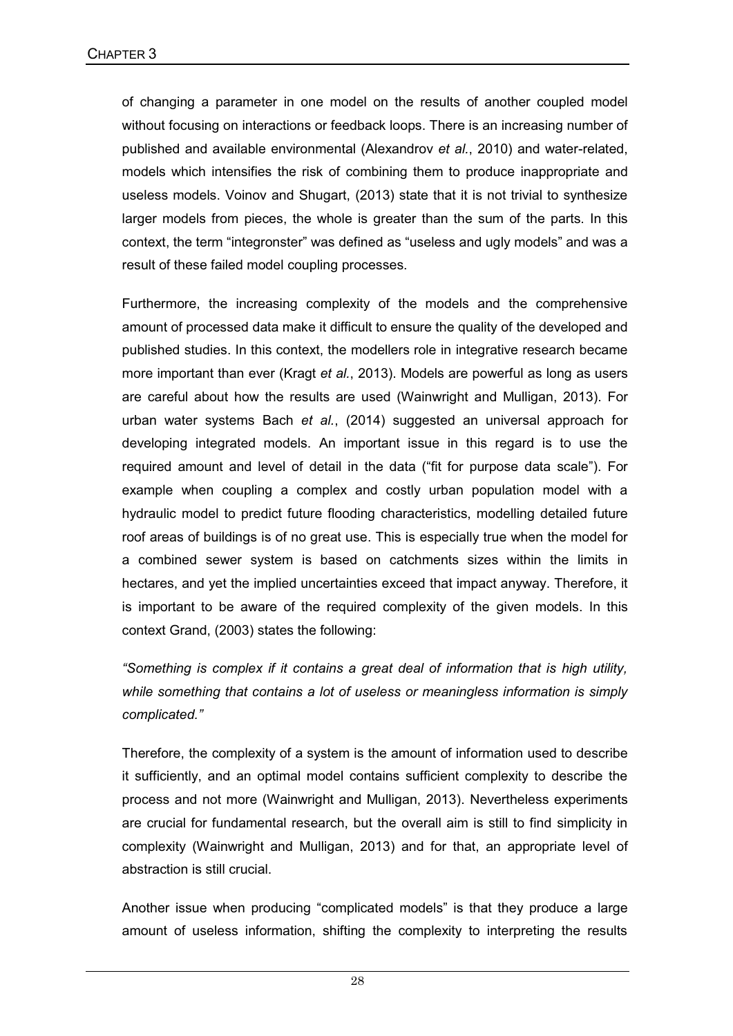of changing a parameter in one model on the results of another coupled model without focusing on interactions or feedback loops. There is an increasing number of published and available environmental (Alexandrov *et al.*, 2010) and water-related, models which intensifies the risk of combining them to produce inappropriate and useless models. Voinov and Shugart, (2013) state that it is not trivial to synthesize larger models from pieces, the whole is greater than the sum of the parts. In this context, the term "integronster" was defined as "useless and ugly models" and was a result of these failed model coupling processes.

Furthermore, the increasing complexity of the models and the comprehensive amount of processed data make it difficult to ensure the quality of the developed and published studies. In this context, the modellers role in integrative research became more important than ever (Kragt *et al.*, 2013). Models are powerful as long as users are careful about how the results are used (Wainwright and Mulligan, 2013). For urban water systems Bach *et al.*, (2014) suggested an universal approach for developing integrated models. An important issue in this regard is to use the required amount and level of detail in the data ("fit for purpose data scale"). For example when coupling a complex and costly urban population model with a hydraulic model to predict future flooding characteristics, modelling detailed future roof areas of buildings is of no great use. This is especially true when the model for a combined sewer system is based on catchments sizes within the limits in hectares, and yet the implied uncertainties exceed that impact anyway. Therefore, it is important to be aware of the required complexity of the given models. In this context Grand, (2003) states the following:

*"Something is complex if it contains a great deal of information that is high utility, while something that contains a lot of useless or meaningless information is simply complicated."*

Therefore, the complexity of a system is the amount of information used to describe it sufficiently, and an optimal model contains sufficient complexity to describe the process and not more (Wainwright and Mulligan, 2013). Nevertheless experiments are crucial for fundamental research, but the overall aim is still to find simplicity in complexity (Wainwright and Mulligan, 2013) and for that, an appropriate level of abstraction is still crucial.

Another issue when producing "complicated models" is that they produce a large amount of useless information, shifting the complexity to interpreting the results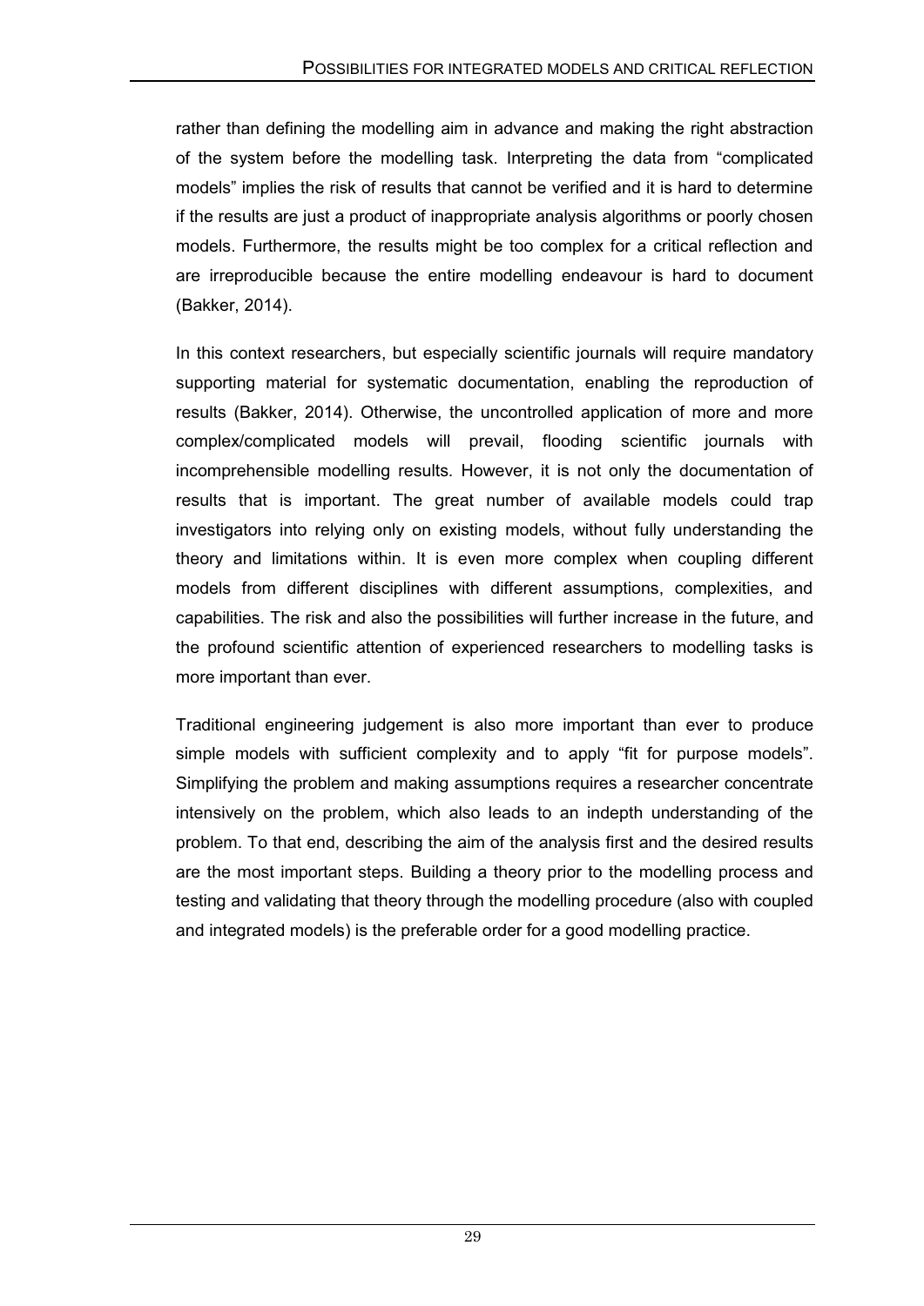rather than defining the modelling aim in advance and making the right abstraction of the system before the modelling task. Interpreting the data from “complicated models” implies the risk of results that cannot be verified and it is hard to determine if the results are just a product of inappropriate analysis algorithms or poorly chosen models. Furthermore, the results might be too complex for a critical reflection and are irreproducible because the entire modelling endeavour is hard to document (Bakker, 2014).

In this context researchers, but especially scientific journals will require mandatory supporting material for systematic documentation, enabling the reproduction of results (Bakker, 2014). Otherwise, the uncontrolled application of more and more complex/complicated models will prevail, flooding scientific journals with incomprehensible modelling results. However, it is not only the documentation of results that is important. The great number of available models could trap investigators into relying only on existing models, without fully understanding the theory and limitations within. It is even more complex when coupling different models from different disciplines with different assumptions, complexities, and capabilities. The risk and also the possibilities will further increase in the future, and the profound scientific attention of experienced researchers to modelling tasks is more important than ever.

Traditional engineering judgement is also more important than ever to produce simple models with sufficient complexity and to apply “fit for purpose models”. Simplifying the problem and making assumptions requires a researcher concentrate intensively on the problem, which also leads to an indepth understanding of the problem. To that end, describing the aim of the analysis first and the desired results are the most important steps. Building a theory prior to the modelling process and testing and validating that theory through the modelling procedure (also with coupled and integrated models) is the preferable order for a good modelling practice.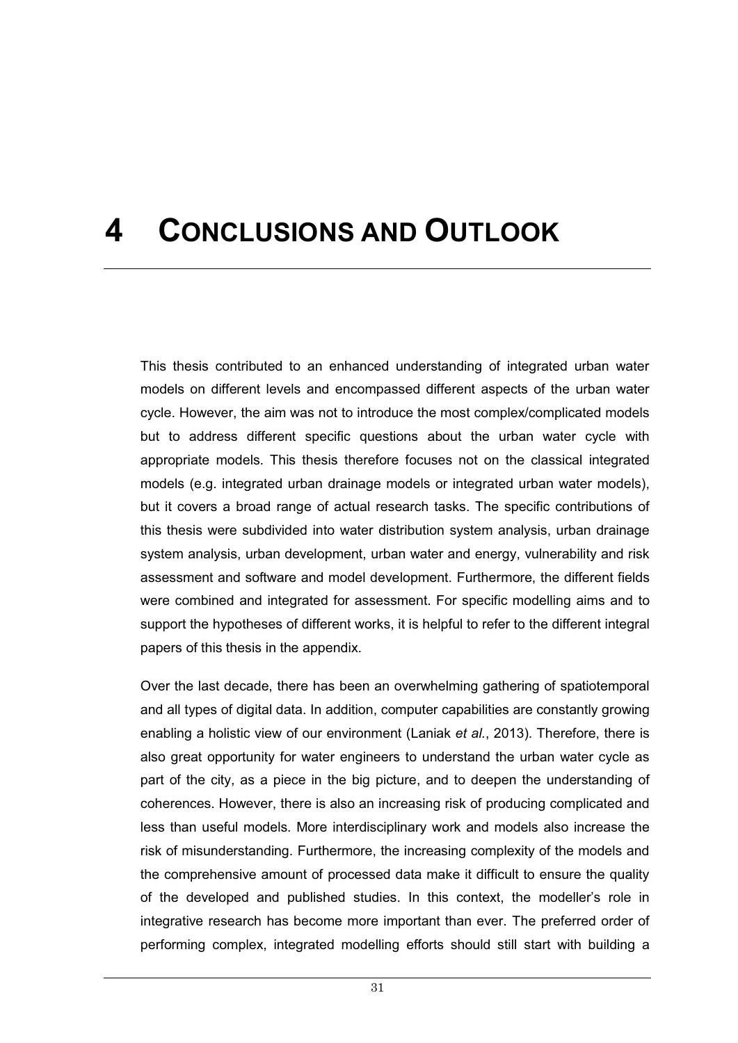# 4 CONCLUSIONS AND OUTLOOK

This thesis contributed to an enhanced understanding of integrated urban water models on different levels and encompassed different aspects of the urban water cycle. However, the aim was not to introduce the most complex/complicated models but to address different specific questions about the urban water cycle with appropriate models. This thesis therefore focuses not on the classical integrated models (e.g. integrated urban drainage models or integrated urban water models), but it covers a broad range of actual research tasks. The specific contributions of this thesis were subdivided into water distribution system analysis, urban drainage system analysis, urban development, urban water and energy, vulnerability and risk assessment and software and model development. Furthermore, the different fields were combined and integrated for assessment. For specific modelling aims and to support the hypotheses of different works, it is helpful to refer to the different integral papers of this thesis in the appendix.

Over the last decade, there has been an overwhelming gathering of spatiotemporal and all types of digital data. In addition, computer capabilities are constantly growing enabling a holistic view of our environment (Laniak *et al.*, 2013). Therefore, there is also great opportunity for water engineers to understand the urban water cycle as part of the city, as a piece in the big picture, and to deepen the understanding of coherences. However, there is also an increasing risk of producing complicated and less than useful models. More interdisciplinary work and models also increase the risk of misunderstanding. Furthermore, the increasing complexity of the models and the comprehensive amount of processed data make it difficult to ensure the quality of the developed and published studies. In this context, the modeller's role in integrative research has become more important than ever. The preferred order of performing complex, integrated modelling efforts should still start with building a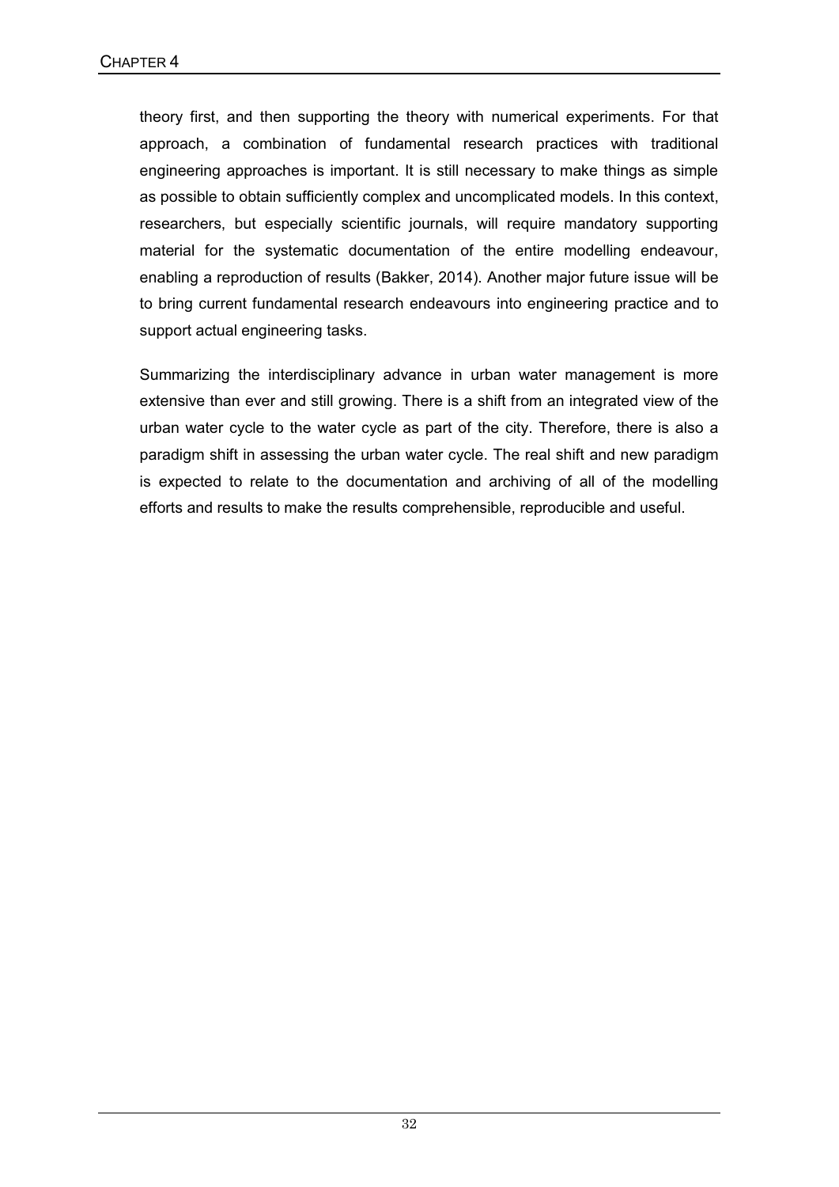theory first, and then supporting the theory with numerical experiments. For that approach, a combination of fundamental research practices with traditional engineering approaches is important. It is still necessary to make things as simple as possible to obtain sufficiently complex and uncomplicated models. In this context, researchers, but especially scientific journals, will require mandatory supporting material for the systematic documentation of the entire modelling endeavour, enabling a reproduction of results (Bakker, 2014). Another major future issue will be to bring current fundamental research endeavours into engineering practice and to support actual engineering tasks.

Summarizing the interdisciplinary advance in urban water management is more extensive than ever and still growing. There is a shift from an integrated view of the urban water cycle to the water cycle as part of the city. Therefore, there is also a paradigm shift in assessing the urban water cycle. The real shift and new paradigm is expected to relate to the documentation and archiving of all of the modelling efforts and results to make the results comprehensible, reproducible and useful.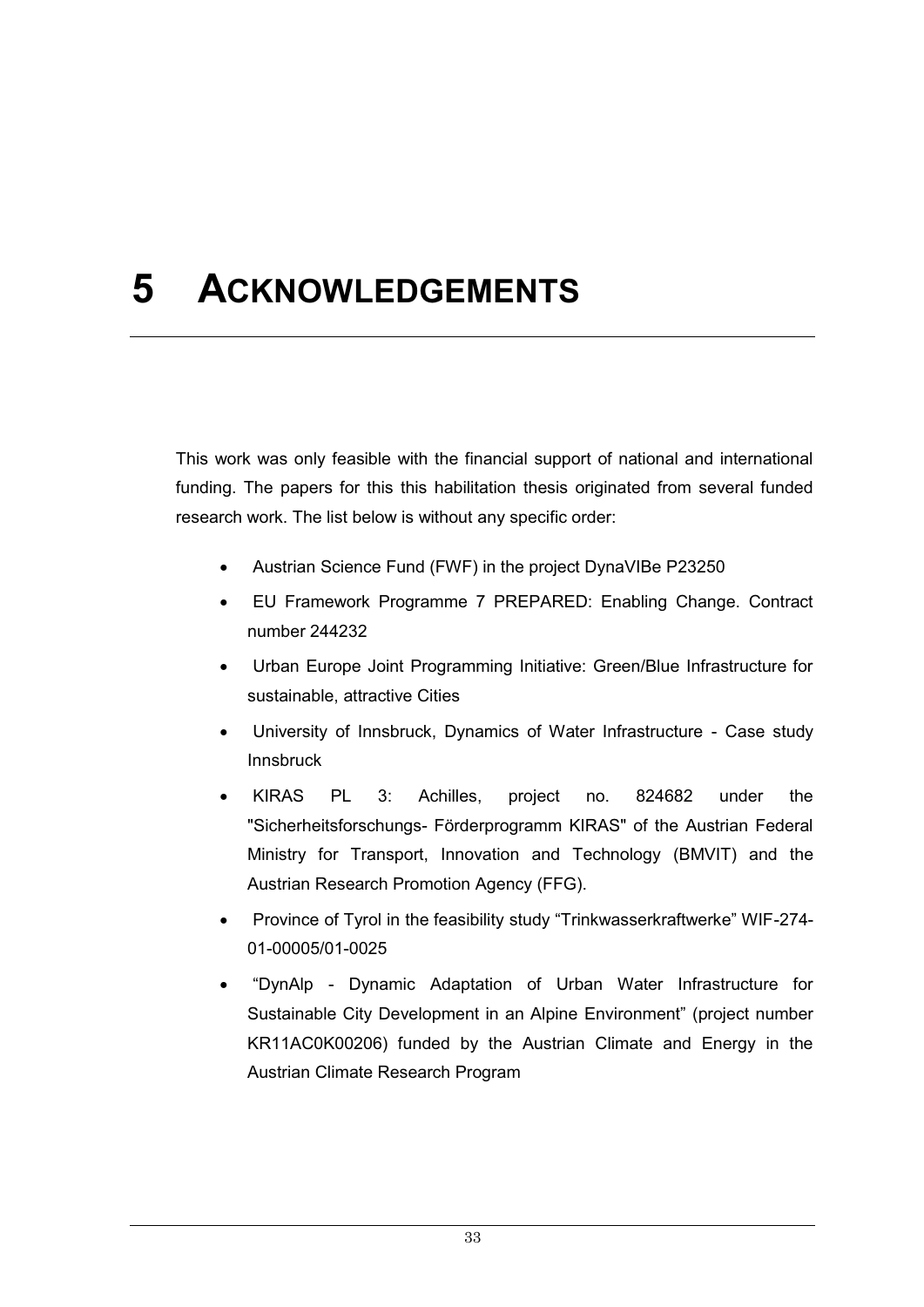# 5 ACKNOWLEDGEMENTS

This work was only feasible with the financial support of national and international funding. The papers for this this habilitation thesis originated from several funded research work. The list below is without any specific order:

- Austrian Science Fund (FWF) in the project DynaVIBe P23250
- EU Framework Programme 7 PREPARED: Enabling Change. Contract number 244232
- Urban Europe Joint Programming Initiative: Green/Blue Infrastructure for sustainable, attractive Cities
- University of Innsbruck, Dynamics of Water Infrastructure - Case study Innsbruck
- KIRAS PL 3: Achilles, project no. 824682 under the "Sicherheitsforschungs- Förderprogramm KIRAS" of the Austrian Federal Ministry for Transport, Innovation and Technology (BMVIT) and the Austrian Research Promotion Agency (FFG).
- Province of Tyrol in the feasibility study "Trinkwasserkraftwerke" WIF-274-01-00005/01-0025
- "DynAlp - Dynamic Adaptation of Urban Water Infrastructure for Sustainable City Development in an Alpine Environment" (project number KR11AC0K00206) funded by the Austrian Climate and Energy in the Austrian Climate Research Program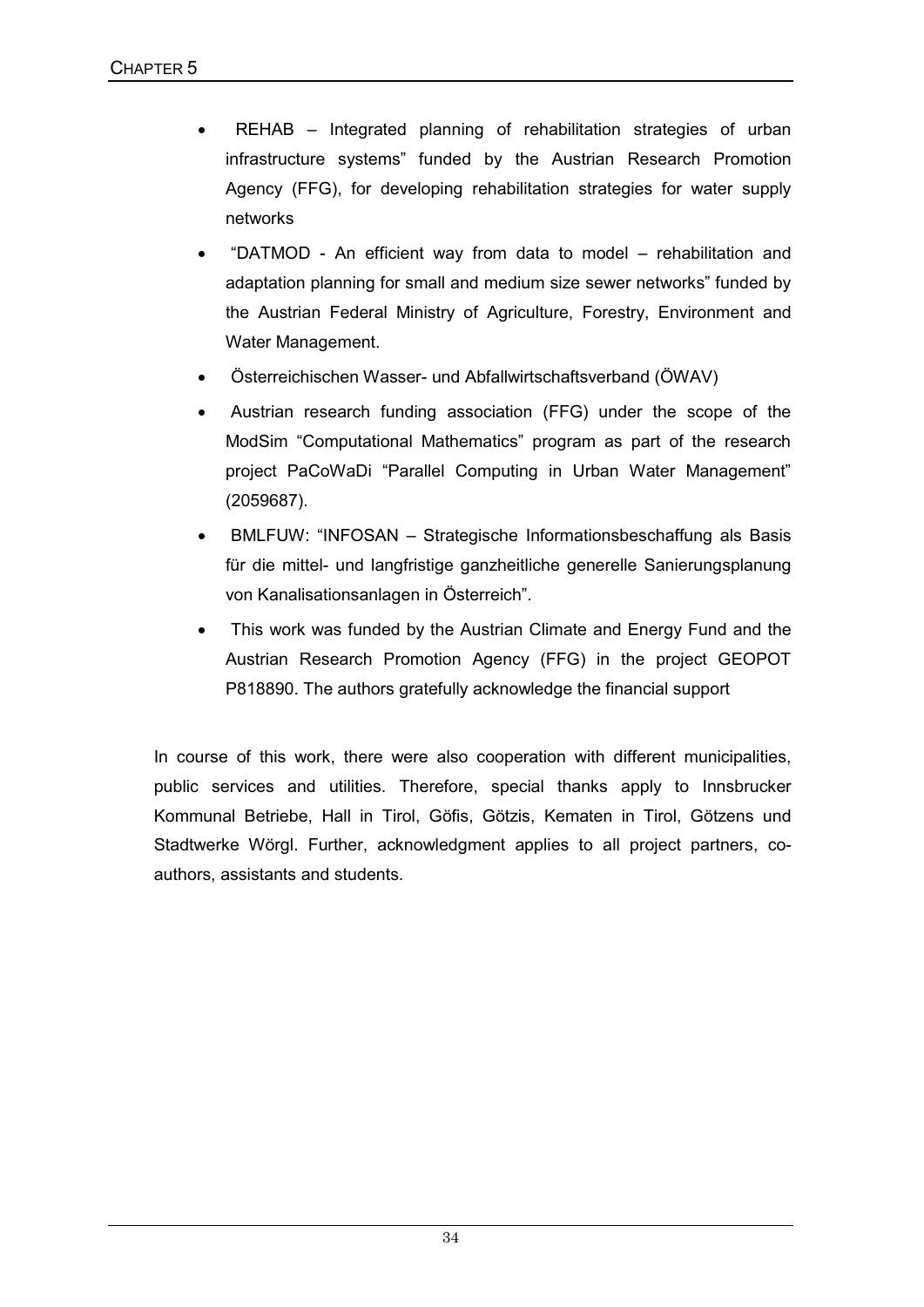- REHAB – Integrated planning of rehabilitation strategies of urban infrastructure systems" funded by the Austrian Research Promotion Agency (FFG), for developing rehabilitation strategies for water supply networks
- "DATMOD - An efficient way from data to model – rehabilitation and adaptation planning for small and medium size sewer networks" funded by the Austrian Federal Ministry of Agriculture, Forestry, Environment and Water Management.
- Österreichischen Wasser- und Abfallwirtschaftsverband (ÖWAV)
- Austrian research funding association (FFG) under the scope of the ModSim "Computational Mathematics" program as part of the research project PaCoWaDi "Parallel Computing in Urban Water Management" (2059687).
- BMLFUW: "INFOSAN – Strategische Informationsbeschaffung als Basis für die mittel- und langfristige ganzheitliche generelle Sanierungsplanung von Kanalisationsanlagen in Österreich".
- This work was funded by the Austrian Climate and Energy Fund and the Austrian Research Promotion Agency (FFG) in the project GEOPOT P818890. The authors gratefully acknowledge the financial support

In course of this work, there were also cooperation with different municipalities, public services and utilities. Therefore, special thanks apply to Innsbrucker Kommunal Betriebe, Hall in Tirol, Göfis, Götzis, Kematen in Tirol, Götzens und Stadtwerke Wörgl. Further, acknowledgment applies to all project partners, co-authors, assistants and students.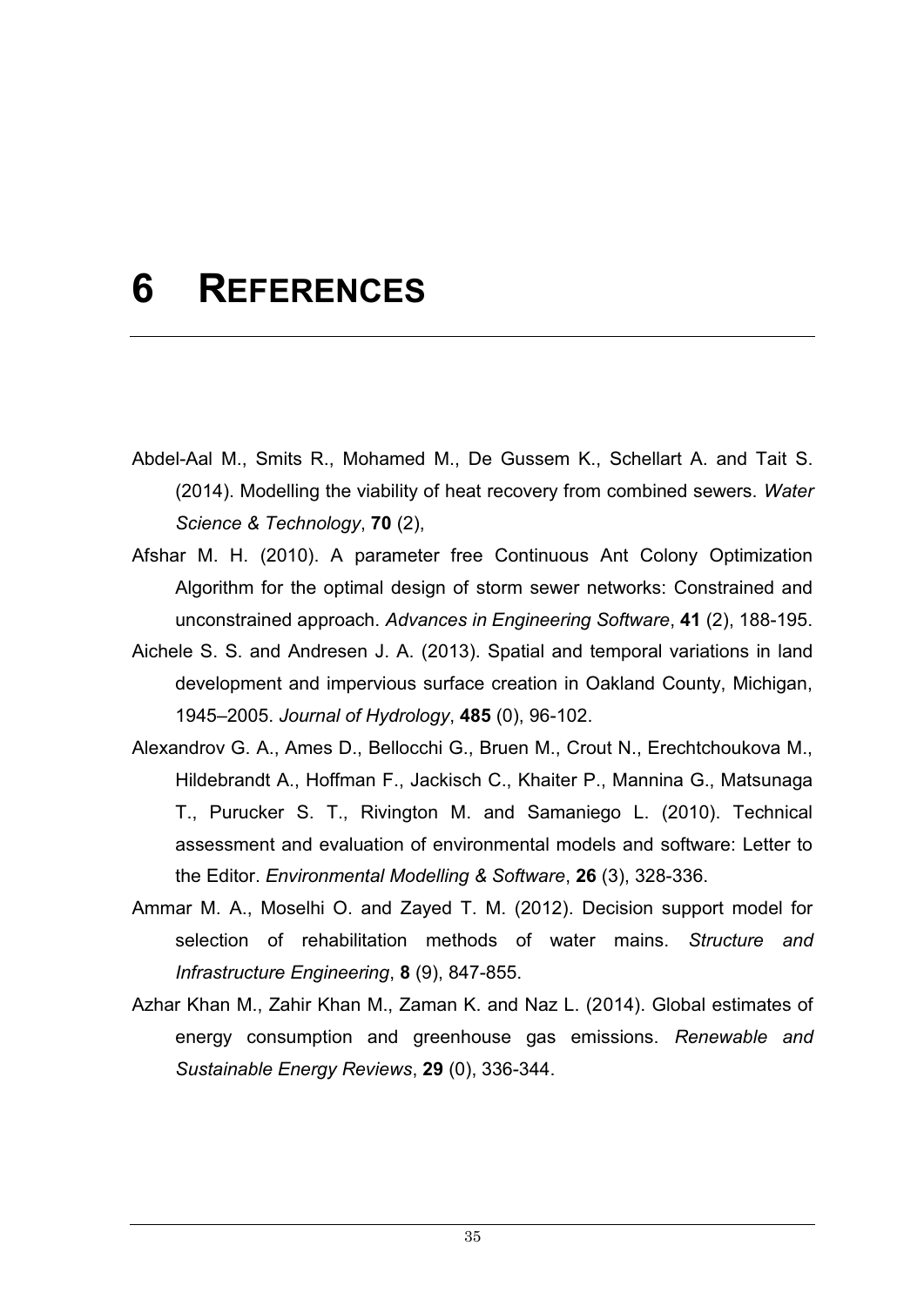# 6 REFERENCES

Abdel-Aal M., Smits R., Mohamed M., De Gussem K., Schellart A. and Tait S. (2014). Modelling the viability of heat recovery from combined sewers. *Water Science & Technology*, **70** (2),

Afshar M. H. (2010). A parameter free Continuous Ant Colony Optimization Algorithm for the optimal design of storm sewer networks: Constrained and unconstrained approach. *Advances in Engineering Software*, **41** (2), 188-195.

Aichele S. S. and Andresen J. A. (2013). Spatial and temporal variations in land development and impervious surface creation in Oakland County, Michigan, 1945–2005. *Journal of Hydrology*, **485** (0), 96-102.

Alexandrov G. A., Ames D., Bellocchi G., Bruen M., Crout N., Erechtchoukova M., Hildebrandt A., Hoffman F., Jackisch C., Khaiter P., Mannina G., Matsunaga T., Purucker S. T., Rivington M. and Samaniego L. (2010). Technical assessment and evaluation of environmental models and software: Letter to the Editor. *Environmental Modelling & Software*, **26** (3), 328-336.

Ammar M. A., Moselhi O. and Zayed T. M. (2012). Decision support model for selection of rehabilitation methods of water mains. *Structure and Infrastructure Engineering*, **8** (9), 847-855.

Azhar Khan M., Zahir Khan M., Zaman K. and Naz L. (2014). Global estimates of energy consumption and greenhouse gas emissions. *Renewable and Sustainable Energy Reviews*, **29** (0), 336-344.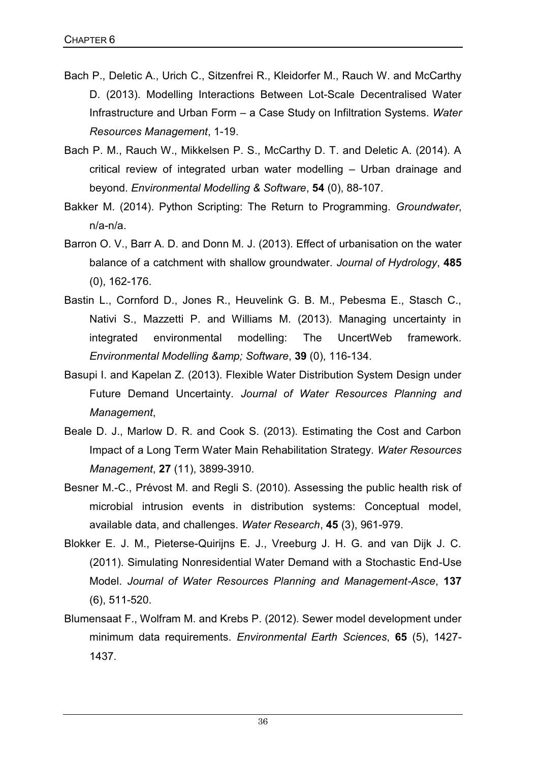Bach P., Deletic A., Urich C., Sitzenfrei R., Kleidorfer M., Rauch W. and McCarthy D. (2013). Modelling Interactions Between Lot-Scale Decentralised Water Infrastructure and Urban Form – a Case Study on Infiltration Systems. *Water Resources Management*, 1-19.

Bach P. M., Rauch W., Mikkelsen P. S., McCarthy D. T. and Deletic A. (2014). A critical review of integrated urban water modelling – Urban drainage and beyond. *Environmental Modelling & Software*, **54** (0), 88-107.

Bakker M. (2014). Python Scripting: The Return to Programming. *Groundwater*, n/a-n/a.

Barron O. V., Barr A. D. and Donn M. J. (2013). Effect of urbanisation on the water balance of a catchment with shallow groundwater. *Journal of Hydrology*, **485** (0), 162-176.

Bastin L., Cornford D., Jones R., Heuvelink G. B. M., Pebesma E., Stasch C., Nativi S., Mazzetti P. and Williams M. (2013). Managing uncertainty in integrated environmental modelling: The UncertWeb framework. *Environmental Modelling &amp; Software*, **39** (0), 116-134.

Basupi I. and Kapelan Z. (2013). Flexible Water Distribution System Design under Future Demand Uncertainty. *Journal of Water Resources Planning and Management*,

Beale D. J., Marlow D. R. and Cook S. (2013). Estimating the Cost and Carbon Impact of a Long Term Water Main Rehabilitation Strategy. *Water Resources Management*, **27** (11), 3899-3910.

Besner M.-C., Prévost M. and Regli S. (2010). Assessing the public health risk of microbial intrusion events in distribution systems: Conceptual model, available data, and challenges. *Water Research*, **45** (3), 961-979.

Blokker E. J. M., Pieterse-Quirijns E. J., Vreeburg J. H. G. and van Dijk J. C. (2011). Simulating Nonresidential Water Demand with a Stochastic End-Use Model. *Journal of Water Resources Planning and Management-Asce*, **137** (6), 511-520.

Blumensaat F., Wolfram M. and Krebs P. (2012). Sewer model development under minimum data requirements. *Environmental Earth Sciences*, **65** (5), 1427-1437.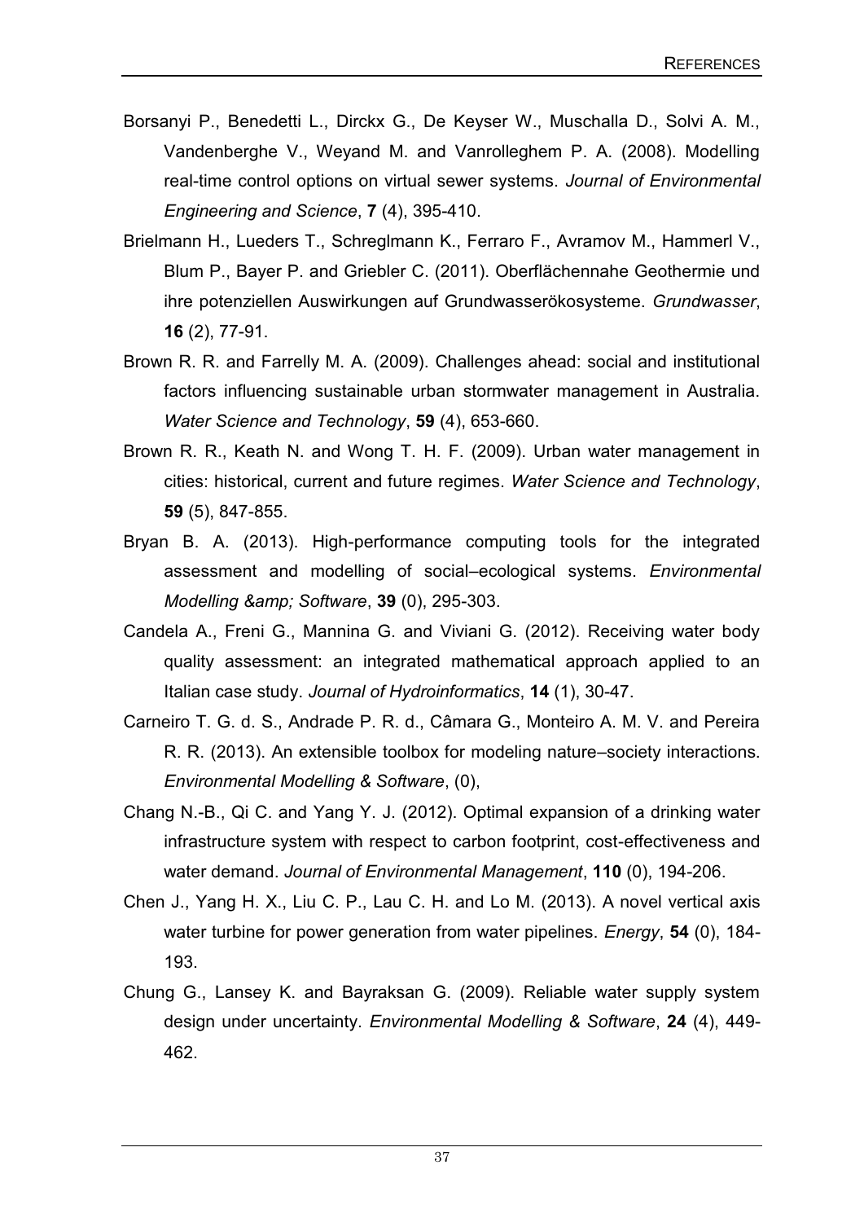Borsanyi P., Benedetti L., Dirckx G., De Keyser W., Muschalla D., Solvi A. M., Vandenberghe V., Weyand M. and Vanrolleghem P. A. (2008). Modelling real-time control options on virtual sewer systems. *Journal of Environmental Engineering and Science*, **7** (4), 395-410.

Brielmann H., Lueders T., Schreglmann K., Ferraro F., Avramov M., Hammerl V., Blum P., Bayer P. and Griebler C. (2011). Oberflächennahe Geothermie und ihre potenziellen Auswirkungen auf Grundwasserökosysteme. *Grundwasser*, **16** (2), 77-91.

Brown R. R. and Farrelly M. A. (2009). Challenges ahead: social and institutional factors influencing sustainable urban stormwater management in Australia. *Water Science and Technology*, **59** (4), 653-660.

Brown R. R., Keath N. and Wong T. H. F. (2009). Urban water management in cities: historical, current and future regimes. *Water Science and Technology*, **59** (5), 847-855.

Bryan B. A. (2013). High-performance computing tools for the integrated assessment and modelling of social–ecological systems. *Environmental Modelling &amp; Software*, **39** (0), 295-303.

Candela A., Freni G., Mannina G. and Viviani G. (2012). Receiving water body quality assessment: an integrated mathematical approach applied to an Italian case study. *Journal of Hydroinformatics*, **14** (1), 30-47.

Carneiro T. G. d. S., Andrade P. R. d., Câmara G., Monteiro A. M. V. and Pereira R. R. (2013). An extensible toolbox for modeling nature–society interactions. *Environmental Modelling & Software*, (0),

Chang N.-B., Qi C. and Yang Y. J. (2012). Optimal expansion of a drinking water infrastructure system with respect to carbon footprint, cost-effectiveness and water demand. *Journal of Environmental Management*, **110** (0), 194-206.

Chen J., Yang H. X., Liu C. P., Lau C. H. and Lo M. (2013). A novel vertical axis water turbine for power generation from water pipelines. *Energy*, **54** (0), 184-193.

Chung G., Lansey K. and Bayraksan G. (2009). Reliable water supply system design under uncertainty. *Environmental Modelling & Software*, **24** (4), 449-462.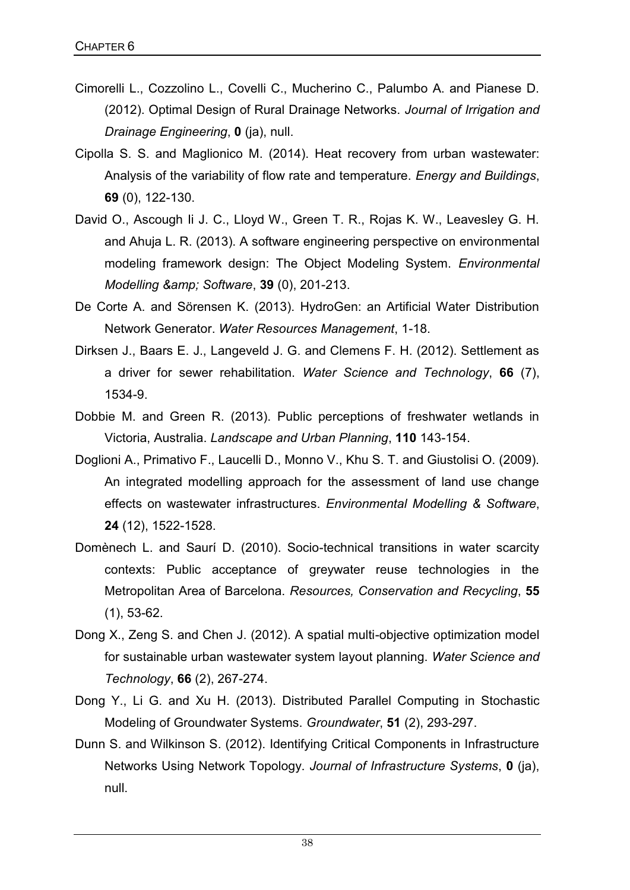Cimorelli L., Cozzolino L., Covelli C., Mucherino C., Palumbo A. and Pianese D. (2012). Optimal Design of Rural Drainage Networks. *Journal of Irrigation and Drainage Engineering*, **0** (ja), null.

Cipolla S. S. and Maglionico M. (2014). Heat recovery from urban wastewater: Analysis of the variability of flow rate and temperature. *Energy and Buildings*, **69** (0), 122-130.

David O., Ascough Ii J. C., Lloyd W., Green T. R., Rojas K. W., Leavesley G. H. and Ahuja L. R. (2013). A software engineering perspective on environmental modeling framework design: The Object Modeling System. *Environmental Modelling &amp; Software*, **39** (0), 201-213.

De Corte A. and Sörensen K. (2013). HydroGen: an Artificial Water Distribution Network Generator. *Water Resources Management*, 1-18.

Dirksen J., Baars E. J., Langeveld J. G. and Clemens F. H. (2012). Settlement as a driver for sewer rehabilitation. *Water Science and Technology*, **66** (7), 1534-9.

Dobbie M. and Green R. (2013). Public perceptions of freshwater wetlands in Victoria, Australia. *Landscape and Urban Planning*, **110** 143-154.

Doglioni A., Primativo F., Laucelli D., Monno V., Khu S. T. and Giustolisi O. (2009). An integrated modelling approach for the assessment of land use change effects on wastewater infrastructures. *Environmental Modelling & Software*, **24** (12), 1522-1528.

Domènech L. and Saurí D. (2010). Socio-technical transitions in water scarcity contexts: Public acceptance of greywater reuse technologies in the Metropolitan Area of Barcelona. *Resources, Conservation and Recycling*, **55** (1), 53-62.

Dong X., Zeng S. and Chen J. (2012). A spatial multi-objective optimization model for sustainable urban wastewater system layout planning. *Water Science and Technology*, **66** (2), 267-274.

Dong Y., Li G. and Xu H. (2013). Distributed Parallel Computing in Stochastic Modeling of Groundwater Systems. *Groundwater*, **51** (2), 293-297.

Dunn S. and Wilkinson S. (2012). Identifying Critical Components in Infrastructure Networks Using Network Topology. *Journal of Infrastructure Systems*, **0** (ja), null.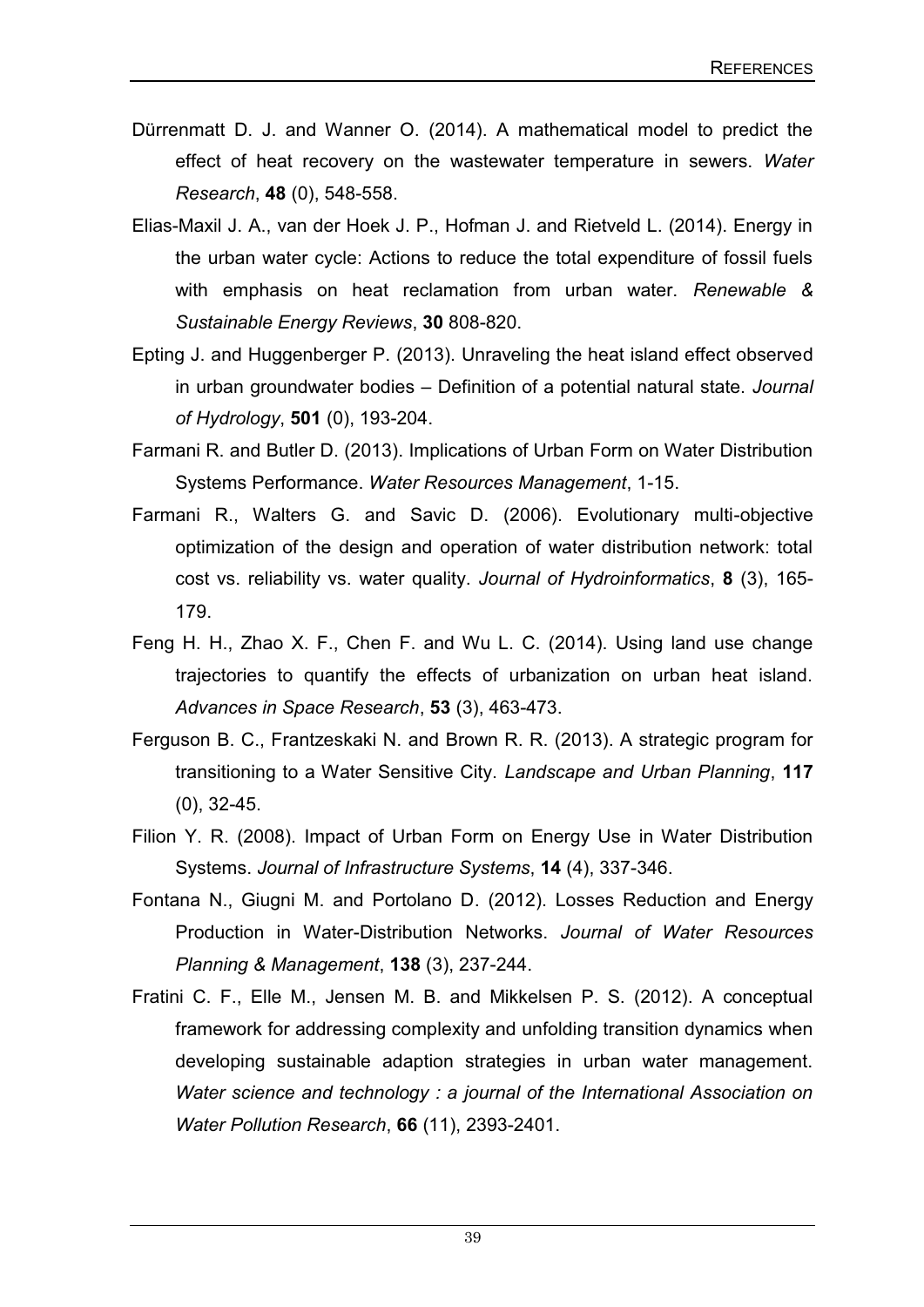Dürrenmatt D. J. and Wanner O. (2014). A mathematical model to predict the effect of heat recovery on the wastewater temperature in sewers. *Water Research*, **48** (0), 548-558.

Elias-Maxil J. A., van der Hoek J. P., Hofman J. and Rietveld L. (2014). Energy in the urban water cycle: Actions to reduce the total expenditure of fossil fuels with emphasis on heat reclamation from urban water. *Renewable & Sustainable Energy Reviews*, **30** 808-820.

Epting J. and Huggenberger P. (2013). Unraveling the heat island effect observed in urban groundwater bodies – Definition of a potential natural state. *Journal of Hydrology*, **501** (0), 193-204.

Farmani R. and Butler D. (2013). Implications of Urban Form on Water Distribution Systems Performance. *Water Resources Management*, 1-15.

Farmani R., Walters G. and Savic D. (2006). Evolutionary multi-objective optimization of the design and operation of water distribution network: total cost vs. reliability vs. water quality. *Journal of Hydroinformatics*, **8** (3), 165-179.

Feng H. H., Zhao X. F., Chen F. and Wu L. C. (2014). Using land use change trajectories to quantify the effects of urbanization on urban heat island. *Advances in Space Research*, **53** (3), 463-473.

Ferguson B. C., Frantzeskaki N. and Brown R. R. (2013). A strategic program for transitioning to a Water Sensitive City. *Landscape and Urban Planning*, **117** (0), 32-45.

Filion Y. R. (2008). Impact of Urban Form on Energy Use in Water Distribution Systems. *Journal of Infrastructure Systems*, **14** (4), 337-346.

Fontana N., Giugni M. and Portolano D. (2012). Losses Reduction and Energy Production in Water-Distribution Networks. *Journal of Water Resources Planning & Management*, **138** (3), 237-244.

Fratini C. F., Elle M., Jensen M. B. and Mikkelsen P. S. (2012). A conceptual framework for addressing complexity and unfolding transition dynamics when developing sustainable adaption strategies in urban water management. *Water science and technology : a journal of the International Association on Water Pollution Research*, **66** (11), 2393-2401.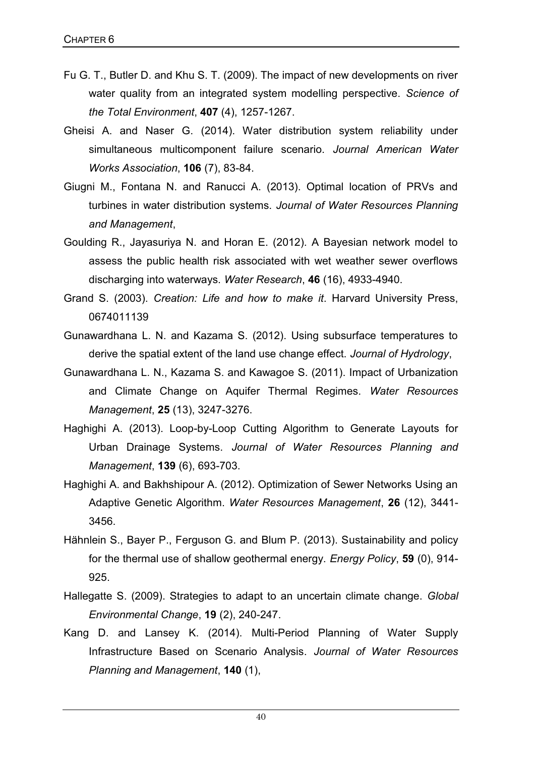Fu G. T., Butler D. and Khu S. T. (2009). The impact of new developments on river water quality from an integrated system modelling perspective. *Science of the Total Environment*, **407** (4), 1257-1267.

Gheisi A. and Naser G. (2014). Water distribution system reliability under simultaneous multicomponent failure scenario. *Journal American Water Works Association*, **106** (7), 83-84.

Giugni M., Fontana N. and Ranucci A. (2013). Optimal location of PRVs and turbines in water distribution systems. *Journal of Water Resources Planning and Management*,

Goulding R., Jayasuriya N. and Horan E. (2012). A Bayesian network model to assess the public health risk associated with wet weather sewer overflows discharging into waterways. *Water Research*, **46** (16), 4933-4940.

Grand S. (2003). *Creation: Life and how to make it*. Harvard University Press, 0674011139

Gunawardhana L. N. and Kazama S. (2012). Using subsurface temperatures to derive the spatial extent of the land use change effect. *Journal of Hydrology*,

Gunawardhana L. N., Kazama S. and Kawagoe S. (2011). Impact of Urbanization and Climate Change on Aquifer Thermal Regimes. *Water Resources Management*, **25** (13), 3247-3276.

Haghighi A. (2013). Loop-by-Loop Cutting Algorithm to Generate Layouts for Urban Drainage Systems. *Journal of Water Resources Planning and Management*, **139** (6), 693-703.

Haghighi A. and Bakhshipour A. (2012). Optimization of Sewer Networks Using an Adaptive Genetic Algorithm. *Water Resources Management*, **26** (12), 3441-3456.

Hähnlein S., Bayer P., Ferguson G. and Blum P. (2013). Sustainability and policy for the thermal use of shallow geothermal energy. *Energy Policy*, **59** (0), 914-925.

Hallegatte S. (2009). Strategies to adapt to an uncertain climate change. *Global Environmental Change*, **19** (2), 240-247.

Kang D. and Lansey K. (2014). Multi-Period Planning of Water Supply Infrastructure Based on Scenario Analysis. *Journal of Water Resources Planning and Management*, **140** (1),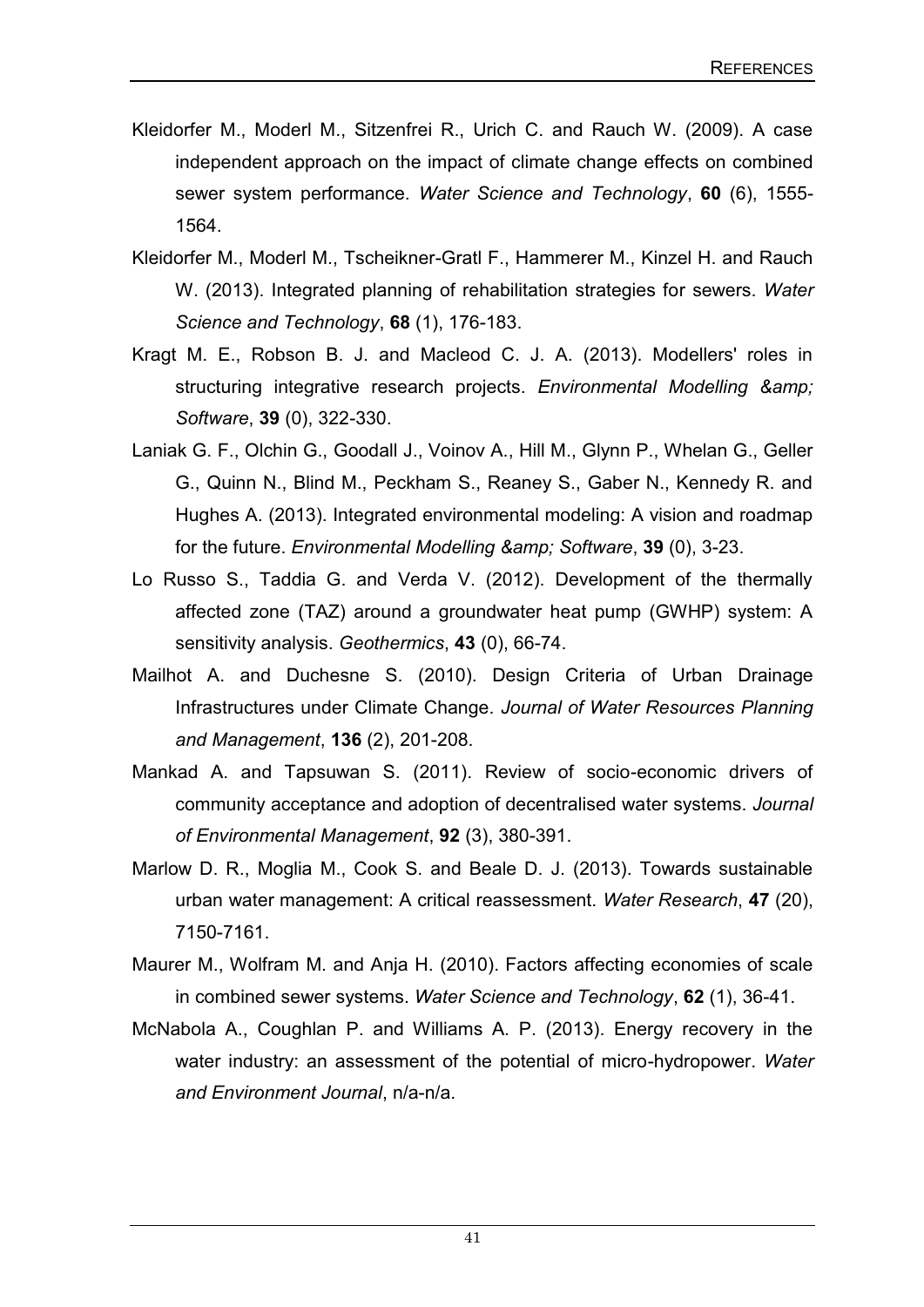Kleidorfer M., Moderl M., Sitzenfrei R., Urich C. and Rauch W. (2009). A case independent approach on the impact of climate change effects on combined sewer system performance. *Water Science and Technology*, **60** (6), 1555-1564.

Kleidorfer M., Moderl M., Tscheikner-Gratl F., Hammerer M., Kinzel H. and Rauch W. (2013). Integrated planning of rehabilitation strategies for sewers. *Water Science and Technology*, **68** (1), 176-183.

Kragt M. E., Robson B. J. and Macleod C. J. A. (2013). Modellers' roles in structuring integrative research projects. *Environmental Modelling &amp; Software*, **39** (0), 322-330.

Laniak G. F., Olchin G., Goodall J., Voinov A., Hill M., Glynn P., Whelan G., Geller G., Quinn N., Blind M., Peckham S., Reaney S., Gaber N., Kennedy R. and Hughes A. (2013). Integrated environmental modeling: A vision and roadmap for the future. *Environmental Modelling &amp; Software*, **39** (0), 3-23.

Lo Russo S., Taddia G. and Verda V. (2012). Development of the thermally affected zone (TAZ) around a groundwater heat pump (GWHP) system: A sensitivity analysis. *Geothermics*, **43** (0), 66-74.

Mailhot A. and Duchesne S. (2010). Design Criteria of Urban Drainage Infrastructures under Climate Change. *Journal of Water Resources Planning and Management*, **136** (2), 201-208.

Mankad A. and Tapsuwan S. (2011). Review of socio-economic drivers of community acceptance and adoption of decentralised water systems. *Journal of Environmental Management*, **92** (3), 380-391.

Marlow D. R., Moglia M., Cook S. and Beale D. J. (2013). Towards sustainable urban water management: A critical reassessment. *Water Research*, **47** (20), 7150-7161.

Maurer M., Wolfram M. and Anja H. (2010). Factors affecting economies of scale in combined sewer systems. *Water Science and Technology*, **62** (1), 36-41.

McNabola A., Coughlan P. and Williams A. P. (2013). Energy recovery in the water industry: an assessment of the potential of micro-hydropower. *Water and Environment Journal*, n/a-n/a.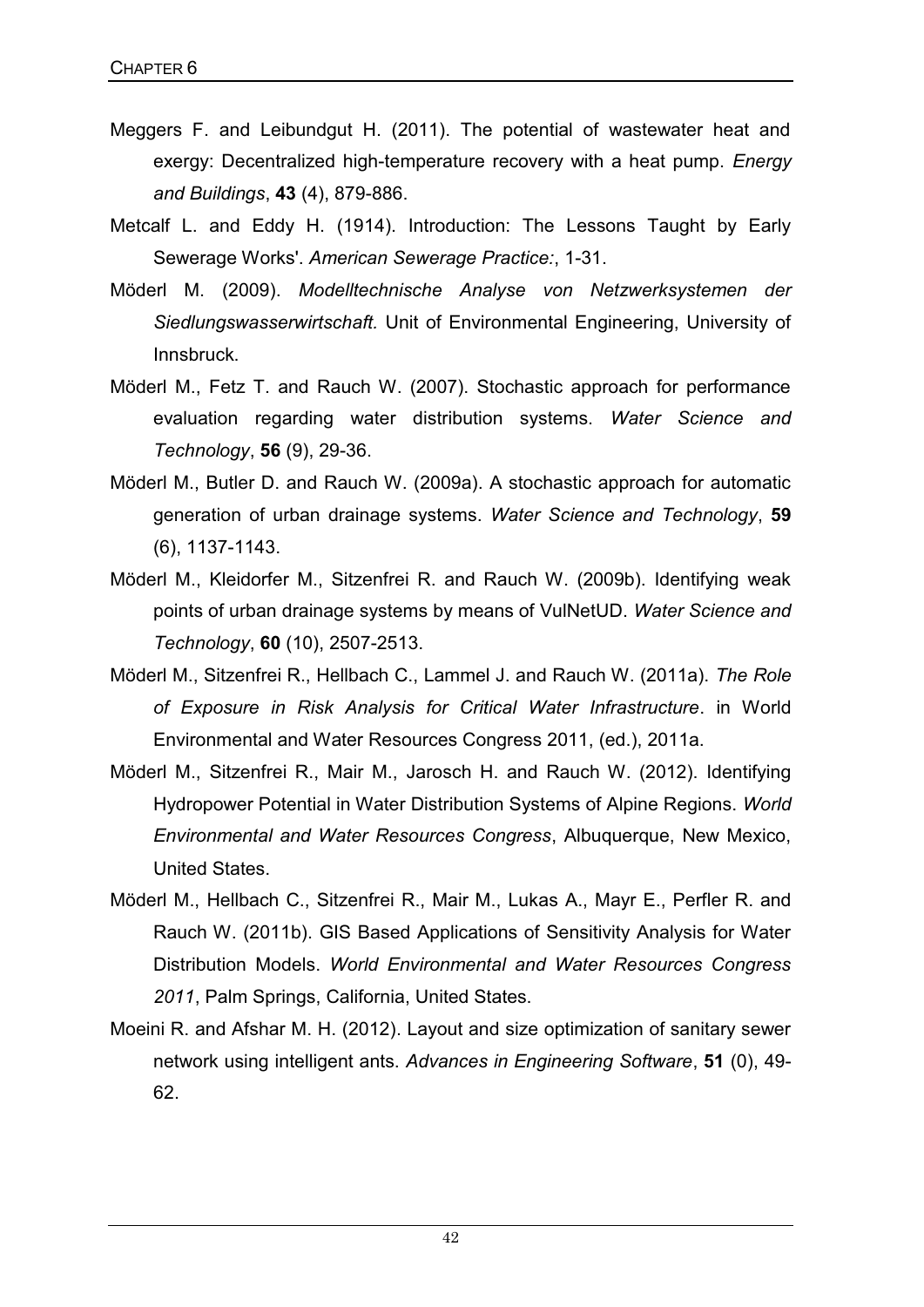Meggers F. and Leibundgut H. (2011). The potential of wastewater heat and exergy: Decentralized high-temperature recovery with a heat pump. *Energy and Buildings*, **43** (4), 879-886.

Metcalf L. and Eddy H. (1914). Introduction: The Lessons Taught by Early Sewerage Works'. *American Sewerage Practice:*, 1-31.

Möderl M. (2009). *Modelltechnische Analyse von Netzwerksystemen der Siedlungswasserwirtschaft.* Unit of Environmental Engineering, University of Innsbruck.

Möderl M., Fetz T. and Rauch W. (2007). Stochastic approach for performance evaluation regarding water distribution systems. *Water Science and Technology*, **56** (9), 29-36.

Möderl M., Butler D. and Rauch W. (2009a). A stochastic approach for automatic generation of urban drainage systems. *Water Science and Technology*, **59** (6), 1137-1143.

Möderl M., Kleidorfer M., Sitzenfrei R. and Rauch W. (2009b). Identifying weak points of urban drainage systems by means of VulNetUD. *Water Science and Technology*, **60** (10), 2507-2513.

Möderl M., Sitzenfrei R., Hellbach C., Lammel J. and Rauch W. (2011a). *The Role of Exposure in Risk Analysis for Critical Water Infrastructure*. in World Environmental and Water Resources Congress 2011, (ed.), 2011a.

Möderl M., Sitzenfrei R., Mair M., Jarosch H. and Rauch W. (2012). Identifying Hydropower Potential in Water Distribution Systems of Alpine Regions. *World Environmental and Water Resources Congress*, Albuquerque, New Mexico, United States.

Möderl M., Hellbach C., Sitzenfrei R., Mair M., Lukas A., Mayr E., Perfler R. and Rauch W. (2011b). GIS Based Applications of Sensitivity Analysis for Water Distribution Models. *World Environmental and Water Resources Congress 2011*, Palm Springs, California, United States.

Moeini R. and Afshar M. H. (2012). Layout and size optimization of sanitary sewer network using intelligent ants. *Advances in Engineering Software*, **51** (0), 49-62.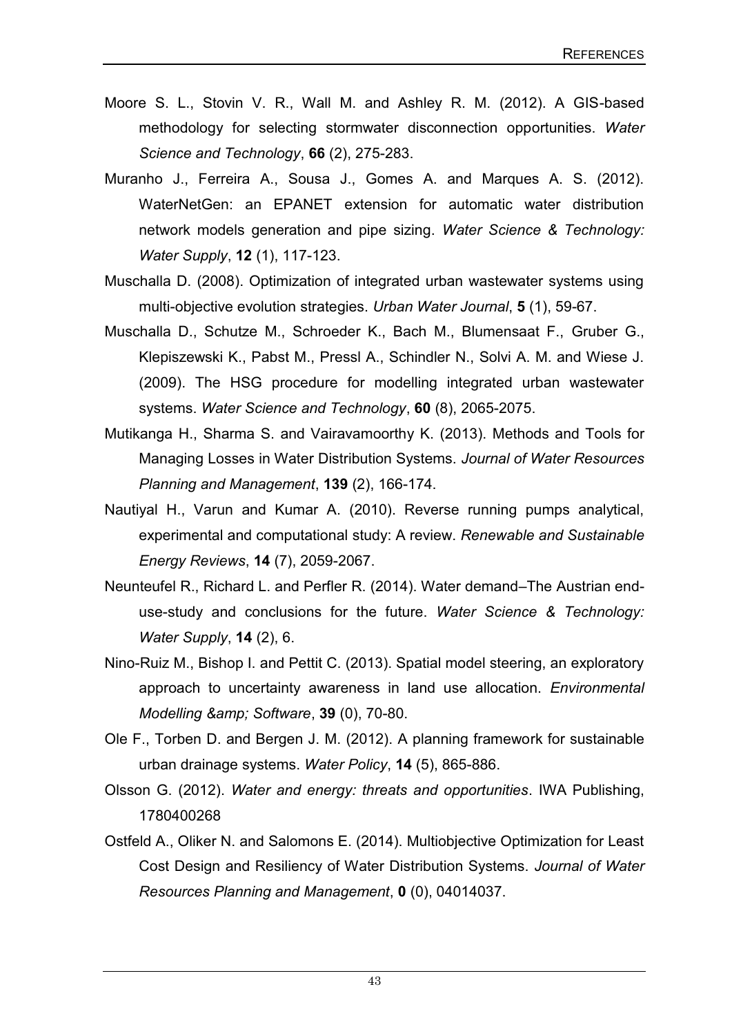Moore S. L., Stovin V. R., Wall M. and Ashley R. M. (2012). A GIS-based methodology for selecting stormwater disconnection opportunities. *Water Science and Technology*, **66** (2), 275-283.

Muranho J., Ferreira A., Sousa J., Gomes A. and Marques A. S. (2012). WaterNetGen: an EPANET extension for automatic water distribution network models generation and pipe sizing. *Water Science & Technology: Water Supply*, **12** (1), 117-123.

Muschalla D. (2008). Optimization of integrated urban wastewater systems using multi-objective evolution strategies. *Urban Water Journal*, **5** (1), 59-67.

Muschalla D., Schutze M., Schroeder K., Bach M., Blumensaat F., Gruber G., Klepiszewski K., Pabst M., Pressl A., Schindler N., Solvi A. M. and Wiese J. (2009). The HSG procedure for modelling integrated urban wastewater systems. *Water Science and Technology*, **60** (8), 2065-2075.

Mutikanga H., Sharma S. and Vairavamoorthy K. (2013). Methods and Tools for Managing Losses in Water Distribution Systems. *Journal of Water Resources Planning and Management*, **139** (2), 166-174.

Nautiyal H., Varun and Kumar A. (2010). Reverse running pumps analytical, experimental and computational study: A review. *Renewable and Sustainable Energy Reviews*, **14** (7), 2059-2067.

Neunteufel R., Richard L. and Perfler R. (2014). Water demand–The Austrian end-use-study and conclusions for the future. *Water Science & Technology: Water Supply*, **14** (2), 6.

Nino-Ruiz M., Bishop I. and Pettit C. (2013). Spatial model steering, an exploratory approach to uncertainty awareness in land use allocation. *Environmental Modelling &amp; Software*, **39** (0), 70-80.

Ole F., Torben D. and Bergen J. M. (2012). A planning framework for sustainable urban drainage systems. *Water Policy*, **14** (5), 865-886.

Olsson G. (2012). *Water and energy: threats and opportunities*. IWA Publishing, 1780400268

Ostfeld A., Oliker N. and Salomons E. (2014). Multiobjective Optimization for Least Cost Design and Resiliency of Water Distribution Systems. *Journal of Water Resources Planning and Management*, **0** (0), 04014037.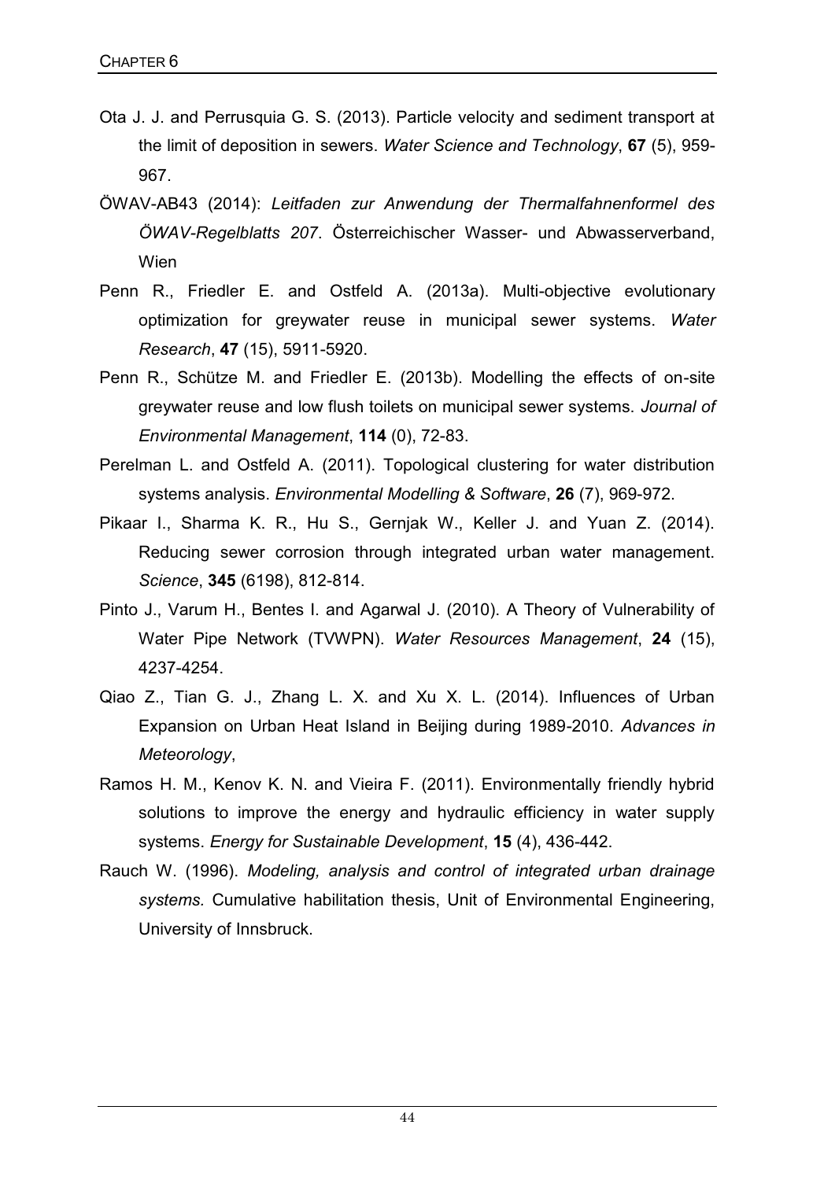Ota J. J. and Perrusquia G. S. (2013). Particle velocity and sediment transport at the limit of deposition in sewers. *Water Science and Technology*, **67** (5), 959-967.

ÖWAV-AB43 (2014): *Leitfaden zur Anwendung der Thermalfahnenformel des ÖWAV-Regelblatts 207*. Österreichischer Wasser- und Abwasserverband, Wien

Penn R., Friedler E. and Ostfeld A. (2013a). Multi-objective evolutionary optimization for greywater reuse in municipal sewer systems. *Water Research*, **47** (15), 5911-5920.

Penn R., Schütze M. and Friedler E. (2013b). Modelling the effects of on-site greywater reuse and low flush toilets on municipal sewer systems. *Journal of Environmental Management*, **114** (0), 72-83.

Perelman L. and Ostfeld A. (2011). Topological clustering for water distribution systems analysis. *Environmental Modelling & Software*, **26** (7), 969-972.

Pikaar I., Sharma K. R., Hu S., Gernjak W., Keller J. and Yuan Z. (2014). Reducing sewer corrosion through integrated urban water management. *Science*, **345** (6198), 812-814.

Pinto J., Varum H., Bentes I. and Agarwal J. (2010). A Theory of Vulnerability of Water Pipe Network (TVWPN). *Water Resources Management*, **24** (15), 4237-4254.

Qiao Z., Tian G. J., Zhang L. X. and Xu X. L. (2014). Influences of Urban Expansion on Urban Heat Island in Beijing during 1989-2010. *Advances in Meteorology*,

Ramos H. M., Kenov K. N. and Vieira F. (2011). Environmentally friendly hybrid solutions to improve the energy and hydraulic efficiency in water supply systems. *Energy for Sustainable Development*, **15** (4), 436-442.

Rauch W. (1996). *Modeling, analysis and control of integrated urban drainage systems.* Cumulative habilitation thesis, Unit of Environmental Engineering, University of Innsbruck.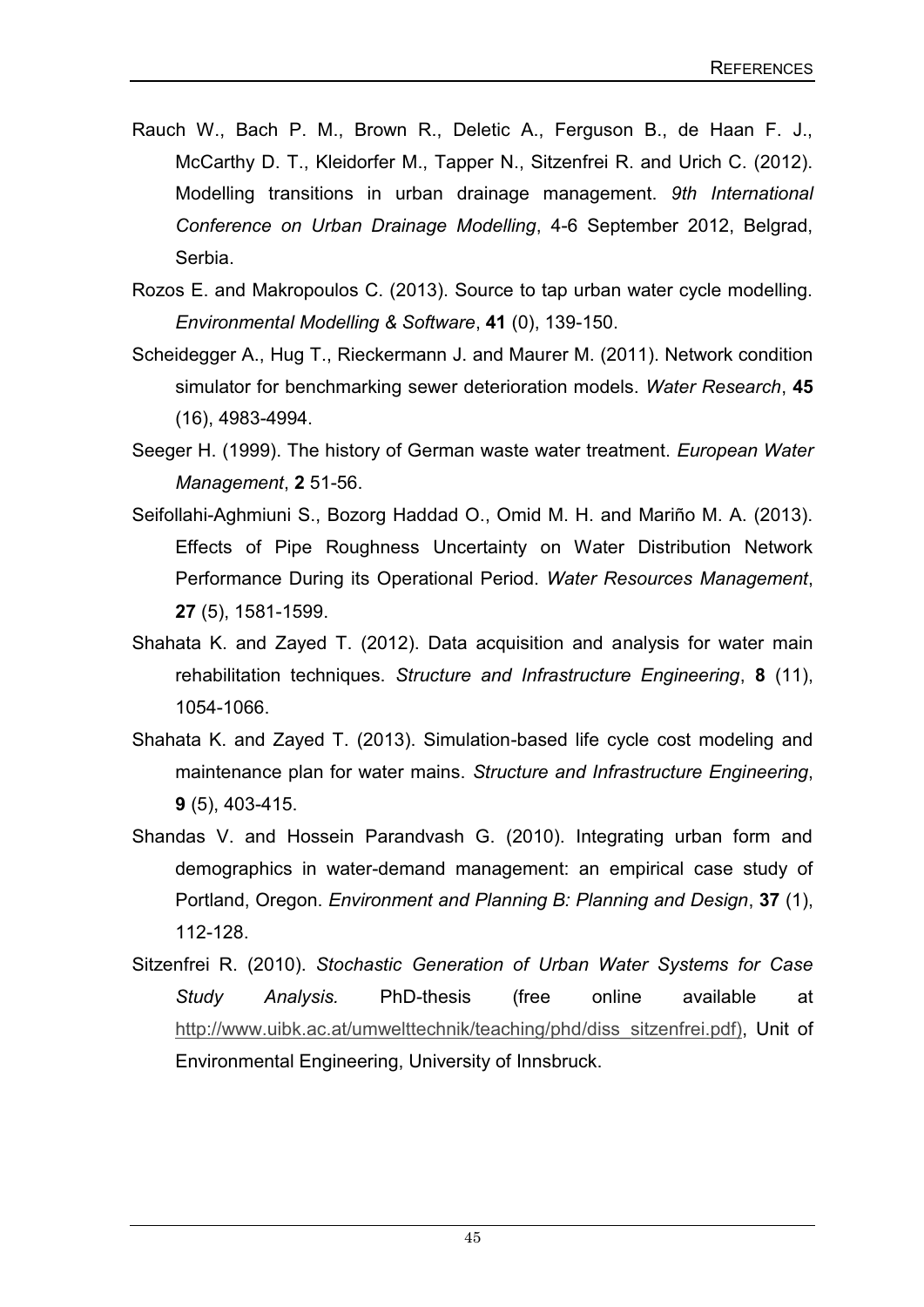Rauch W., Bach P. M., Brown R., Deletic A., Ferguson B., de Haan F. J., McCarthy D. T., Kleidorfer M., Tapper N., Sitzenfrei R. and Urich C. (2012). Modelling transitions in urban drainage management. *9th International Conference on Urban Drainage Modelling*, 4-6 September 2012, Belgrad, Serbia.

Rozos E. and Makropoulos C. (2013). Source to tap urban water cycle modelling. *Environmental Modelling & Software*, **41** (0), 139-150.

Scheidegger A., Hug T., Rieckermann J. and Maurer M. (2011). Network condition simulator for benchmarking sewer deterioration models. *Water Research*, **45** (16), 4983-4994.

Seeger H. (1999). The history of German waste water treatment. *European Water Management*, **2** 51-56.

Seifollahi-Aghmiuni S., Bozorg Haddad O., Omid M. H. and Mariño M. A. (2013). Effects of Pipe Roughness Uncertainty on Water Distribution Network Performance During its Operational Period. *Water Resources Management*, **27** (5), 1581-1599.

Shahata K. and Zayed T. (2012). Data acquisition and analysis for water main rehabilitation techniques. *Structure and Infrastructure Engineering*, **8** (11), 1054-1066.

Shahata K. and Zayed T. (2013). Simulation-based life cycle cost modeling and maintenance plan for water mains. *Structure and Infrastructure Engineering*, **9** (5), 403-415.

Shandas V. and Hossein Parandvash G. (2010). Integrating urban form and demographics in water-demand management: an empirical case study of Portland, Oregon. *Environment and Planning B: Planning and Design*, **37** (1), 112-128.

Sitzenfrei R. (2010). *Stochastic Generation of Urban Water Systems for Case Study Analysis.* PhD-thesis (free online available at http://www.uibk.ac.at/umwelttechnik/teaching/phd/diss_sitzenfrei.pdf), Unit of Environmental Engineering, University of Innsbruck.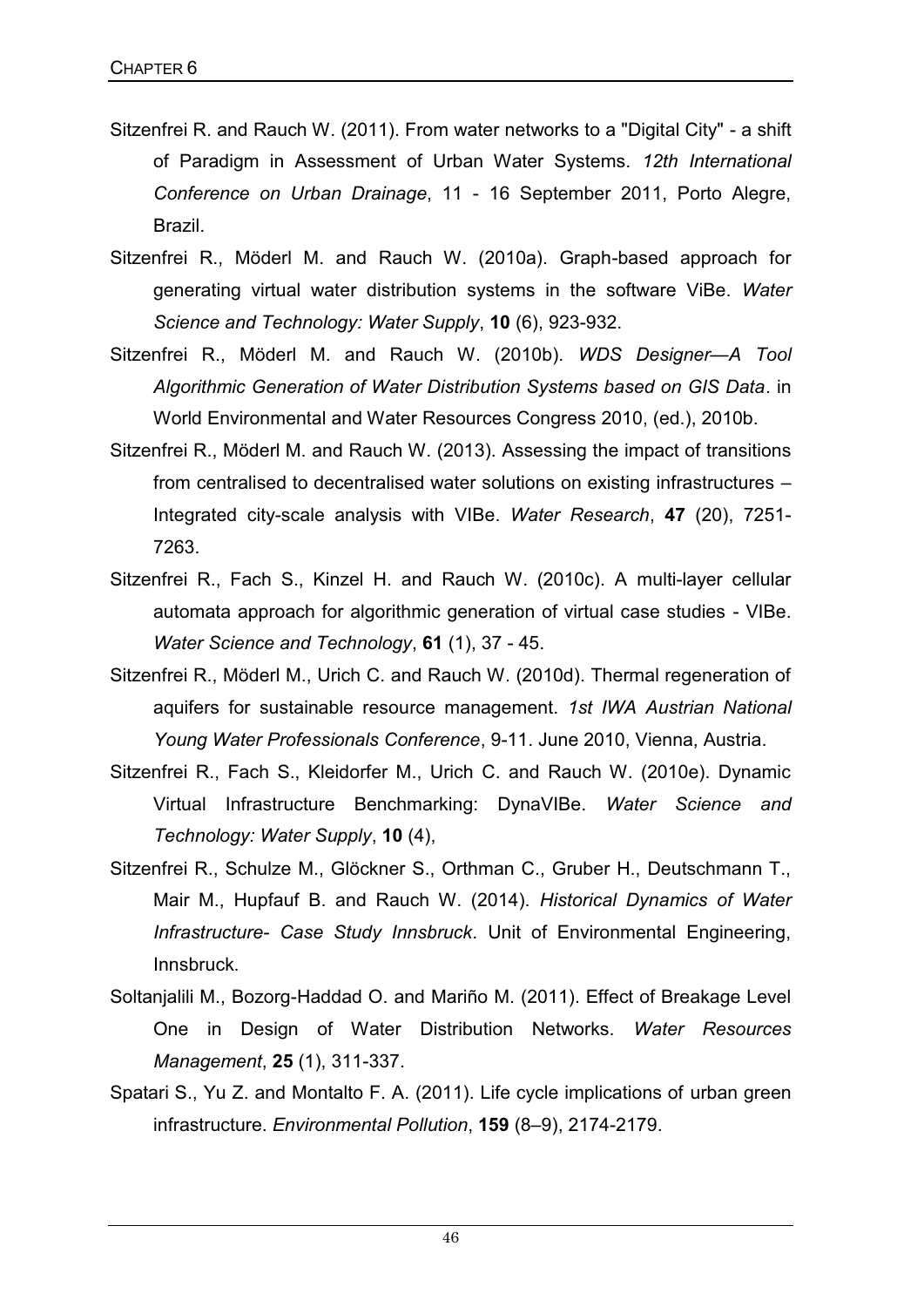Sitzenfrei R. and Rauch W. (2011). From water networks to a "Digital City" - a shift of Paradigm in Assessment of Urban Water Systems. *12th International Conference on Urban Drainage*, 11 - 16 September 2011, Porto Alegre, Brazil.

Sitzenfrei R., Möderl M. and Rauch W. (2010a). Graph-based approach for generating virtual water distribution systems in the software ViBe. *Water Science and Technology: Water Supply*, **10** (6), 923-932.

Sitzenfrei R., Möderl M. and Rauch W. (2010b). *WDS Designer—A Tool Algorithmic Generation of Water Distribution Systems based on GIS Data*. in World Environmental and Water Resources Congress 2010, (ed.), 2010b.

Sitzenfrei R., Möderl M. and Rauch W. (2013). Assessing the impact of transitions from centralised to decentralised water solutions on existing infrastructures – Integrated city-scale analysis with VIBe. *Water Research*, **47** (20), 7251-7263.

Sitzenfrei R., Fach S., Kinzel H. and Rauch W. (2010c). A multi-layer cellular automata approach for algorithmic generation of virtual case studies - VIBe. *Water Science and Technology*, **61** (1), 37 - 45.

Sitzenfrei R., Möderl M., Urich C. and Rauch W. (2010d). Thermal regeneration of aquifers for sustainable resource management. *1st IWA Austrian National Young Water Professionals Conference*, 9-11. June 2010, Vienna, Austria.

Sitzenfrei R., Fach S., Kleidorfer M., Urich C. and Rauch W. (2010e). Dynamic Virtual Infrastructure Benchmarking: DynaVIBe. *Water Science and Technology: Water Supply*, **10** (4),

Sitzenfrei R., Schulze M., Glöckner S., Orthman C., Gruber H., Deutschmann T., Mair M., Hupfauf B. and Rauch W. (2014). *Historical Dynamics of Water Infrastructure- Case Study Innsbruck*. Unit of Environmental Engineering, Innsbruck.

Soltanjalili M., Bozorg-Haddad O. and Mariño M. (2011). Effect of Breakage Level One in Design of Water Distribution Networks. *Water Resources Management*, **25** (1), 311-337.

Spatari S., Yu Z. and Montalto F. A. (2011). Life cycle implications of urban green infrastructure. *Environmental Pollution*, **159** (8–9), 2174-2179.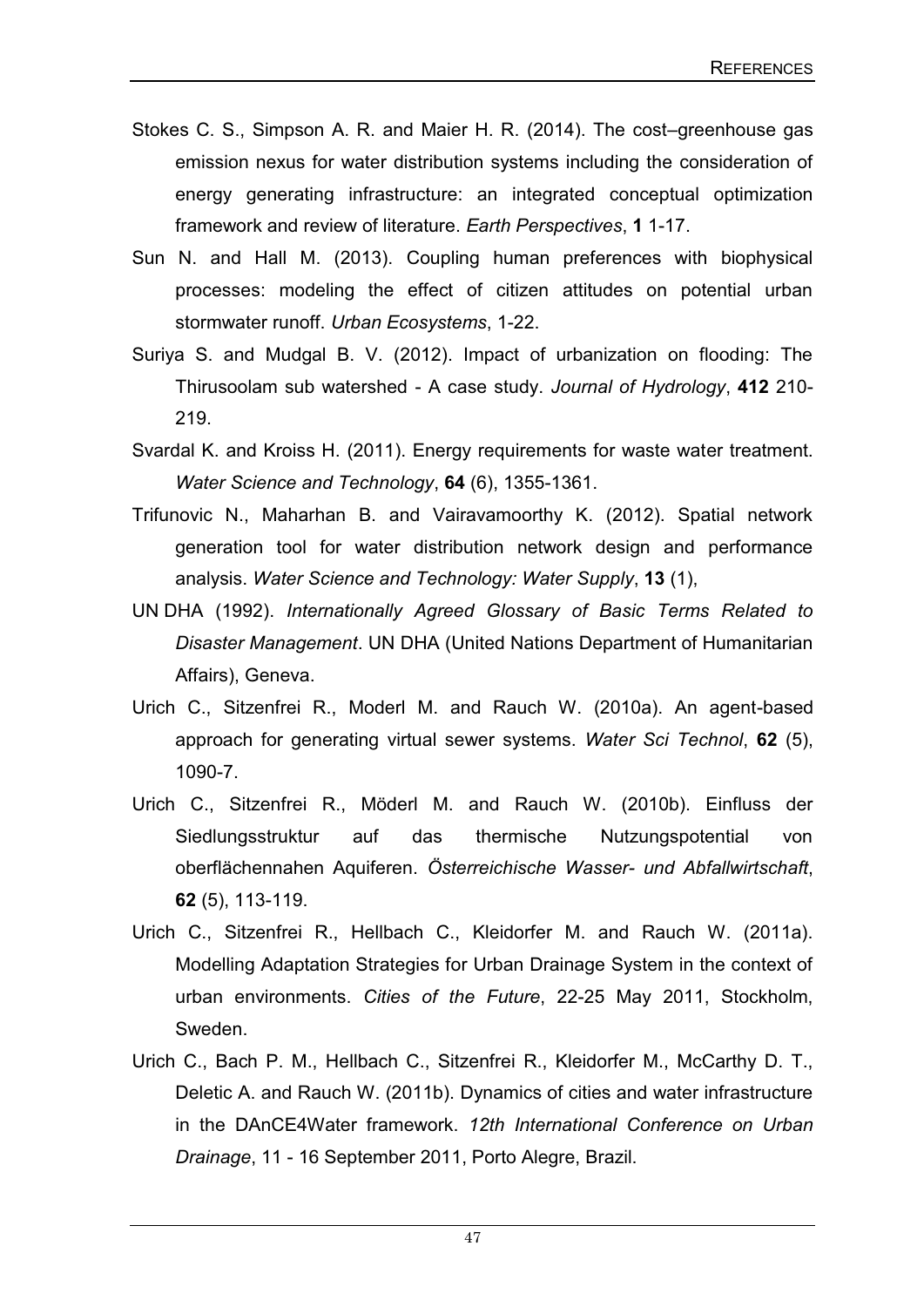Stokes C. S., Simpson A. R. and Maier H. R. (2014). The cost–greenhouse gas emission nexus for water distribution systems including the consideration of energy generating infrastructure: an integrated conceptual optimization framework and review of literature. *Earth Perspectives*, **1** 1-17.

Sun N. and Hall M. (2013). Coupling human preferences with biophysical processes: modeling the effect of citizen attitudes on potential urban stormwater runoff. *Urban Ecosystems*, 1-22.

Suriya S. and Mudgal B. V. (2012). Impact of urbanization on flooding: The Thirusoolam sub watershed - A case study. *Journal of Hydrology*, **412** 210-219.

Svardal K. and Kroiss H. (2011). Energy requirements for waste water treatment. *Water Science and Technology*, **64** (6), 1355-1361.

Trifunovic N., Maharhan B. and Vairavamoorthy K. (2012). Spatial network generation tool for water distribution network design and performance analysis. *Water Science and Technology: Water Supply*, **13** (1),

UN DHA (1992). *Internationally Agreed Glossary of Basic Terms Related to Disaster Management*. UN DHA (United Nations Department of Humanitarian Affairs), Geneva.

Urich C., Sitzenfrei R., Moderl M. and Rauch W. (2010a). An agent-based approach for generating virtual sewer systems. *Water Sci Technol*, **62** (5), 1090-7.

Urich C., Sitzenfrei R., Möderl M. and Rauch W. (2010b). Einfluss der Siedlungsstruktur auf das thermische Nutzungspotential von oberflächennahen Aquiferen. *Österreichische Wasser- und Abfallwirtschaft*, **62** (5), 113-119.

Urich C., Sitzenfrei R., Hellbach C., Kleidorfer M. and Rauch W. (2011a). Modelling Adaptation Strategies for Urban Drainage System in the context of urban environments. *Cities of the Future*, 22-25 May 2011, Stockholm, Sweden.

Urich C., Bach P. M., Hellbach C., Sitzenfrei R., Kleidorfer M., McCarthy D. T., Deletic A. and Rauch W. (2011b). Dynamics of cities and water infrastructure in the DAnCE4Water framework. *12th International Conference on Urban Drainage*, 11 - 16 September 2011, Porto Alegre, Brazil.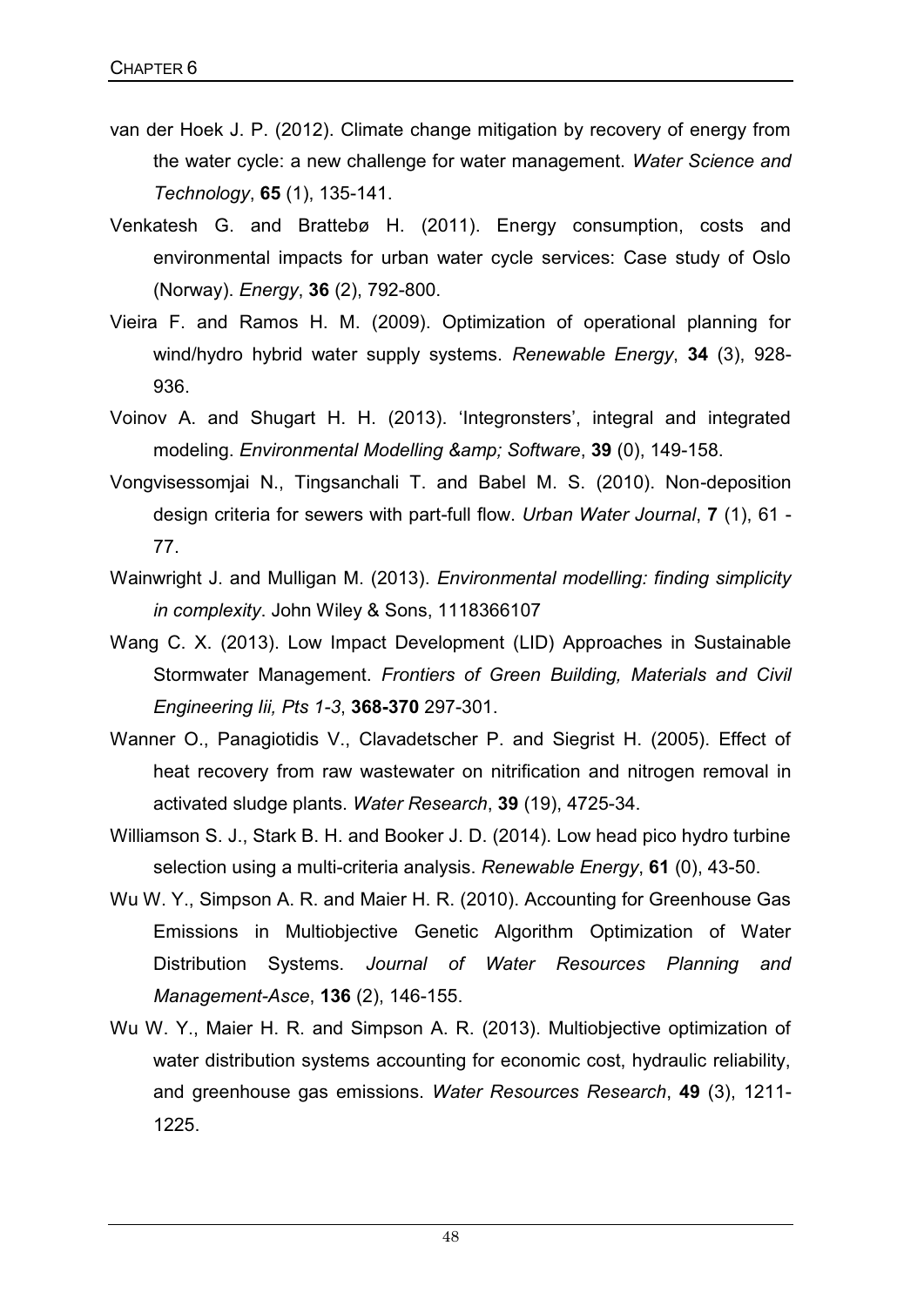van der Hoek J. P. (2012). Climate change mitigation by recovery of energy from the water cycle: a new challenge for water management. *Water Science and Technology*, **65** (1), 135-141.

Venkatesh G. and Brattebø H. (2011). Energy consumption, costs and environmental impacts for urban water cycle services: Case study of Oslo (Norway). *Energy*, **36** (2), 792-800.

Vieira F. and Ramos H. M. (2009). Optimization of operational planning for wind/hydro hybrid water supply systems. *Renewable Energy*, **34** (3), 928-936.

Voinov A. and Shugart H. H. (2013). 'Integronsters', integral and integrated modeling. *Environmental Modelling &amp; Software*, **39** (0), 149-158.

Vongvisessomjai N., Tingsanchali T. and Babel M. S. (2010). Non-deposition design criteria for sewers with part-full flow. *Urban Water Journal*, **7** (1), 61 - 77.

Wainwright J. and Mulligan M. (2013). *Environmental modelling: finding simplicity in complexity*. John Wiley & Sons, 1118366107

Wang C. X. (2013). Low Impact Development (LID) Approaches in Sustainable Stormwater Management. *Frontiers of Green Building, Materials and Civil Engineering Iii, Pts 1-3*, **368-370** 297-301.

Wanner O., Panagiotidis V., Clavadetscher P. and Siegrist H. (2005). Effect of heat recovery from raw wastewater on nitrification and nitrogen removal in activated sludge plants. *Water Research*, **39** (19), 4725-34.

Williamson S. J., Stark B. H. and Booker J. D. (2014). Low head pico hydro turbine selection using a multi-criteria analysis. *Renewable Energy*, **61** (0), 43-50.

Wu W. Y., Simpson A. R. and Maier H. R. (2010). Accounting for Greenhouse Gas Emissions in Multiobjective Genetic Algorithm Optimization of Water Distribution Systems. *Journal of Water Resources Planning and Management-Asce*, **136** (2), 146-155.

Wu W. Y., Maier H. R. and Simpson A. R. (2013). Multiobjective optimization of water distribution systems accounting for economic cost, hydraulic reliability, and greenhouse gas emissions. *Water Resources Research*, **49** (3), 1211-1225.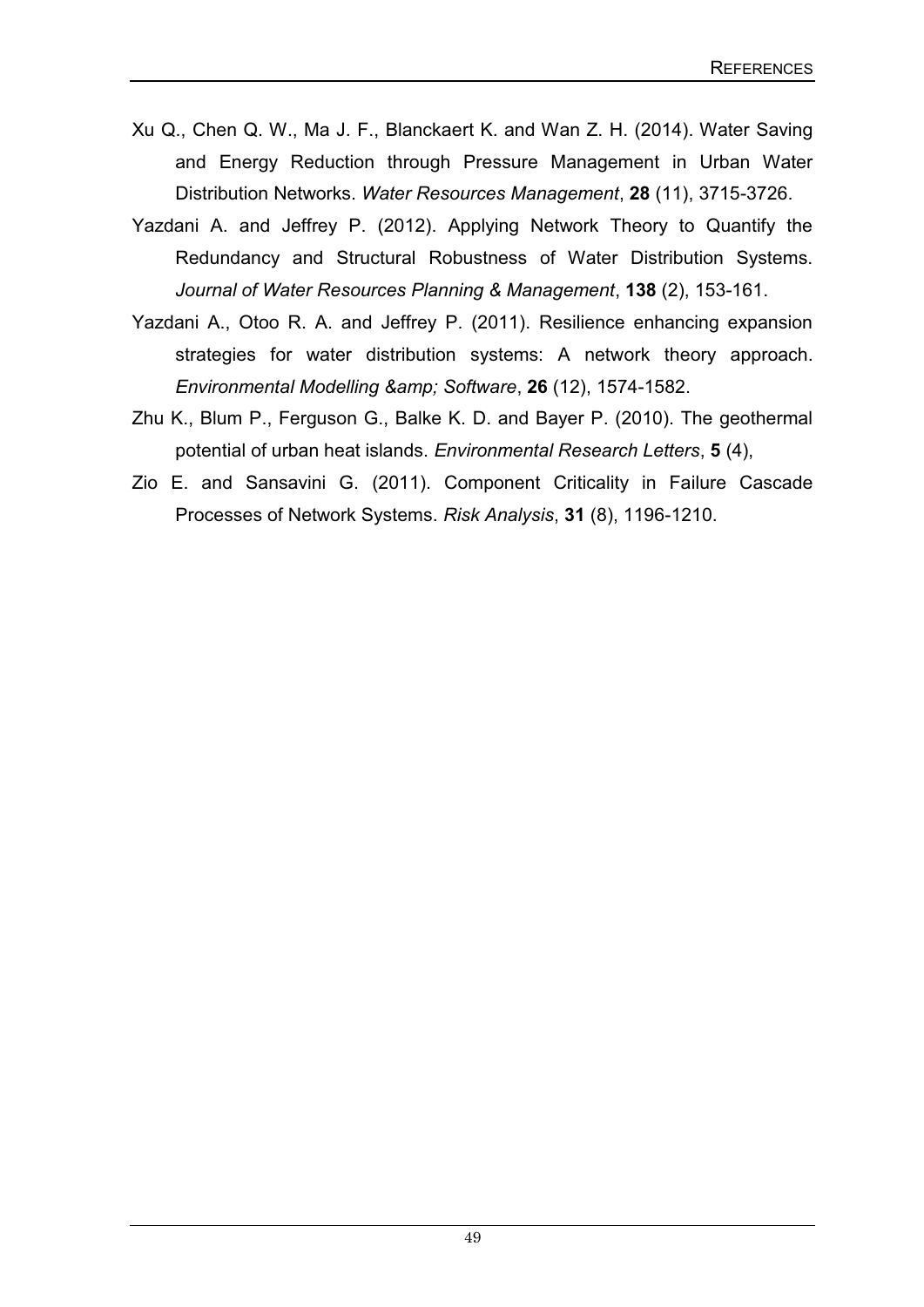Xu Q., Chen Q. W., Ma J. F., Blanckaert K. and Wan Z. H. (2014). Water Saving and Energy Reduction through Pressure Management in Urban Water Distribution Networks. *Water Resources Management*, **28** (11), 3715-3726.

Yazdani A. and Jeffrey P. (2012). Applying Network Theory to Quantify the Redundancy and Structural Robustness of Water Distribution Systems. *Journal of Water Resources Planning & Management*, **138** (2), 153-161.

Yazdani A., Otoo R. A. and Jeffrey P. (2011). Resilience enhancing expansion strategies for water distribution systems: A network theory approach. *Environmental Modelling &amp; Software*, **26** (12), 1574-1582.

Zhu K., Blum P., Ferguson G., Balke K. D. and Bayer P. (2010). The geothermal potential of urban heat islands. *Environmental Research Letters*, **5** (4),

Zio E. and Sansavini G. (2011). Component Criticality in Failure Cascade Processes of Network Systems. *Risk Analysis*, **31** (8), 1196-1210.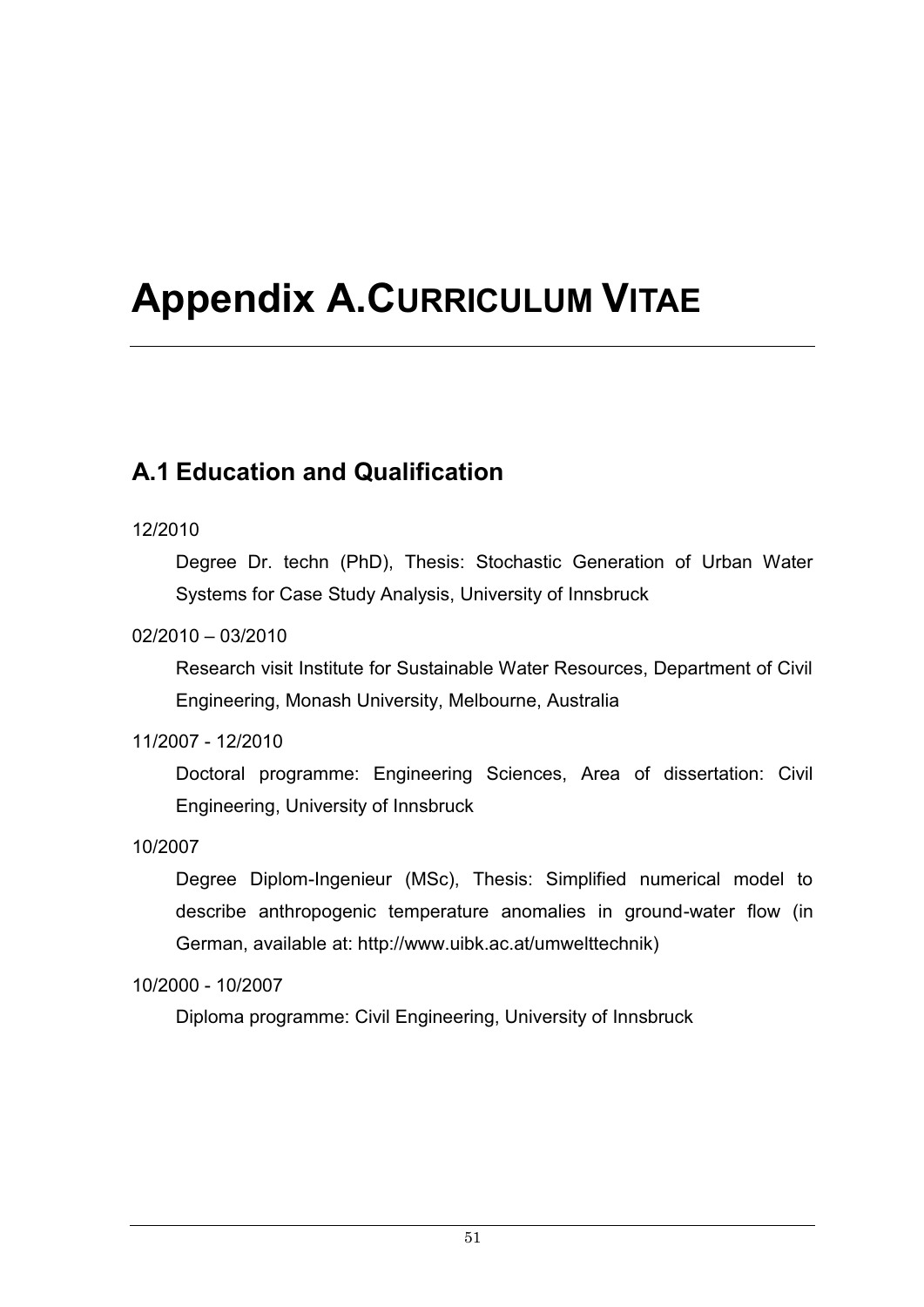# Appendix A. Curriculum Vitae

## A.1 Education and Qualification

12/2010

Degree Dr. techn (PhD), Thesis: Stochastic Generation of Urban Water Systems for Case Study Analysis, University of Innsbruck

02/2010 – 03/2010

Research visit Institute for Sustainable Water Resources, Department of Civil Engineering, Monash University, Melbourne, Australia

11/2007 - 12/2010

Doctoral programme: Engineering Sciences, Area of dissertation: Civil Engineering, University of Innsbruck

10/2007

Degree Diplom-Ingenieur (MSc), Thesis: Simplified numerical model to describe anthropogenic temperature anomalies in ground-water flow (in German, available at: http://www.uibk.ac.at/umwelttechnik)

10/2000 - 10/2007

Diploma programme: Civil Engineering, University of Innsbruck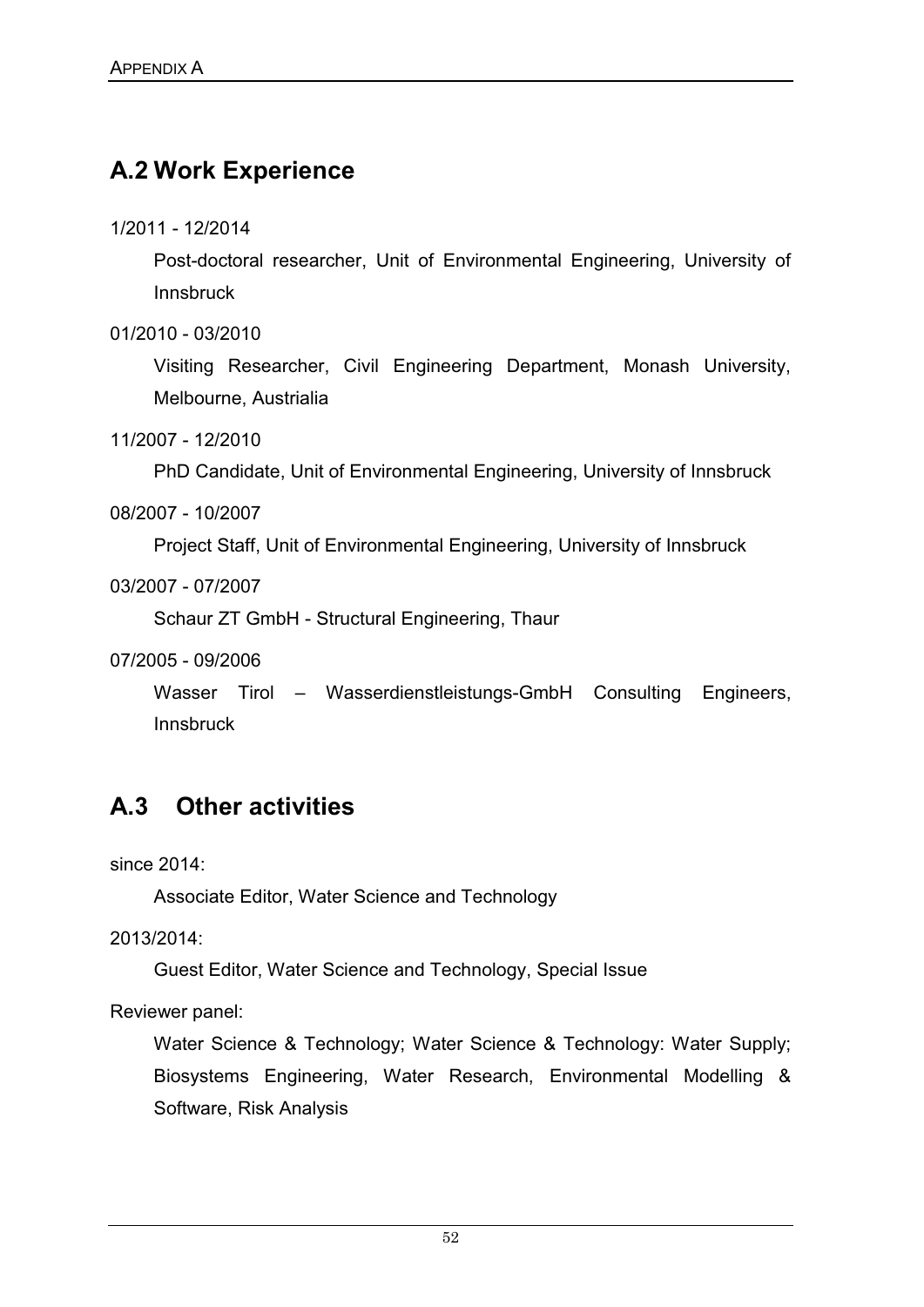## A.2 Work Experience

1/2011 - 12/2014

Post-doctoral researcher, Unit of Environmental Engineering, University of Innsbruck

01/2010 - 03/2010

Visiting Researcher, Civil Engineering Department, Monash University, Melbourne, Austrialia

11/2007 - 12/2010

PhD Candidate, Unit of Environmental Engineering, University of Innsbruck

08/2007 - 10/2007

Project Staff, Unit of Environmental Engineering, University of Innsbruck

03/2007 - 07/2007

Schaur ZT GmbH - Structural Engineering, Thaur

07/2005 - 09/2006

Wasser Tirol – Wasserdienstleistungs-GmbH Consulting Engineers, Innsbruck

## A.3 Other activities

since 2014:

Associate Editor, Water Science and Technology

2013/2014:

Guest Editor, Water Science and Technology, Special Issue

Reviewer panel:

Water Science & Technology; Water Science & Technology: Water Supply; Biosystems Engineering, Water Research, Environmental Modelling & Software, Risk Analysis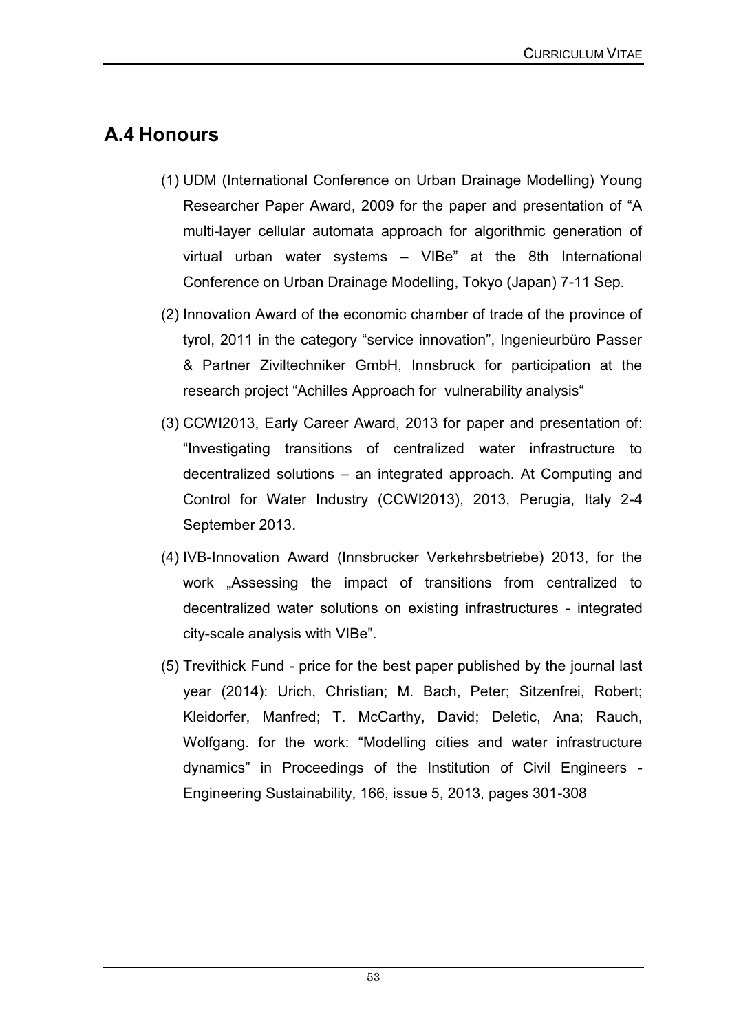## A.4 Honours

(1) UDM (International Conference on Urban Drainage Modelling) Young Researcher Paper Award, 2009 for the paper and presentation of “A multi-layer cellular automata approach for algorithmic generation of virtual urban water systems – VIBe” at the 8th International Conference on Urban Drainage Modelling, Tokyo (Japan) 7-11 Sep.

(2) Innovation Award of the economic chamber of trade of the province of tyrol, 2011 in the category “service innovation”, Ingenieurbüro Passer & Partner Ziviltechniker GmbH, Innsbruck for participation at the research project “Achilles Approach for vulnerability analysis“

(3) CCWI2013, Early Career Award, 2013 for paper and presentation of: “Investigating transitions of centralized water infrastructure to decentralized solutions – an integrated approach. At Computing and Control for Water Industry (CCWI2013), 2013, Perugia, Italy 2-4 September 2013.

(4) IVB-Innovation Award (Innsbrucker Verkehrsbetriebe) 2013, for the work „Assessing the impact of transitions from centralized to decentralized water solutions on existing infrastructures - integrated city-scale analysis with VIBe”.

(5) Trevithick Fund - price for the best paper published by the journal last year (2014): Urich, Christian; M. Bach, Peter; Sitzenfrei, Robert; Kleidorfer, Manfred; T. McCarthy, David; Deletic, Ana; Rauch, Wolfgang. for the work: “Modelling cities and water infrastructure dynamics” in Proceedings of the Institution of Civil Engineers - Engineering Sustainability, 166, issue 5, 2013, pages 301-308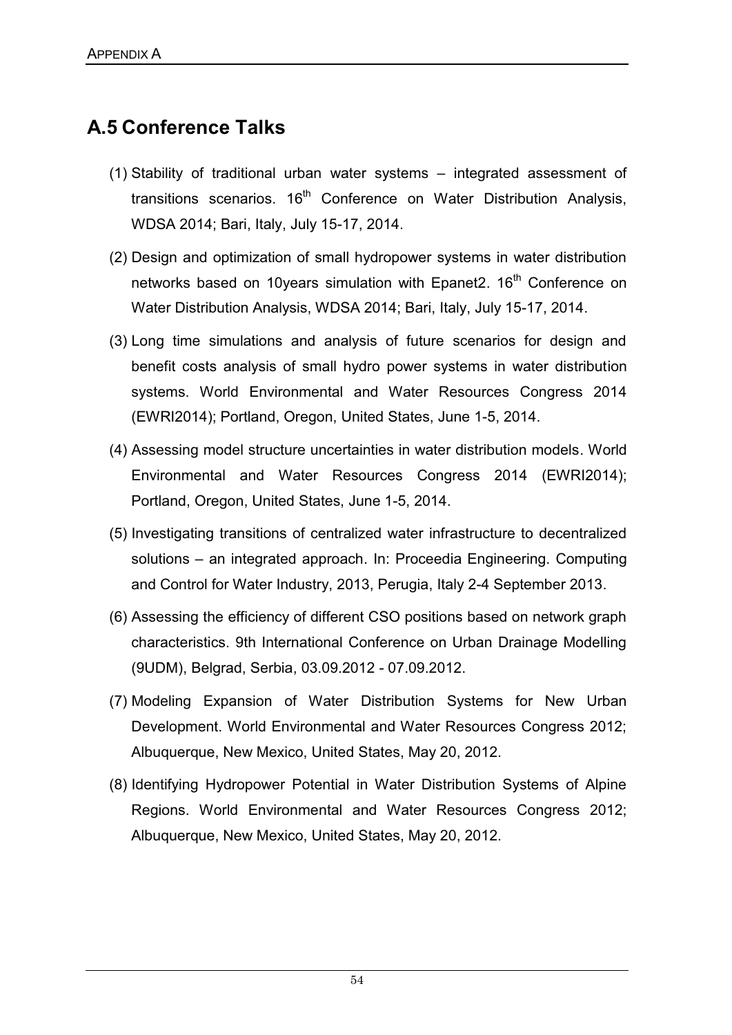## A.5 Conference Talks

(1) Stability of traditional urban water systems – integrated assessment of transitions scenarios. 16th Conference on Water Distribution Analysis, WDSA 2014; Bari, Italy, July 15-17, 2014.

(2) Design and optimization of small hydropower systems in water distribution networks based on 10years simulation with Epanet2. 16th Conference on Water Distribution Analysis, WDSA 2014; Bari, Italy, July 15-17, 2014.

(3) Long time simulations and analysis of future scenarios for design and benefit costs analysis of small hydro power systems in water distribution systems. World Environmental and Water Resources Congress 2014 (EWRI2014); Portland, Oregon, United States, June 1-5, 2014.

(4) Assessing model structure uncertainties in water distribution models. World Environmental and Water Resources Congress 2014 (EWRI2014); Portland, Oregon, United States, June 1-5, 2014.

(5) Investigating transitions of centralized water infrastructure to decentralized solutions – an integrated approach. In: Proceedia Engineering. Computing and Control for Water Industry, 2013, Perugia, Italy 2-4 September 2013.

(6) Assessing the efficiency of different CSO positions based on network graph characteristics. 9th International Conference on Urban Drainage Modelling (9UDM), Belgrad, Serbia, 03.09.2012 - 07.09.2012.

(7) Modeling Expansion of Water Distribution Systems for New Urban Development. World Environmental and Water Resources Congress 2012; Albuquerque, New Mexico, United States, May 20, 2012.

(8) Identifying Hydropower Potential in Water Distribution Systems of Alpine Regions. World Environmental and Water Resources Congress 2012; Albuquerque, New Mexico, United States, May 20, 2012.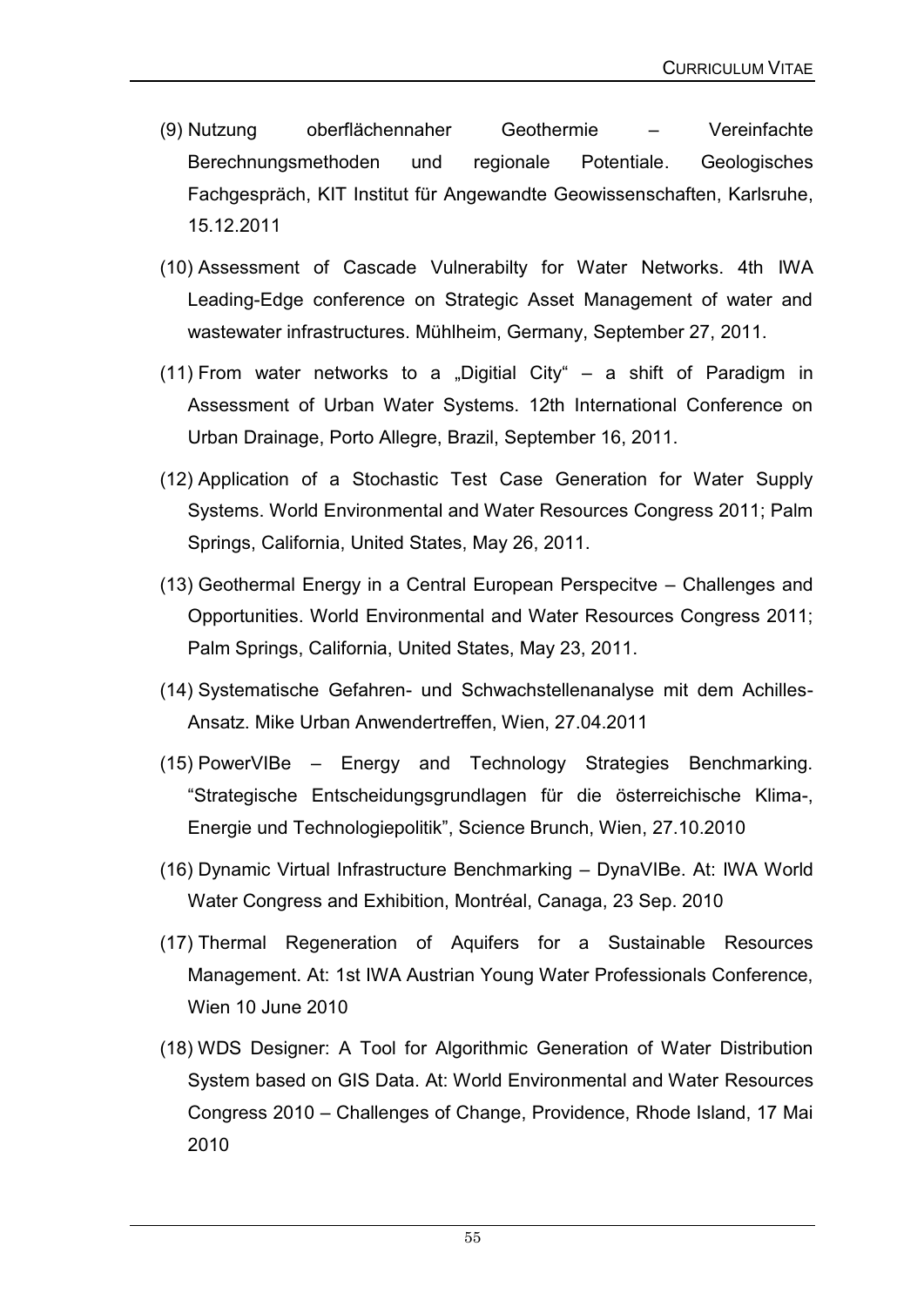(9) Nutzung oberflächennaher Geothermie – Vereinfachte Berechnungsmethoden und regionale Potentiale. Geologisches Fachgespräch, KIT Institut für Angewandte Geowissenschaften, Karlsruhe, 15.12.2011

(10) Assessment of Cascade Vulnerabilty for Water Networks. 4th IWA Leading-Edge conference on Strategic Asset Management of water and wastewater infrastructures. Mühlheim, Germany, September 27, 2011.

(11) From water networks to a „Digitial City" – a shift of Paradigm in Assessment of Urban Water Systems. 12th International Conference on Urban Drainage, Porto Allegre, Brazil, September 16, 2011.

(12) Application of a Stochastic Test Case Generation for Water Supply Systems. World Environmental and Water Resources Congress 2011; Palm Springs, California, United States, May 26, 2011.

(13) Geothermal Energy in a Central European Perspecitve – Challenges and Opportunities. World Environmental and Water Resources Congress 2011; Palm Springs, California, United States, May 23, 2011.

(14) Systematische Gefahren- und Schwachstellenanalyse mit dem Achilles-Ansatz. Mike Urban Anwendertreffen, Wien, 27.04.2011

(15) PowerVIBe – Energy and Technology Strategies Benchmarking. "Strategische Entscheidungsgrundlagen für die österreichische Klima-, Energie und Technologiepolitik", Science Brunch, Wien, 27.10.2010

(16) Dynamic Virtual Infrastructure Benchmarking – DynaVIBe. At: IWA World Water Congress and Exhibition, Montréal, Canaga, 23 Sep. 2010

(17) Thermal Regeneration of Aquifers for a Sustainable Resources Management. At: 1st IWA Austrian Young Water Professionals Conference, Wien 10 June 2010

(18) WDS Designer: A Tool for Algorithmic Generation of Water Distribution System based on GIS Data. At: World Environmental and Water Resources Congress 2010 – Challenges of Change, Providence, Rhode Island, 17 Mai 2010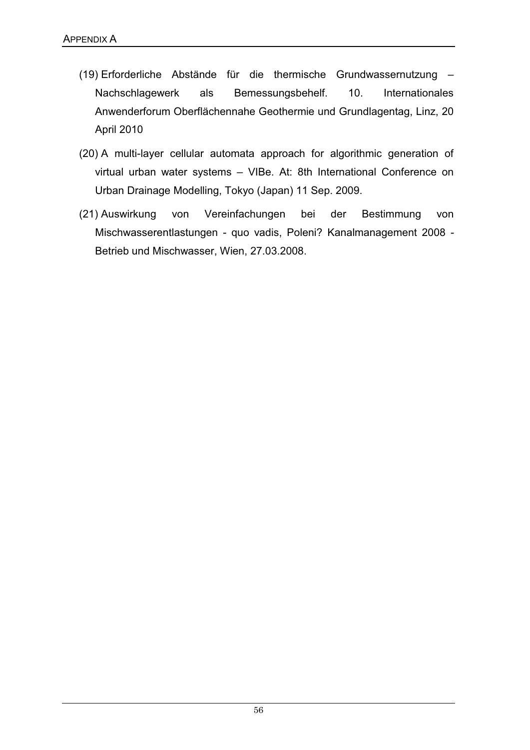(19) Erforderliche Abstände für die thermische Grundwassernutzung – Nachschlagewerk als Bemessungsbehelf. 10. Internationales Anwenderforum Oberflächennahe Geothermie und Grundlagentag, Linz, 20 April 2010

(20) A multi-layer cellular automata approach for algorithmic generation of virtual urban water systems – VIBe. At: 8th International Conference on Urban Drainage Modelling, Tokyo (Japan) 11 Sep. 2009.

(21) Auswirkung von Vereinfachungen bei der Bestimmung von Mischwasserentlastungen - quo vadis, Poleni? Kanalmanagement 2008 - Betrieb und Mischwasser, Wien, 27.03.2008.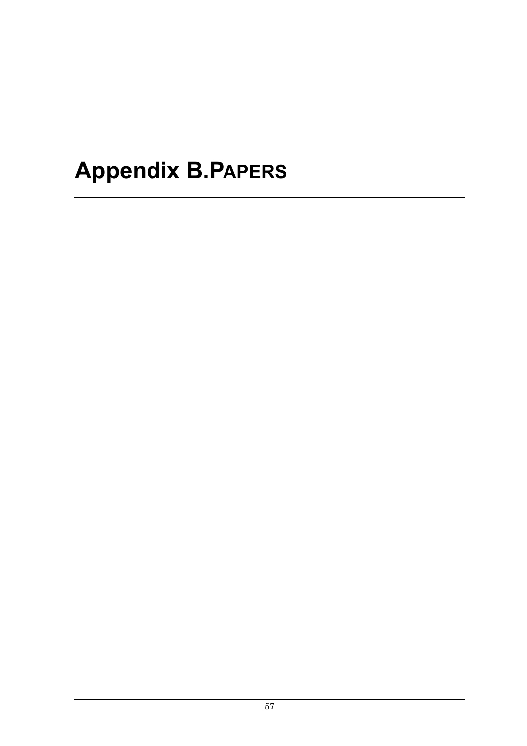# Appendix B.PAPERS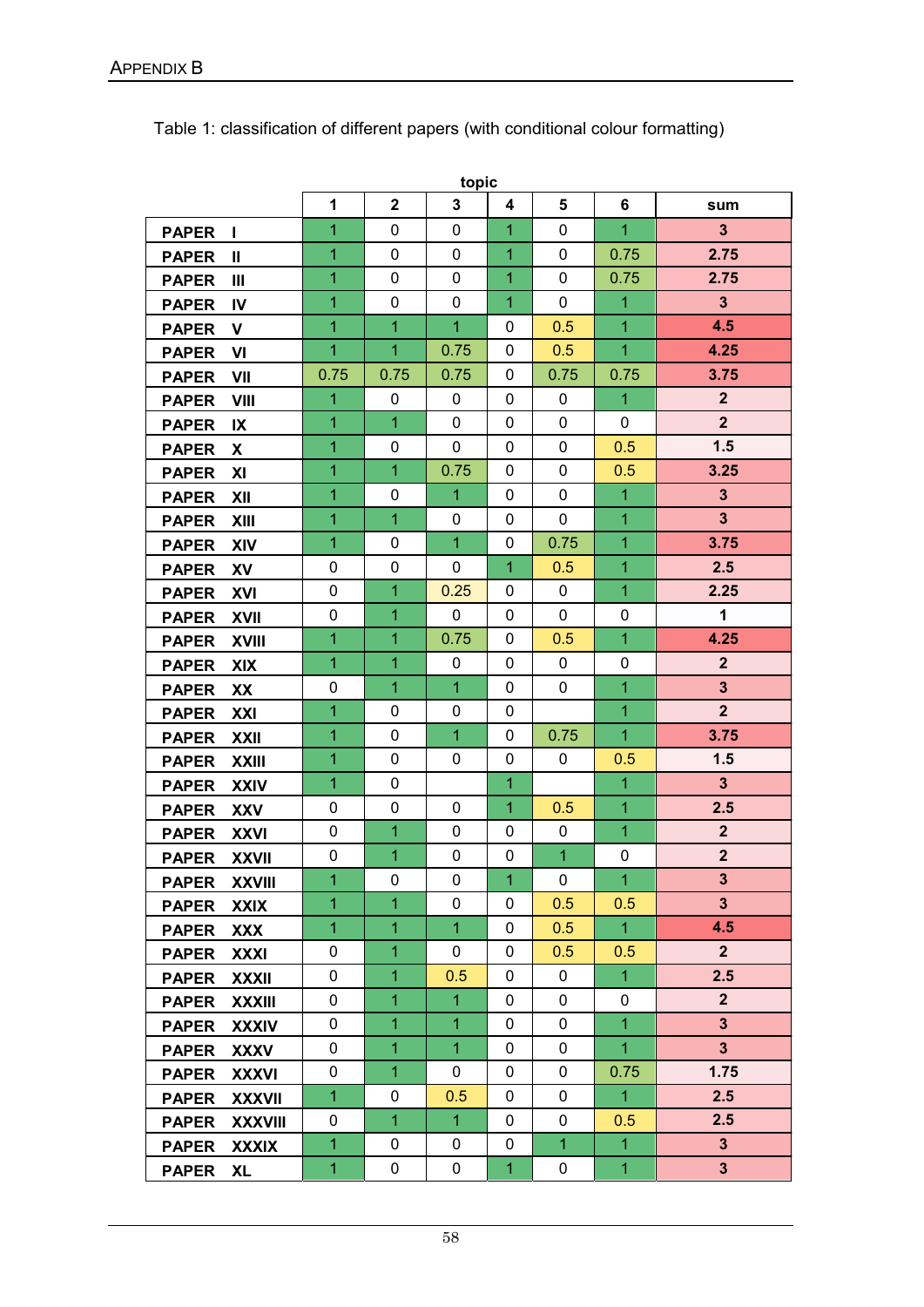Table 1: classification of different papers (with conditional colour formatting)

| | topic | | | | | | |
|---|---|---|---|---|---|---|---|
| | 1 | 2 | 3 | 4 | 5 | 6 | sum |
| **PAPER I** | 1 | 0 | 0 | 1 | 0 | 1 | **3** |
| **PAPER II** | 1 | 0 | 0 | 1 | 0 | 0.75 | **2.75** |
| **PAPER III** | 1 | 0 | 0 | 1 | 0 | 0.75 | **2.75** |
| **PAPER IV** | 1 | 0 | 0 | 1 | 0 | 1 | **3** |
| **PAPER V** | 1 | 1 | 1 | 0 | 0.5 | 1 | **4.5** |
| **PAPER VI** | 1 | 1 | 0.75 | 0 | 0.5 | 1 | **4.25** |
| **PAPER VII** | 0.75 | 0.75 | 0.75 | 0 | 0.75 | 0.75 | **3.75** |
| **PAPER VIII** | 1 | 0 | 0 | 0 | 0 | 1 | **2** |
| **PAPER IX** | 1 | 1 | 0 | 0 | 0 | 0 | **2** |
| **PAPER X** | 1 | 0 | 0 | 0 | 0 | 0.5 | **1.5** |
| **PAPER XI** | 1 | 1 | 0.75 | 0 | 0 | 0.5 | **3.25** |
| **PAPER XII** | 1 | 0 | 1 | 0 | 0 | 1 | **3** |
| **PAPER XIII** | 1 | 1 | 0 | 0 | 0 | 1 | **3** |
| **PAPER XIV** | 1 | 0 | 1 | 0 | 0.75 | 1 | **3.75** |
| **PAPER XV** | 0 | 0 | 0 | 1 | 0.5 | 1 | **2.5** |
| **PAPER XVI** | 0 | 1 | 0.25 | 0 | 0 | 1 | **2.25** |
| **PAPER XVII** | 0 | 1 | 0 | 0 | 0 | 0 | **1** |
| **PAPER XVIII** | 1 | 1 | 0.75 | 0 | 0.5 | 1 | **4.25** |
| **PAPER XIX** | 1 | 1 | 0 | 0 | 0 | 0 | **2** |
| **PAPER XX** | 0 | 1 | 1 | 0 | 0 | 1 | **3** |
| **PAPER XXI** | 1 | 0 | 0 | 0 | | 1 | **2** |
| **PAPER XXII** | 1 | 0 | 1 | 0 | 0.75 | 1 | **3.75** |
| **PAPER XXIII** | 1 | 0 | 0 | 0 | 0 | 0.5 | **1.5** |
| **PAPER XXIV** | 1 | 0 | | 1 | | 1 | **3** |
| **PAPER XXV** | 0 | 0 | 0 | 1 | 0.5 | 1 | **2.5** |
| **PAPER XXVI** | 0 | 1 | 0 | 0 | 0 | 1 | **2** |
| **PAPER XXVII** | 0 | 1 | 0 | 0 | 1 | 0 | **2** |
| **PAPER XXVIII** | 1 | 0 | 0 | 1 | 0 | 1 | **3** |
| **PAPER XXIX** | 1 | 1 | 0 | 0 | 0.5 | 0.5 | **3** |
| **PAPER XXX** | 1 | 1 | 1 | 0 | 0.5 | 1 | **4.5** |
| **PAPER XXXI** | 0 | 1 | 0 | 0 | 0.5 | 0.5 | **2** |
| **PAPER XXXII** | 0 | 1 | 0.5 | 0 | 0 | 1 | **2.5** |
| **PAPER XXXIII** | 0 | 1 | 1 | 0 | 0 | 0 | **2** |
| **PAPER XXXIV** | 0 | 1 | 1 | 0 | 0 | 1 | **3** |
| **PAPER XXXV** | 0 | 1 | 1 | 0 | 0 | 1 | **3** |
| **PAPER XXXVI** | 0 | 1 | 0 | 0 | 0 | 0.75 | **1.75** |
| **PAPER XXXVII** | 1 | 0 | 0.5 | 0 | 0 | 1 | **2.5** |
| **PAPER XXXVIII** | 0 | 1 | 1 | 0 | 0 | 0.5 | **2.5** |
| **PAPER XXXIX** | 1 | 0 | 0 | 0 | 1 | 1 | **3** |
| **PAPER XL** | 1 | 0 | 0 | 1 | 0 | 1 | **3** |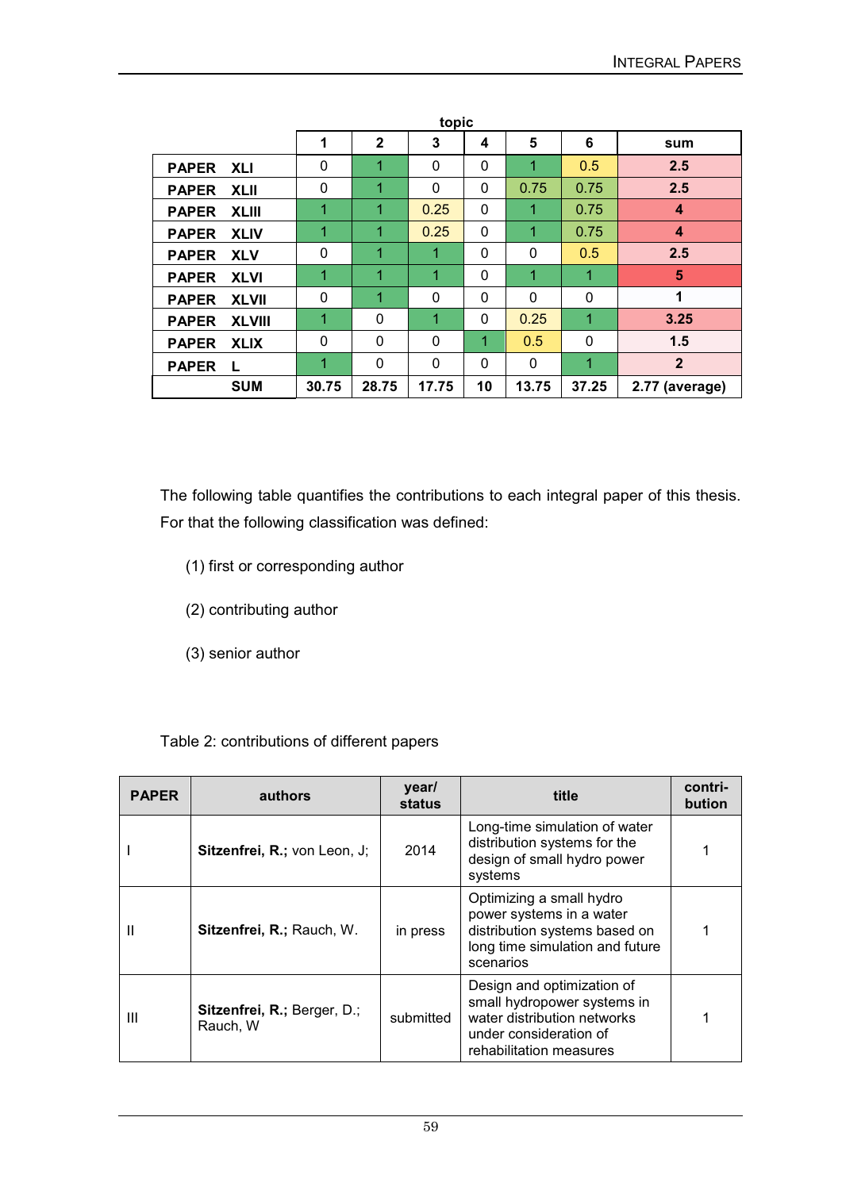| | topic | | | | | | |
|---|---|---|---|---|---|---|---|
| | 1 | 2 | 3 | 4 | 5 | 6 | sum |
| **PAPER XLI** | 0 | 1 | 0 | 0 | 1 | 0.5 | **2.5** |
| **PAPER XLII** | 0 | 1 | 0 | 0 | 0.75 | 0.75 | **2.5** |
| **PAPER XLIII** | 1 | 1 | 0.25 | 0 | 1 | 0.75 | **4** |
| **PAPER XLIV** | 1 | 1 | 0.25 | 0 | 1 | 0.75 | **4** |
| **PAPER XLV** | 0 | 1 | 1 | 0 | 0 | 0.5 | **2.5** |
| **PAPER XLVI** | 1 | 1 | 1 | 0 | 1 | 1 | **5** |
| **PAPER XLVII** | 0 | 1 | 0 | 0 | 0 | 0 | **1** |
| **PAPER XLVIII** | 1 | 0 | 1 | 0 | 0.25 | 1 | **3.25** |
| **PAPER XLIX** | 0 | 0 | 0 | 1 | 0.5 | 0 | **1.5** |
| **PAPER L** | 1 | 0 | 0 | 0 | 0 | 1 | **2** |
| **SUM** | **30.75** | **28.75** | **17.75** | **10** | **13.75** | **37.25** | **2.77 (average)** |

The following table quantifies the contributions to each integral paper of this thesis. For that the following classification was defined:

(1) first or corresponding author

(2) contributing author

(3) senior author

Table 2: contributions of different papers

| PAPER | authors | year/ status | title | contri-bution |
|---|---|---|---|---|
| I | **Sitzenfrei, R.;** von Leon, J; | 2014 | Long-time simulation of water distribution systems for the design of small hydro power systems | 1 |
| II | **Sitzenfrei, R.;** Rauch, W. | in press | Optimizing a small hydro power systems in a water distribution systems based on long time simulation and future scenarios | 1 |
| III | **Sitzenfrei, R.;** Berger, D.; Rauch, W | submitted | Design and optimization of small hydropower systems in water distribution networks under consideration of rehabilitation measures | 1 |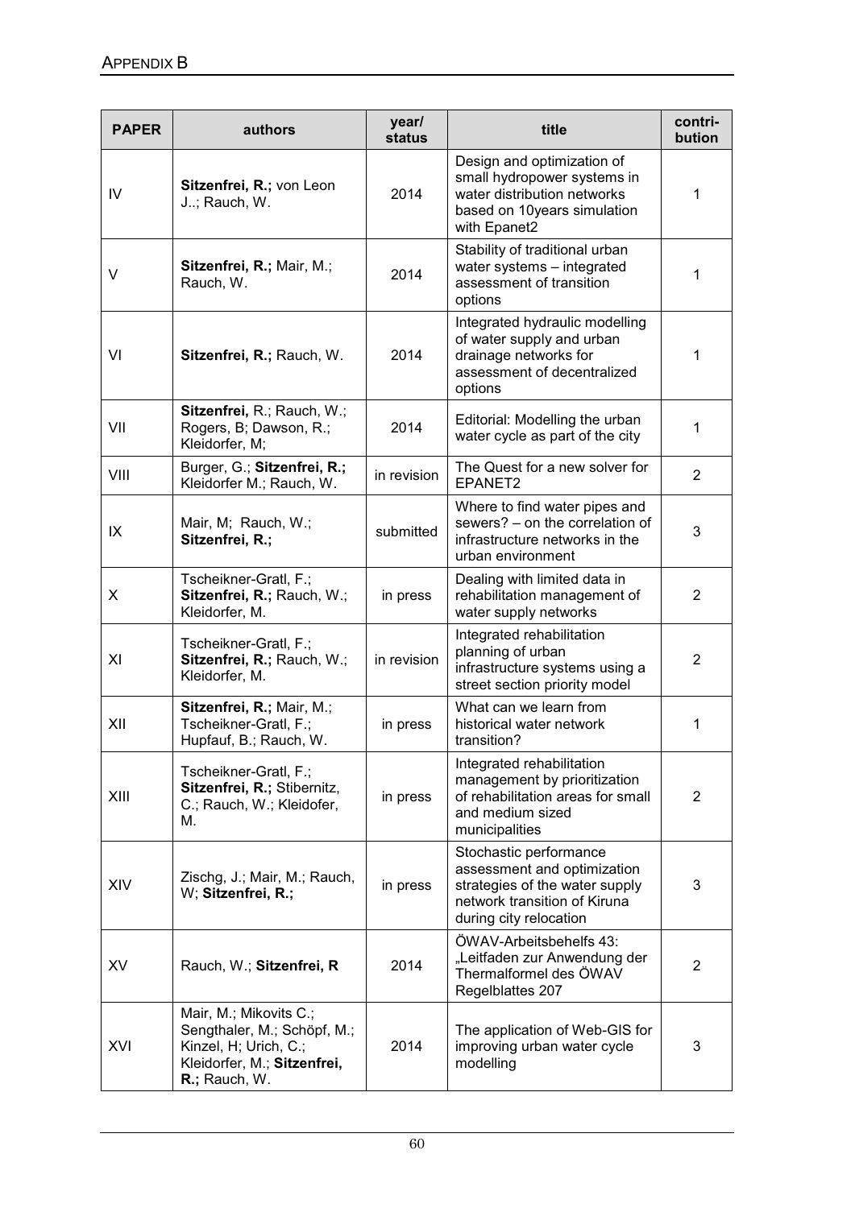| PAPER | authors | year/ status | title | contri-bution |
|---|---|---|---|---|
| IV | **Sitzenfrei, R.;** von Leon J..; Rauch, W. | 2014 | Design and optimization of small hydropower systems in water distribution networks based on 10years simulation with Epanet2 | 1 |
| V | **Sitzenfrei, R.;** Mair, M.; Rauch, W. | 2014 | Stability of traditional urban water systems – integrated assessment of transition options | 1 |
| VI | **Sitzenfrei, R.;** Rauch, W. | 2014 | Integrated hydraulic modelling of water supply and urban drainage networks for assessment of decentralized options | 1 |
| VII | **Sitzenfrei,** R.; Rauch, W.; Rogers, B; Dawson, R.; Kleidorfer, M; | 2014 | Editorial: Modelling the urban water cycle as part of the city | 1 |
| VIII | Burger, G.; **Sitzenfrei, R.;** Kleidorfer M.; Rauch, W. | in revision | The Quest for a new solver for EPANET2 | 2 |
| IX | Mair, M; Rauch, W.; **Sitzenfrei, R.;** | submitted | Where to find water pipes and sewers? – on the correlation of infrastructure networks in the urban environment | 3 |
| X | Tscheikner-Gratl, F.; **Sitzenfrei, R.;** Rauch, W.; Kleidorfer, M. | in press | Dealing with limited data in rehabilitation management of water supply networks | 2 |
| XI | Tscheikner-Gratl, F.; **Sitzenfrei, R.;** Rauch, W.; Kleidorfer, M. | in revision | Integrated rehabilitation planning of urban infrastructure systems using a street section priority model | 2 |
| XII | **Sitzenfrei, R.;** Mair, M.; Tscheikner-Gratl, F.; Hupfauf, B.; Rauch, W. | in press | What can we learn from historical water network transition? | 1 |
| XIII | Tscheikner-Gratl, F.; **Sitzenfrei, R.;** Stibernitz, C.; Rauch, W.; Kleidofer, M. | in press | Integrated rehabilitation management by prioritization of rehabilitation areas for small and medium sized municipalities | 2 |
| XIV | Zischg, J.; Mair, M.; Rauch, W; **Sitzenfrei, R.;** | in press | Stochastic performance assessment and optimization strategies of the water supply network transition of Kiruna during city relocation | 3 |
| XV | Rauch, W.; **Sitzenfrei, R** | 2014 | ÖWAV-Arbeitsbehelfs 43: „Leitfaden zur Anwendung der Thermalformel des ÖWAV Regelblattes 207 | 2 |
| XVI | Mair, M.; Mikovits C.; Sengthaler, M.; Schöpf, M.; Kinzel, H; Urich, C.; Kleidorfer, M.; **Sitzenfrei, R.;** Rauch, W. | 2014 | The application of Web-GIS for improving urban water cycle modelling | 3 |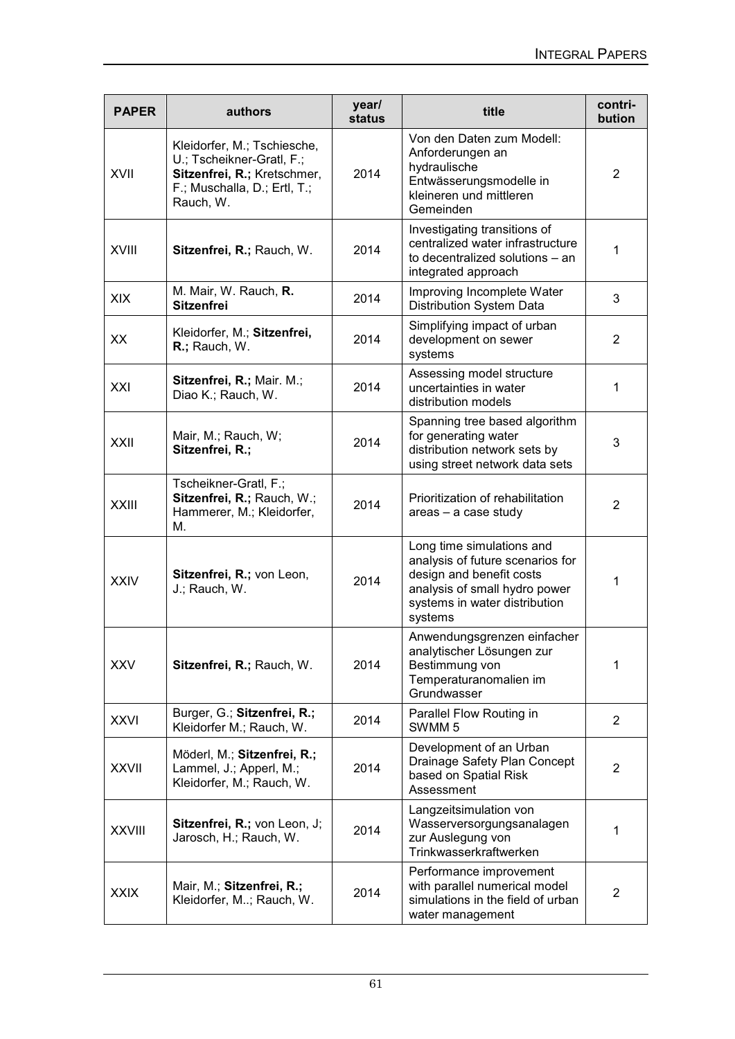| PAPER | authors | year/ status | title | contri- bution |
|---|---|---|---|---|
| XVII | Kleidorfer, M.; Tschiesche, U.; Tscheikner-Gratl, F.; **Sitzenfrei, R.;** Kretschmer, F.; Muschalla, D.; Ertl, T.; Rauch, W. | 2014 | Von den Daten zum Modell: Anforderungen an hydraulische Entwässerungsmodelle in kleineren und mittleren Gemeinden | 2 |
| XVIII | **Sitzenfrei, R.;** Rauch, W. | 2014 | Investigating transitions of centralized water infrastructure to decentralized solutions – an integrated approach | 1 |
| XIX | M. Mair, W. Rauch, **R. Sitzenfrei** | 2014 | Improving Incomplete Water Distribution System Data | 3 |
| XX | Kleidorfer, M.; **Sitzenfrei, R.;** Rauch, W. | 2014 | Simplifying impact of urban development on sewer systems | 2 |
| XXI | **Sitzenfrei, R.;** Mair. M.; Diao K.; Rauch, W. | 2014 | Assessing model structure uncertainties in water distribution models | 1 |
| XXII | Mair, M.; Rauch, W; **Sitzenfrei, R.;** | 2014 | Spanning tree based algorithm for generating water distribution network sets by using street network data sets | 3 |
| XXIII | Tscheikner-Gratl, F.; **Sitzenfrei, R.;** Rauch, W.; Hammerer, M.; Kleidorfer, M. | 2014 | Prioritization of rehabilitation areas – a case study | 2 |
| XXIV | **Sitzenfrei, R.;** von Leon, J.; Rauch, W. | 2014 | Long time simulations and analysis of future scenarios for design and benefit costs analysis of small hydro power systems in water distribution systems | 1 |
| XXV | **Sitzenfrei, R.;** Rauch, W. | 2014 | Anwendungsgrenzen einfacher analytischer Lösungen zur Bestimmung von Temperaturanomalien im Grundwasser | 1 |
| XXVI | Burger, G.; **Sitzenfrei, R.;** Kleidorfer M.; Rauch, W. | 2014 | Parallel Flow Routing in SWMM 5 | 2 |
| XXVII | Möderl, M.; **Sitzenfrei, R.;** Lammel, J.; Apperl, M.; Kleidorfer, M.; Rauch, W. | 2014 | Development of an Urban Drainage Safety Plan Concept based on Spatial Risk Assessment | 2 |
| XXVIII | **Sitzenfrei, R.;** von Leon, J; Jarosch, H.; Rauch, W. | 2014 | Langzeitsimulation von Wasserversorgungsanalagen zur Auslegung von Trinkwasserkraftwerken | 1 |
| XXIX | Mair, M.; **Sitzenfrei, R.;** Kleidorfer, M..; Rauch, W. | 2014 | Performance improvement with parallel numerical model simulations in the field of urban water management | 2 |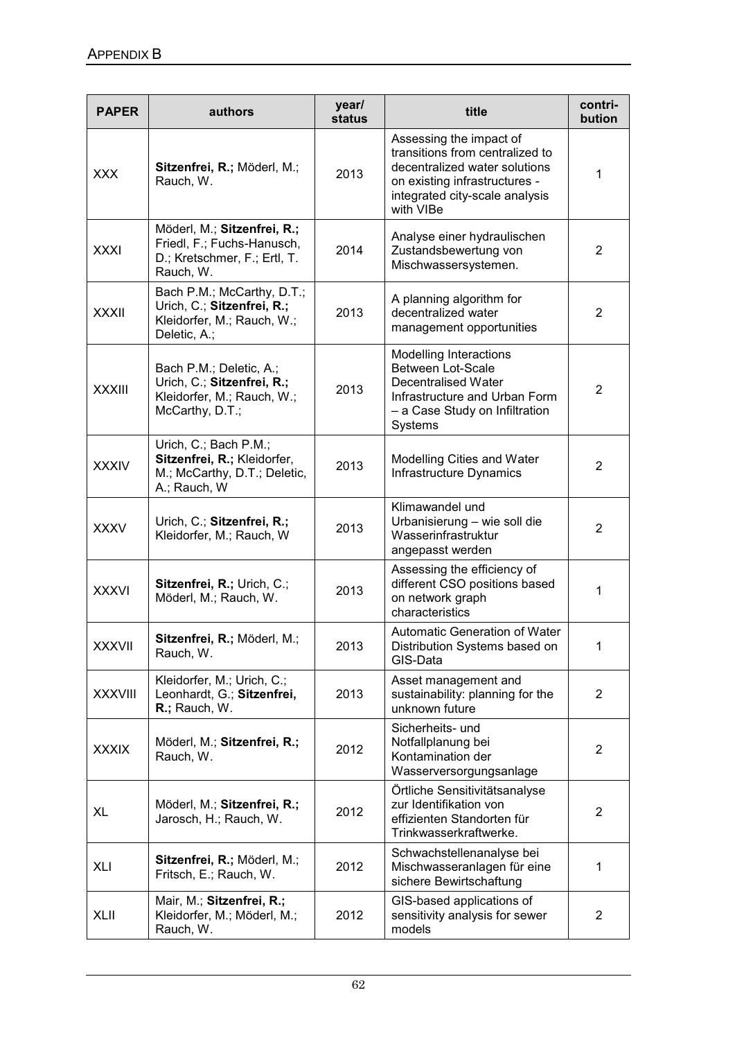| PAPER | authors | year/ status | title | contri-bution |
|---|---|---|---|---|
| XXX | **Sitzenfrei, R.;** Möderl, M.; Rauch, W. | 2013 | Assessing the impact of transitions from centralized to decentralized water solutions on existing infrastructures - integrated city-scale analysis with VIBe | 1 |
| XXXI | Möderl, M.; **Sitzenfrei, R.;** Friedl, F.; Fuchs-Hanusch, D.; Kretschmer, F.; Ertl, T. Rauch, W. | 2014 | Analyse einer hydraulischen Zustandsbewertung von Mischwassersystemen. | 2 |
| XXXII | Bach P.M.; McCarthy, D.T.; Urich, C.; **Sitzenfrei, R.;** Kleidorfer, M.; Rauch, W.; Deletic, A.; | 2013 | A planning algorithm for decentralized water management opportunities | 2 |
| XXXIII | Bach P.M.; Deletic, A.; Urich, C.; **Sitzenfrei, R.;** Kleidorfer, M.; Rauch, W.; McCarthy, D.T.; | 2013 | Modelling Interactions Between Lot-Scale Decentralised Water Infrastructure and Urban Form – a Case Study on Infiltration Systems | 2 |
| XXXIV | Urich, C.; Bach P.M.; **Sitzenfrei, R.;** Kleidorfer, M.; McCarthy, D.T.; Deletic, A.; Rauch, W | 2013 | Modelling Cities and Water Infrastructure Dynamics | 2 |
| XXXV | Urich, C.; **Sitzenfrei, R.;** Kleidorfer, M.; Rauch, W | 2013 | Klimawandel und Urbanisierung – wie soll die Wasserinfrastruktur angepasst werden | 2 |
| XXXVI | **Sitzenfrei, R.;** Urich, C.; Möderl, M.; Rauch, W. | 2013 | Assessing the efficiency of different CSO positions based on network graph characteristics | 1 |
| XXXVII | **Sitzenfrei, R.;** Möderl, M.; Rauch, W. | 2013 | Automatic Generation of Water Distribution Systems based on GIS-Data | 1 |
| XXXVIII | Kleidorfer, M.; Urich, C.; Leonhardt, G.; **Sitzenfrei, R.;** Rauch, W. | 2013 | Asset management and sustainability: planning for the unknown future | 2 |
| XXXIX | Möderl, M.; **Sitzenfrei, R.;** Rauch, W. | 2012 | Sicherheits- und Notfallplanung bei Kontamination der Wasserversorgungsanlage | 2 |
| XL | Möderl, M.; **Sitzenfrei, R.;** Jarosch, H.; Rauch, W. | 2012 | Örtliche Sensitivitätsanalyse zur Identifikation von effizienten Standorten für Trinkwasserkraftwerke. | 2 |
| XLI | **Sitzenfrei, R.;** Möderl, M.; Fritsch, E.; Rauch, W. | 2012 | Schwachstellenanalyse bei Mischwasseranlagen für eine sichere Bewirtschaftung | 1 |
| XLII | Mair, M.; **Sitzenfrei, R.;** Kleidorfer, M.; Möderl, M.; Rauch, W. | 2012 | GIS-based applications of sensitivity analysis for sewer models | 2 |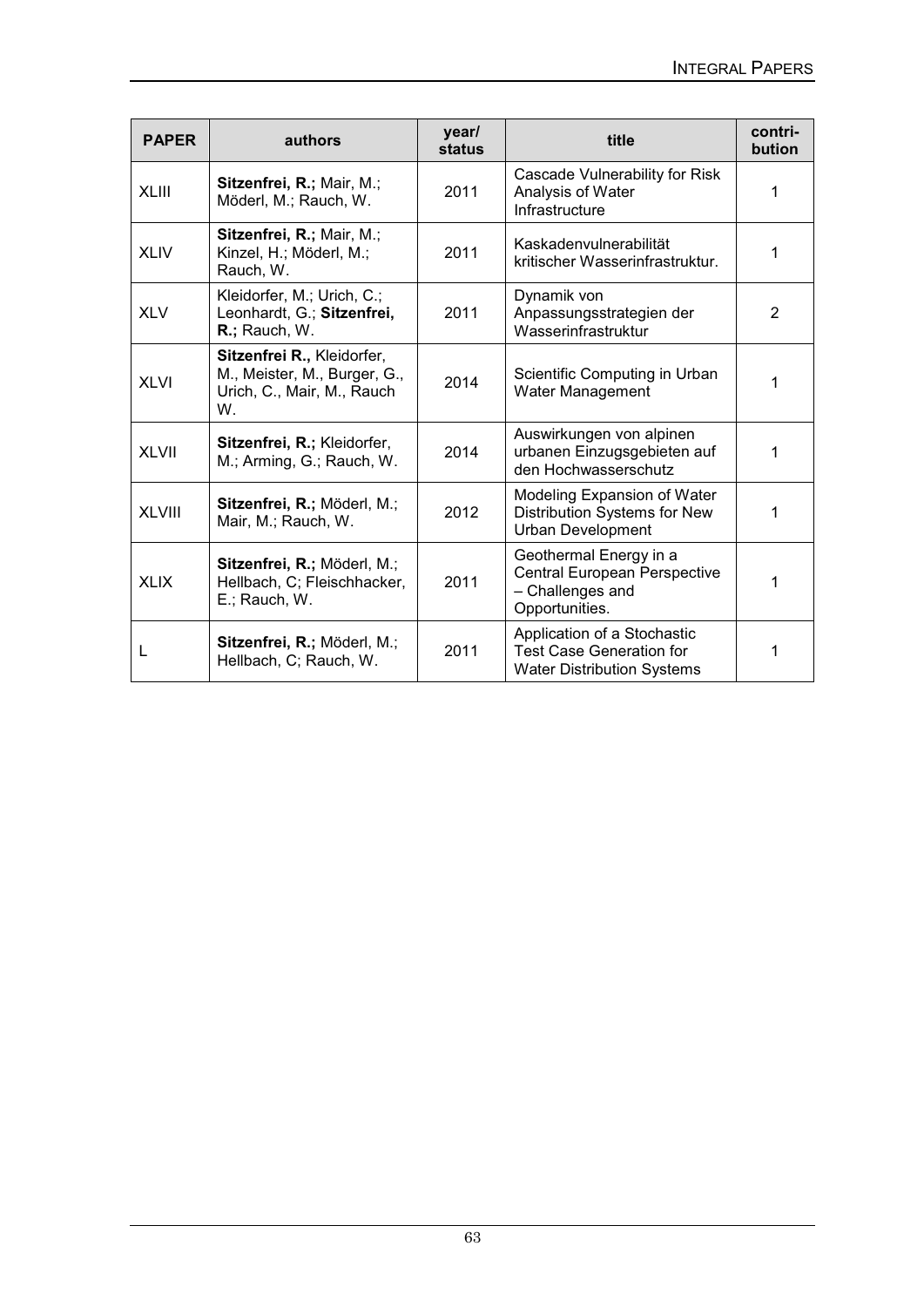| PAPER | authors | year/ status | title | contri-bution |
|---|---|---|---|---|
| XLIII | **Sitzenfrei, R.;** Mair, M.; Möderl, M.; Rauch, W. | 2011 | Cascade Vulnerability for Risk Analysis of Water Infrastructure | 1 |
| XLIV | **Sitzenfrei, R.;** Mair, M.; Kinzel, H.; Möderl, M.; Rauch, W. | 2011 | Kaskadenvulnerabilität kritischer Wasserinfrastruktur. | 1 |
| XLV | Kleidorfer, M.; Urich, C.; Leonhardt, G.; **Sitzenfrei, R.;** Rauch, W. | 2011 | Dynamik von Anpassungsstrategien der Wasserinfrastruktur | 2 |
| XLVI | **Sitzenfrei R.,** Kleidorfer, M., Meister, M., Burger, G., Urich, C., Mair, M., Rauch W. | 2014 | Scientific Computing in Urban Water Management | 1 |
| XLVII | **Sitzenfrei, R.;** Kleidorfer, M.; Arming, G.; Rauch, W. | 2014 | Auswirkungen von alpinen urbanen Einzugsgebieten auf den Hochwasserschutz | 1 |
| XLVIII | **Sitzenfrei, R.;** Möderl, M.; Mair, M.; Rauch, W. | 2012 | Modeling Expansion of Water Distribution Systems for New Urban Development | 1 |
| XLIX | **Sitzenfrei, R.;** Möderl, M.; Hellbach, C; Fleischhacker, E.; Rauch, W. | 2011 | Geothermal Energy in a Central European Perspective – Challenges and Opportunities. | 1 |
| L | **Sitzenfrei, R.;** Möderl, M.; Hellbach, C; Rauch, W. | 2011 | Application of a Stochastic Test Case Generation for Water Distribution Systems | 1 |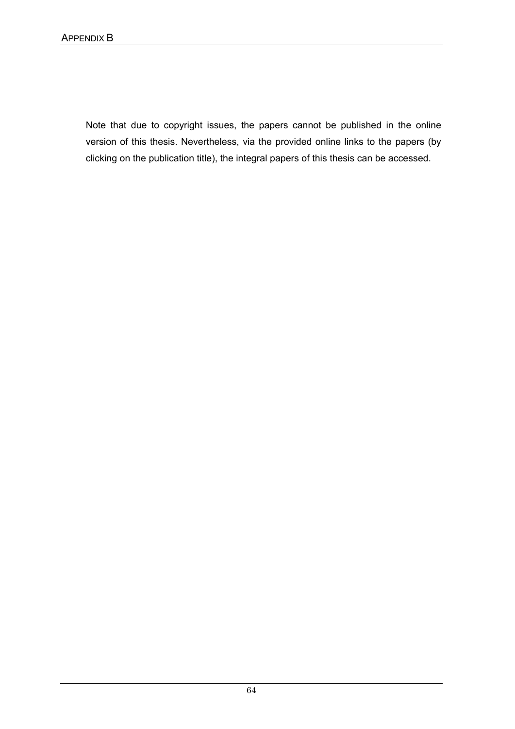Note that due to copyright issues, the papers cannot be published in the online version of this thesis. Nevertheless, via the provided online links to the papers (by clicking on the publication title), the integral papers of this thesis can be accessed.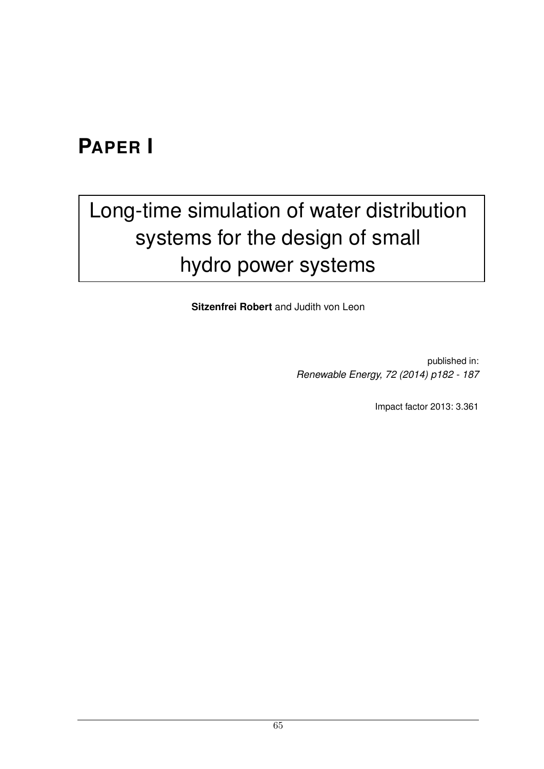# PAPER I

## Long-time simulation of water distribution systems for the design of small hydro power systems

**Sitzenfrei Robert** and Judith von Leon

published in:
*Renewable Energy, 72 (2014) p182 - 187*

Impact factor 2013: 3.361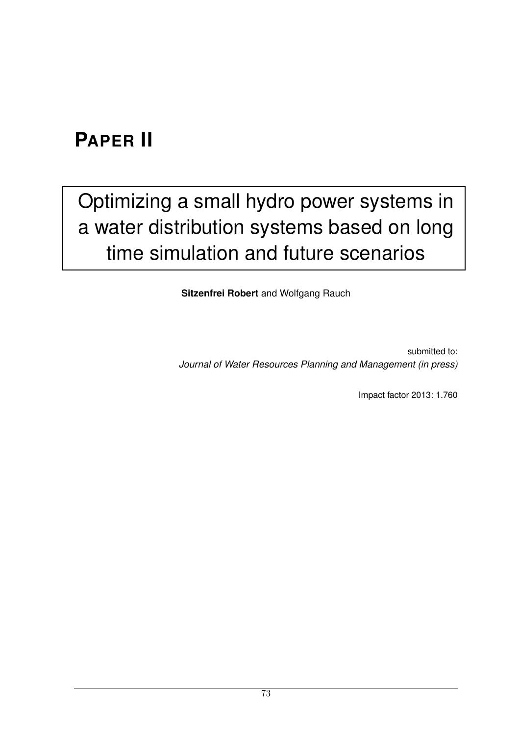# PAPER II

## Optimizing a small hydro power systems in a water distribution systems based on long time simulation and future scenarios

**Sitzenfrei Robert** and Wolfgang Rauch

submitted to:
*Journal of Water Resources Planning and Management (in press)*

Impact factor 2013: 1.760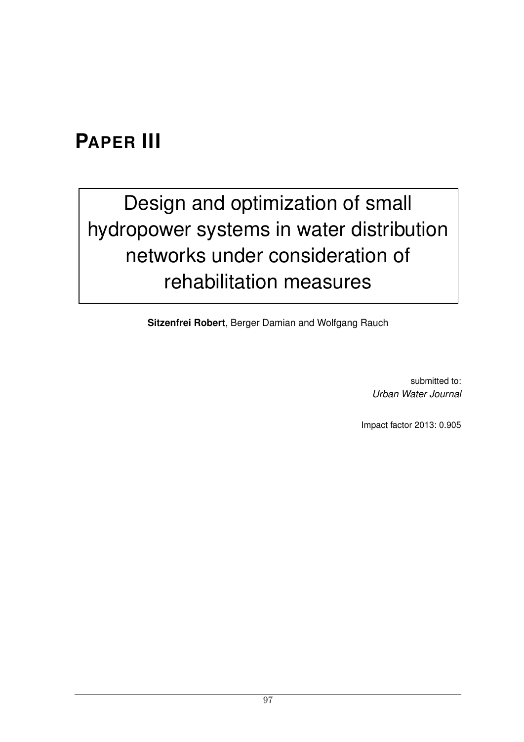# PAPER III

## Design and optimization of small hydropower systems in water distribution networks under consideration of rehabilitation measures

**Sitzenfrei Robert**, Berger Damian and Wolfgang Rauch

submitted to:
*Urban Water Journal*

Impact factor 2013: 0.905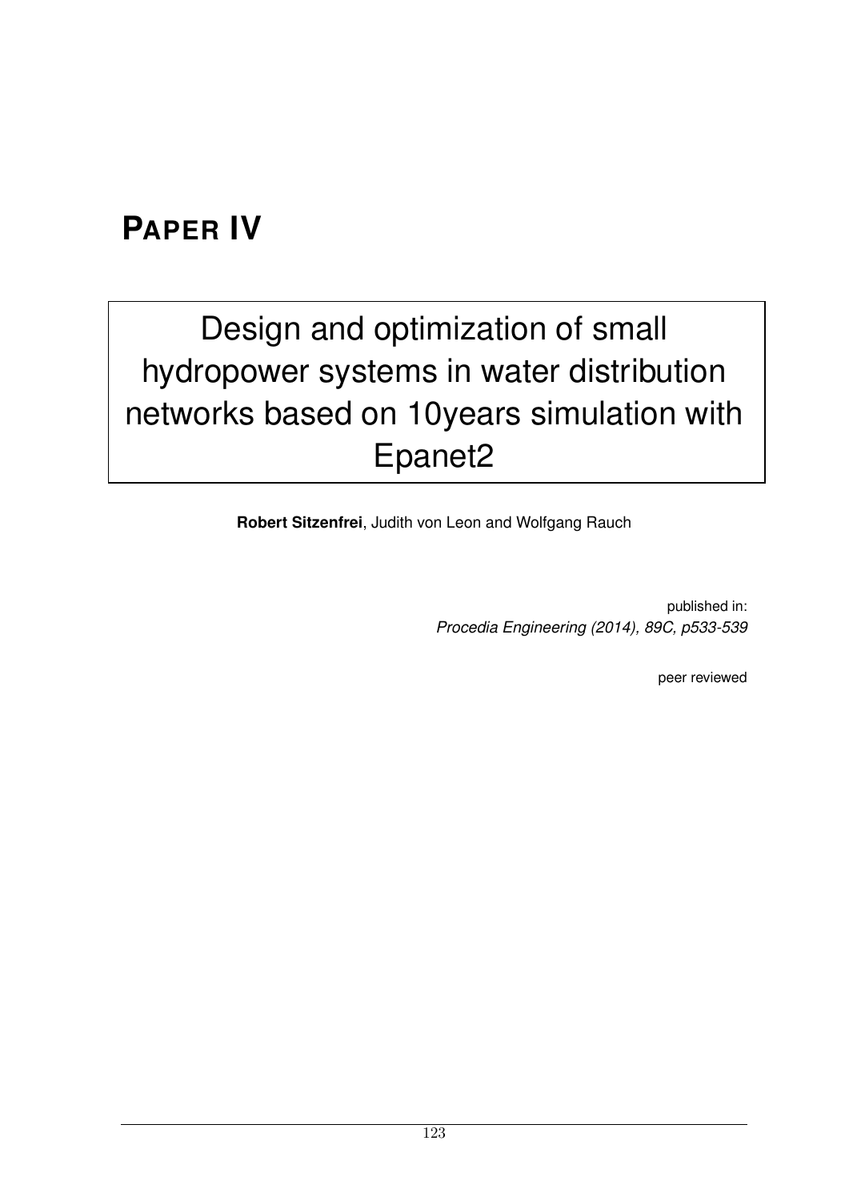# PAPER IV

## Design and optimization of small hydropower systems in water distribution networks based on 10years simulation with Epanet2

**Robert Sitzenfrei**, Judith von Leon and Wolfgang Rauch

published in:
*Procedia Engineering (2014), 89C, p533-539*

peer reviewed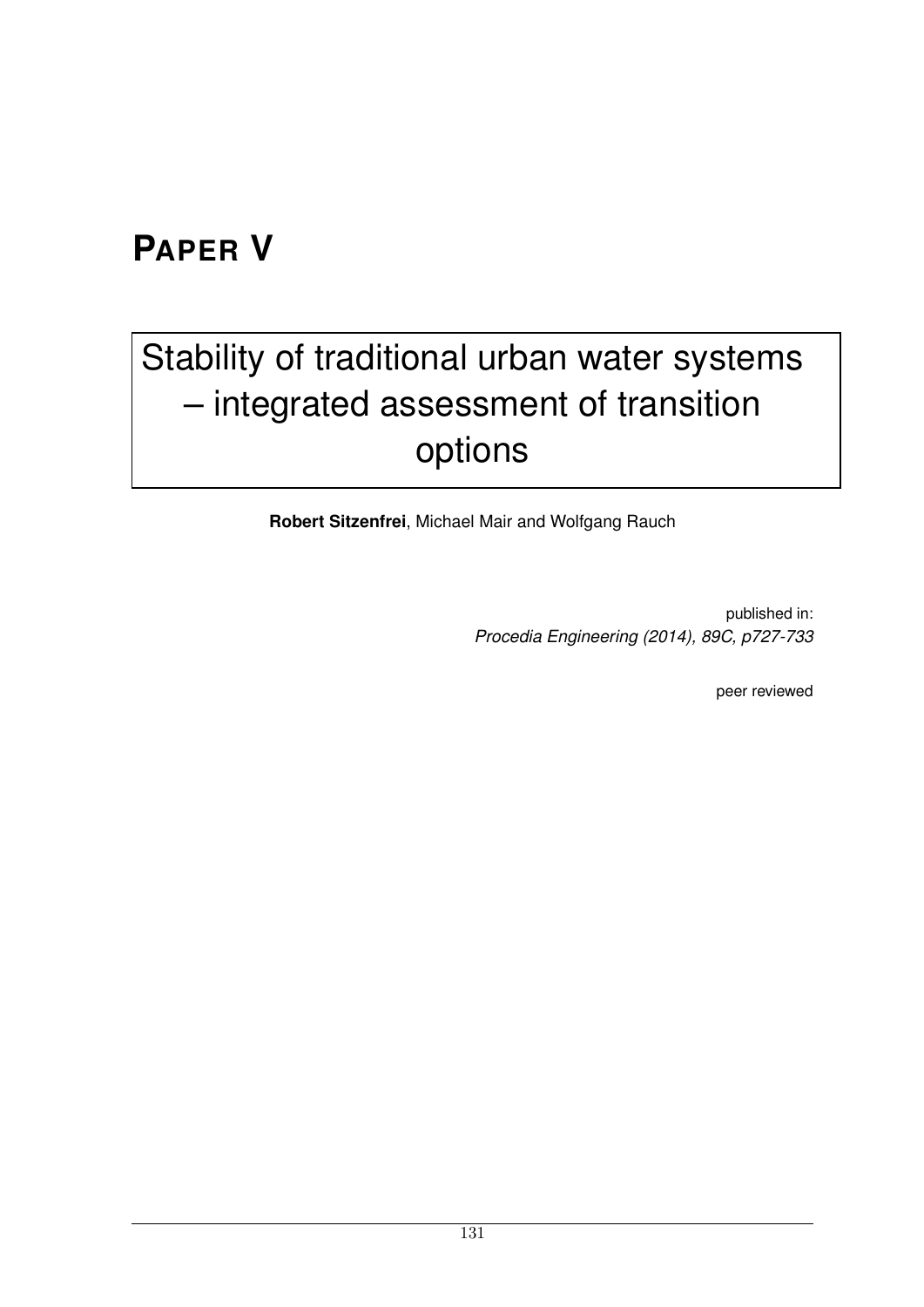# PAPER V

## Stability of traditional urban water systems – integrated assessment of transition options

**Robert Sitzenfrei**, Michael Mair and Wolfgang Rauch

published in:
*Procedia Engineering (2014), 89C, p727-733*

peer reviewed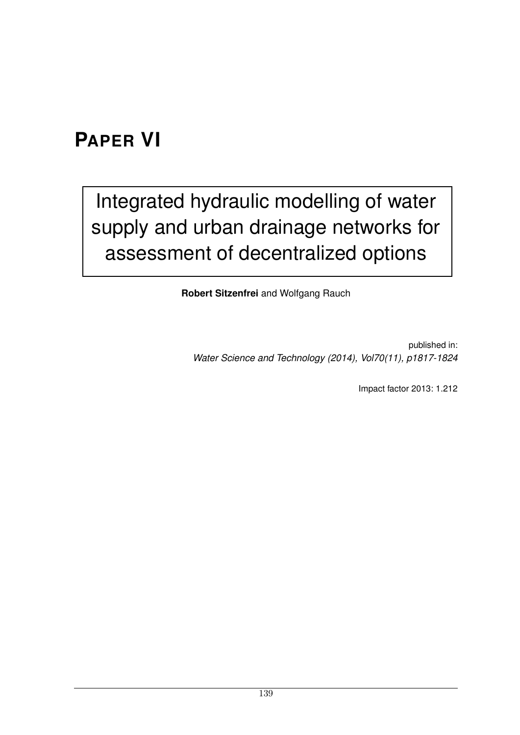# PAPER VI

## Integrated hydraulic modelling of water supply and urban drainage networks for assessment of decentralized options

**Robert Sitzenfrei** and Wolfgang Rauch

published in:
*Water Science and Technology (2014), Vol70(11), p1817-1824*

Impact factor 2013: 1.212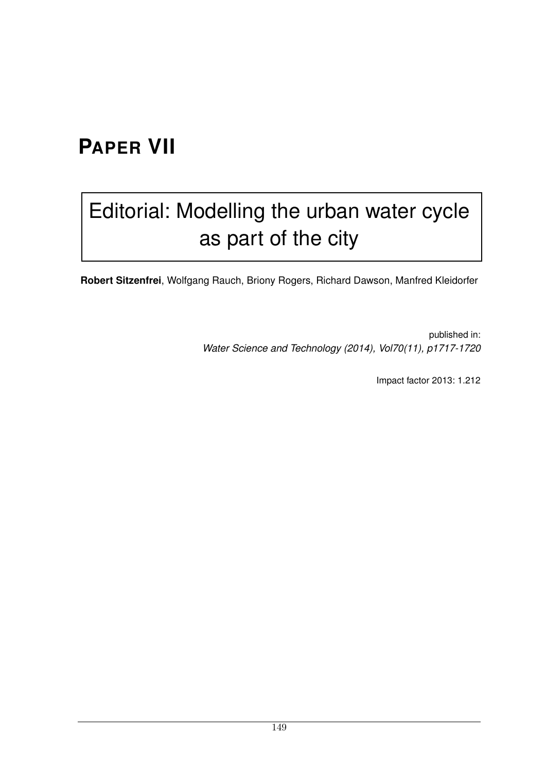# PAPER VII

## Editorial: Modelling the urban water cycle as part of the city

**Robert Sitzenfrei**, Wolfgang Rauch, Briony Rogers, Richard Dawson, Manfred Kleidorfer

published in:
*Water Science and Technology (2014), Vol70(11), p1717-1720*

Impact factor 2013: 1.212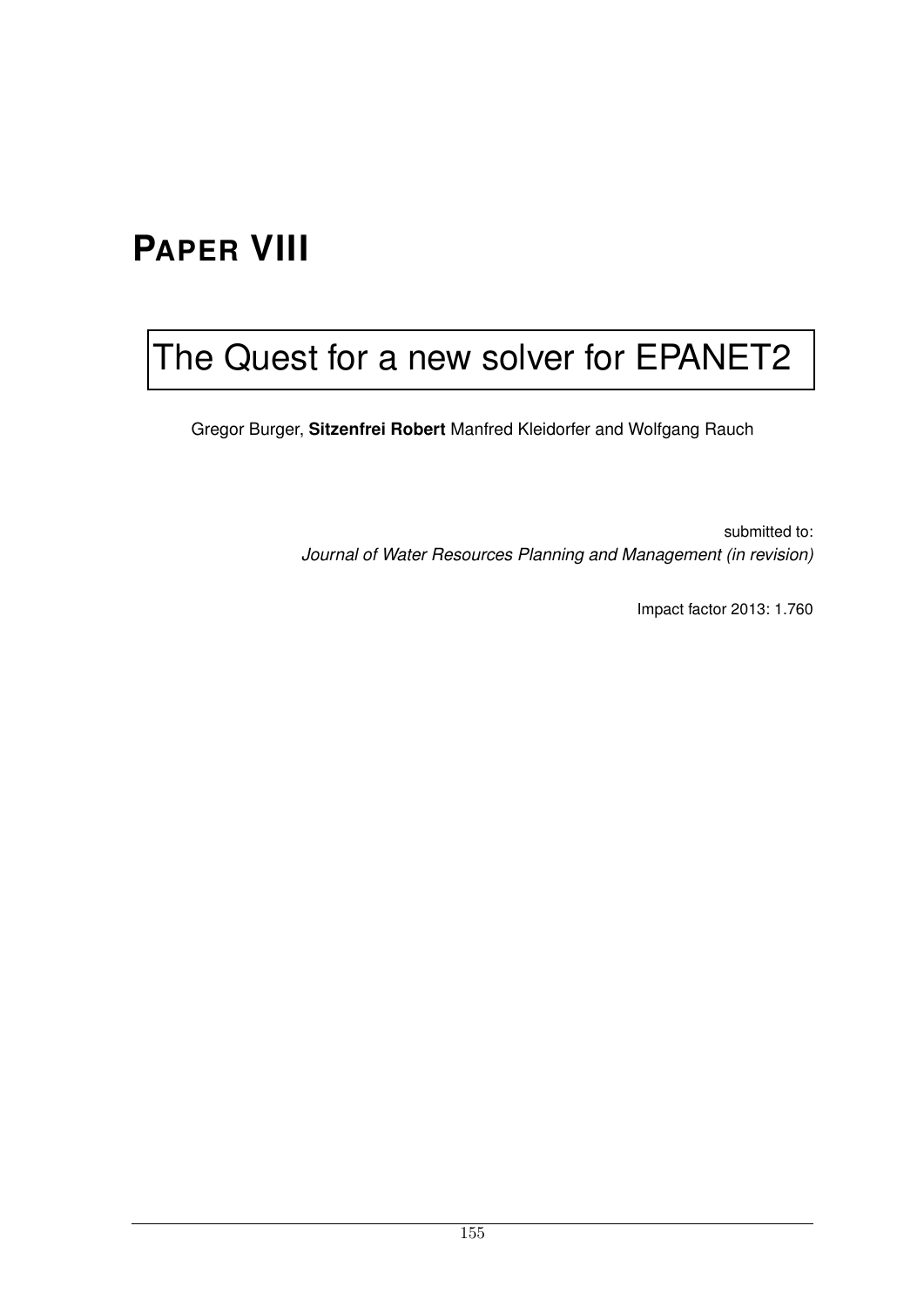# PAPER VIII

## The Quest for a new solver for EPANET2

Gregor Burger, **Sitzenfrei Robert** Manfred Kleidorfer and Wolfgang Rauch

submitted to:
*Journal of Water Resources Planning and Management (in revision)*

Impact factor 2013: 1.760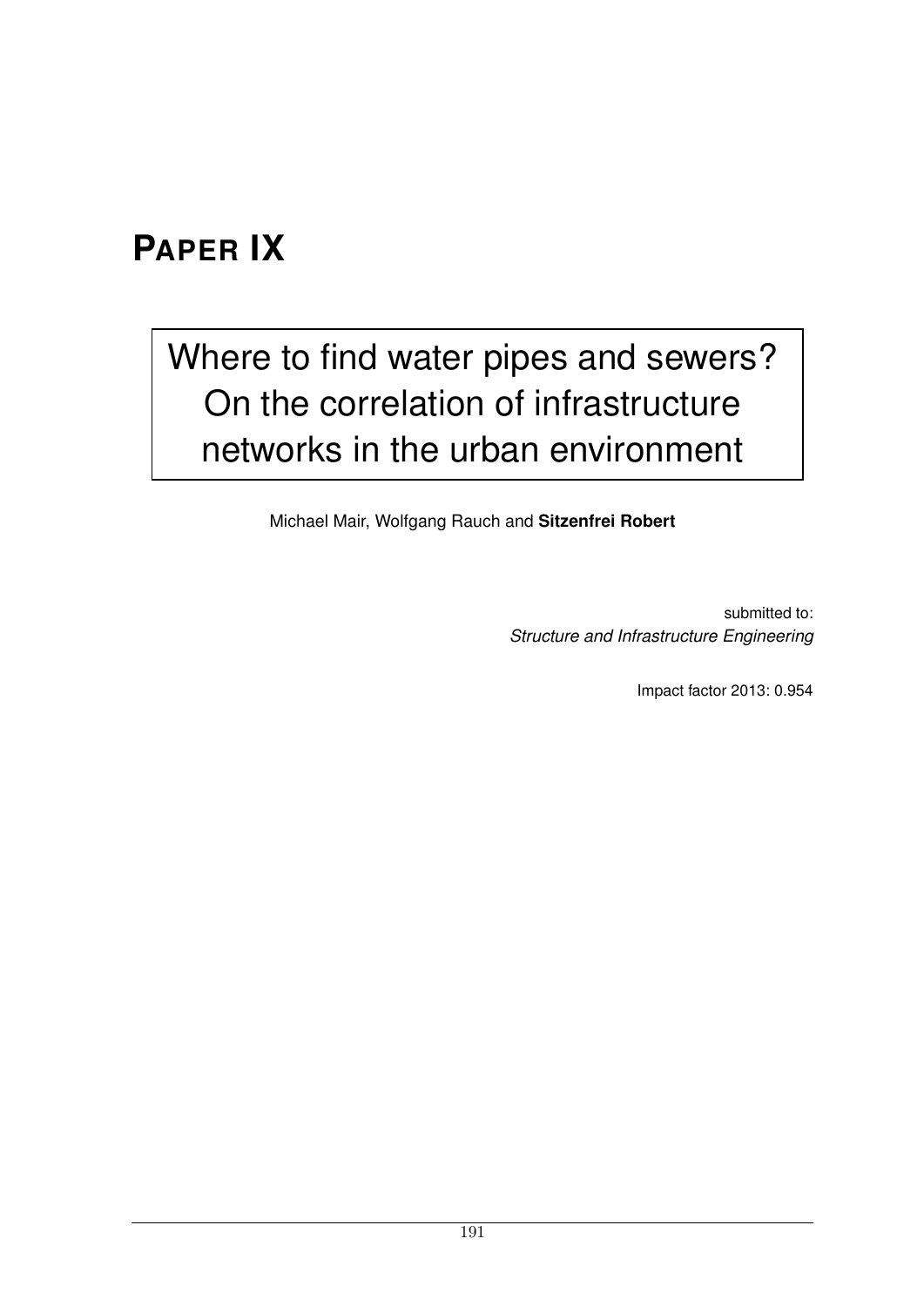# PAPER IX

## Where to find water pipes and sewers? On the correlation of infrastructure networks in the urban environment

Michael Mair, Wolfgang Rauch and **Sitzenfrei Robert**

submitted to:
*Structure and Infrastructure Engineering*

Impact factor 2013: 0.954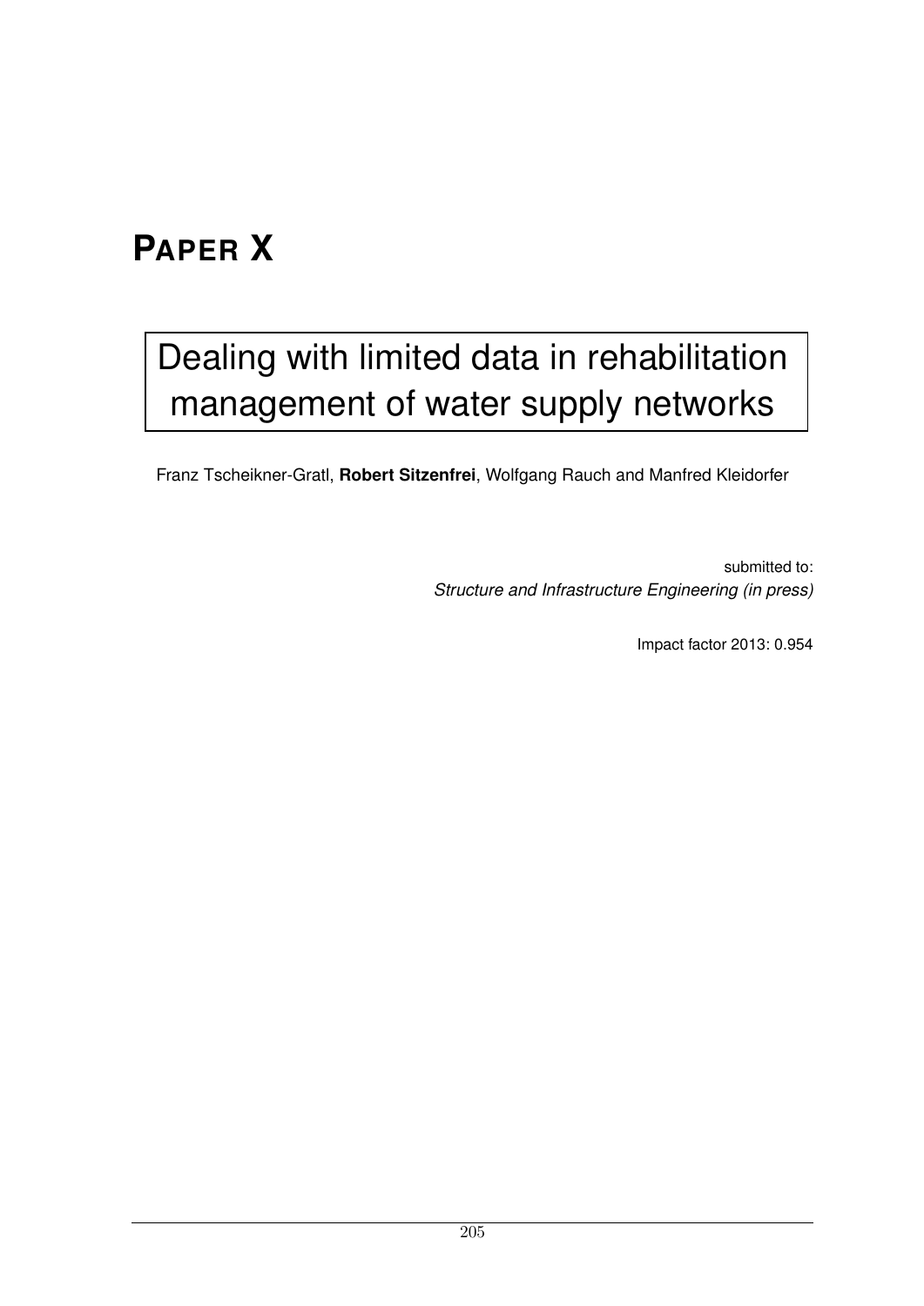# PAPER X

## Dealing with limited data in rehabilitation management of water supply networks

Franz Tscheikner-Gratl, **Robert Sitzenfrei**, Wolfgang Rauch and Manfred Kleidorfer

submitted to:
*Structure and Infrastructure Engineering (in press)*

Impact factor 2013: 0.954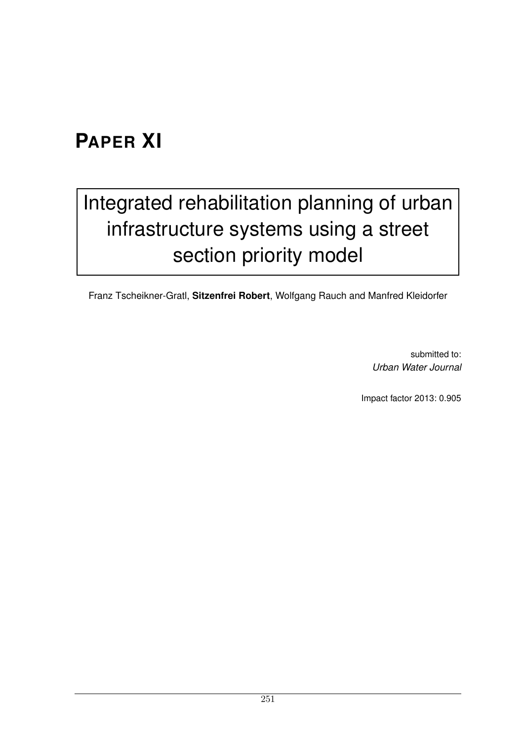# PAPER XI

## Integrated rehabilitation planning of urban infrastructure systems using a street section priority model

Franz Tscheikner-Gratl, **Sitzenfrei Robert**, Wolfgang Rauch and Manfred Kleidorfer

submitted to:
*Urban Water Journal*

Impact factor 2013: 0.905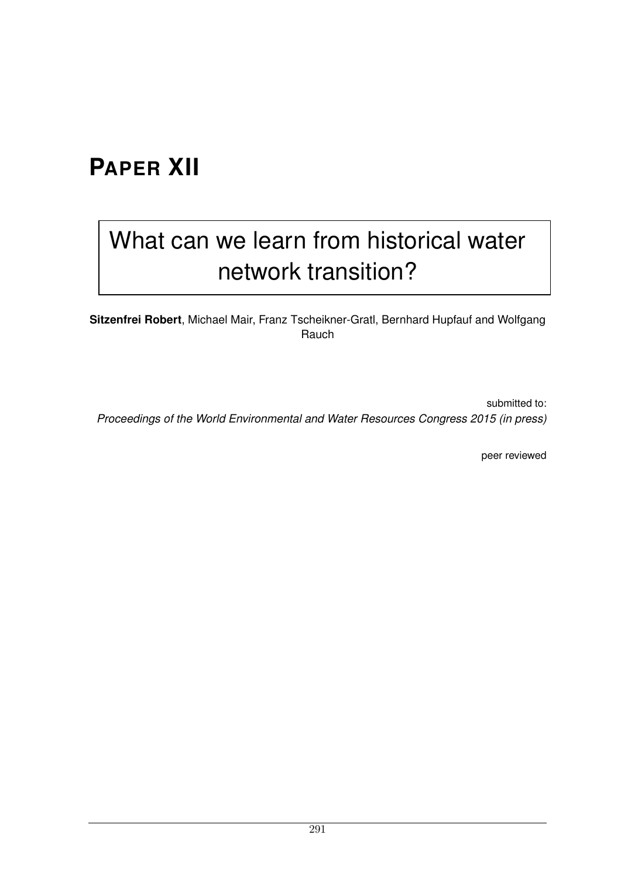# Paper XII

## What can we learn from historical water network transition?

**Sitzenfrei Robert**, Michael Mair, Franz Tscheikner-Gratl, Bernhard Hupfauf and Wolfgang Rauch

submitted to:
*Proceedings of the World Environmental and Water Resources Congress 2015 (in press)*

peer reviewed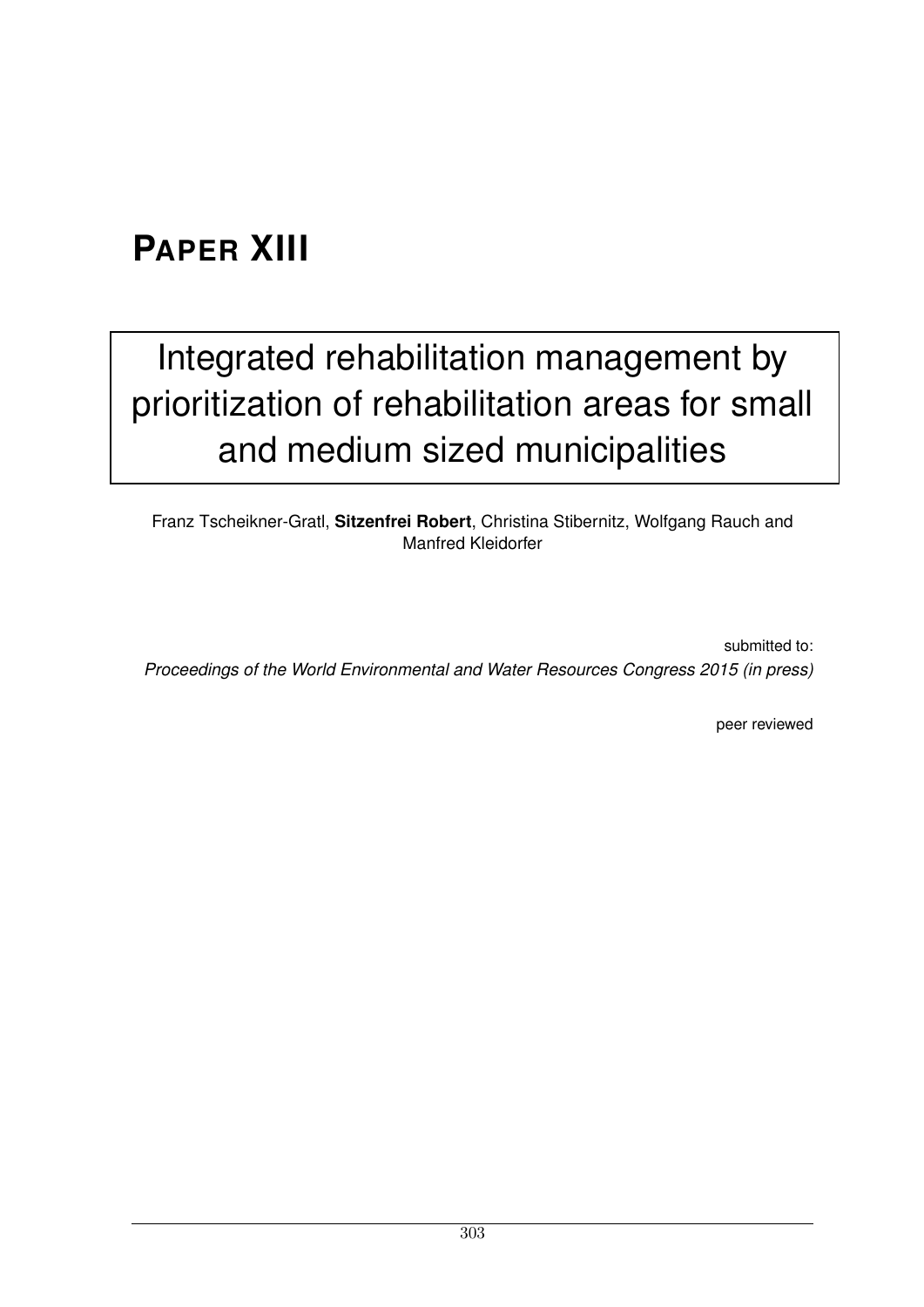# PAPER XIII

## Integrated rehabilitation management by prioritization of rehabilitation areas for small and medium sized municipalities

Franz Tscheikner-Gratl, **Sitzenfrei Robert**, Christina Stibernitz, Wolfgang Rauch and Manfred Kleidorfer

submitted to:
*Proceedings of the World Environmental and Water Resources Congress 2015 (in press)*

peer reviewed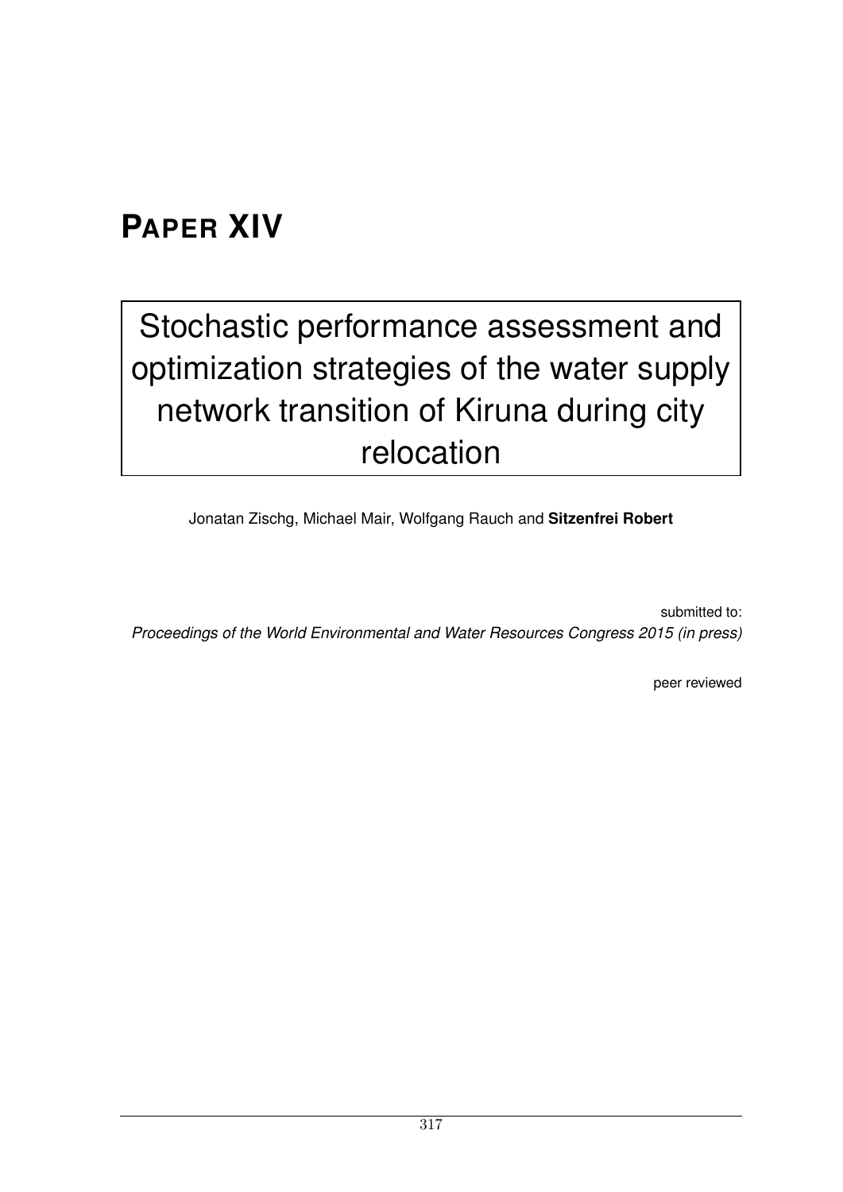# PAPER XIV

## Stochastic performance assessment and optimization strategies of the water supply network transition of Kiruna during city relocation

Jonatan Zischg, Michael Mair, Wolfgang Rauch and **Sitzenfrei Robert**

submitted to:
*Proceedings of the World Environmental and Water Resources Congress 2015 (in press)*

peer reviewed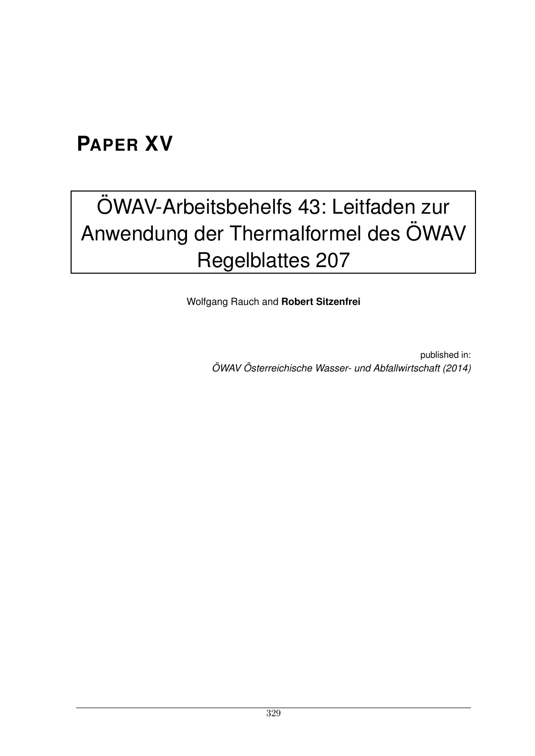# PAPER XV

## ÖWAV-Arbeitsbehelfs 43: Leitfaden zur Anwendung der Thermalformel des ÖWAV Regelblattes 207

Wolfgang Rauch and **Robert Sitzenfrei**

published in:
*ÖWAV Österreichische Wasser- und Abfallwirtschaft (2014)*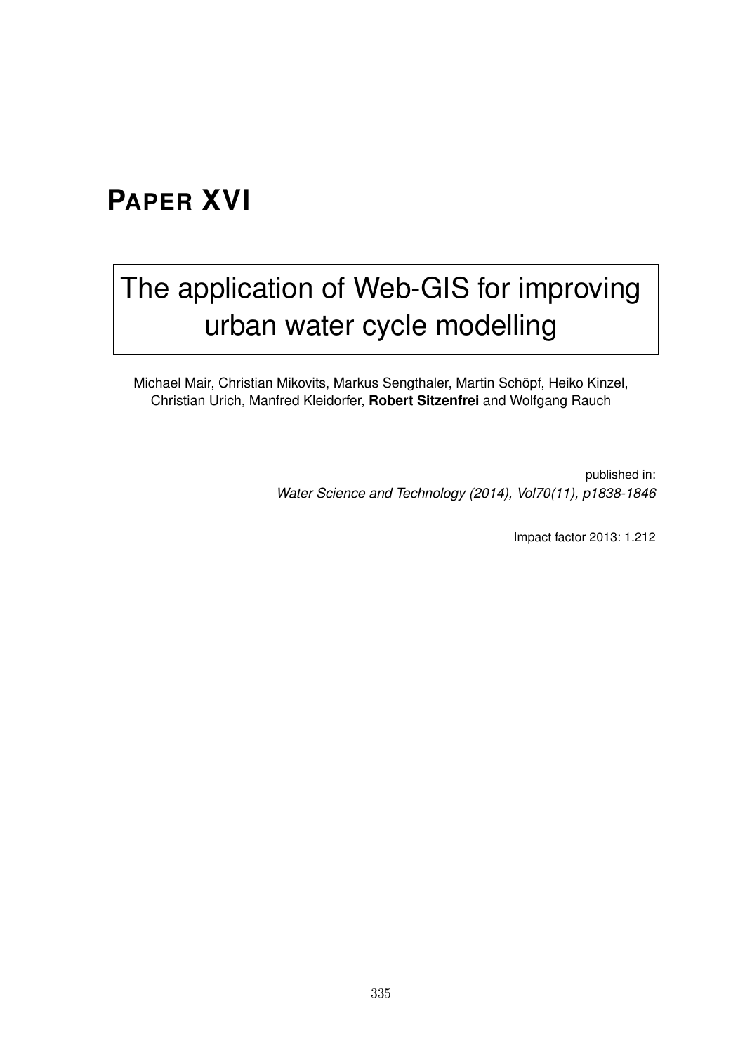# PAPER XVI

## The application of Web-GIS for improving urban water cycle modelling

Michael Mair, Christian Mikovits, Markus Sengthaler, Martin Schöpf, Heiko Kinzel, Christian Urich, Manfred Kleidorfer, **Robert Sitzenfrei** and Wolfgang Rauch

published in:
*Water Science and Technology (2014), Vol70(11), p1838-1846*

Impact factor 2013: 1.212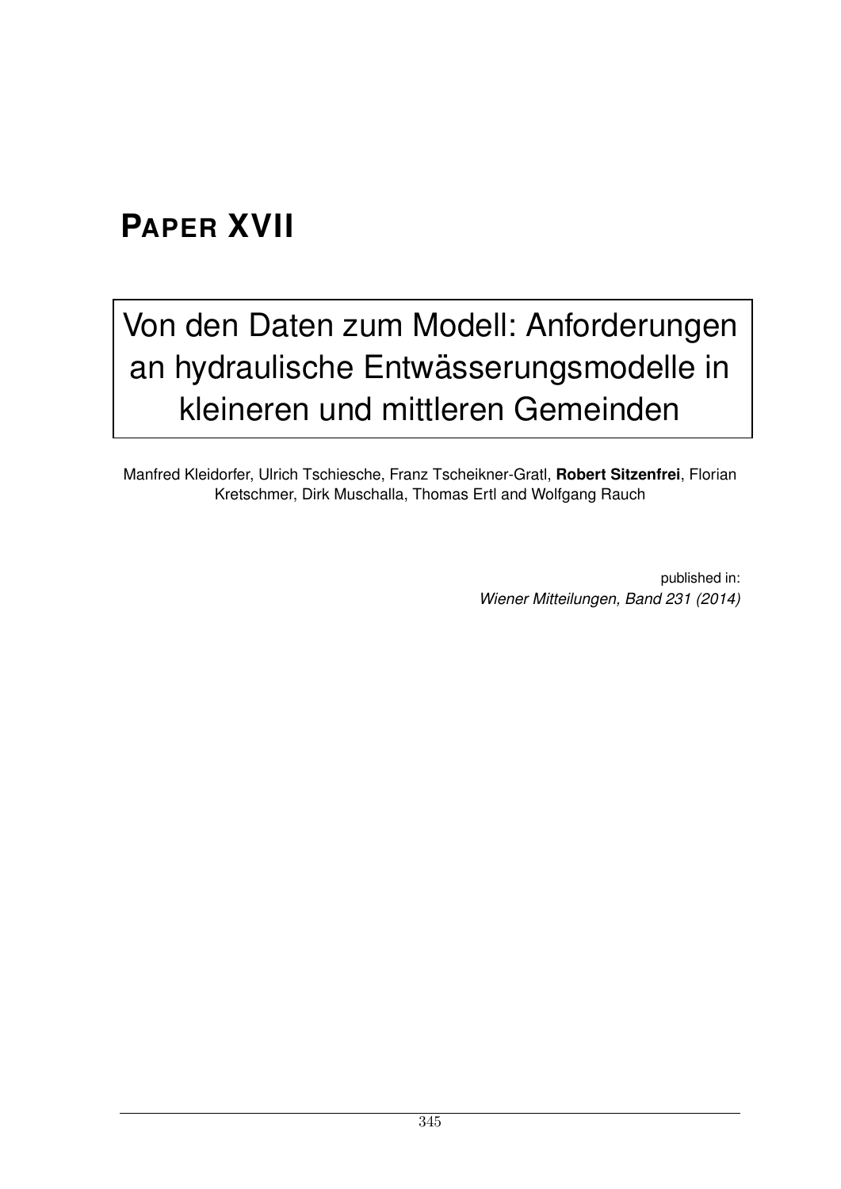# PAPER XVII

## Von den Daten zum Modell: Anforderungen an hydraulische Entwässerungsmodelle in kleineren und mittleren Gemeinden

Manfred Kleidorfer, Ulrich Tschiesche, Franz Tscheikner-Gratl, **Robert Sitzenfrei**, Florian Kretschmer, Dirk Muschalla, Thomas Ertl and Wolfgang Rauch

published in:
*Wiener Mitteilungen, Band 231 (2014)*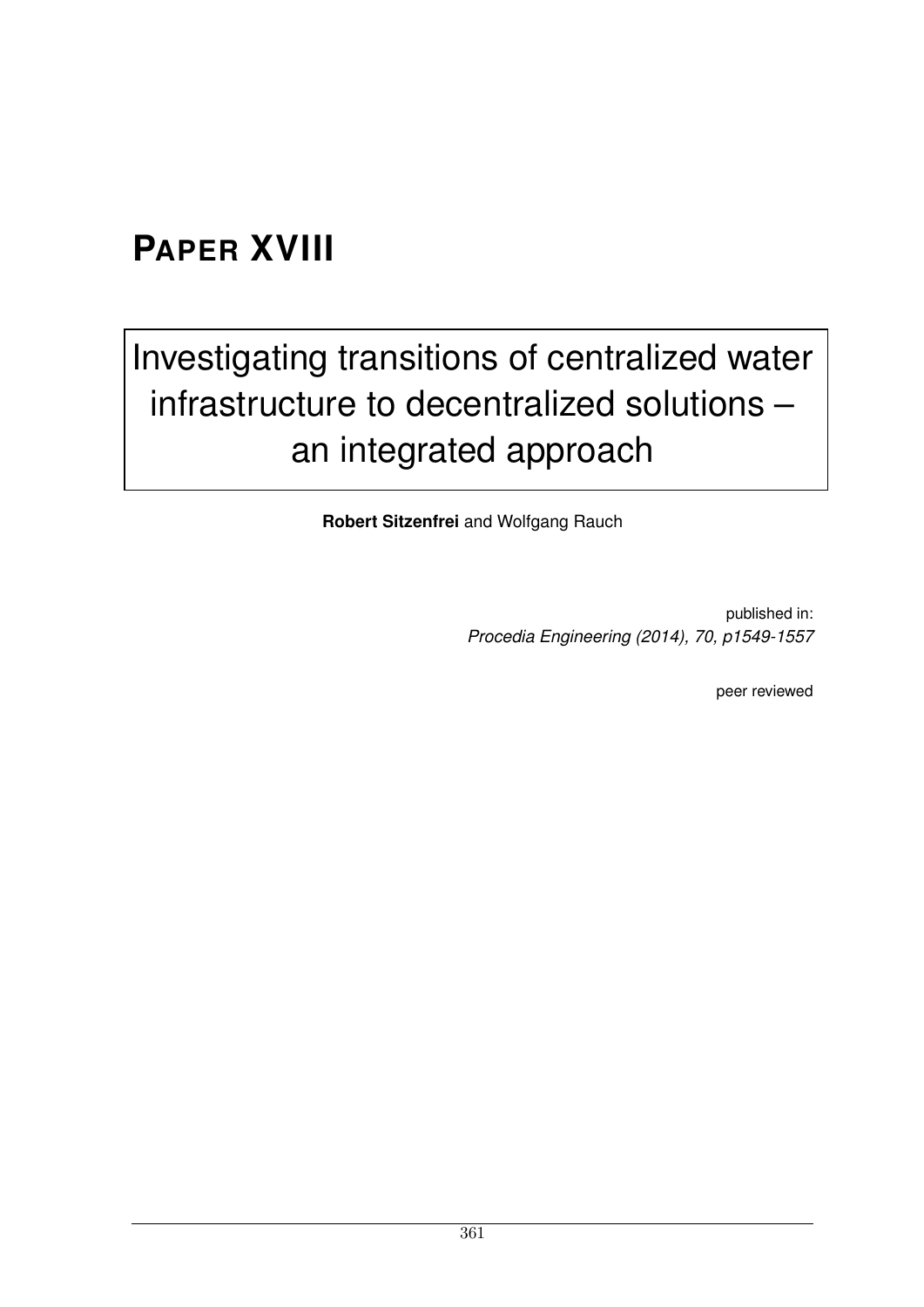# PAPER XVIII

## Investigating transitions of centralized water infrastructure to decentralized solutions – an integrated approach

**Robert Sitzenfrei** and Wolfgang Rauch

published in:
*Procedia Engineering (2014), 70, p1549-1557*

peer reviewed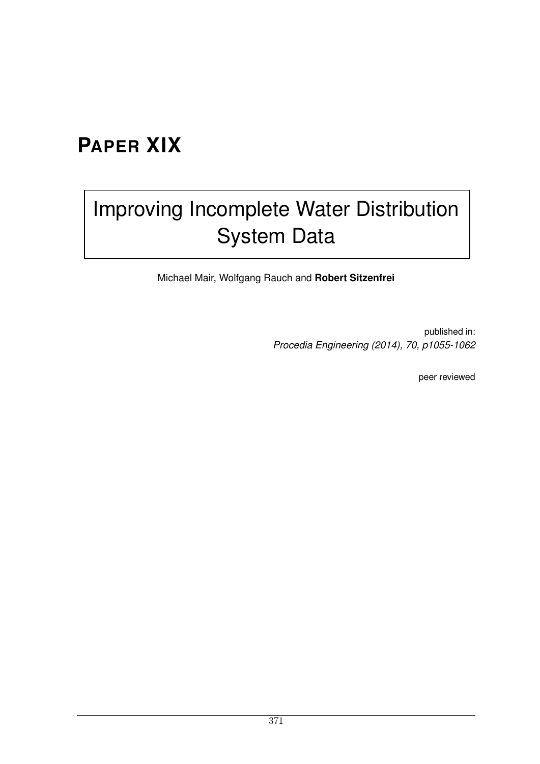# PAPER XIX

## Improving Incomplete Water Distribution System Data

Michael Mair, Wolfgang Rauch and **Robert Sitzenfrei**

published in:
*Procedia Engineering (2014), 70, p1055-1062*

peer reviewed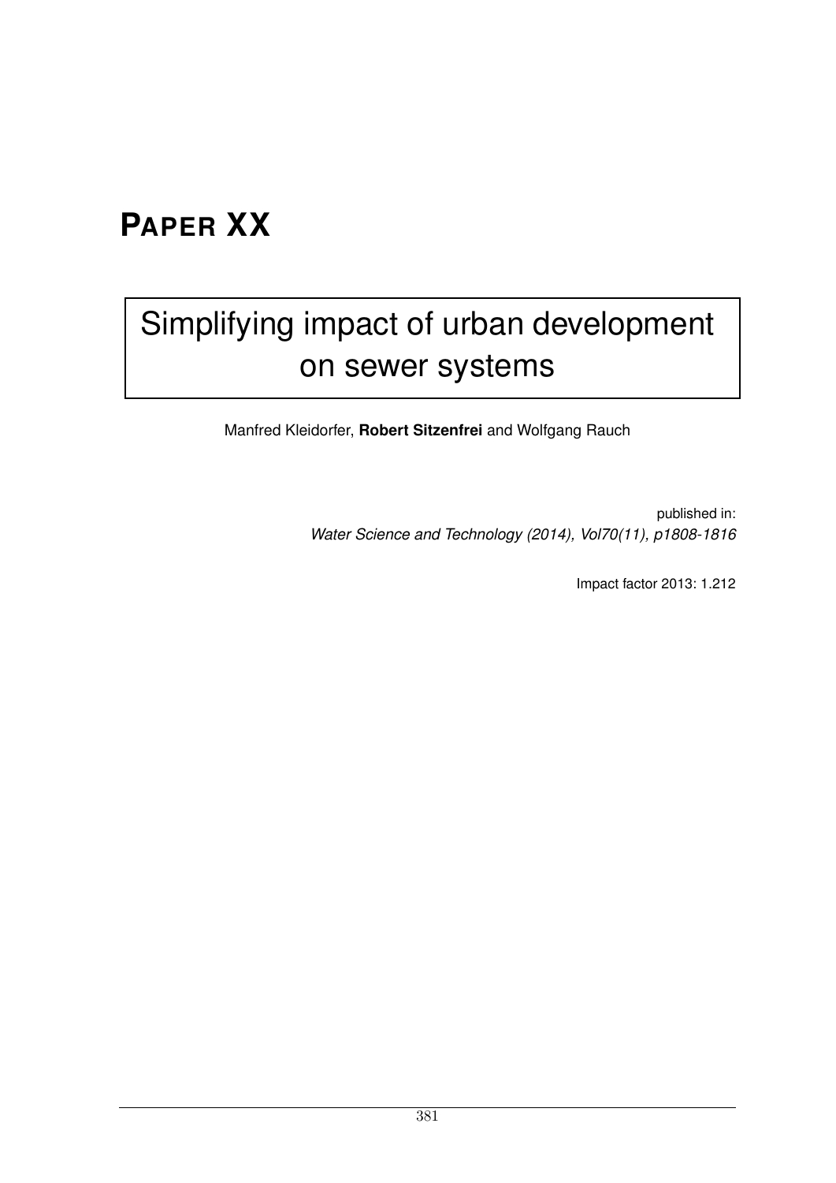# PAPER XX

## Simplifying impact of urban development on sewer systems

Manfred Kleidorfer, **Robert Sitzenfrei** and Wolfgang Rauch

published in:
*Water Science and Technology (2014), Vol70(11), p1808-1816*

Impact factor 2013: 1.212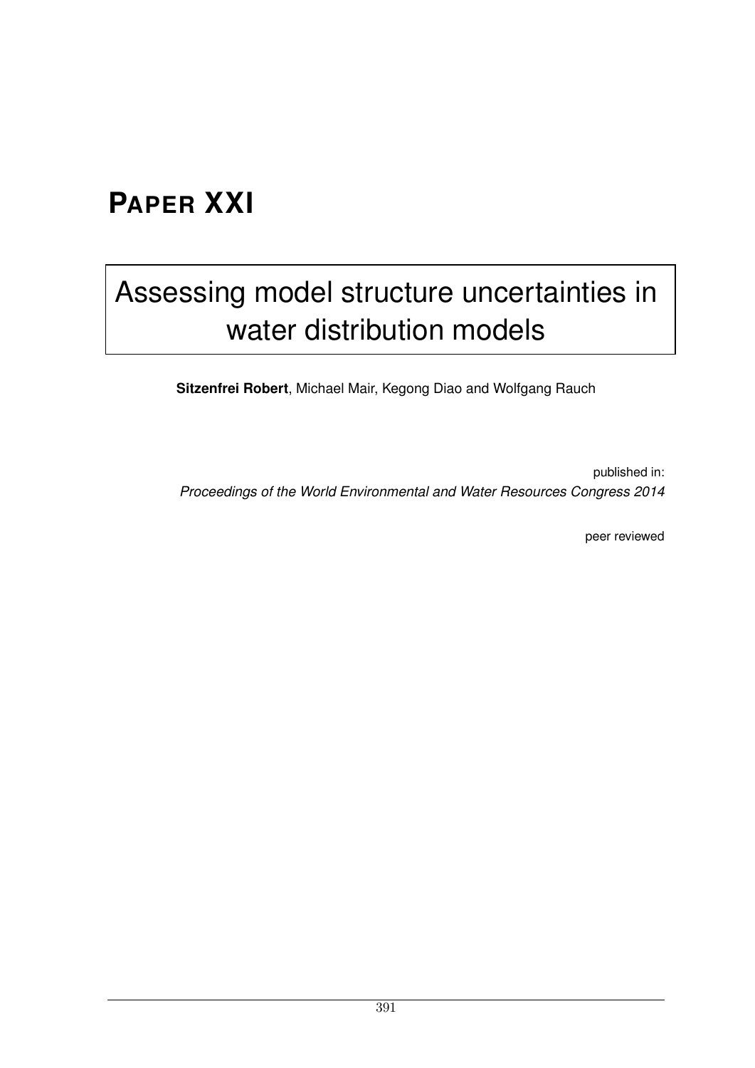# PAPER XXI

## Assessing model structure uncertainties in water distribution models

**Sitzenfrei Robert**, Michael Mair, Kegong Diao and Wolfgang Rauch

published in:
*Proceedings of the World Environmental and Water Resources Congress 2014*

peer reviewed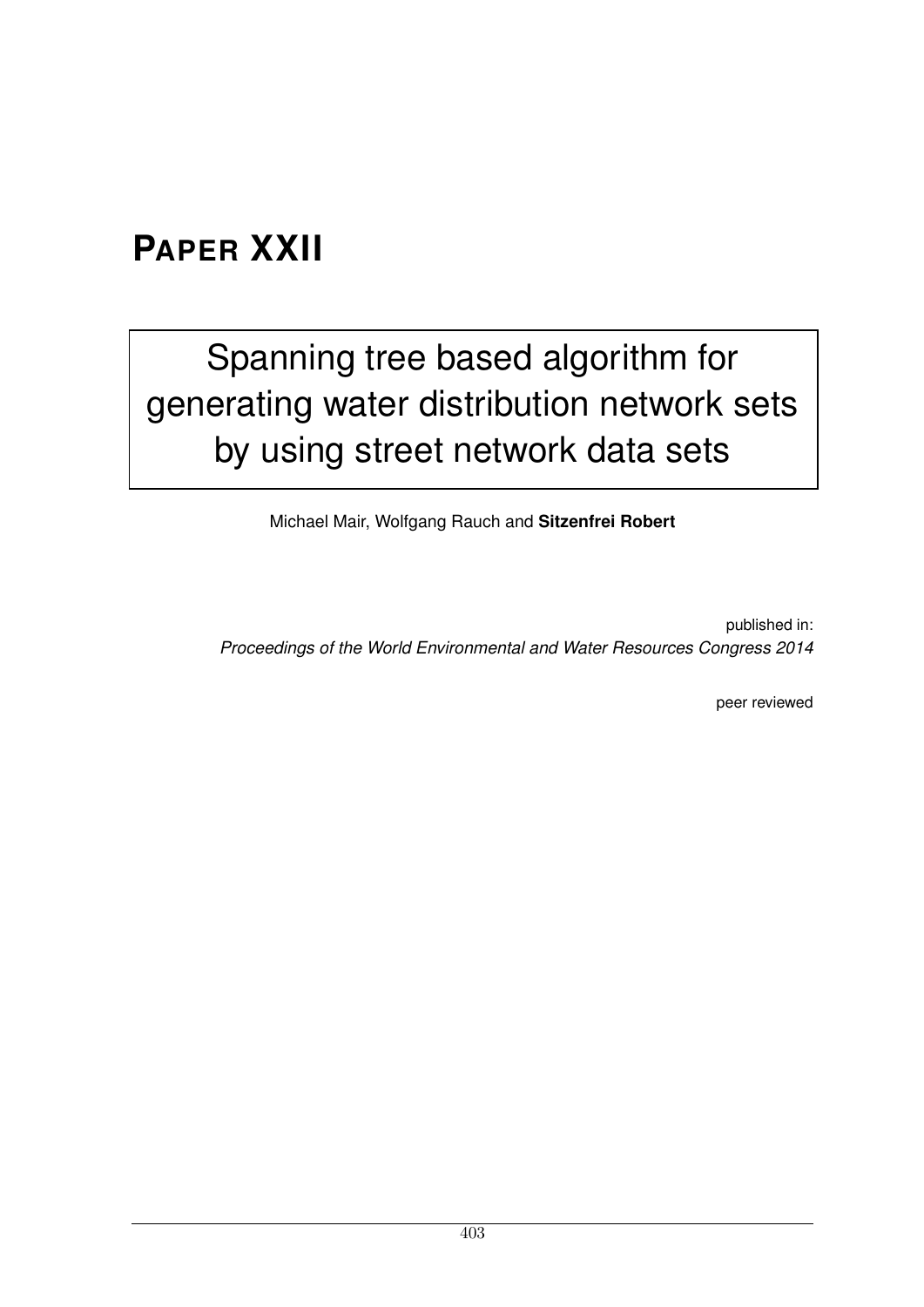# PAPER XXII

## Spanning tree based algorithm for generating water distribution network sets by using street network data sets

Michael Mair, Wolfgang Rauch and **Sitzenfrei Robert**

published in:
*Proceedings of the World Environmental and Water Resources Congress 2014*

peer reviewed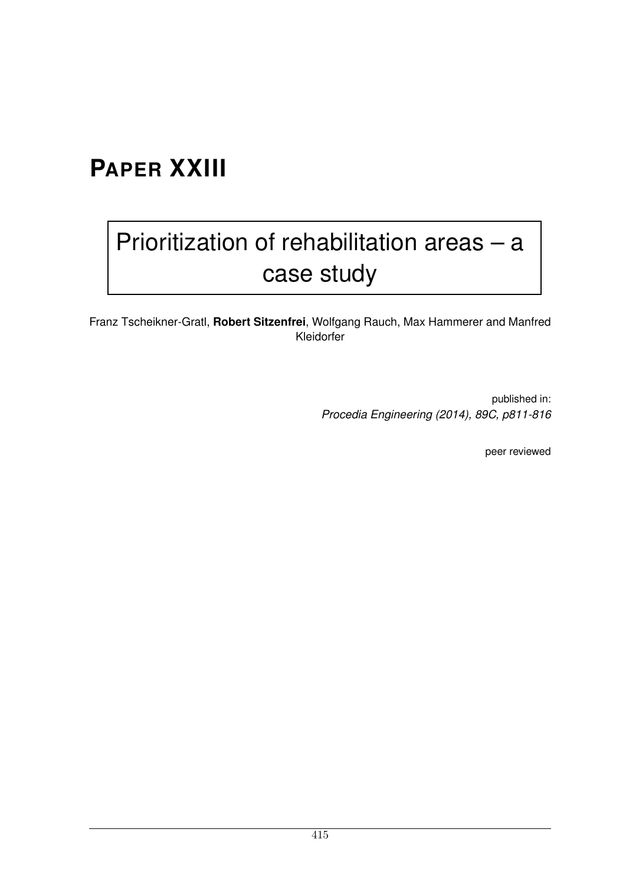# PAPER XXIII

## Prioritization of rehabilitation areas – a case study

Franz Tscheikner-Gratl, **Robert Sitzenfrei**, Wolfgang Rauch, Max Hammerer and Manfred Kleidorfer

published in:
*Procedia Engineering (2014), 89C, p811-816*

peer reviewed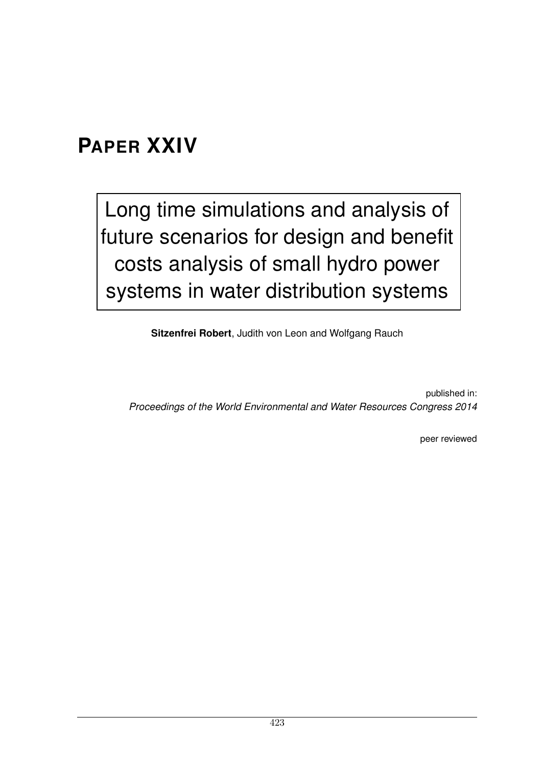# PAPER XXIV

## Long time simulations and analysis of future scenarios for design and benefit costs analysis of small hydro power systems in water distribution systems

**Sitzenfrei Robert**, Judith von Leon and Wolfgang Rauch

published in:
*Proceedings of the World Environmental and Water Resources Congress 2014*

peer reviewed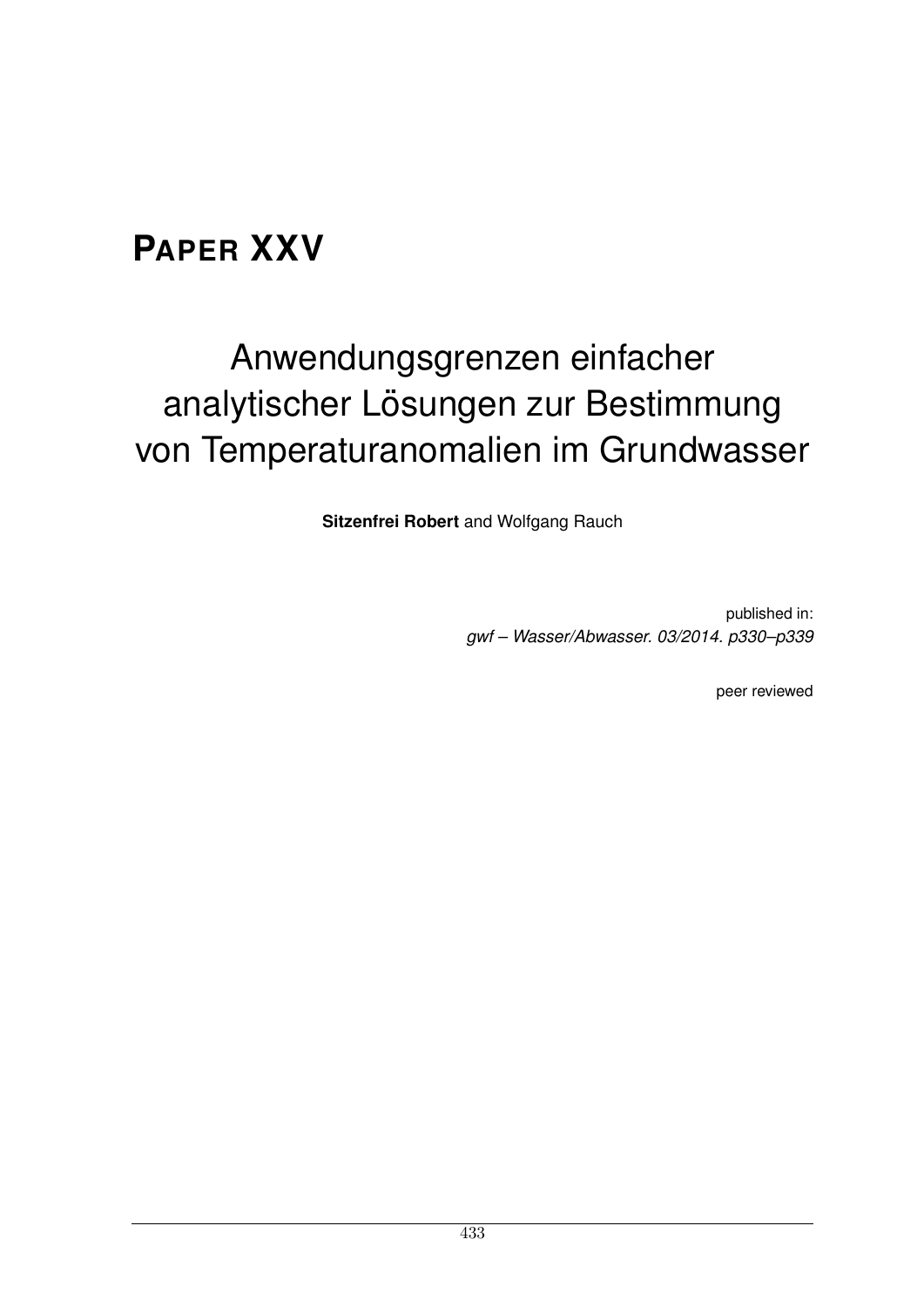# PAPER XXV

## Anwendungsgrenzen einfacher analytischer Lösungen zur Bestimmung von Temperaturanomalien im Grundwasser

**Sitzenfrei Robert** and Wolfgang Rauch

published in:
*gwf – Wasser/Abwasser. 03/2014. p330–p339*

peer reviewed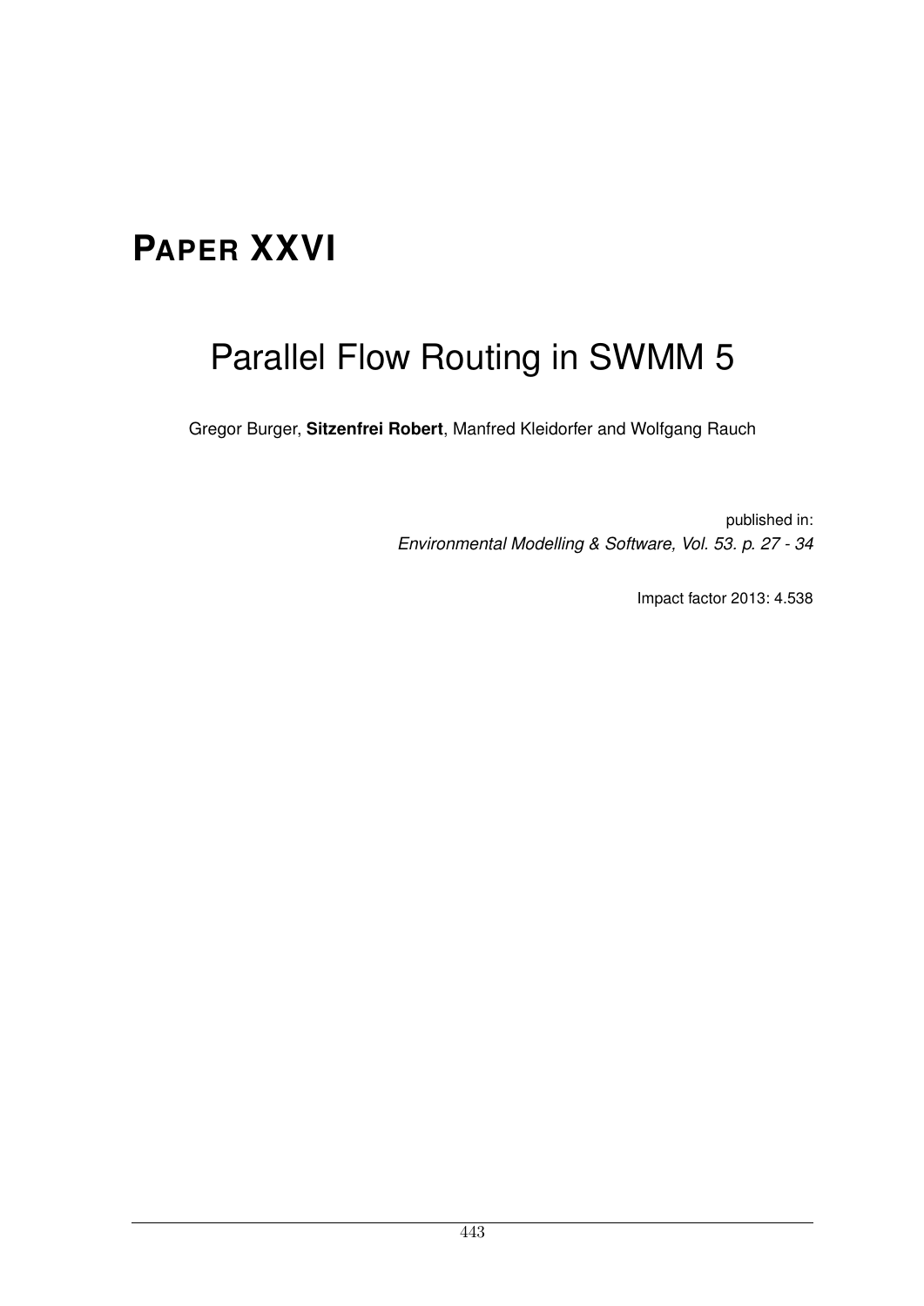# PAPER XXVI

## Parallel Flow Routing in SWMM 5

Gregor Burger, **Sitzenfrei Robert**, Manfred Kleidorfer and Wolfgang Rauch

published in:
*Environmental Modelling & Software, Vol. 53. p. 27 - 34*

Impact factor 2013: 4.538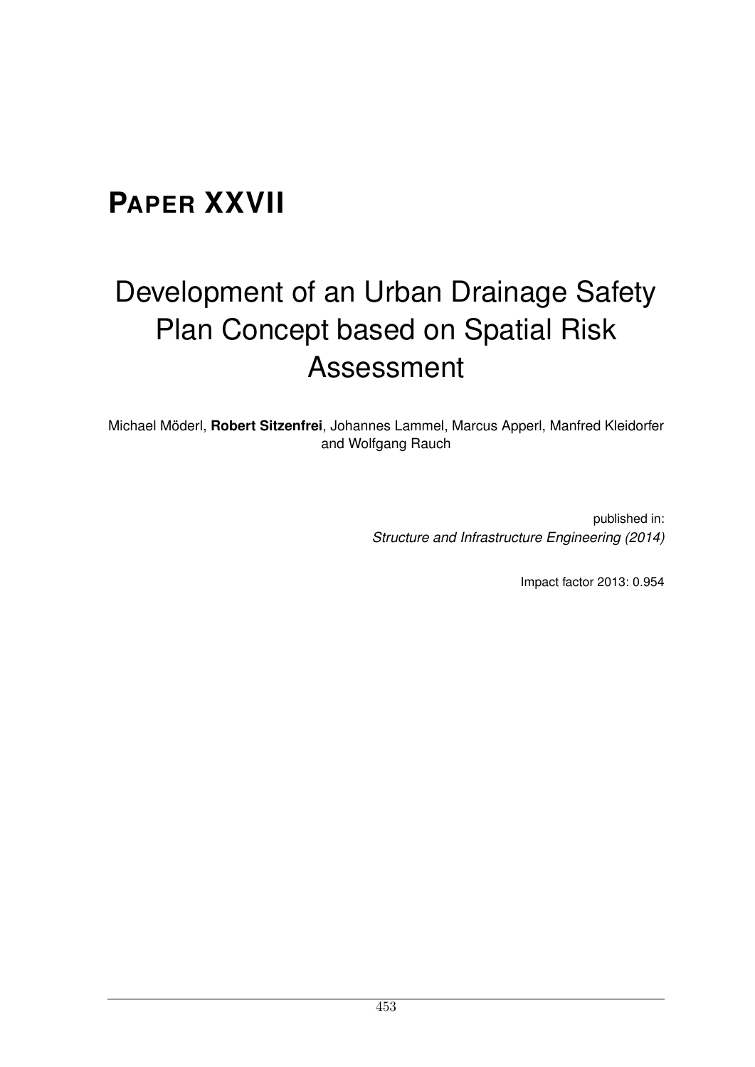# PAPER XXVII

## Development of an Urban Drainage Safety Plan Concept based on Spatial Risk Assessment

Michael Möderl, **Robert Sitzenfrei**, Johannes Lammel, Marcus Apperl, Manfred Kleidorfer and Wolfgang Rauch

published in:
*Structure and Infrastructure Engineering (2014)*

Impact factor 2013: 0.954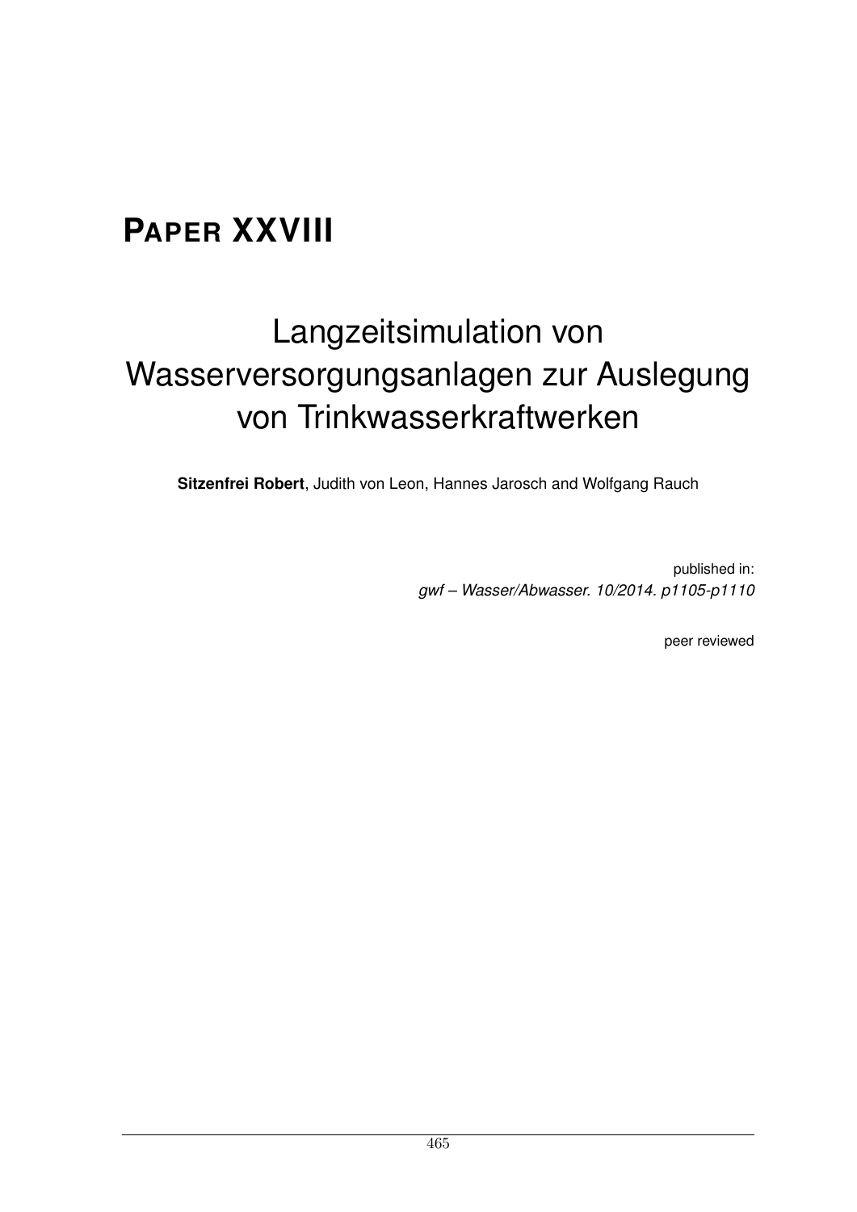# PAPER XXVIII

## Langzeitsimulation von Wasserversorgungsanlagen zur Auslegung von Trinkwasserkraftwerken

**Sitzenfrei Robert**, Judith von Leon, Hannes Jarosch and Wolfgang Rauch

published in:
*gwf – Wasser/Abwasser. 10/2014. p1105-p1110*

peer reviewed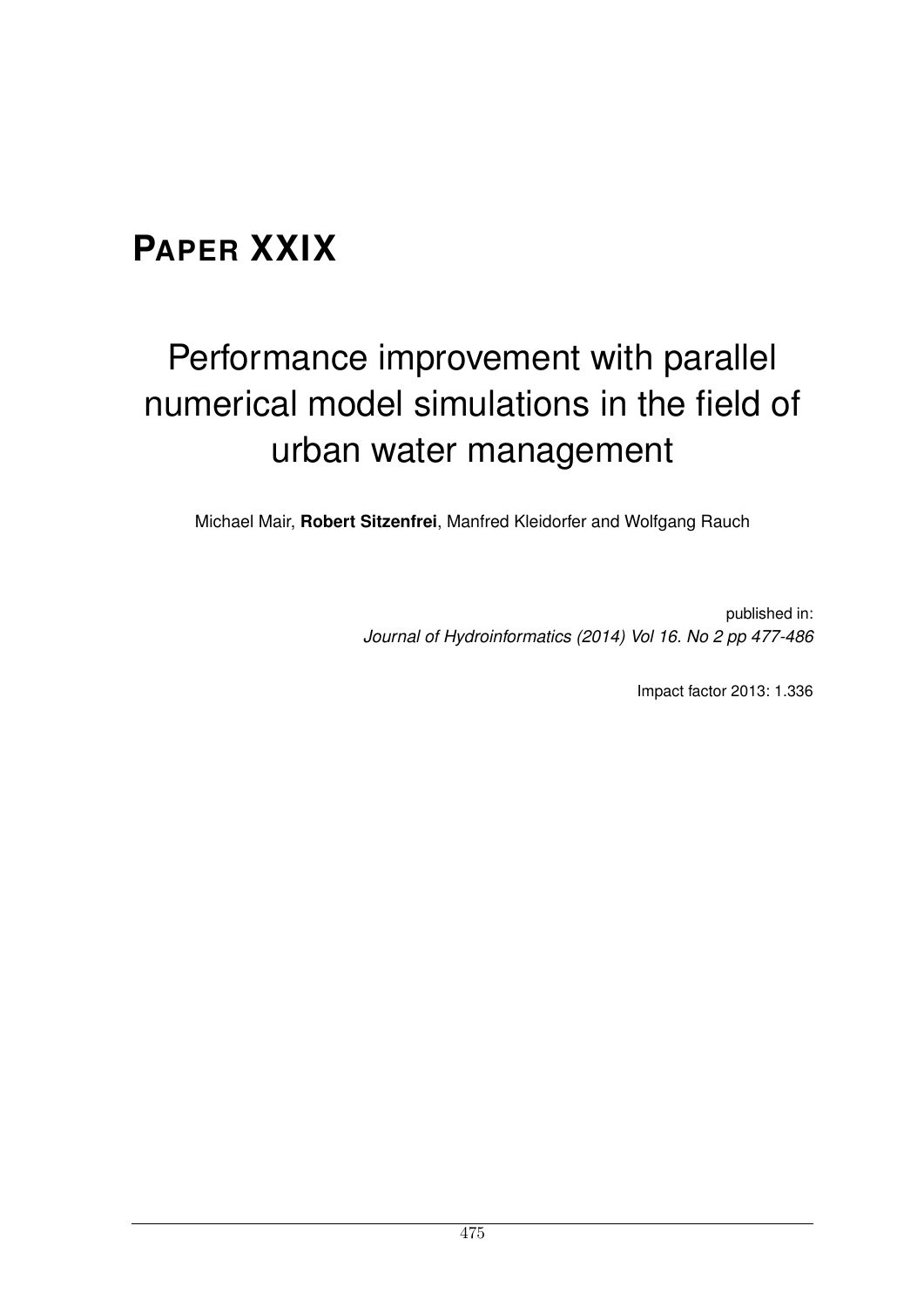# PAPER XXIX

## Performance improvement with parallel numerical model simulations in the field of urban water management

Michael Mair, **Robert Sitzenfrei**, Manfred Kleidorfer and Wolfgang Rauch

published in:
*Journal of Hydroinformatics (2014) Vol 16. No 2 pp 477-486*

Impact factor 2013: 1.336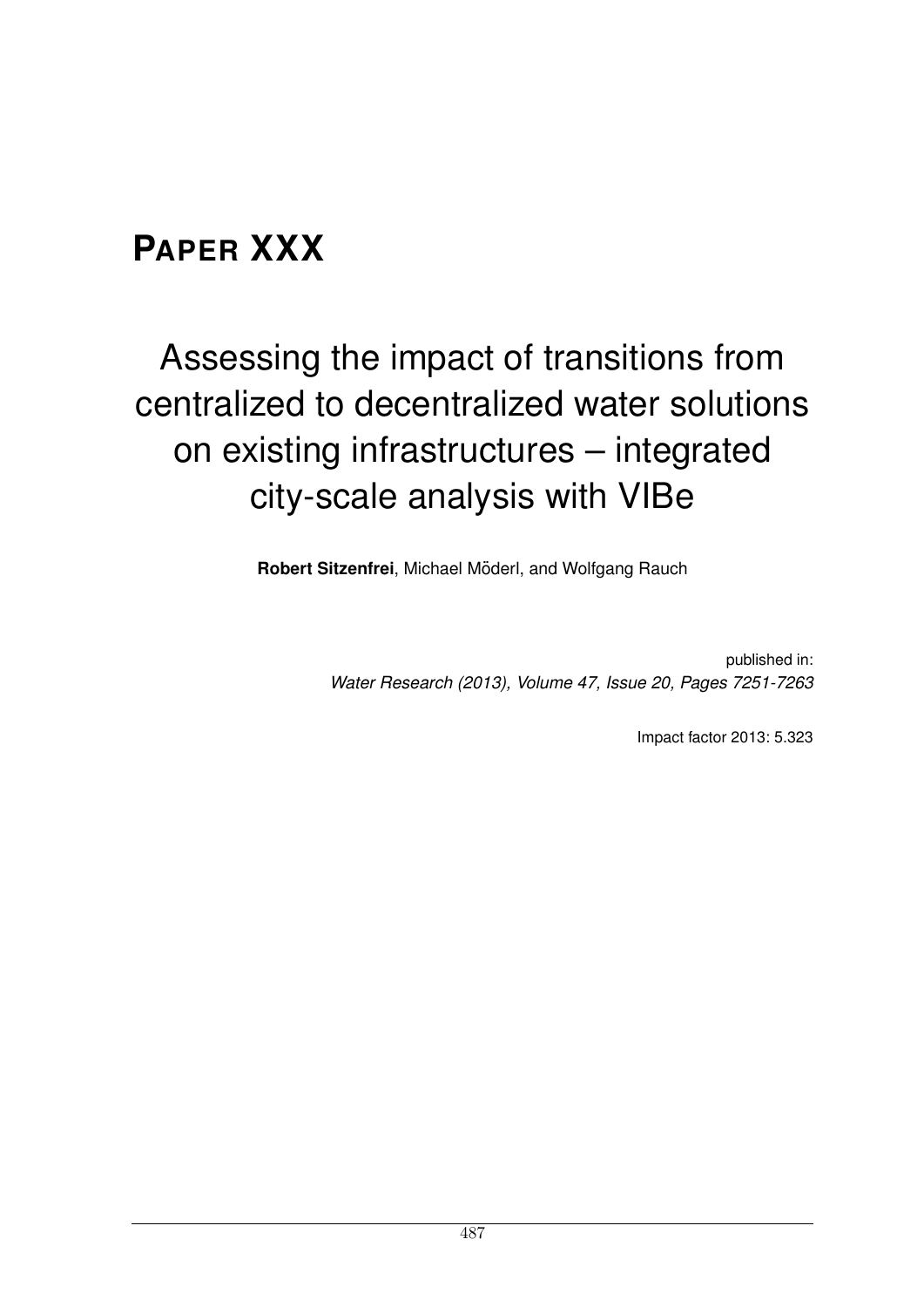# PAPER XXX

## Assessing the impact of transitions from centralized to decentralized water solutions on existing infrastructures – integrated city-scale analysis with VIBe

**Robert Sitzenfrei**, Michael Mõderl, and Wolfgang Rauch

published in:
*Water Research (2013), Volume 47, Issue 20, Pages 7251-7263*

Impact factor 2013: 5.323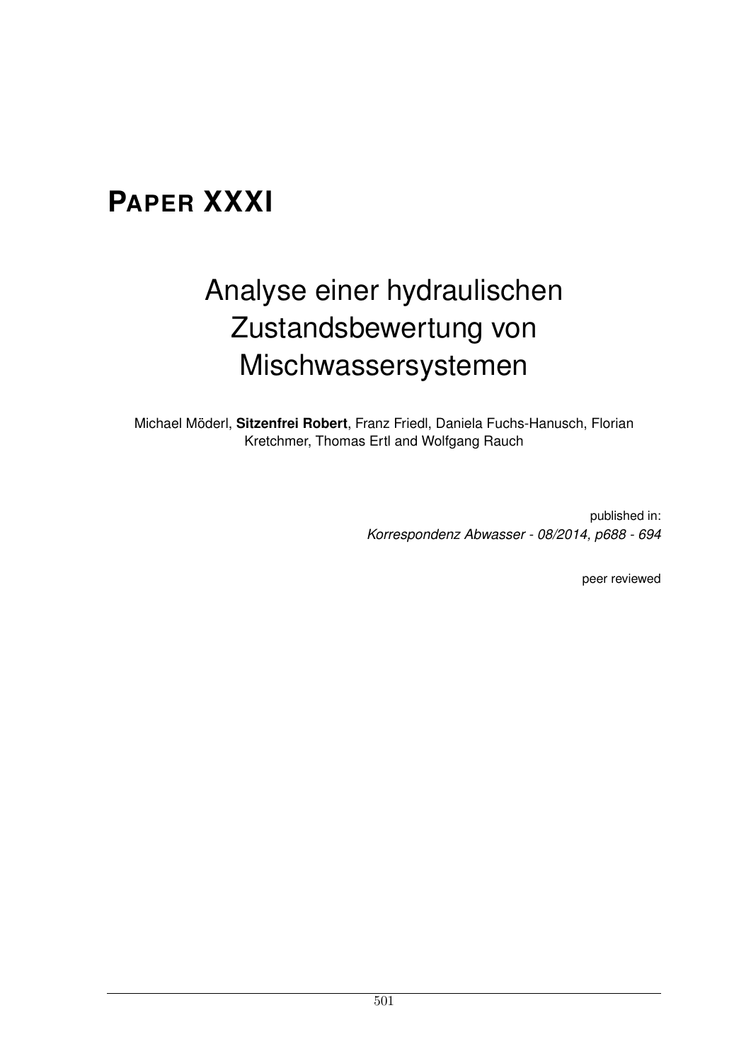# PAPER XXXI

## Analyse einer hydraulischen Zustandsbewertung von Mischwassersystemen

Michael Möderl, **Sitzenfrei Robert**, Franz Friedl, Daniela Fuchs-Hanusch, Florian Kretchmer, Thomas Ertl and Wolfgang Rauch

published in:
*Korrespondenz Abwasser - 08/2014, p688 - 694*

peer reviewed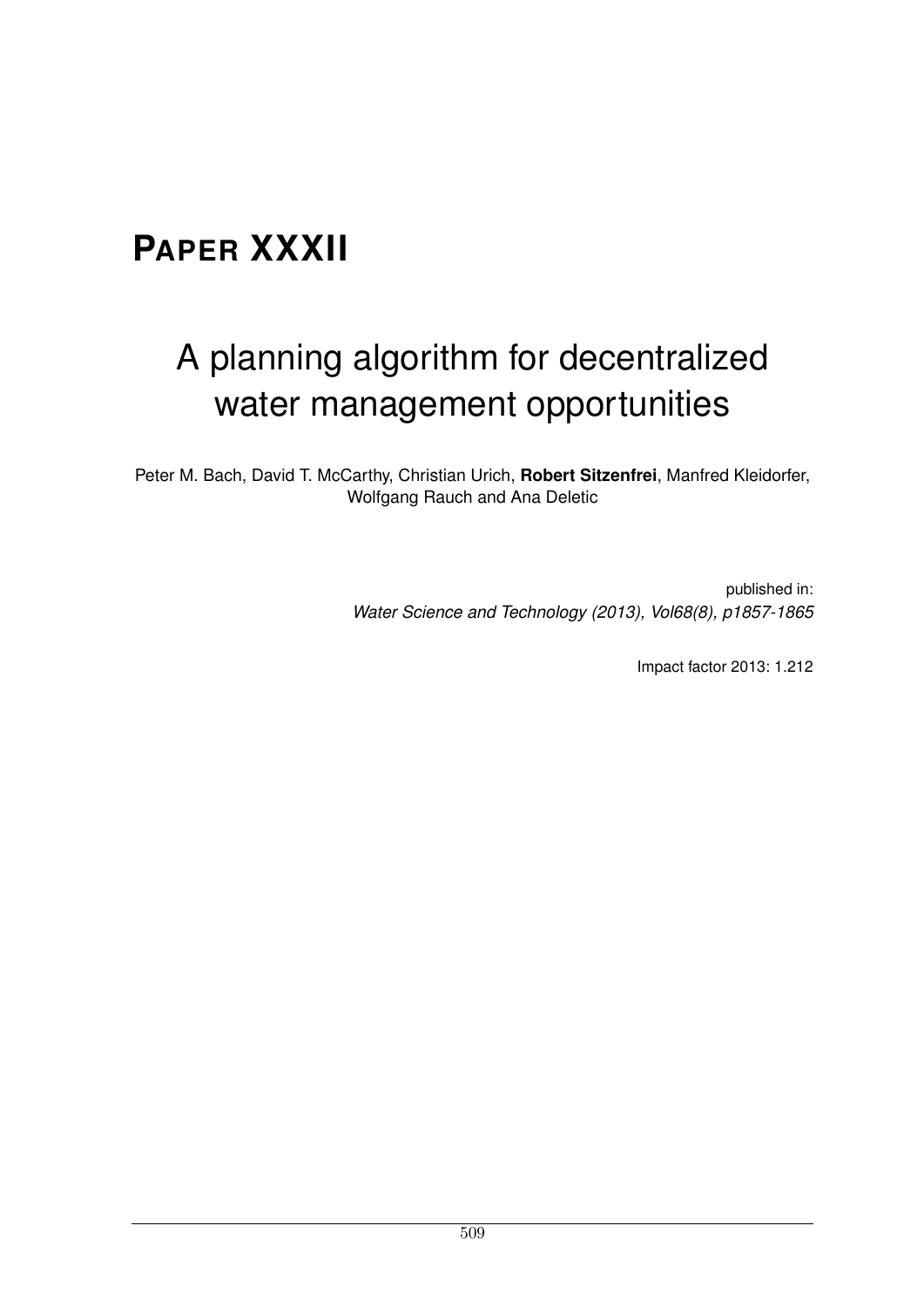# PAPER XXXII

## A planning algorithm for decentralized water management opportunities

Peter M. Bach, David T. McCarthy, Christian Urich, **Robert Sitzenfrei**, Manfred Kleidorfer, Wolfgang Rauch and Ana Deletic

published in:
*Water Science and Technology (2013), Vol68(8), p1857-1865*

Impact factor 2013: 1.212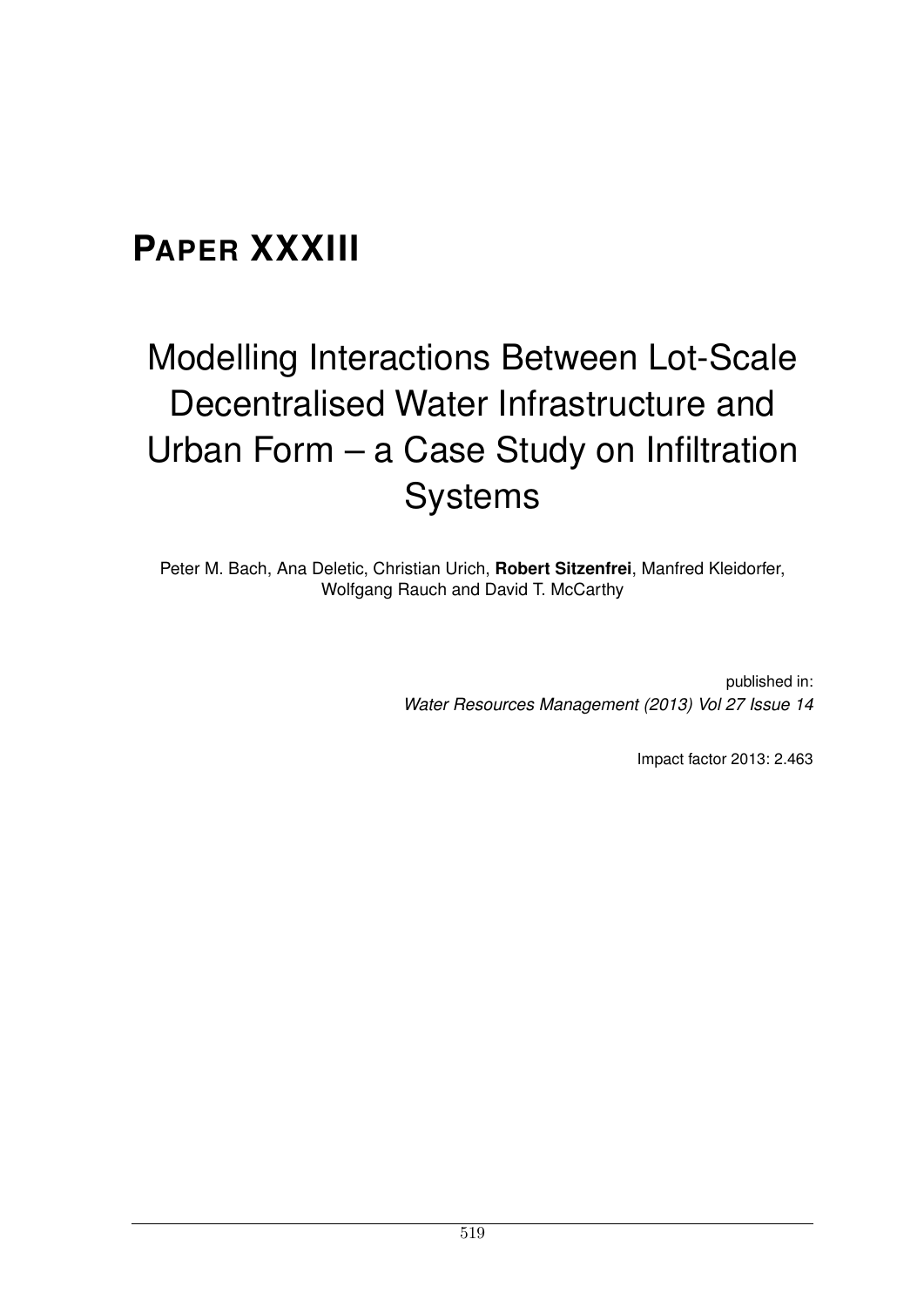# PAPER XXXIII

## Modelling Interactions Between Lot-Scale Decentralised Water Infrastructure and Urban Form – a Case Study on Infiltration Systems

Peter M. Bach, Ana Deletic, Christian Urich, **Robert Sitzenfrei**, Manfred Kleidorfer, Wolfgang Rauch and David T. McCarthy

published in:
*Water Resources Management (2013) Vol 27 Issue 14*

Impact factor 2013: 2.463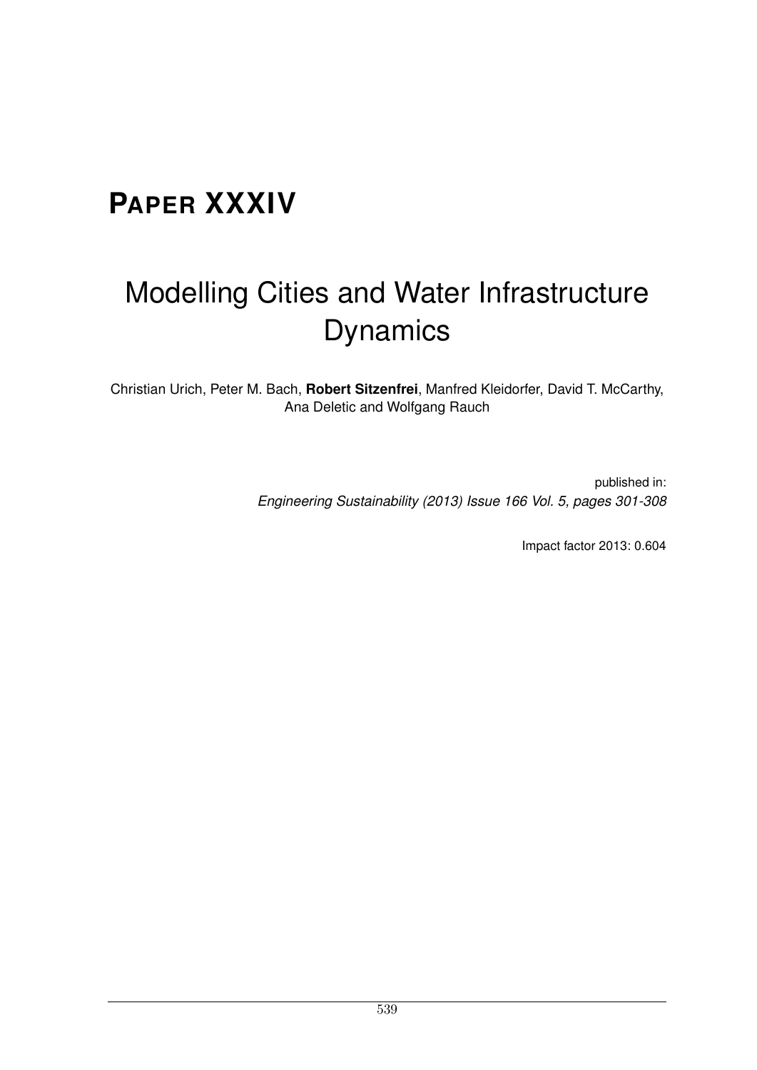# PAPER XXXIV

# Modelling Cities and Water Infrastructure Dynamics

Christian Urich, Peter M. Bach, **Robert Sitzenfrei**, Manfred Kleidorfer, David T. McCarthy, Ana Deletic and Wolfgang Rauch

published in:
*Engineering Sustainability (2013) Issue 166 Vol. 5, pages 301-308*

Impact factor 2013: 0.604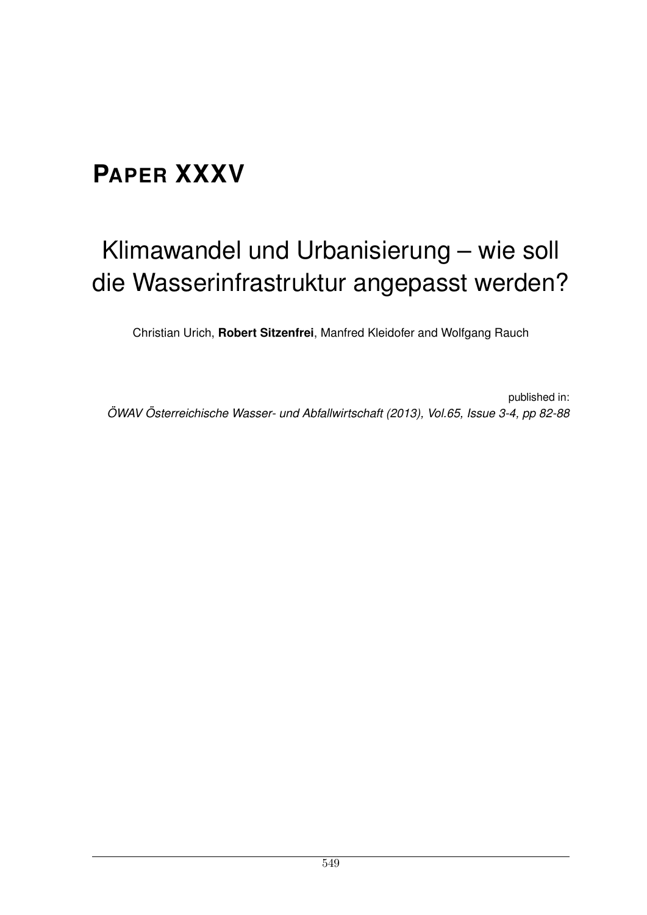# PAPER XXXV

## Klimawandel und Urbanisierung – wie soll die Wasserinfrastruktur angepasst werden?

Christian Urich, **Robert Sitzenfrei**, Manfred Kleidofer and Wolfgang Rauch

published in:
*ÖWAV Österreichische Wasser- und Abfallwirtschaft (2013), Vol.65, Issue 3-4, pp 82-88*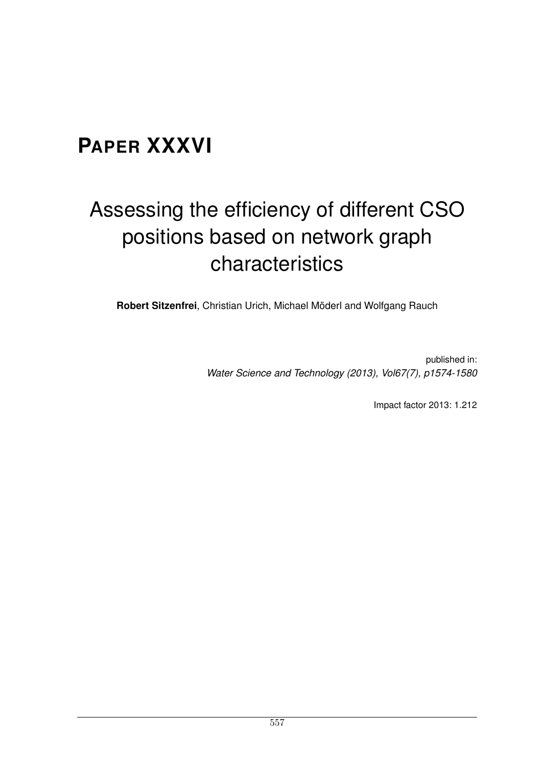# PAPER XXXVI

## Assessing the efficiency of different CSO positions based on network graph characteristics

**Robert Sitzenfrei**, Christian Urich, Michael Möderl and Wolfgang Rauch

published in:
*Water Science and Technology (2013), Vol67(7), p1574-1580*

Impact factor 2013: 1.212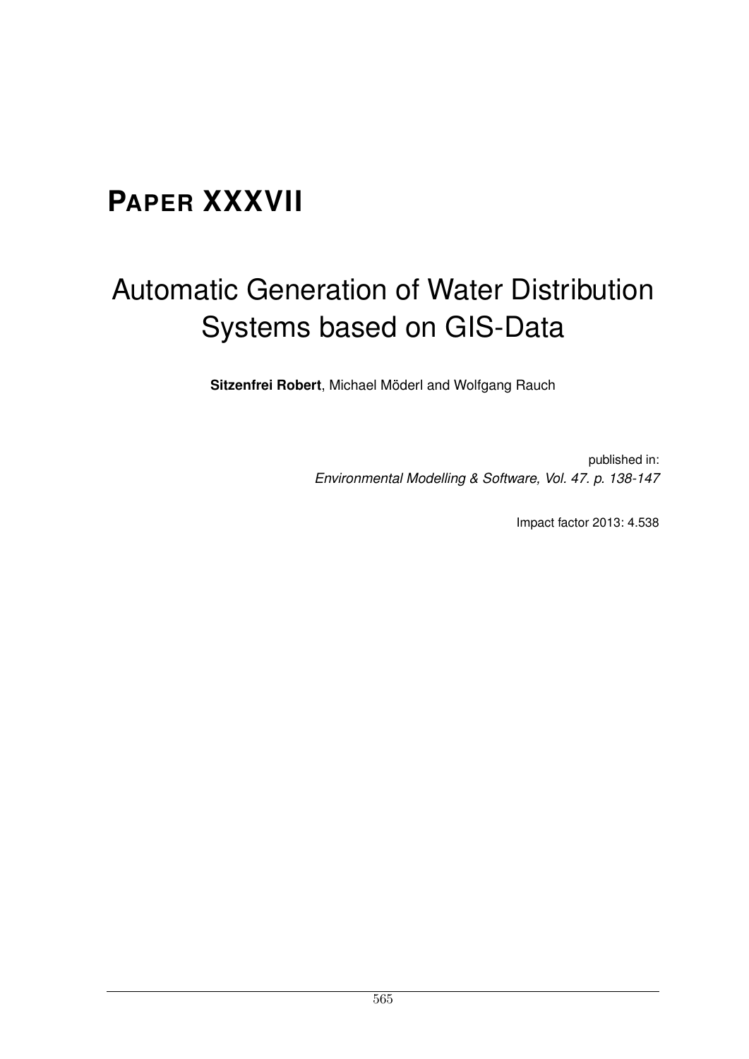# PAPER XXXVII

## Automatic Generation of Water Distribution Systems based on GIS-Data

**Sitzenfrei Robert**, Michael Möderl and Wolfgang Rauch

published in:
*Environmental Modelling & Software, Vol. 47. p. 138-147*

Impact factor 2013: 4.538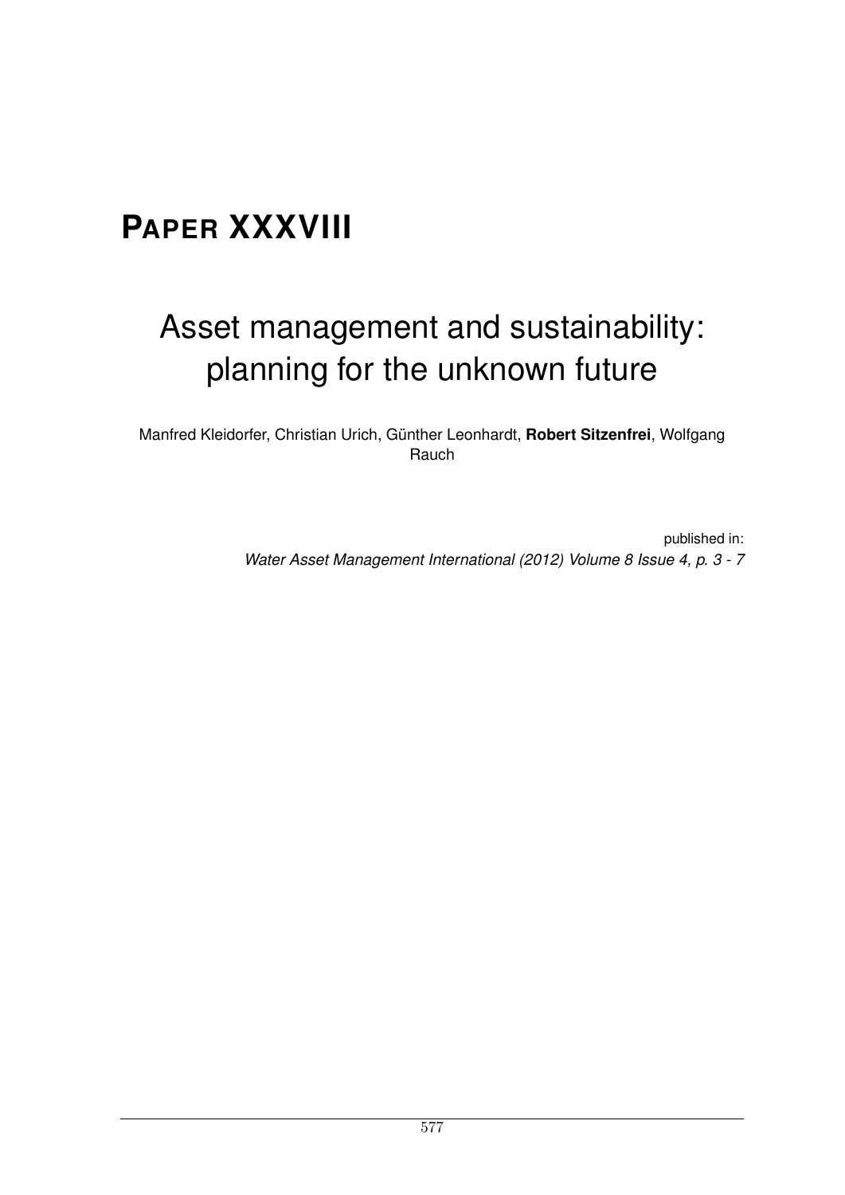# PAPER XXXVIII

## Asset management and sustainability: planning for the unknown future

Manfred Kleidorfer, Christian Urich, Günther Leonhardt, **Robert Sitzenfrei**, Wolfgang Rauch

published in:
*Water Asset Management International (2012) Volume 8 Issue 4, p. 3 - 7*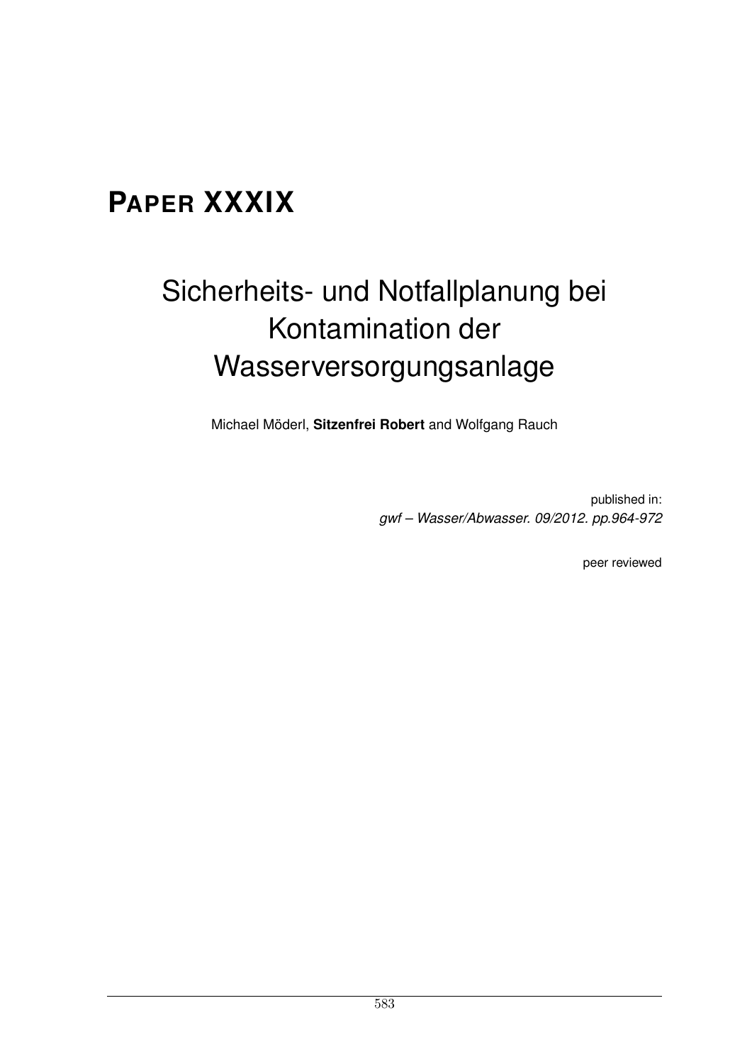# PAPER XXXIX

## Sicherheits- und Notfallplanung bei Kontamination der Wasserversorgungsanlage

Michael Möderl, **Sitzenfrei Robert** and Wolfgang Rauch

published in:
*gwf – Wasser/Abwasser. 09/2012. pp.964-972*

peer reviewed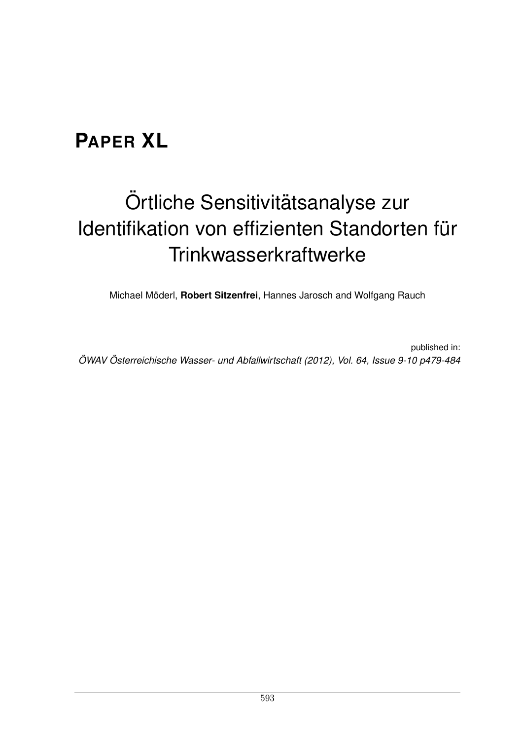# PAPER XL

## Örtliche Sensitivitätsanalyse zur Identifikation von effizienten Standorten für Trinkwasserkraftwerke

Michael Möderl, **Robert Sitzenfrei**, Hannes Jarosch and Wolfgang Rauch

published in:
*ÖWAV Österreichische Wasser- und Abfallwirtschaft (2012), Vol. 64, Issue 9-10 p479-484*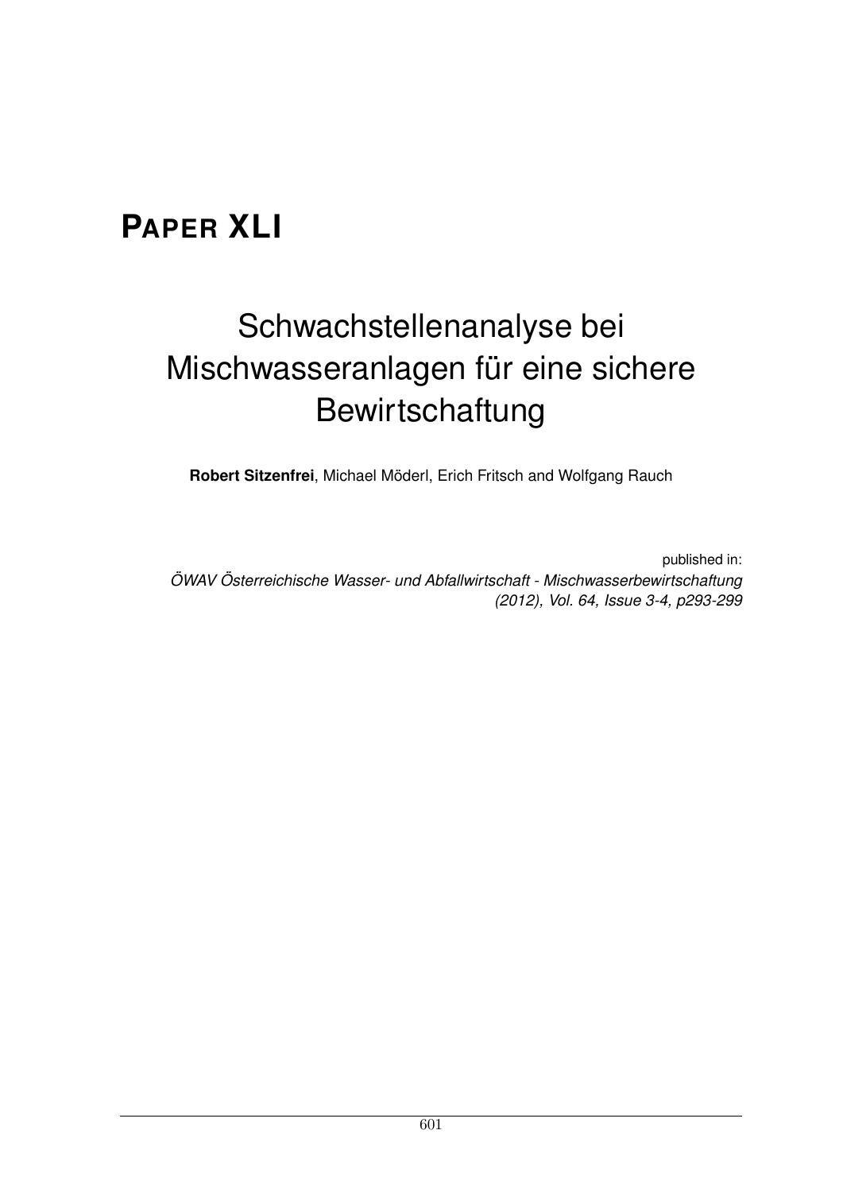# PAPER XLI

## Schwachstellenanalyse bei Mischwasseranlagen für eine sichere Bewirtschaftung

**Robert Sitzenfrei**, Michael Möderl, Erich Fritsch and Wolfgang Rauch

published in:
*ÖWAV Österreichische Wasser- und Abfallwirtschaft - Mischwasserbewirtschaftung (2012), Vol. 64, Issue 3-4, p293-299*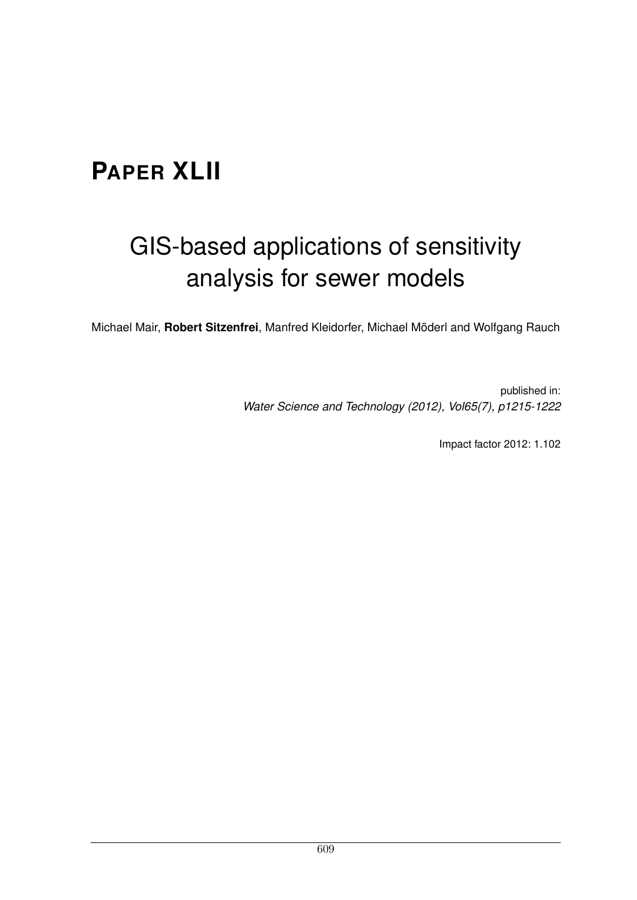# PAPER XLII

## GIS-based applications of sensitivity analysis for sewer models

Michael Mair, **Robert Sitzenfrei**, Manfred Kleidorfer, Michael Möderl and Wolfgang Rauch

published in:
*Water Science and Technology (2012), Vol65(7), p1215-1222*

Impact factor 2012: 1.102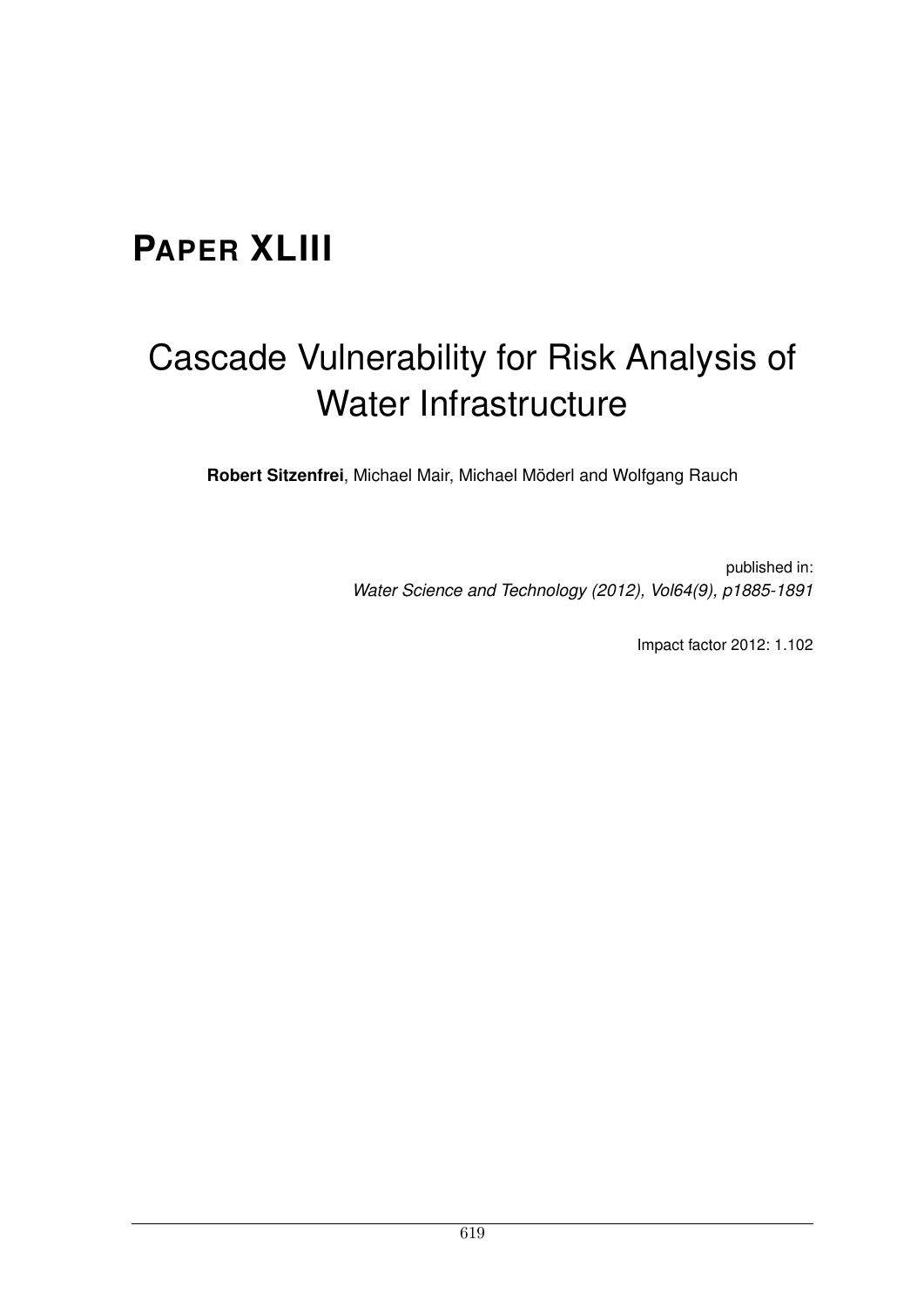# **PAPER XLIII**

# Cascade Vulnerability for Risk Analysis of Water Infrastructure

**Robert Sitzenfrei**, Michael Mair, Michael Möderl and Wolfgang Rauch

published in:
*Water Science and Technology (2012), Vol64(9), p1885-1891*

Impact factor 2012: 1.102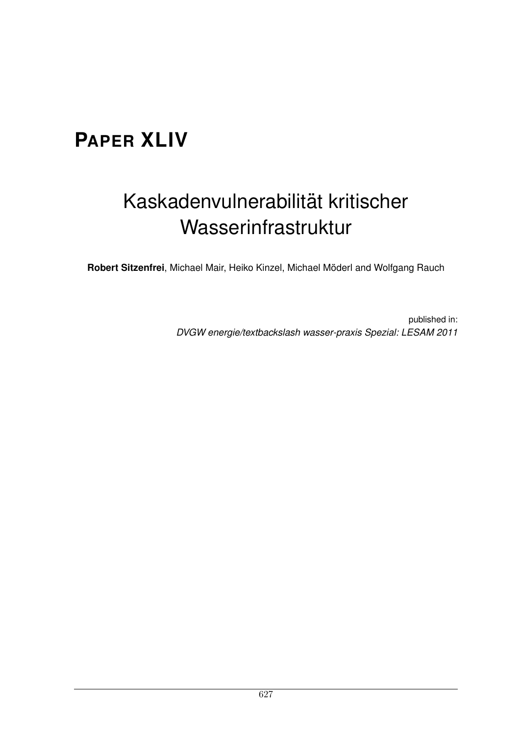# PAPER XLIV

## Kaskadenvulnerabilität kritischer Wasserinfrastruktur

**Robert Sitzenfrei**, Michael Mair, Heiko Kinzel, Michael Möderl and Wolfgang Rauch

published in:
*DVGW energie/textbackslash wasser-praxis Spezial: LESAM 2011*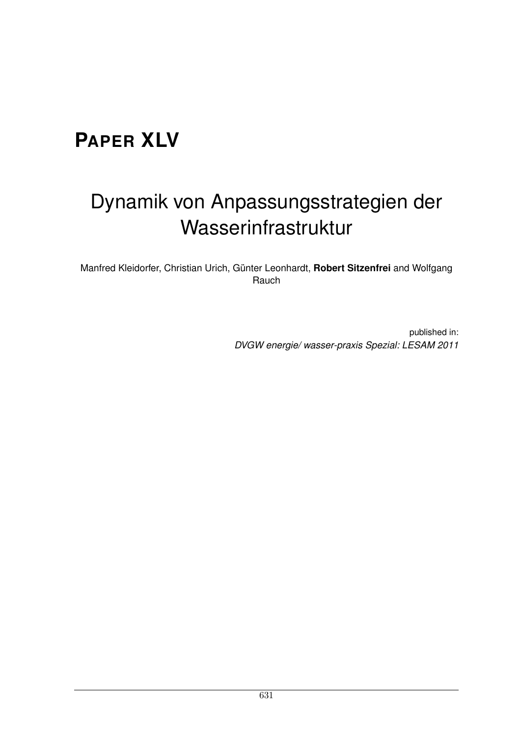# PAPER XLV

## Dynamik von Anpassungsstrategien der Wasserinfrastruktur

Manfred Kleidorfer, Christian Urich, Günter Leonhardt, **Robert Sitzenfrei** and Wolfgang Rauch

published in:
*DVGW energie/ wasser-praxis Spezial: LESAM 2011*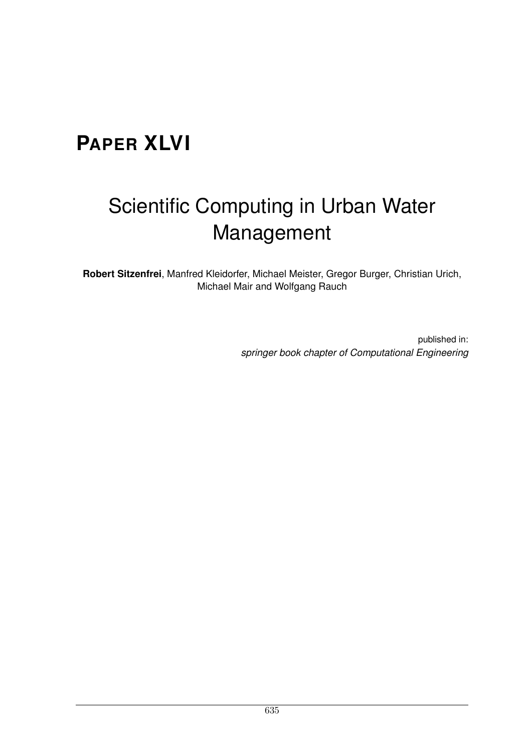# **PAPER XLVI**

## Scientific Computing in Urban Water Management

**Robert Sitzenfrei**, Manfred Kleidorfer, Michael Meister, Gregor Burger, Christian Urich, Michael Mair and Wolfgang Rauch

published in:
*springer book chapter of Computational Engineering*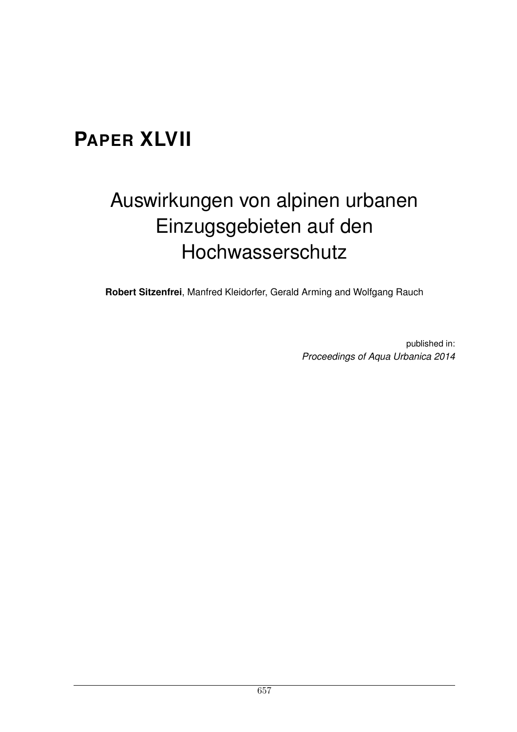# PAPER XLVII

## Auswirkungen von alpinen urbanen Einzugsgebieten auf den Hochwasserschutz

**Robert Sitzenfrei**, Manfred Kleidorfer, Gerald Arming and Wolfgang Rauch

published in:
*Proceedings of Aqua Urbanica 2014*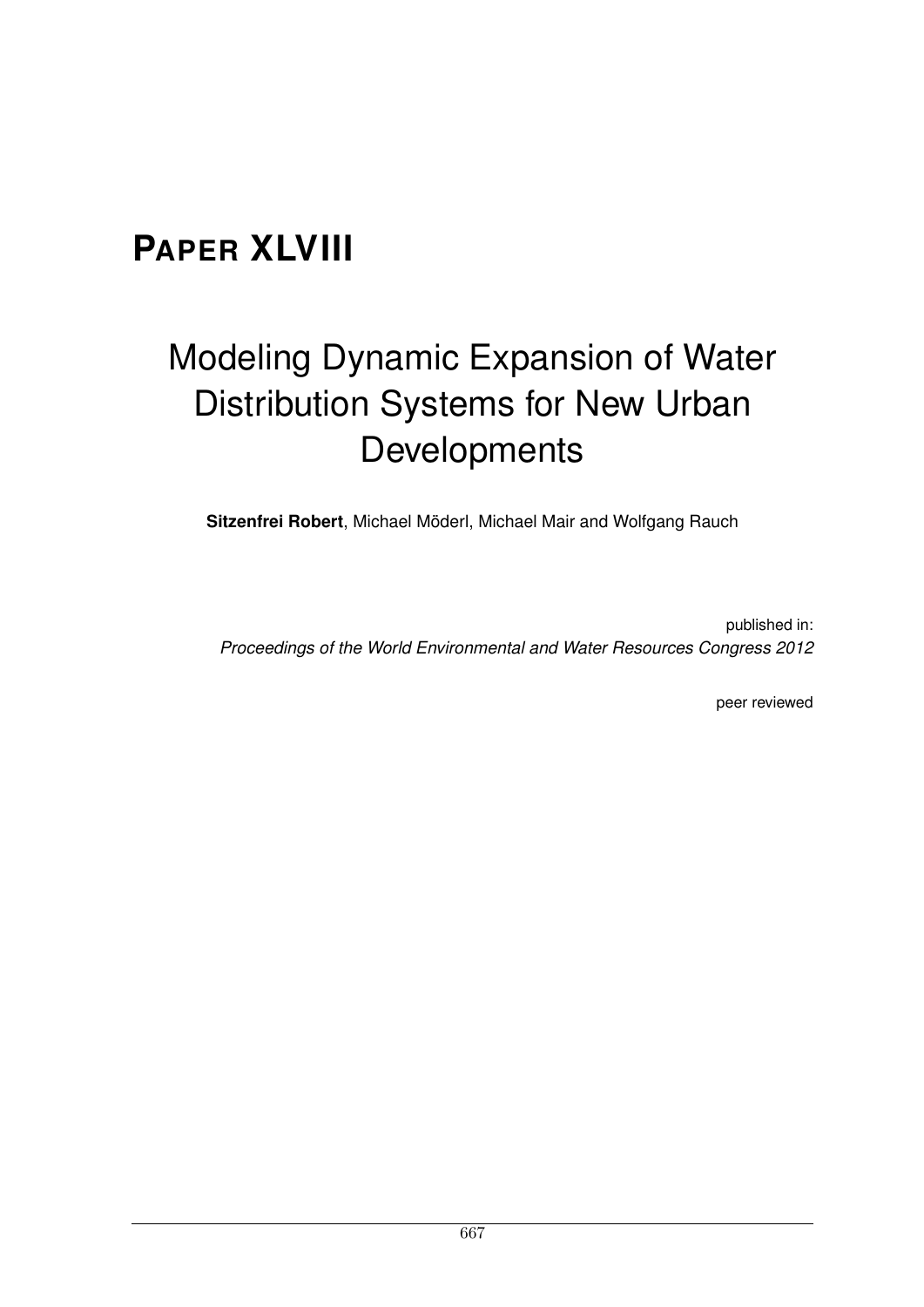# **PAPER XLVIII**

## Modeling Dynamic Expansion of Water Distribution Systems for New Urban Developments

**Sitzenfrei Robert**, Michael Möderl, Michael Mair and Wolfgang Rauch

published in:
*Proceedings of the World Environmental and Water Resources Congress 2012*

peer reviewed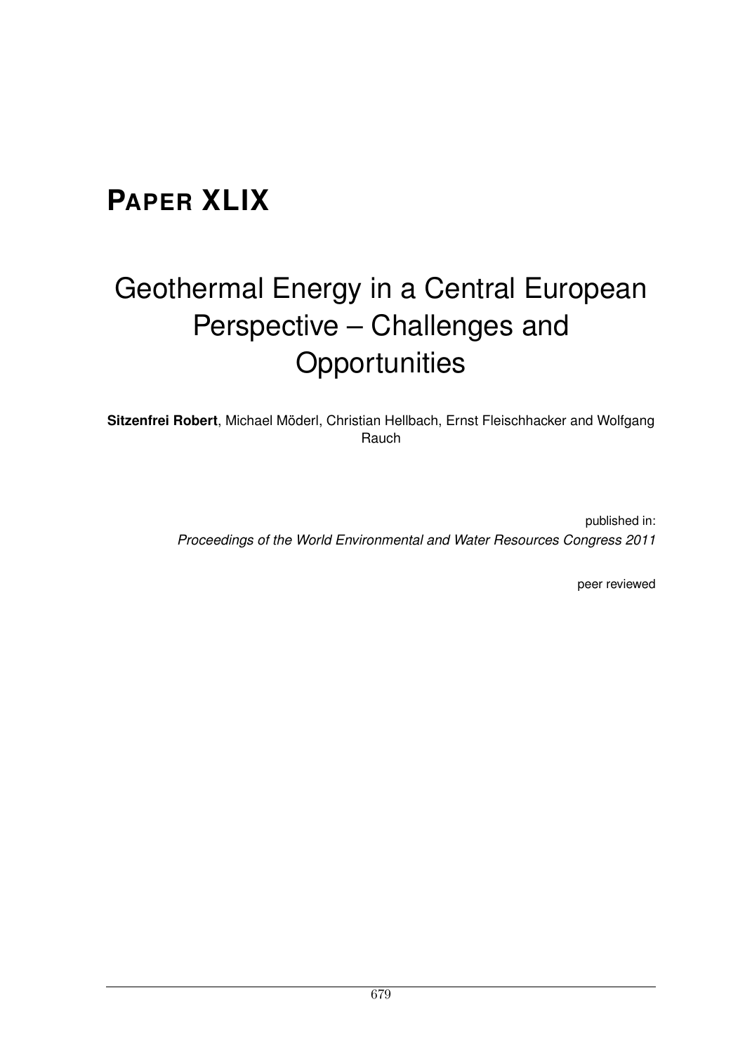# PAPER XLIX

## Geothermal Energy in a Central European Perspective – Challenges and Opportunities

**Sitzenfrei Robert**, Michael Möderl, Christian Hellbach, Ernst Fleischhacker and Wolfgang Rauch

published in:
*Proceedings of the World Environmental and Water Resources Congress 2011*

peer reviewed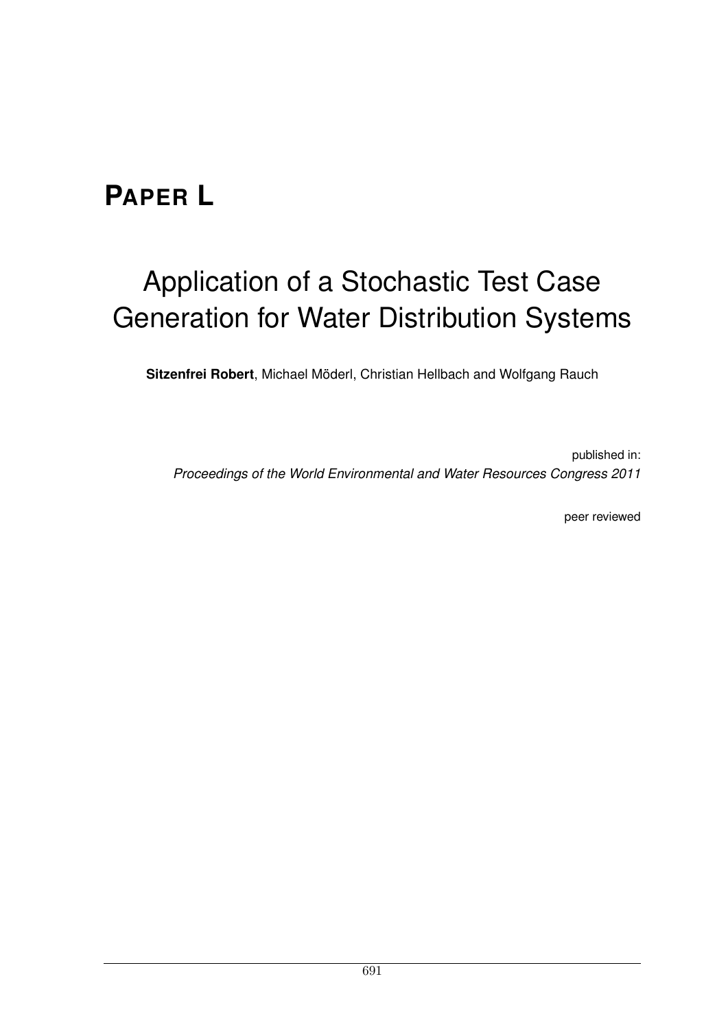# PAPER L

## Application of a Stochastic Test Case Generation for Water Distribution Systems

**Sitzenfrei Robert**, Michael Möderl, Christian Hellbach and Wolfgang Rauch

published in:
*Proceedings of the World Environmental and Water Resources Congress 2011*

peer reviewed